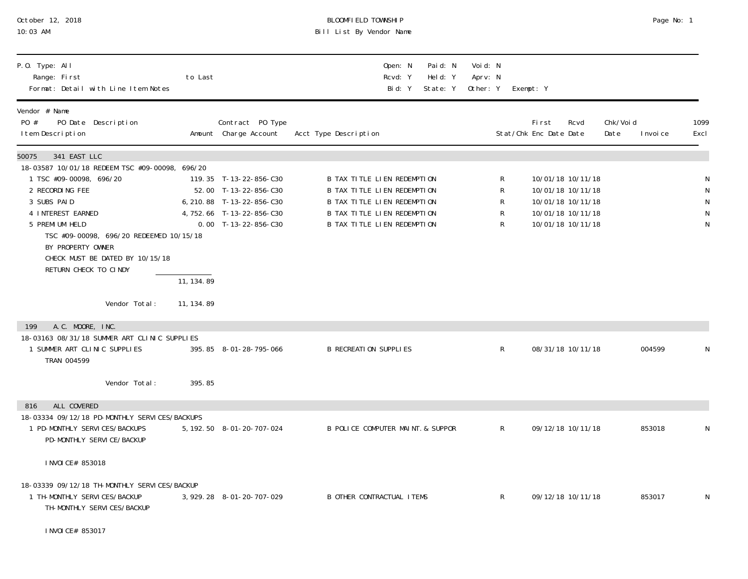October 12, 2018
10:03 AM

# BLOOMFIELD TOWNSHIP
## Bill List By Vendor Name

P.O. Type: All
Range: First to Last
Format: Detail with Line Item Notes

Open: N Paid: N Void: N
Rcvd: Y Held: Y Aprv: N
Bid: Y State: Y Other: Y Exempt: Y

| Vendor # Name / PO # PO Date Description / Item Description | Amount | Contract PO Type Charge Account | Acct Type Description | Stat/Chk | First Enc Date | Rcvd Date | Chk/Void Date | Invoice | 1099 Excl |
|---|---|---|---|---|---|---|---|---|---|
| **50075 341 EAST LLC** | | | | | | | | | |
| 18-03587 10/01/18 REDEEM TSC #09-00098, 696/20 | | | | | | | | | |
| 1 TSC #09-00098, 696/20 | 119.35 | T-13-22-856-C30 | B TAX TITLE LIEN REDEMPTION | R | 10/01/18 | 10/11/18 | | | N |
| 2 RECORDING FEE | 52.00 | T-13-22-856-C30 | B TAX TITLE LIEN REDEMPTION | R | 10/01/18 | 10/11/18 | | | N |
| 3 SUBS PAID | 6,210.88 | T-13-22-856-C30 | B TAX TITLE LIEN REDEMPTION | R | 10/01/18 | 10/11/18 | | | N |
| 4 INTEREST EARNED | 4,752.66 | T-13-22-856-C30 | B TAX TITLE LIEN REDEMPTION | R | 10/01/18 | 10/11/18 | | | N |
| 5 PREMIUM HELD | 0.00 | T-13-22-856-C30 | B TAX TITLE LIEN REDEMPTION | R | 10/01/18 | 10/11/18 | | | N |
| TSC #09-00098, 696/20 REDEEMED 10/15/18 BY PROPERTY OWNER CHECK MUST BE DATED BY 10/15/18 RETURN CHECK TO CINDY | | | | | | | | | |
| | 11,134.89 | | | | | | | | |
| Vendor Total: | 11,134.89 | | | | | | | | |
| **199 A.C. MOORE, INC.** | | | | | | | | | |
| 18-03163 08/31/18 SUMMER ART CLINIC SUPPLIES | | | | | | | | | |
| 1 SUMMER ART CLINIC SUPPLIES | 395.85 | 8-01-28-795-066 | B RECREATION SUPPLIES | R | 08/31/18 | 10/11/18 | | 004599 | N |
| TRAN 004599 | | | | | | | | | |
| Vendor Total: | 395.85 | | | | | | | | |
| **816 ALL COVERED** | | | | | | | | | |
| 18-03334 09/12/18 PD-MONTHLY SERVICES/BACKUPS | | | | | | | | | |
| 1 PD-MONTHLY SERVICES/BACKUPS | 5,192.50 | 8-01-20-707-024 | B POLICE COMPUTER MAINT. & SUPPOR | R | 09/12/18 | 10/11/18 | | 853018 | N |
| PD-MONTHLY SERVICE/BACKUP INVOICE# 853018 | | | | | | | | | |
| 18-03339 09/12/18 TH-MONTHLY SERVICES/BACKUP | | | | | | | | | |
| 1 TH-MONTHLY SERVICES/BACKUP | 3,929.28 | 8-01-20-707-029 | B OTHER CONTRACTUAL ITEMS | R | 09/12/18 | 10/11/18 | | 853017 | N |
| TH-MONTHLY SERVICES/BACKUP INVOICE# 853017 | | | | | | | | | |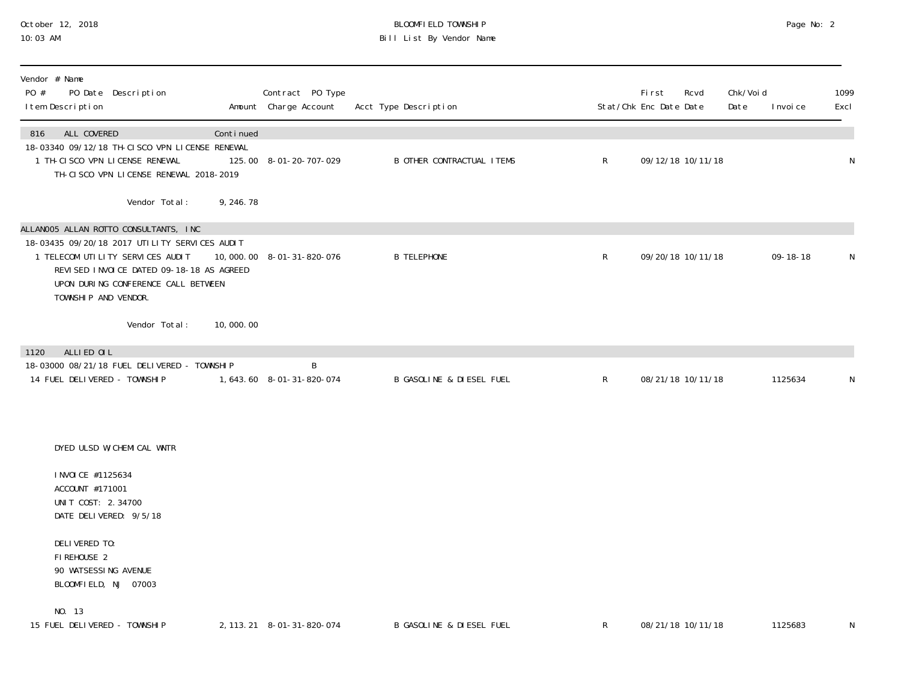October 12, 2018
10:03 AM

# BLOOMFIELD TOWNSHIP
## Bill List By Vendor Name

| Vendor # Name<br>PO # PO Date Description<br>Item Description | Amount | Contract PO Type<br>Charge Account | Acct Type Description | Stat/Chk | First Enc Date | Rcvd Date | Chk/Void Date | Invoice | 1099 Excl |
|---|---|---|---|---|---|---|---|---|---|
| **816 ALL COVERED** | Continued | | | | | | | | |
| 18-03340 09/12/18 TH-CISCO VPN LICENSE RENEWAL | | | | | | | | | |
| 1 TH-CISCO VPN LICENSE RENEWAL<br>TH-CISCO VPN LICENSE RENEWAL 2018-2019 | 125.00 | 8-01-20-707-029 | B OTHER CONTRACTUAL ITEMS | R | 09/12/18 | 10/11/18 | | | N |
| Vendor Total: | 9,246.78 | | | | | | | | |
| **ALLAN005 ALLAN ROTTO CONSULTANTS, INC** | | | | | | | | | |
| 18-03435 09/20/18 2017 UTILITY SERVICES AUDIT | | | | | | | | | |
| 1 TELECOM UTILITY SERVICES AUDIT<br>REVISED INVOICE DATED 09-18-18 AS AGREED UPON DURING CONFERENCE CALL BETWEEN TOWNSHIP AND VENDOR. | 10,000.00 | 8-01-31-820-076 | B TELEPHONE | R | 09/20/18 | 10/11/18 | | 09-18-18 | N |
| Vendor Total: | 10,000.00 | | | | | | | | |
| **1120 ALLIED OIL** | | | | | | | | | |
| 18-03000 08/21/18 FUEL DELIVERED - TOWNSHIP | | B | | | | | | | |
| 14 FUEL DELIVERED - TOWNSHIP<br>DYED ULSD W/CHEMICAL WNTR<br>INVOICE #1125634<br>ACCOUNT #171001<br>UNIT COST: 2.34700<br>DATE DELIVERED: 9/5/18<br>DELIVERED TO:<br>FIREHOUSE 2<br>90 WATSESSING AVENUE<br>BLOOMFIELD, NJ 07003<br>NO. 13 | 1,643.60 | 8-01-31-820-074 | B GASOLINE & DIESEL FUEL | R | 08/21/18 | 10/11/18 | | 1125634 | N |
| 15 FUEL DELIVERED - TOWNSHIP | 2,113.21 | 8-01-31-820-074 | B GASOLINE & DIESEL FUEL | R | 08/21/18 | 10/11/18 | | 1125683 | N |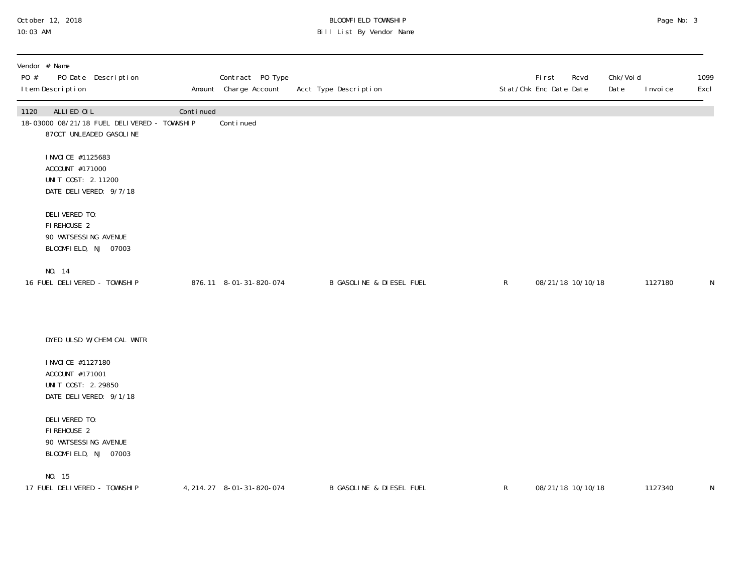BLOOMFIELD TOWNSHIP
Bill List By Vendor Name

October 12, 2018
10:03 AM

| Vendor # Name / PO # PO Date Description / Item Description | Amount | Contract PO Type / Charge Account | Acct Type Description | Stat/Chk | First Enc Date | Rcvd Date | Chk/Void Date | Invoice | 1099 Excl |
|---|---|---|---|---|---|---|---|---|---|
| 1120 ALLIED OIL | Continued | | | | | | | | |
| 18-03000 08/21/18 FUEL DELIVERED - TOWNSHIP | | Continued | | | | | | | |
| 87OCT UNLEADED GASOLINE<br><br>INVOICE #1125683<br>ACCOUNT #171000<br>UNIT COST: 2.11200<br>DATE DELIVERED: 9/7/18<br><br>DELIVERED TO:<br>FIREHOUSE 2<br>90 WATSESSING AVENUE<br>BLOOMFIELD, NJ 07003<br><br>NO. 14 | | | | | | | | | |
| 16 FUEL DELIVERED - TOWNSHIP | 876.11 | 8-01-31-820-074 | B GASOLINE & DIESEL FUEL | R | 08/21/18 | 10/10/18 | | 1127180 | N |
| DYED ULSD W/CHEMICAL WNTR<br><br>INVOICE #1127180<br>ACCOUNT #171001<br>UNIT COST: 2.29850<br>DATE DELIVERED: 9/1/18<br><br>DELIVERED TO:<br>FIREHOUSE 2<br>90 WATSESSING AVENUE<br>BLOOMFIELD, NJ 07003<br><br>NO. 15 | | | | | | | | | |
| 17 FUEL DELIVERED - TOWNSHIP | 4,214.27 | 8-01-31-820-074 | B GASOLINE & DIESEL FUEL | R | 08/21/18 | 10/10/18 | | 1127340 | N |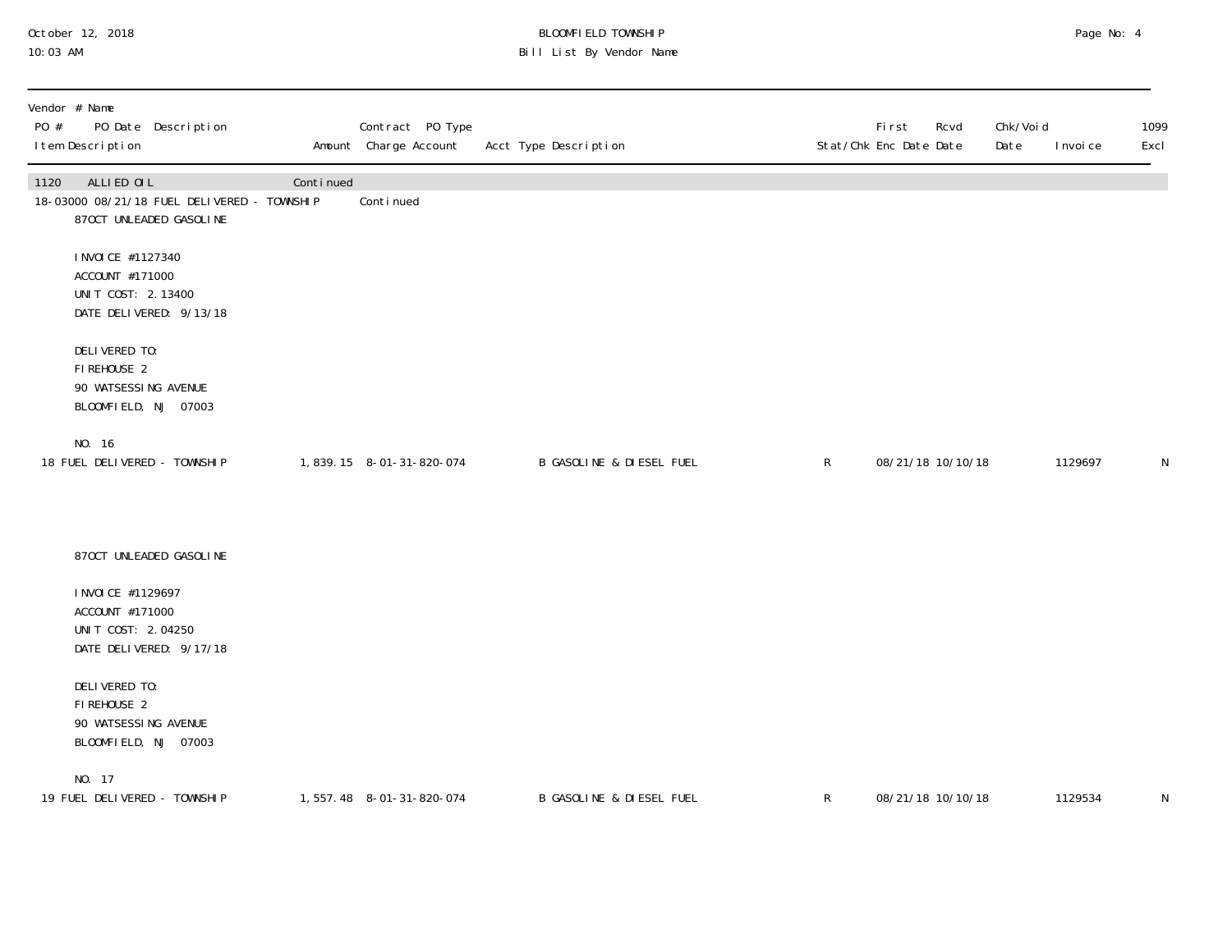October 12, 2018
10:03 AM

# BLOOMFIELD TOWNSHIP
## Bill List By Vendor Name

| Vendor # Name<br>PO # PO Date Description<br>Item Description | Amount | Contract PO Type<br>Charge Account | Acct Type Description | Stat/Chk | First Enc Date | Rcvd Date | Chk/Void Date | Invoice | 1099 Excl |
|---|---|---|---|---|---|---|---|---|---|
| 1120 ALLIED OIL | Continued | | | | | | | | |
| 18-03000 08/21/18 FUEL DELIVERED - TOWNSHIP | | Continued | | | | | | | |
| 87OCT UNLEADED GASOLINE<br><br>INVOICE #1127340<br>ACCOUNT #171000<br>UNIT COST: 2.13400<br>DATE DELIVERED: 9/13/18<br><br>DELIVERED TO:<br>FIREHOUSE 2<br>90 WATSESSING AVENUE<br>BLOOMFIELD, NJ 07003<br><br>NO. 16 | | | | | | | | | |
| 18 FUEL DELIVERED - TOWNSHIP | 1,839.15 | 8-01-31-820-074 | B GASOLINE & DIESEL FUEL | R | 08/21/18 | 10/10/18 | | 1129697 | N |
| 87OCT UNLEADED GASOLINE<br><br>INVOICE #1129697<br>ACCOUNT #171000<br>UNIT COST: 2.04250<br>DATE DELIVERED: 9/17/18<br><br>DELIVERED TO:<br>FIREHOUSE 2<br>90 WATSESSING AVENUE<br>BLOOMFIELD, NJ 07003<br><br>NO. 17 | | | | | | | | | |
| 19 FUEL DELIVERED - TOWNSHIP | 1,557.48 | 8-01-31-820-074 | B GASOLINE & DIESEL FUEL | R | 08/21/18 | 10/10/18 | | 1129534 | N |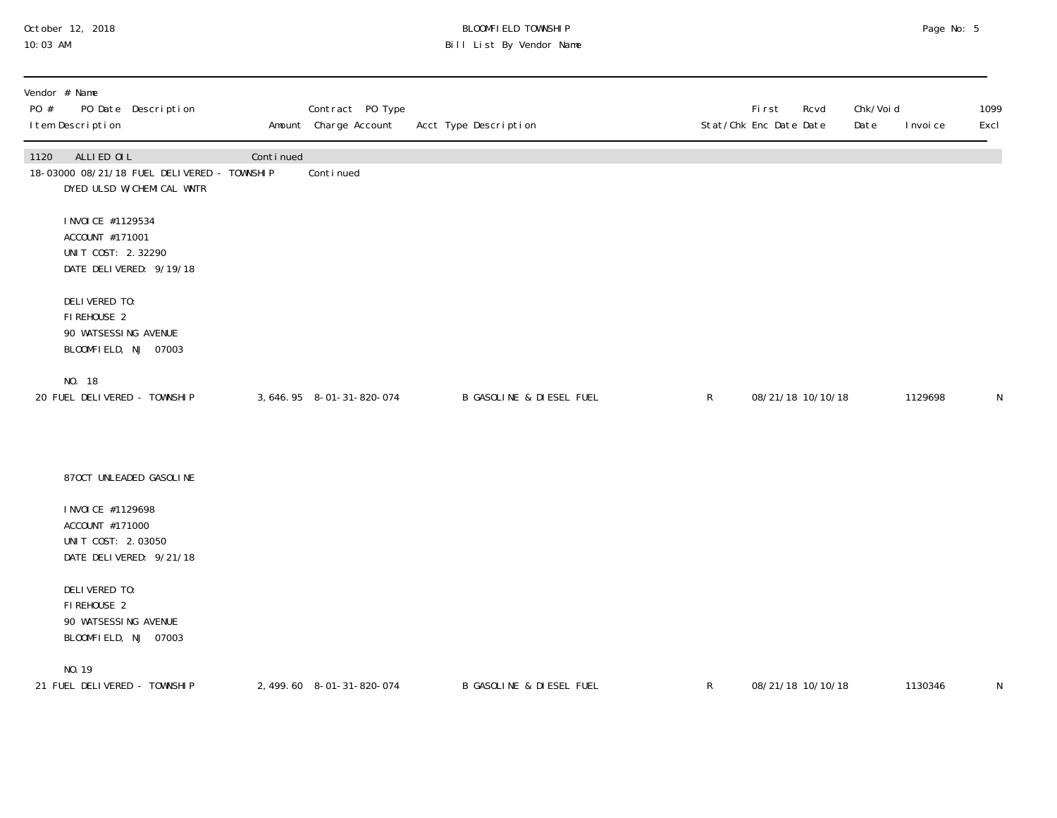BLOOMFIELD TOWNSHIP
Bill List By Vendor Name

October 12, 2018
10:03 AM

| Vendor # Name<br>PO # PO Date Description<br>Item Description | Amount | Contract PO Type<br>Charge Account | Acct Type Description | Stat/Chk | First Enc Date | Rcvd Date | Chk/Void Date | Invoice | 1099 Excl |
|---|---|---|---|---|---|---|---|---|---|
| 1120 ALLIED OIL | Continued | | | | | | | | |
| 18-03000 08/21/18 FUEL DELIVERED - TOWNSHIP | | Continued | | | | | | | |
| DYED ULSD W/CHEMICAL WNTR<br><br>INVOICE #1129534<br>ACCOUNT #171001<br>UNIT COST: 2.32290<br>DATE DELIVERED: 9/19/18<br><br>DELIVERED TO:<br>FIREHOUSE 2<br>90 WATSESSING AVENUE<br>BLOOMFIELD, NJ 07003<br><br>NO. 18 | | | | | | | | | |
| 20 FUEL DELIVERED - TOWNSHIP | 3,646.95 | 8-01-31-820-074 | B GASOLINE & DIESEL FUEL | R | 08/21/18 | 10/10/18 | | 1129698 | N |
| 87OCT UNLEADED GASOLINE<br><br>INVOICE #1129698<br>ACCOUNT #171000<br>UNIT COST: 2.03050<br>DATE DELIVERED: 9/21/18<br><br>DELIVERED TO:<br>FIREHOUSE 2<br>90 WATSESSING AVENUE<br>BLOOMFIELD, NJ 07003<br><br>NO.19 | | | | | | | | | |
| 21 FUEL DELIVERED - TOWNSHIP | 2,499.60 | 8-01-31-820-074 | B GASOLINE & DIESEL FUEL | R | 08/21/18 | 10/10/18 | | 1130346 | N |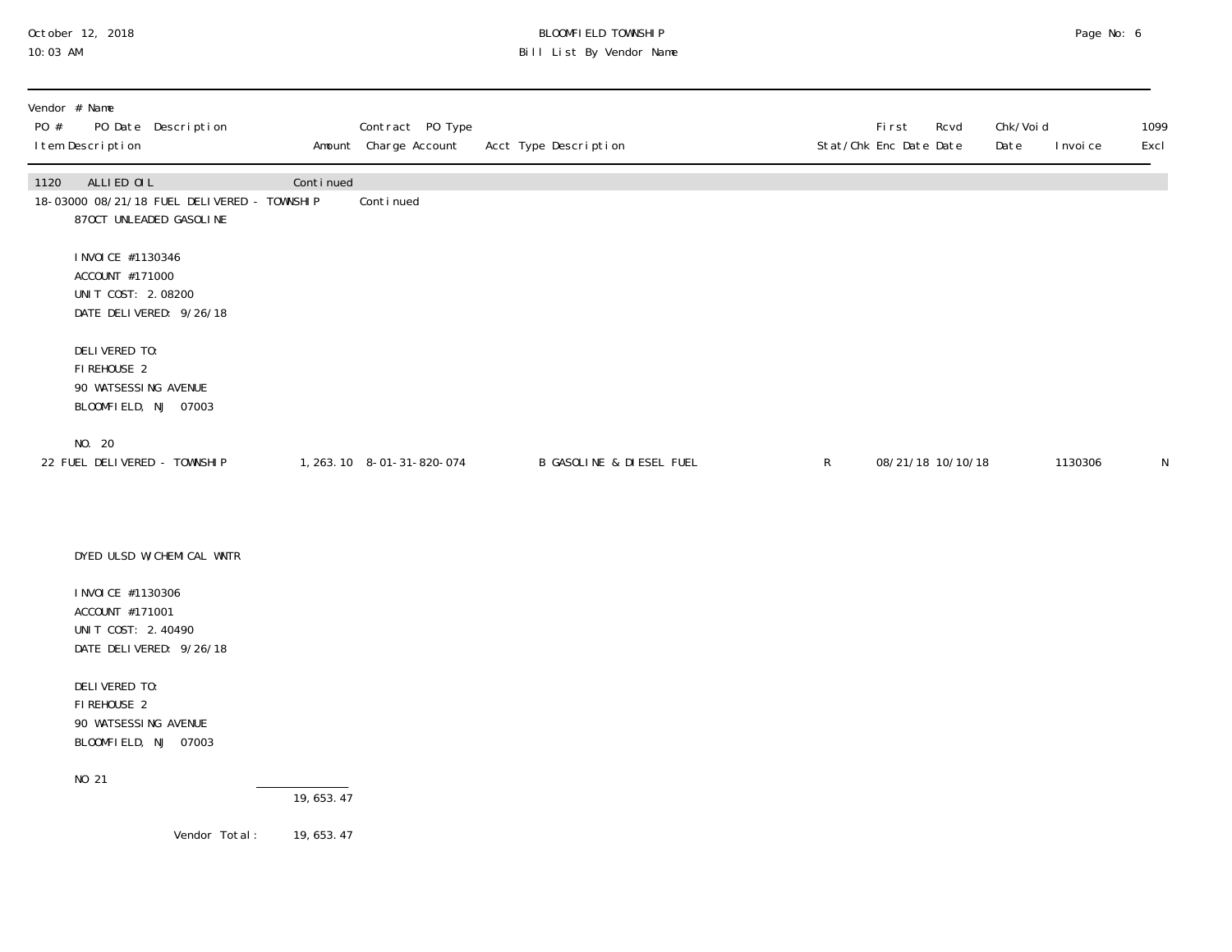Vendor # Name
PO # PO Date Description
Item Description | Amount | Contract PO Type Charge Account | Acct Type Description | Stat/Chk | First Enc Date | Rcvd Date | Chk/Void Date | Invoice | 1099 Excl

1120 ALLIED OIL Continued

18-03000 08/21/18 FUEL DELIVERED - TOWNSHIP Continued

87OCT UNLEADED GASOLINE

INVOICE #1130346
ACCOUNT #171000
UNIT COST: 2.08200
DATE DELIVERED: 9/26/18

DELIVERED TO:
FIREHOUSE 2
90 WATSESSING AVENUE
BLOOMFIELD, NJ 07003

NO. 20

| Item Description | Amount | Charge Account | Acct Type Description | Stat/Chk | First Enc Date | Rcvd Date | Chk/Void Date | Invoice | 1099 Excl |
|---|---|---|---|---|---|---|---|---|---|
| 22 FUEL DELIVERED - TOWNSHIP | 1,263.10 | 8-01-31-820-074 | B GASOLINE & DIESEL FUEL | R | 08/21/18 | 10/10/18 | | 1130306 | N |

DYED ULSD W/CHEMICAL WNTR

INVOICE #1130306
ACCOUNT #171001
UNIT COST: 2.40490
DATE DELIVERED: 9/26/18

DELIVERED TO:
FIREHOUSE 2
90 WATSESSING AVENUE
BLOOMFIELD, NJ 07003

NO 21

19,653.47

Vendor Total: 19,653.47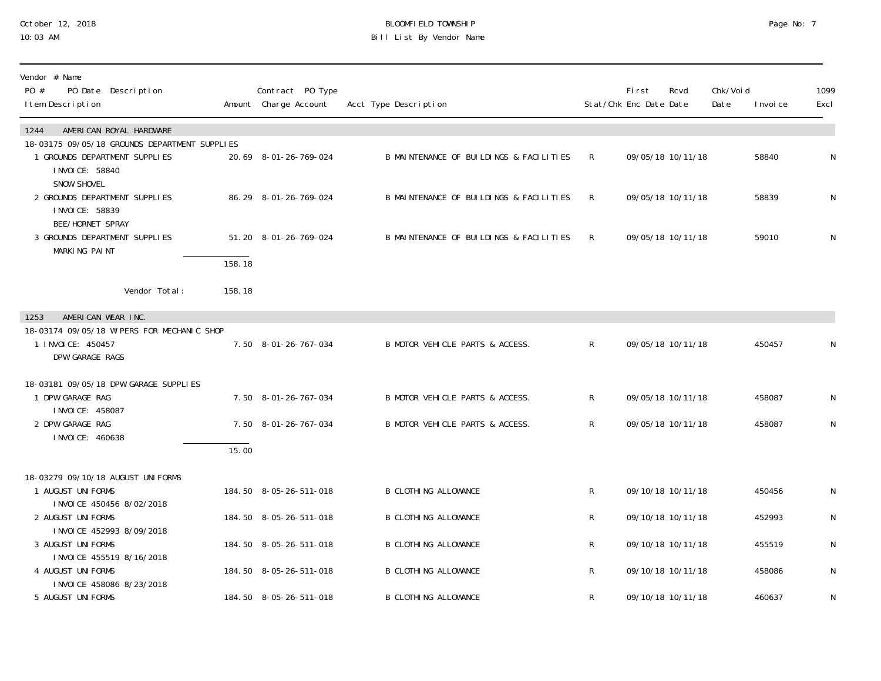# BLOOMFIELD TOWNSHIP

## Bill List By Vendor Name

October 12, 2018
10:03 AM

| Vendor # Name<br>PO # PO Date Description<br>Item Description | Amount | Contract PO Type<br>Charge Account | Acct Type Description | Stat/Chk | First<br>Enc Date | Rcvd<br>Date | Chk/Void<br>Date | Invoice | 1099<br>Excl |
|---|---|---|---|---|---|---|---|---|---|
| **1244 AMERICAN ROYAL HARDWARE** | | | | | | | | | |
| 18-03175 09/05/18 GROUNDS DEPARTMENT SUPPLIES | | | | | | | | | |
| 1 GROUNDS DEPARTMENT SUPPLIES<br>INVOICE: 58840<br>SNOW SHOVEL | 20.69 | 8-01-26-769-024 | B MAINTENANCE OF BUILDINGS & FACILITIES | R | 09/05/18 | 10/11/18 | | 58840 | N |
| 2 GROUNDS DEPARTMENT SUPPLIES<br>INVOICE: 58839<br>BEE/HORNET SPRAY | 86.29 | 8-01-26-769-024 | B MAINTENANCE OF BUILDINGS & FACILITIES | R | 09/05/18 | 10/11/18 | | 58839 | N |
| 3 GROUNDS DEPARTMENT SUPPLIES<br>MARKING PAINT | 51.20 | 8-01-26-769-024 | B MAINTENANCE OF BUILDINGS & FACILITIES | R | 09/05/18 | 10/11/18 | | 59010 | N |
| | 158.18 | | | | | | | | |
| Vendor Total: | 158.18 | | | | | | | | |
| **1253 AMERICAN WEAR INC.** | | | | | | | | | |
| 18-03174 09/05/18 WIPERS FOR MECHANIC SHOP | | | | | | | | | |
| 1 INVOICE: 450457<br>DPW GARAGE RAGS | 7.50 | 8-01-26-767-034 | B MOTOR VEHICLE PARTS & ACCESS. | R | 09/05/18 | 10/11/18 | | 450457 | N |
| 18-03181 09/05/18 DPW GARAGE SUPPLIES | | | | | | | | | |
| 1 DPW GARAGE RAG<br>INVOICE: 458087 | 7.50 | 8-01-26-767-034 | B MOTOR VEHICLE PARTS & ACCESS. | R | 09/05/18 | 10/11/18 | | 458087 | N |
| 2 DPW GARAGE RAG<br>INVOICE: 460638 | 7.50 | 8-01-26-767-034 | B MOTOR VEHICLE PARTS & ACCESS. | R | 09/05/18 | 10/11/18 | | 458087 | N |
| | 15.00 | | | | | | | | |
| 18-03279 09/10/18 AUGUST UNIFORMS | | | | | | | | | |
| 1 AUGUST UNIFORMS<br>INVOICE 450456 8/02/2018 | 184.50 | 8-05-26-511-018 | B CLOTHING ALLOWANCE | R | 09/10/18 | 10/11/18 | | 450456 | N |
| 2 AUGUST UNIFORMS<br>INVOICE 452993 8/09/2018 | 184.50 | 8-05-26-511-018 | B CLOTHING ALLOWANCE | R | 09/10/18 | 10/11/18 | | 452993 | N |
| 3 AUGUST UNIFORMS<br>INVOICE 455519 8/16/2018 | 184.50 | 8-05-26-511-018 | B CLOTHING ALLOWANCE | R | 09/10/18 | 10/11/18 | | 455519 | N |
| 4 AUGUST UNIFORMS<br>INVOICE 458086 8/23/2018 | 184.50 | 8-05-26-511-018 | B CLOTHING ALLOWANCE | R | 09/10/18 | 10/11/18 | | 458086 | N |
| 5 AUGUST UNIFORMS | 184.50 | 8-05-26-511-018 | B CLOTHING ALLOWANCE | R | 09/10/18 | 10/11/18 | | 460637 | N |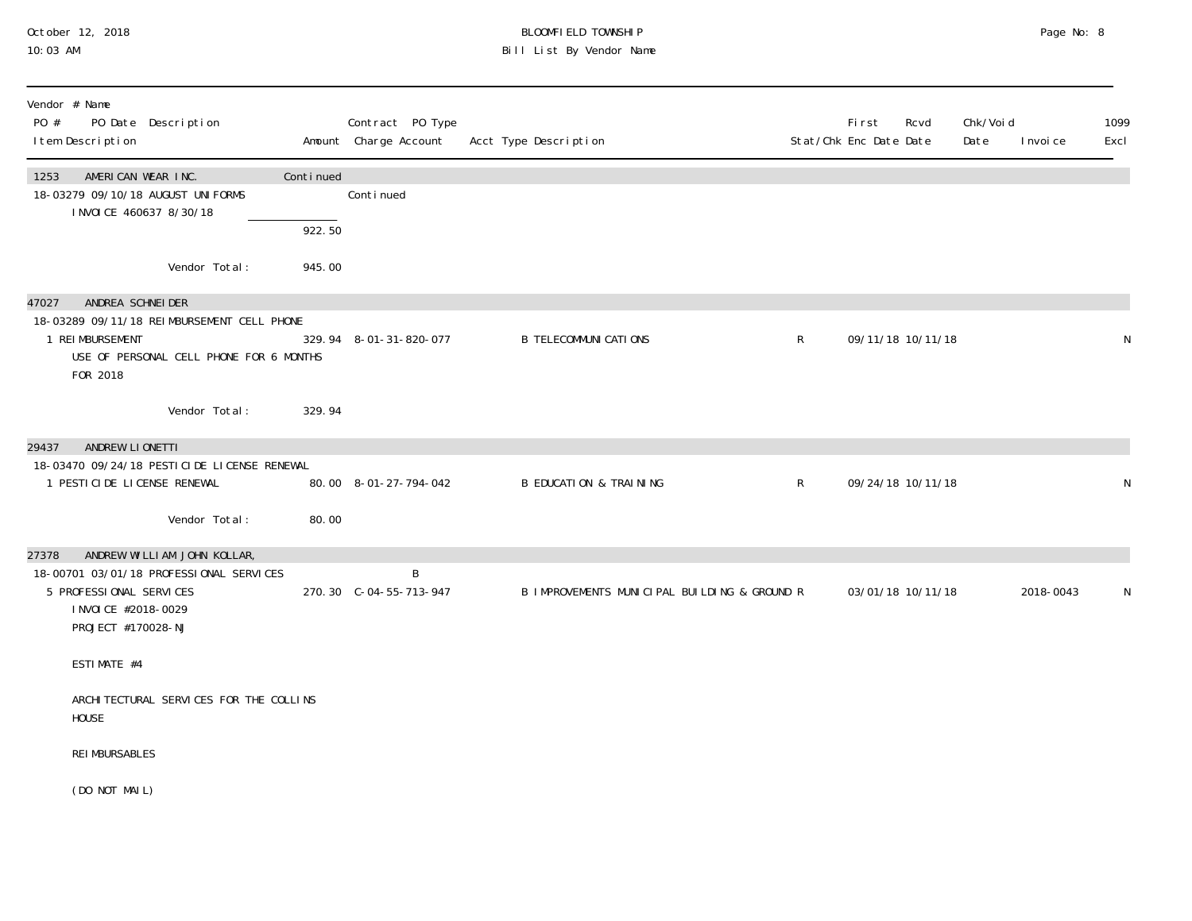BLOOMFIELD TOWNSHIP
Bill List By Vendor Name

October 12, 2018
10:03 AM

| Vendor # Name / PO # PO Date Description / Item Description | Amount | Contract PO Type / Charge Account | Acct Type Description | Stat/Chk | First Enc Date | Rcvd Date | Chk/Void Date | Invoice | 1099 Excl |
|---|---|---|---|---|---|---|---|---|---|
| 1253 AMERICAN WEAR INC. | Continued | | | | | | | | |
| 18-03279 09/10/18 AUGUST UNIFORMS | | Continued | | | | | | | |
| INVOICE 460637 8/30/18 | | | | | | | | | |
| | 922.50 | | | | | | | | |
| Vendor Total: | 945.00 | | | | | | | | |
| 47027 ANDREA SCHNEIDER | | | | | | | | | |
| 18-03289 09/11/18 REIMBURSEMENT CELL PHONE | | | | | | | | | |
| 1 REIMBURSEMENT<br>USE OF PERSONAL CELL PHONE FOR 6 MONTHS FOR 2018 | 329.94 | 8-01-31-820-077 | B TELECOMMUNICATIONS | R | 09/11/18 | 10/11/18 | | | N |
| Vendor Total: | 329.94 | | | | | | | | |
| 29437 ANDREW LIONETTI | | | | | | | | | |
| 18-03470 09/24/18 PESTICIDE LICENSE RENEWAL | | | | | | | | | |
| 1 PESTICIDE LICENSE RENEWAL | 80.00 | 8-01-27-794-042 | B EDUCATION & TRAINING | R | 09/24/18 | 10/11/18 | | | N |
| Vendor Total: | 80.00 | | | | | | | | |
| 27378 ANDREW WILLIAM JOHN KOLLAR, | | | | | | | | | |
| 18-00701 03/01/18 PROFESSIONAL SERVICES | | B | | | | | | | |
| 5 PROFESSIONAL SERVICES<br>INVOICE #2018-0029<br>PROJECT #170028-NJ<br><br>ESTIMATE #4<br><br>ARCHITECTURAL SERVICES FOR THE COLLINS HOUSE<br><br>REIMBURSABLES<br><br>(DO NOT MAIL) | 270.30 | C-04-55-713-947 | B IMPROVEMENTS MUNICIPAL BUILDING & GROUND | R | 03/01/18 | 10/11/18 | | 2018-0043 | N |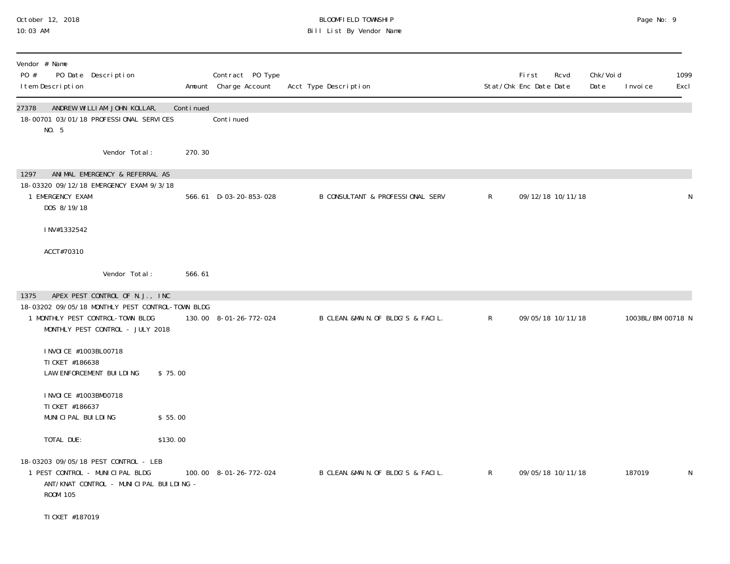| Vendor # Name | | | | | | | | | | |
|---|---|---|---|---|---|---|---|---|---|---|
| PO # PO Date Description | | Contract PO Type | | | | First | Rcvd | Chk/Void | | 1099 |
| Item Description | Amount | Charge Account | Acct Type Description | Stat/Chk | Enc Date | Date | Date | Invoice | | Excl |
| 27378 ANDREW WILLIAM JOHN KOLLAR, | Continued | | | | | | | | | |
| 18-00701 03/01/18 PROFESSIONAL SERVICES NO. 5 | | Continued | | | | | | | | |
| Vendor Total: | 270.30 | | | | | | | | | |
| 1297 ANIMAL EMERGENCY & REFERRAL AS | | | | | | | | | | |
| 18-03320 09/12/18 EMERGENCY EXAM 9/3/18 | | | | | | | | | | |
| 1 EMERGENCY EXAM<br>DOS 8/19/18<br><br>INV#1332542<br><br>ACCT#70310 | 566.61 | D-03-20-853-028 | B CONSULTANT & PROFESSIONAL SERV | R | 09/12/18 | 10/11/18 | | | | N |
| Vendor Total: | 566.61 | | | | | | | | | |
| 1375 APEX PEST CONTROL OF N.J., INC | | | | | | | | | | |
| 18-03202 09/05/18 MONTHLY PEST CONTROL-TOWN BLDG | | | | | | | | | | |
| 1 MONTHLY PEST CONTROL-TOWN BLDG<br>MONTHLY PEST CONTROL - JULY 2018<br><br>INVOICE #1003BL00718<br>TICKET #186638<br>LAW ENFORCEMENT BUILDING $ 75.00<br><br>INVOICE #1003BM00718<br>TICKET #186637<br>MUNICIPAL BUILDING $ 55.00<br><br>TOTAL DUE: $130.00 | 130.00 | 8-01-26-772-024 | B CLEAN.&MAIN.OF BLDG'S & FACIL. | R | 09/05/18 | 10/11/18 | | 1003BL/BM 00718 | | N |
| 18-03203 09/05/18 PEST CONTROL - LEB | | | | | | | | | | |
| 1 PEST CONTROL - MUNICIPAL BLDG<br>ANT/KNAT CONTROL - MUNICIPAL BUILDING - ROOM 105<br><br>TICKET #187019 | 100.00 | 8-01-26-772-024 | B CLEAN.&MAIN.OF BLDG'S & FACIL. | R | 09/05/18 | 10/11/18 | | 187019 | | N |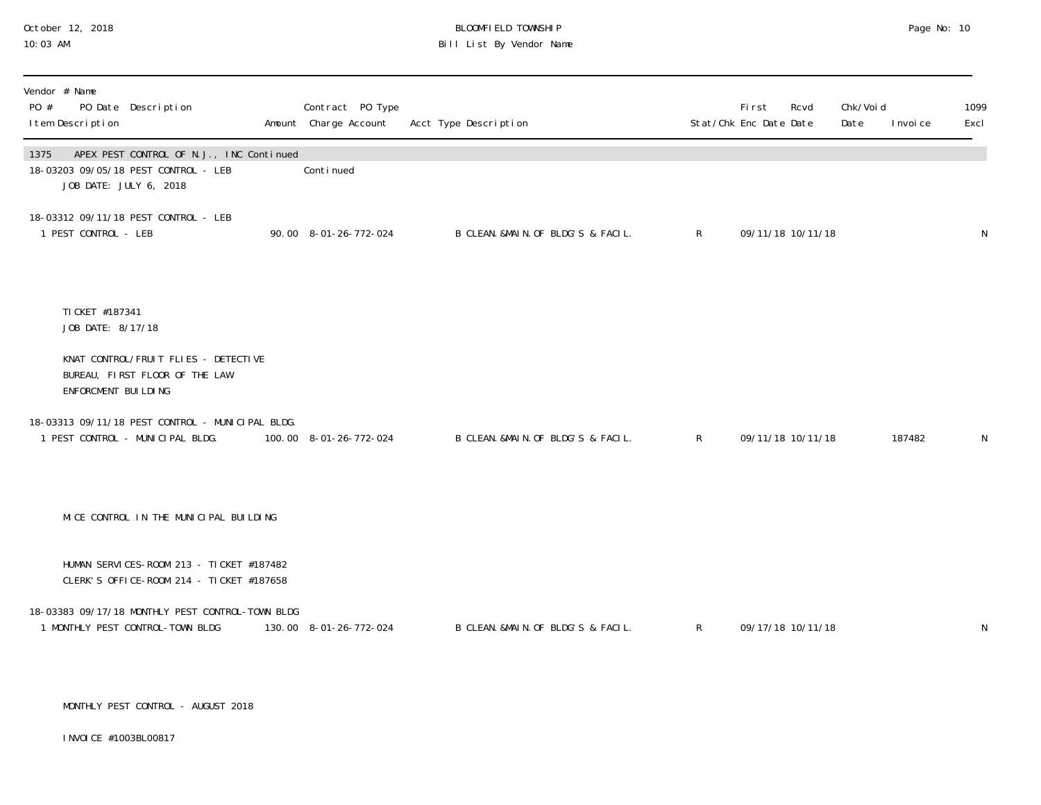October 12, 2018
10:03 AM

BLOOMFIELD TOWNSHIP
Bill List By Vendor Name

| Vendor # Name PO # PO Date Description Item Description | Amount | Contract PO Type Charge Account | Acct Type Description | Stat/Chk | First Enc Date | Rcvd Date | Chk/Void Date | Invoice | 1099 Excl |
|---|---|---|---|---|---|---|---|---|---|
| 1375 APEX PEST CONTROL OF N.J., INC Continued | | | | | | | | | |
| 18-03203 09/05/18 PEST CONTROL - LEB | | Continued | | | | | | | |
| JOB DATE: JULY 6, 2018 | | | | | | | | | |
| 18-03312 09/11/18 PEST CONTROL - LEB | | | | | | | | | |
| 1 PEST CONTROL - LEB | 90.00 | 8-01-26-772-024 | B CLEAN.&MAIN.OF BLDG'S & FACIL. | R | 09/11/18 | 10/11/18 | | | N |
| TICKET #187341 JOB DATE: 8/17/18 | | | | | | | | | |
| KNAT CONTROL/FRUIT FLIES - DETECTIVE BUREAU, FIRST FLOOR OF THE LAW ENFORCMENT BUILDING | | | | | | | | | |
| 18-03313 09/11/18 PEST CONTROL - MUNICIPAL BLDG. | | | | | | | | | |
| 1 PEST CONTROL - MUNICIPAL BLDG. | 100.00 | 8-01-26-772-024 | B CLEAN.&MAIN.OF BLDG'S & FACIL. | R | 09/11/18 | 10/11/18 | | 187482 | N |
| MICE CONTROL IN THE MUNICIPAL BUILDING | | | | | | | | | |
| HUMAN SERVICES-ROOM 213 - TICKET #187482 CLERK'S OFFICE-ROOM 214 - TICKET #187658 | | | | | | | | | |
| 18-03383 09/17/18 MONTHLY PEST CONTROL-TOWN BLDG | | | | | | | | | |
| 1 MONTHLY PEST CONTROL-TOWN BLDG | 130.00 | 8-01-26-772-024 | B CLEAN.&MAIN.OF BLDG'S & FACIL. | R | 09/17/18 | 10/11/18 | | | N |
| MONTHLY PEST CONTROL - AUGUST 2018 | | | | | | | | | |
| INVOICE #1003BL00817 | | | | | | | | | |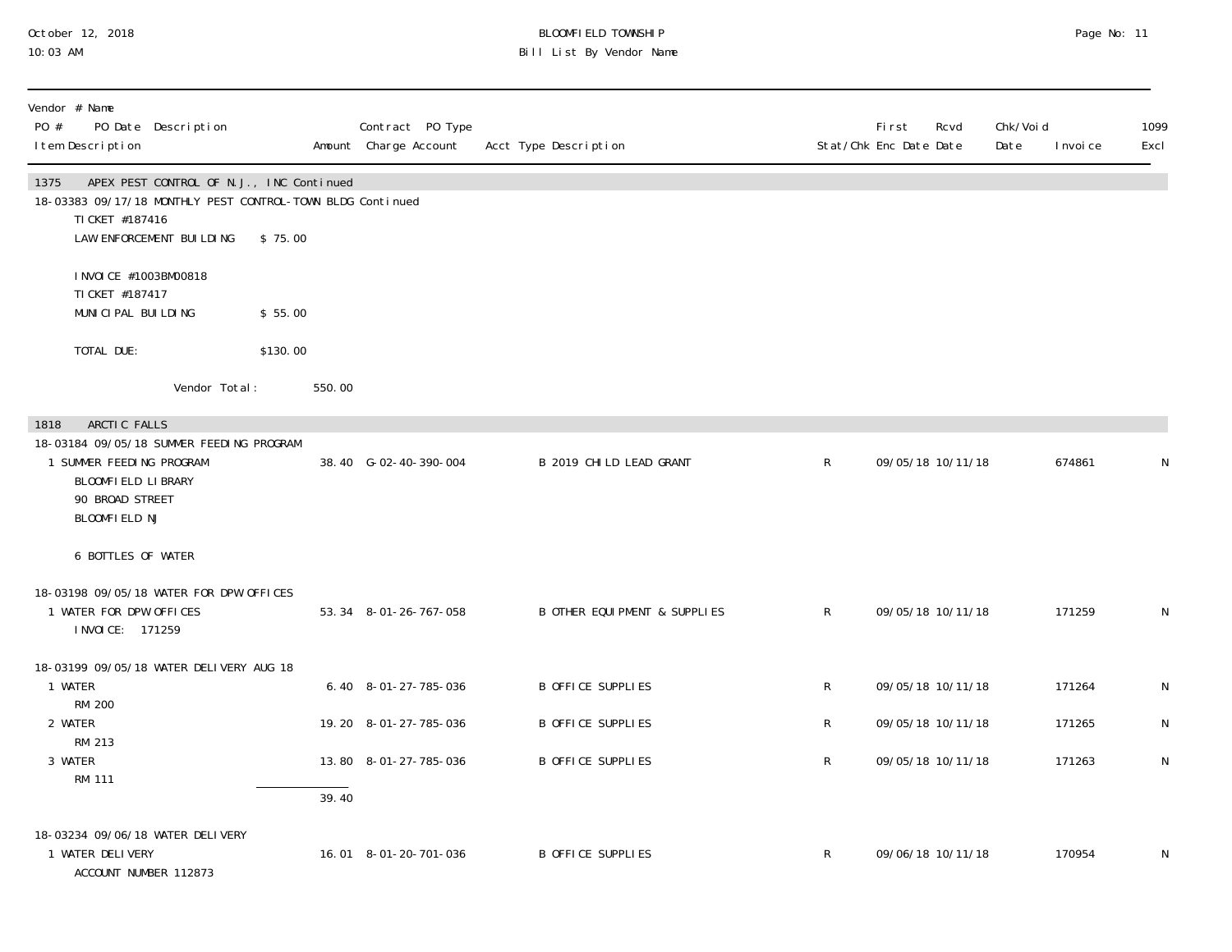BLOOMFIELD TOWNSHIP
Bill List By Vendor Name

October 12, 2018
10:03 AM

| Vendor # Name<br>PO # PO Date Description<br>Item Description | Amount | Contract PO Type<br>Charge Account | Acct Type Description | Stat/Chk | First Enc Date | Rcvd Date | Chk/Void Date | Invoice | 1099 Excl |
|---|---|---|---|---|---|---|---|---|---|
| **1375 APEX PEST CONTROL OF N.J., INC Continued** | | | | | | | | | |
| 18-03383 09/17/18 MONTHLY PEST CONTROL-TOWN BLDG Continued | | | | | | | | | |
| TICKET #187416<br>LAW ENFORCEMENT BUILDING $ 75.00<br><br>INVOICE #1003BM00818<br>TICKET #187417<br>MUNICIPAL BUILDING $ 55.00<br><br>TOTAL DUE: $130.00 | | | | | | | | | |
| Vendor Total: | 550.00 | | | | | | | | |
| **1818 ARCTIC FALLS** | | | | | | | | | |
| 18-03184 09/05/18 SUMMER FEEDING PROGRAM | | | | | | | | | |
| 1 SUMMER FEEDING PROGRAM<br>BLOOMFIELD LIBRARY<br>90 BROAD STREET<br>BLOOMFIELD NJ<br><br>6 BOTTLES OF WATER | 38.40 | G-02-40-390-004 | B 2019 CHILD LEAD GRANT | R | 09/05/18 | 10/11/18 | | 674861 | N |
| 18-03198 09/05/18 WATER FOR DPW OFFICES | | | | | | | | | |
| 1 WATER FOR DPW OFFICES<br>INVOICE: 171259 | 53.34 | 8-01-26-767-058 | B OTHER EQUIPMENT & SUPPLIES | R | 09/05/18 | 10/11/18 | | 171259 | N |
| 18-03199 09/05/18 WATER DELIVERY AUG 18 | | | | | | | | | |
| 1 WATER<br>RM 200 | 6.40 | 8-01-27-785-036 | B OFFICE SUPPLIES | R | 09/05/18 | 10/11/18 | | 171264 | N |
| 2 WATER<br>RM 213 | 19.20 | 8-01-27-785-036 | B OFFICE SUPPLIES | R | 09/05/18 | 10/11/18 | | 171265 | N |
| 3 WATER<br>RM 111 | 13.80 | 8-01-27-785-036 | B OFFICE SUPPLIES | R | 09/05/18 | 10/11/18 | | 171263 | N |
| | 39.40 | | | | | | | | |
| 18-03234 09/06/18 WATER DELIVERY | | | | | | | | | |
| 1 WATER DELIVERY<br>ACCOUNT NUMBER 112873 | 16.01 | 8-01-20-701-036 | B OFFICE SUPPLIES | R | 09/06/18 | 10/11/18 | | 170954 | N |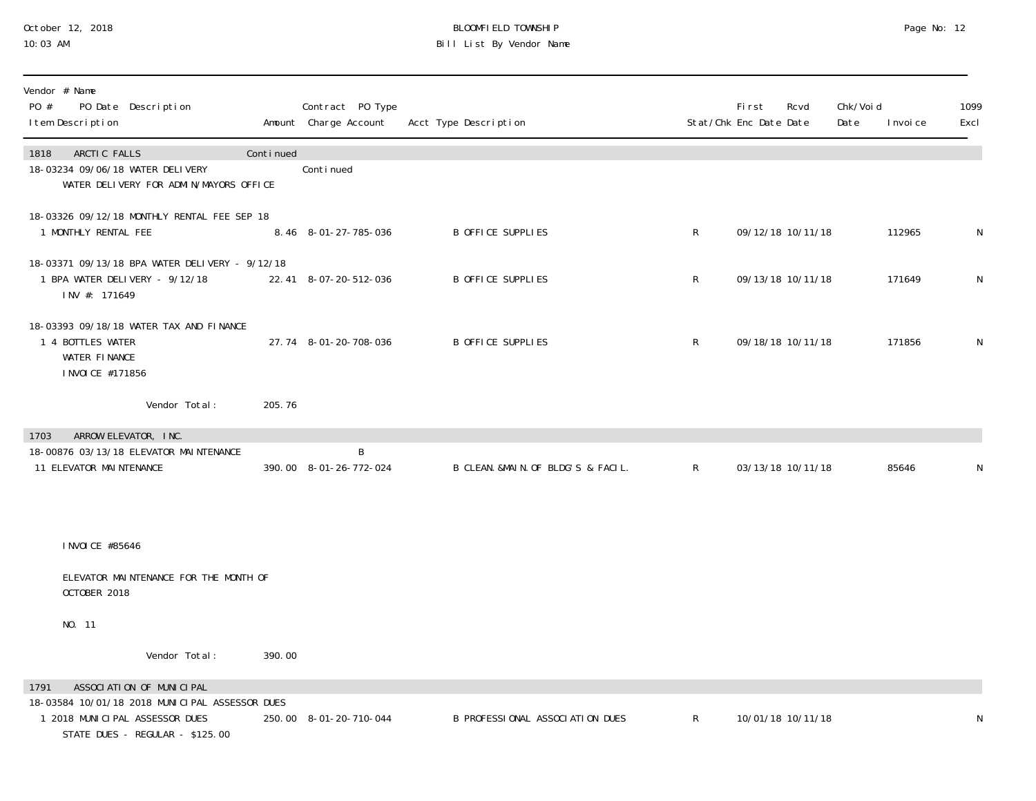October 12, 2018
10:03 AM

BLOOMFIELD TOWNSHIP
Bill List By Vendor Name

| Vendor # Name<br>PO # PO Date Description<br>Item Description | Amount | Contract PO Type<br>Charge Account | Acct Type Description | Stat/Chk | First Enc Date | Rcvd Date | Chk/Void Date | Invoice | 1099 Excl |
|---|---|---|---|---|---|---|---|---|---|
| **1818 ARCTIC FALLS** | Continued | | | | | | | | |
| 18-03234 09/06/18 WATER DELIVERY<br>WATER DELIVERY FOR ADMIN/MAYORS OFFICE | | Continued | | | | | | | |
| 18-03326 09/12/18 MONTHLY RENTAL FEE SEP 18 | | | | | | | | | |
| 1 MONTHLY RENTAL FEE | 8.46 | 8-01-27-785-036 | B OFFICE SUPPLIES | R | 09/12/18 | 10/11/18 | | 112965 | N |
| 18-03371 09/13/18 BPA WATER DELIVERY - 9/12/18 | | | | | | | | | |
| 1 BPA WATER DELIVERY - 9/12/18<br>INV #: 171649 | 22.41 | 8-07-20-512-036 | B OFFICE SUPPLIES | R | 09/13/18 | 10/11/18 | | 171649 | N |
| 18-03393 09/18/18 WATER TAX AND FINANCE | | | | | | | | | |
| 1 4 BOTTLES WATER<br>WATER FINANCE<br>INVOICE #171856 | 27.74 | 8-01-20-708-036 | B OFFICE SUPPLIES | R | 09/18/18 | 10/11/18 | | 171856 | N |
| Vendor Total: | 205.76 | | | | | | | | |
| **1703 ARROW ELEVATOR, INC.** | | | | | | | | | |
| 18-00876 03/13/18 ELEVATOR MAINTENANCE | | B | | | | | | | |
| 11 ELEVATOR MAINTENANCE<br><br>INVOICE #85646<br><br>ELEVATOR MAINTENANCE FOR THE MONTH OF OCTOBER 2018<br><br>NO. 11 | 390.00 | 8-01-26-772-024 | B CLEAN.&MAIN.OF BLDG'S & FACIL. | R | 03/13/18 | 10/11/18 | | 85646 | N |
| Vendor Total: | 390.00 | | | | | | | | |
| **1791 ASSOCIATION OF MUNICIPAL** | | | | | | | | | |
| 18-03584 10/01/18 2018 MUNICIPAL ASSESSOR DUES | | | | | | | | | |
| 1 2018 MUNICIPAL ASSESSOR DUES<br>STATE DUES - REGULAR - $125.00 | 250.00 | 8-01-20-710-044 | B PROFESSIONAL ASSOCIATION DUES | R | 10/01/18 | 10/11/18 | | | N |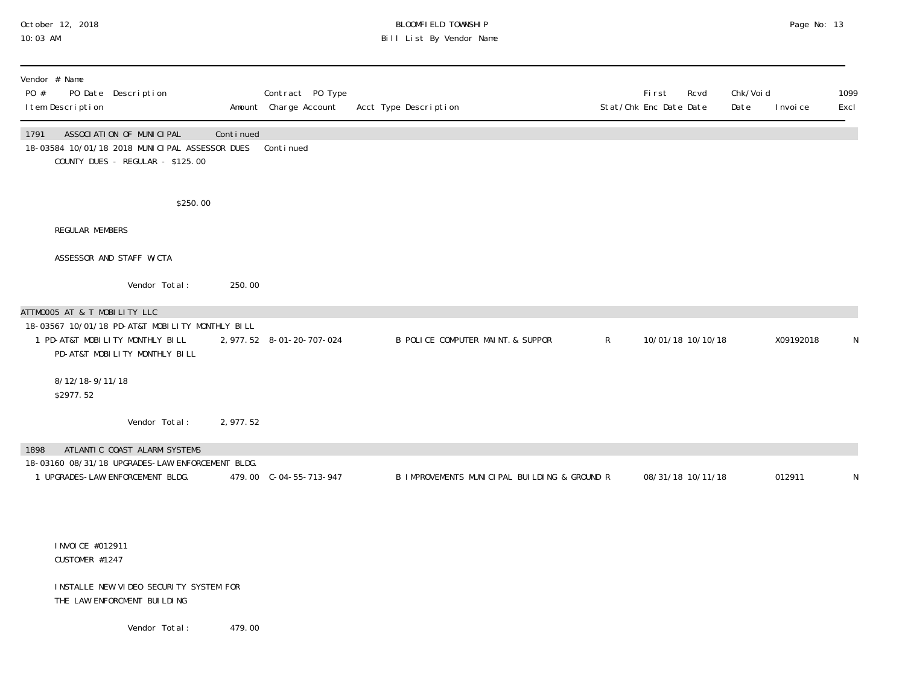| Vendor # Name<br>PO # PO Date Description<br>Item Description | Amount | Contract PO Type<br>Charge Account | Acct Type Description | Stat/Chk | First Enc Date | Rcvd Date | Chk/Void Date | Invoice | 1099 Excl |
|---|---|---|---|---|---|---|---|---|---|
| **1791 ASSOCIATION OF MUNICIPAL** | Continued | | | | | | | | |
| 18-03584 10/01/18 2018 MUNICIPAL ASSESSOR DUES | | Continued | | | | | | | |
| COUNTY DUES - REGULAR - $125.00 | | | | | | | | | |
| $250.00 | | | | | | | | | |
| REGULAR MEMBERS | | | | | | | | | |
| ASSESSOR AND STAFF W/CTA | | | | | | | | | |
| Vendor Total: | 250.00 | | | | | | | | |
| **ATTMO005 AT & T MOBILITY LLC** | | | | | | | | | |
| 18-03567 10/01/18 PD-AT&T MOBILITY MONTHLY BILL | | | | | | | | | |
| 1 PD-AT&T MOBILITY MONTHLY BILL<br>PD-AT&T MOBILITY MONTHLY BILL | 2,977.52 | 8-01-20-707-024 | B POLICE COMPUTER MAINT. & SUPPOR | R | 10/01/18 | 10/10/18 | | X09192018 | N |
| 8/12/18-9/11/18<br>$2977.52 | | | | | | | | | |
| Vendor Total: | 2,977.52 | | | | | | | | |
| **1898 ATLANTIC COAST ALARM SYSTEMS** | | | | | | | | | |
| 18-03160 08/31/18 UPGRADES-LAW ENFORCEMENT BLDG. | | | | | | | | | |
| 1 UPGRADES-LAW ENFORCEMENT BLDG. | 479.00 | C-04-55-713-947 | B IMPROVEMENTS MUNICIPAL BUILDING & GROUND | R | 08/31/18 | 10/11/18 | | 012911 | N |
| INVOICE #012911<br>CUSTOMER #1247 | | | | | | | | | |
| INSTALLE NEW VIDEO SECURITY SYSTEM FOR<br>THE LAW ENFORCMENT BUILDING | | | | | | | | | |
| Vendor Total: | 479.00 | | | | | | | | |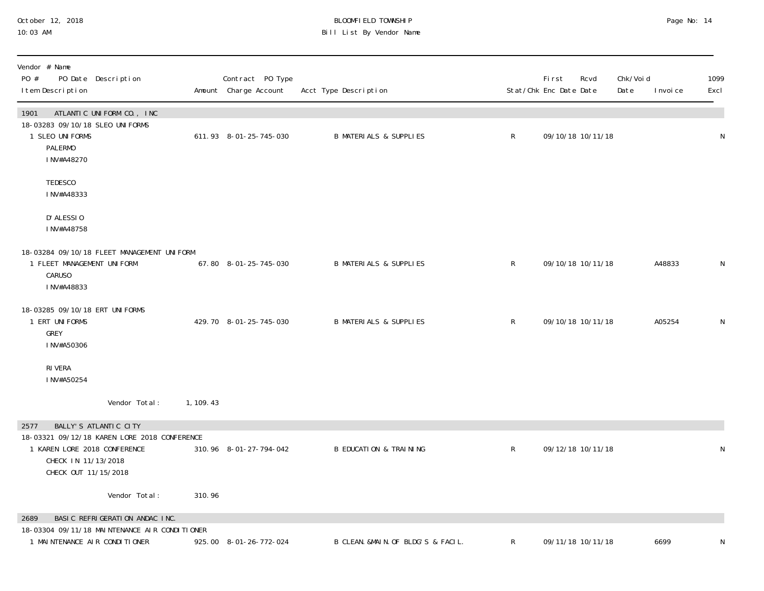BLOOMFIELD TOWNSHIP
Bill List By Vendor Name

October 12, 2018
10:03 AM

| Vendor # Name<br>PO # PO Date Description<br>Item Description | Amount | Contract PO Type<br>Charge Account | Acct Type Description | Stat/Chk | First Enc Date | Rcvd Date | Chk/Void Date | Invoice | 1099 Excl |
|---|---|---|---|---|---|---|---|---|---|
| **1901 ATLANTIC UNIFORM CO., INC** | | | | | | | | | |
| 18-03283 09/10/18 SLEO UNIFORMS | | | | | | | | | |
| 1 SLEO UNIFORMS<br>PALERMO<br>INV#A48270<br><br>TEDESCO<br>INV#A48333<br><br>D'ALESSIO<br>INV#A48758 | 611.93 | 8-01-25-745-030 | B MATERIALS & SUPPLIES | R | 09/10/18 | 10/11/18 | | | N |
| 18-03284 09/10/18 FLEET MANAGEMENT UNIFORM | | | | | | | | | |
| 1 FLEET MANAGEMENT UNIFORM<br>CARUSO<br>INV#A48833 | 67.80 | 8-01-25-745-030 | B MATERIALS & SUPPLIES | R | 09/10/18 | 10/11/18 | | A48833 | N |
| 18-03285 09/10/18 ERT UNIFORMS | | | | | | | | | |
| 1 ERT UNIFORMS<br>GREY<br>INV#A50306<br><br>RIVERA<br>INV#A50254 | 429.70 | 8-01-25-745-030 | B MATERIALS & SUPPLIES | R | 09/10/18 | 10/11/18 | | A05254 | N |
| Vendor Total: | 1,109.43 | | | | | | | | |
| **2577 BALLY'S ATLANTIC CITY** | | | | | | | | | |
| 18-03321 09/12/18 KAREN LORE 2018 CONFERENCE | | | | | | | | | |
| 1 KAREN LORE 2018 CONFERENCE<br>CHECK IN 11/13/2018<br>CHECK OUT 11/15/2018 | 310.96 | 8-01-27-794-042 | B EDUCATION & TRAINING | R | 09/12/18 | 10/11/18 | | | N |
| Vendor Total: | 310.96 | | | | | | | | |
| **2689 BASIC REFRIGERATION ANDAC INC.** | | | | | | | | | |
| 18-03304 09/11/18 MAINTENANCE AIR CONDITIONER | | | | | | | | | |
| 1 MAINTENANCE AIR CONDITIONER | 925.00 | 8-01-26-772-024 | B CLEAN.&MAIN.OF BLDG'S & FACIL. | R | 09/11/18 | 10/11/18 | | 6699 | N |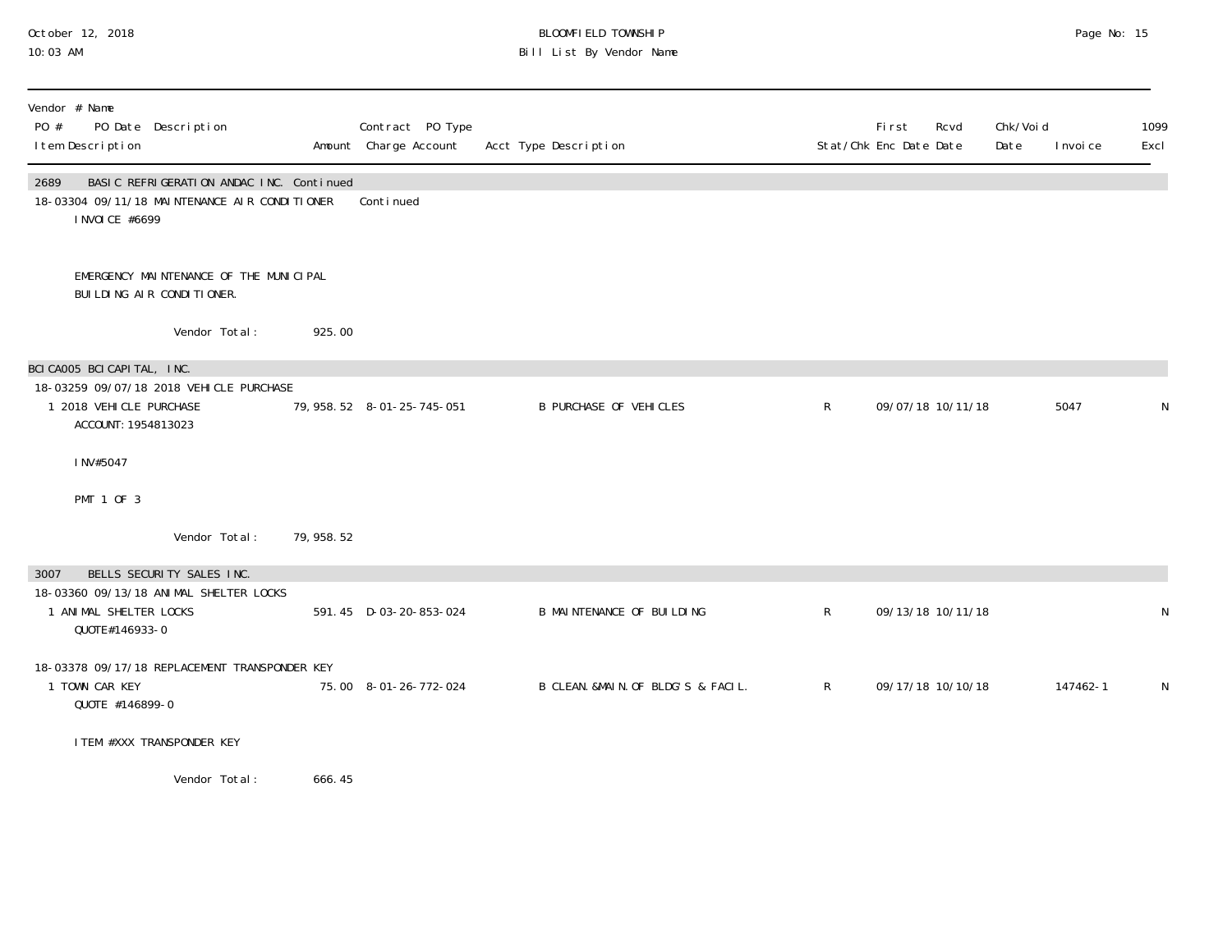# BLOOMFIELD TOWNSHIP

## Bill List By Vendor Name

October 12, 2018
10:03 AM

| Vendor # Name / PO # PO Date Description / Item Description | Amount | Contract PO Type / Charge Account | Acct Type Description | Stat/Chk | First Enc Date | Rcvd Date | Chk/Void Date | Invoice | 1099 Excl |
|---|---|---|---|---|---|---|---|---|---|
| **2689 BASIC REFRIGERATION ANDAC INC. Continued** | | | | | | | | | |
| 18-03304 09/11/18 MAINTENANCE AIR CONDITIONER | | Continued | | | | | | | |
| INVOICE #6699 | | | | | | | | | |
| EMERGENCY MAINTENANCE OF THE MUNICIPAL BUILDING AIR CONDITIONER. | | | | | | | | | |
| Vendor Total: | 925.00 | | | | | | | | |
| **BCICA005 BCI CAPITAL, INC.** | | | | | | | | | |
| 18-03259 09/07/18 2018 VEHICLE PURCHASE | | | | | | | | | |
| 1 2018 VEHICLE PURCHASE | 79,958.52 | 8-01-25-745-051 | B PURCHASE OF VEHICLES | R | 09/07/18 | 10/11/18 | | 5047 | N |
| ACCOUNT: 1954813023 | | | | | | | | | |
| INV#5047 | | | | | | | | | |
| PMT 1 OF 3 | | | | | | | | | |
| Vendor Total: | 79,958.52 | | | | | | | | |
| **3007 BELLS SECURITY SALES INC.** | | | | | | | | | |
| 18-03360 09/13/18 ANIMAL SHELTER LOCKS | | | | | | | | | |
| 1 ANIMAL SHELTER LOCKS | 591.45 | D-03-20-853-024 | B MAINTENANCE OF BUILDING | R | 09/13/18 | 10/11/18 | | | N |
| QUOTE#146933-0 | | | | | | | | | |
| 18-03378 09/17/18 REPLACEMENT TRANSPONDER KEY | | | | | | | | | |
| 1 TOWN CAR KEY | 75.00 | 8-01-26-772-024 | B CLEAN.&MAIN.OF BLDG'S & FACIL. | R | 09/17/18 | 10/10/18 | | 147462-1 | N |
| QUOTE #146899-0 | | | | | | | | | |
| ITEM #XXX TRANSPONDER KEY | | | | | | | | | |
| Vendor Total: | 666.45 | | | | | | | | |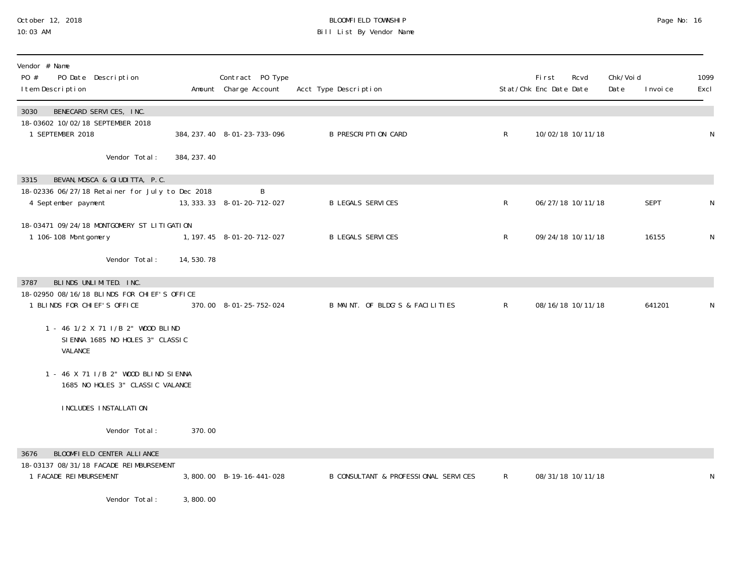BLOOMFIELD TOWNSHIP
Bill List By Vendor Name

October 12, 2018
10:03 AM

| Vendor # Name<br>PO # PO Date Description<br>Item Description | Amount | Contract PO Type<br>Charge Account | Acct Type Description | Stat/Chk | First Enc Date | Rcvd Date | Chk/Void Date | Invoice | 1099 Excl |
|---|---|---|---|---|---|---|---|---|---|
| **3030 BENECARD SERVICES, INC.** | | | | | | | | | |
| 18-03602 10/02/18 SEPTEMBER 2018 | | | | | | | | | |
| 1 SEPTEMBER 2018 | 384,237.40 | 8-01-23-733-096 | B PRESCRIPTION CARD | R | 10/02/18 | 10/11/18 | | | N |
| Vendor Total: | 384,237.40 | | | | | | | | |
| **3315 BEVAN, MOSCA & GIUDITTA, P.C.** | | | | | | | | | |
| 18-02336 06/27/18 Retainer for July to Dec 2018 | | B | | | | | | | |
| 4 September payment | 13,333.33 | 8-01-20-712-027 | B LEGALS SERVICES | R | 06/27/18 | 10/11/18 | | SEPT | N |
| 18-03471 09/24/18 MONTGOMERY ST LITIGATION | | | | | | | | | |
| 1 106-108 Montgomery | 1,197.45 | 8-01-20-712-027 | B LEGALS SERVICES | R | 09/24/18 | 10/11/18 | | 16155 | N |
| Vendor Total: | 14,530.78 | | | | | | | | |
| **3787 BLINDS UNLIMITED. INC.** | | | | | | | | | |
| 18-02950 08/16/18 BLINDS FOR CHIEF'S OFFICE | | | | | | | | | |
| 1 BLINDS FOR CHIEF'S OFFICE | 370.00 | 8-01-25-752-024 | B MAINT. OF BLDG'S & FACILITIES | R | 08/16/18 | 10/11/18 | | 641201 | N |
| 1 - 46 1/2 X 71 I/B 2" WOOD BLIND SIENNA 1685 NO HOLES 3" CLASSIC VALANCE | | | | | | | | | |
| 1 - 46 X 71 I/B 2" WOOD BLIND SIENNA 1685 NO HOLES 3" CLASSIC VALANCE | | | | | | | | | |
| INCLUDES INSTALLATION | | | | | | | | | |
| Vendor Total: | 370.00 | | | | | | | | |
| **3676 BLOOMFIELD CENTER ALLIANCE** | | | | | | | | | |
| 18-03137 08/31/18 FACADE REIMBURSEMENT | | | | | | | | | |
| 1 FACADE REIMBURSEMENT | 3,800.00 | B-19-16-441-028 | B CONSULTANT & PROFESSIONAL SERVICES | R | 08/31/18 | 10/11/18 | | | N |
| Vendor Total: | 3,800.00 | | | | | | | | |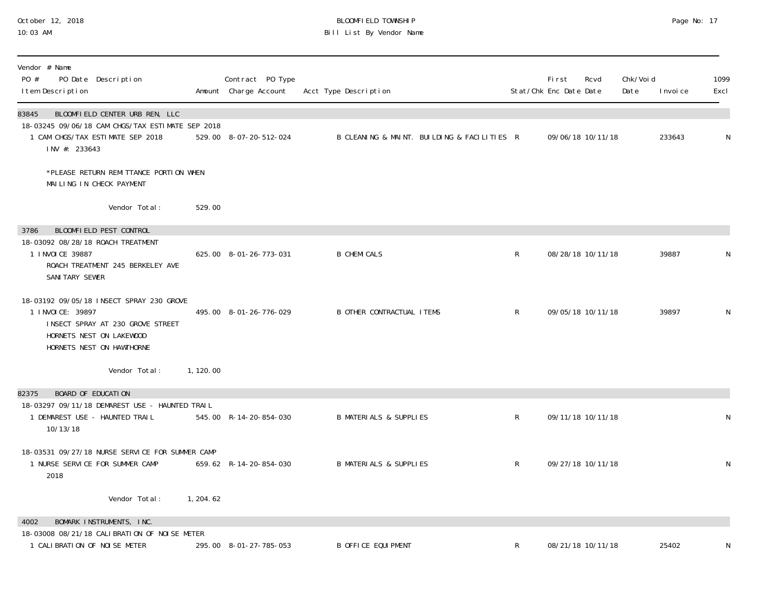October 12, 2018
10:03 AM

BLOOMFIELD TOWNSHIP
Bill List By Vendor Name

| Vendor # Name PO # PO Date Description Item Description | Amount | Contract PO Type Charge Account | Acct Type Description | Stat/Chk | First Enc Date | Rcvd Date | Chk/Void Date | Invoice | 1099 Excl |
|---|---|---|---|---|---|---|---|---|---|
| **83845 BLOOMFIELD CENTER URB REN, LLC** | | | | | | | | | |
| 18-03245 09/06/18 CAM CHGS/TAX ESTIMATE SEP 2018 | | | | | | | | | |
| 1 CAM CHGS/TAX ESTIMATE SEP 2018 INV #: 233643 *PLEASE RETURN REMITTANCE PORTION WHEN MAILING IN CHECK PAYMENT | 529.00 | 8-07-20-512-024 | B CLEANING & MAINT. BUILDING & FACILITIES | R | 09/06/18 | 10/11/18 | | 233643 | N |
| Vendor Total: | 529.00 | | | | | | | | |
| **3786 BLOOMFIELD PEST CONTROL** | | | | | | | | | |
| 18-03092 08/28/18 ROACH TREATMENT | | | | | | | | | |
| 1 INVOICE 39887 ROACH TREATMENT 245 BERKELEY AVE SANITARY SEWER | 625.00 | 8-01-26-773-031 | B CHEMICALS | R | 08/28/18 | 10/11/18 | | 39887 | N |
| 18-03192 09/05/18 INSECT SPRAY 230 GROVE | | | | | | | | | |
| 1 INVOICE: 39897 INSECT SPRAY AT 230 GROVE STREET HORNETS NEST ON LAKEWOOD HORNETS NEST ON HAWTHORNE | 495.00 | 8-01-26-776-029 | B OTHER CONTRACTUAL ITEMS | R | 09/05/18 | 10/11/18 | | 39897 | N |
| Vendor Total: | 1,120.00 | | | | | | | | |
| **82375 BOARD OF EDUCATION** | | | | | | | | | |
| 18-03297 09/11/18 DEMAREST USE - HAUNTED TRAIL | | | | | | | | | |
| 1 DEMAREST USE - HAUNTED TRAIL 10/13/18 | 545.00 | R-14-20-854-030 | B MATERIALS & SUPPLIES | R | 09/11/18 | 10/11/18 | | | N |
| 18-03531 09/27/18 NURSE SERVICE FOR SUMMER CAMP | | | | | | | | | |
| 1 NURSE SERVICE FOR SUMMER CAMP 2018 | 659.62 | R-14-20-854-030 | B MATERIALS & SUPPLIES | R | 09/27/18 | 10/11/18 | | | N |
| Vendor Total: | 1,204.62 | | | | | | | | |
| **4002 BOMARK INSTRUMENTS, INC.** | | | | | | | | | |
| 18-03008 08/21/18 CALIBRATION OF NOISE METER | | | | | | | | | |
| 1 CALIBRATION OF NOISE METER | 295.00 | 8-01-27-785-053 | B OFFICE EQUIPMENT | R | 08/21/18 | 10/11/18 | | 25402 | N |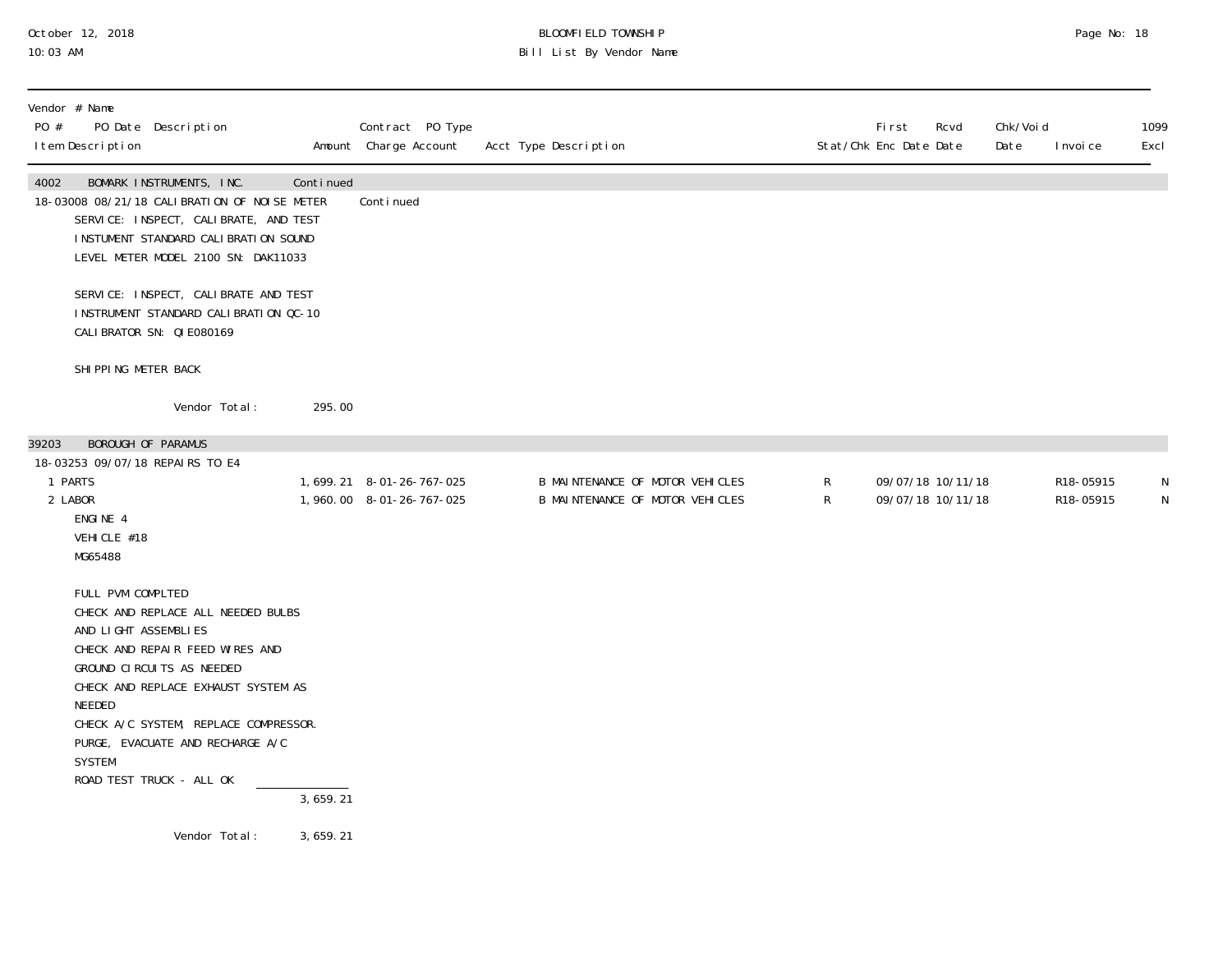| Vendor # Name<br>PO # PO Date Description<br>Item Description | Amount | Contract PO Type<br>Charge Account | Acct Type Description | Stat/Chk | First Enc Date | Rcvd Date | Chk/Void Date | Invoice | 1099 Excl |
|---|---|---|---|---|---|---|---|---|---|
| 4002 BOMARK INSTRUMENTS, INC. | Continued | | | | | | | | |
| 18-03008 08/21/18 CALIBRATION OF NOISE METER | | Continued | | | | | | | |
| SERVICE: INSPECT, CALIBRATE, AND TEST INSTUMENT STANDARD CALIBRATION SOUND LEVEL METER MODEL 2100 SN: DAK11033 | | | | | | | | | |
| SERVICE: INSPECT, CALIBRATE AND TEST INSTRUMENT STANDARD CALIBRATION QC-10 CALIBRATOR SN: QIE080169 | | | | | | | | | |
| SHIPPING METER BACK | | | | | | | | | |
| Vendor Total: | 295.00 | | | | | | | | |
| 39203 BOROUGH OF PARAMUS | | | | | | | | | |
| 18-03253 09/07/18 REPAIRS TO E4 | | | | | | | | | |
| 1 PARTS | 1,699.21 | 8-01-26-767-025 | B MAINTENANCE OF MOTOR VEHICLES | R | 09/07/18 | 10/11/18 | | R18-05915 | N |
| 2 LABOR | 1,960.00 | 8-01-26-767-025 | B MAINTENANCE OF MOTOR VEHICLES | R | 09/07/18 | 10/11/18 | | R18-05915 | N |
| ENGINE 4<br>VEHICLE #18<br>MG65488 | | | | | | | | | |
| FULL PVM COMPLTED<br>CHECK AND REPLACE ALL NEEDED BULBS AND LIGHT ASSEMBLIES<br>CHECK AND REPAIR FEED WIRES AND GROUND CIRCUITS AS NEEDED<br>CHECK AND REPLACE EXHAUST SYSTEM AS NEEDED<br>CHECK A/C SYSTEM, REPLACE COMPRESSOR.<br>PURGE, EVACUATE AND RECHARGE A/C SYSTEM<br>ROAD TEST TRUCK - ALL OK | | | | | | | | | |
| | 3,659.21 | | | | | | | | |
| Vendor Total: | 3,659.21 | | | | | | | | |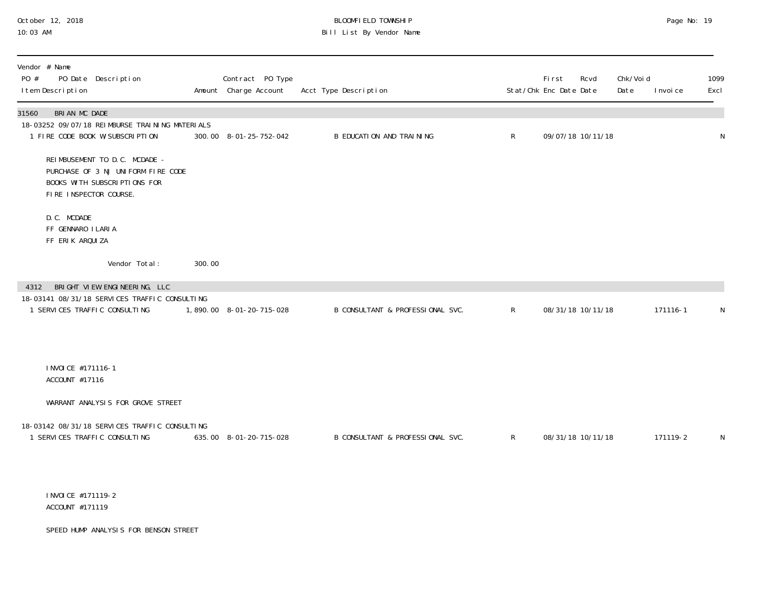| Vendor # Name PO # PO Date Description Item Description | Amount | Contract PO Type Charge Account | Acct Type Description | Stat/Chk | First Enc Date | Rcvd Date | Chk/Void Date | Invoice | 1099 Excl |
|---|---|---|---|---|---|---|---|---|---|
| **31560 BRIAN MC DADE** | | | | | | | | | |
| 18-03252 09/07/18 REIMBURSE TRAINING MATERIALS | | | | | | | | | |
| 1 FIRE CODE BOOK W/SUBSCRIPTION | 300.00 | 8-01-25-752-042 | B EDUCATION AND TRAINING | R | 09/07/18 | 10/11/18 | | | N |
| REIMBUSEMENT TO D.C. MCDADE - PURCHASE OF 3 NJ UNIFORM FIRE CODE BOOKS WITH SUBSCRIPTIONS FOR FIRE INSPECTOR COURSE. | | | | | | | | | |
| D.C. MCDADE<br>FF GENNARO ILARIA<br>FF ERIK ARQUIZA | | | | | | | | | |
| Vendor Total: | 300.00 | | | | | | | | |
| **4312 BRIGHT VIEW ENGINEERING, LLC** | | | | | | | | | |
| 18-03141 08/31/18 SERVICES TRAFFIC CONSULTING | | | | | | | | | |
| 1 SERVICES TRAFFIC CONSULTING | 1,890.00 | 8-01-20-715-028 | B CONSULTANT & PROFESSIONAL SVC. | R | 08/31/18 | 10/11/18 | | 171116-1 | N |
| INVOICE #171116-1<br>ACCOUNT #17116 | | | | | | | | | |
| WARRANT ANALYSIS FOR GROVE STREET | | | | | | | | | |
| 18-03142 08/31/18 SERVICES TRAFFIC CONSULTING | | | | | | | | | |
| 1 SERVICES TRAFFIC CONSULTING | 635.00 | 8-01-20-715-028 | B CONSULTANT & PROFESSIONAL SVC. | R | 08/31/18 | 10/11/18 | | 171119-2 | N |
| INVOICE #171119-2<br>ACCOUNT #171119 | | | | | | | | | |
| SPEED HUMP ANALYSIS FOR BENSON STREET | | | | | | | | | |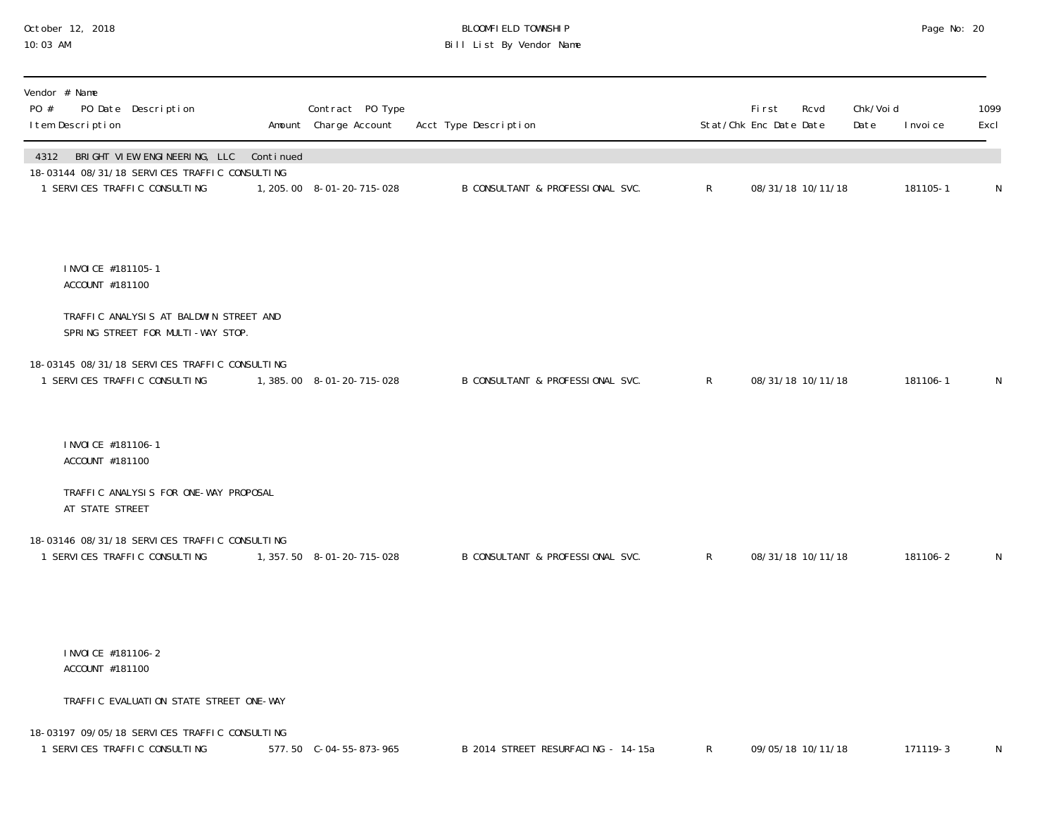| Vendor # Name<br>PO # PO Date Description<br>Item Description | Amount | Contract PO Type<br>Charge Account | Acct Type Description | Stat/Chk | First Enc Date | Rcvd Date | Chk/Void Date | Invoice | 1099 Excl |
|---|---|---|---|---|---|---|---|---|---|
| 4312 BRIGHT VIEW ENGINEERING, LLC Continued | | | | | | | | | |
| 18-03144 08/31/18 SERVICES TRAFFIC CONSULTING | | | | | | | | | |
| 1 SERVICES TRAFFIC CONSULTING | 1,205.00 | 8-01-20-715-028 | B CONSULTANT & PROFESSIONAL SVC. | R | 08/31/18 | 10/11/18 | | 181105-1 | N |
| INVOICE #181105-1<br>ACCOUNT #181100<br><br>TRAFFIC ANALYSIS AT BALDWIN STREET AND<br>SPRING STREET FOR MULTI-WAY STOP. | | | | | | | | | |
| 18-03145 08/31/18 SERVICES TRAFFIC CONSULTING | | | | | | | | | |
| 1 SERVICES TRAFFIC CONSULTING | 1,385.00 | 8-01-20-715-028 | B CONSULTANT & PROFESSIONAL SVC. | R | 08/31/18 | 10/11/18 | | 181106-1 | N |
| INVOICE #181106-1<br>ACCOUNT #181100<br><br>TRAFFIC ANALYSIS FOR ONE-WAY PROPOSAL<br>AT STATE STREET | | | | | | | | | |
| 18-03146 08/31/18 SERVICES TRAFFIC CONSULTING | | | | | | | | | |
| 1 SERVICES TRAFFIC CONSULTING | 1,357.50 | 8-01-20-715-028 | B CONSULTANT & PROFESSIONAL SVC. | R | 08/31/18 | 10/11/18 | | 181106-2 | N |
| INVOICE #181106-2<br>ACCOUNT #181100<br><br>TRAFFIC EVALUATION STATE STREET ONE-WAY | | | | | | | | | |
| 18-03197 09/05/18 SERVICES TRAFFIC CONSULTING | | | | | | | | | |
| 1 SERVICES TRAFFIC CONSULTING | 577.50 | C-04-55-873-965 | B 2014 STREET RESURFACING - 14-15a | R | 09/05/18 | 10/11/18 | | 171119-3 | N |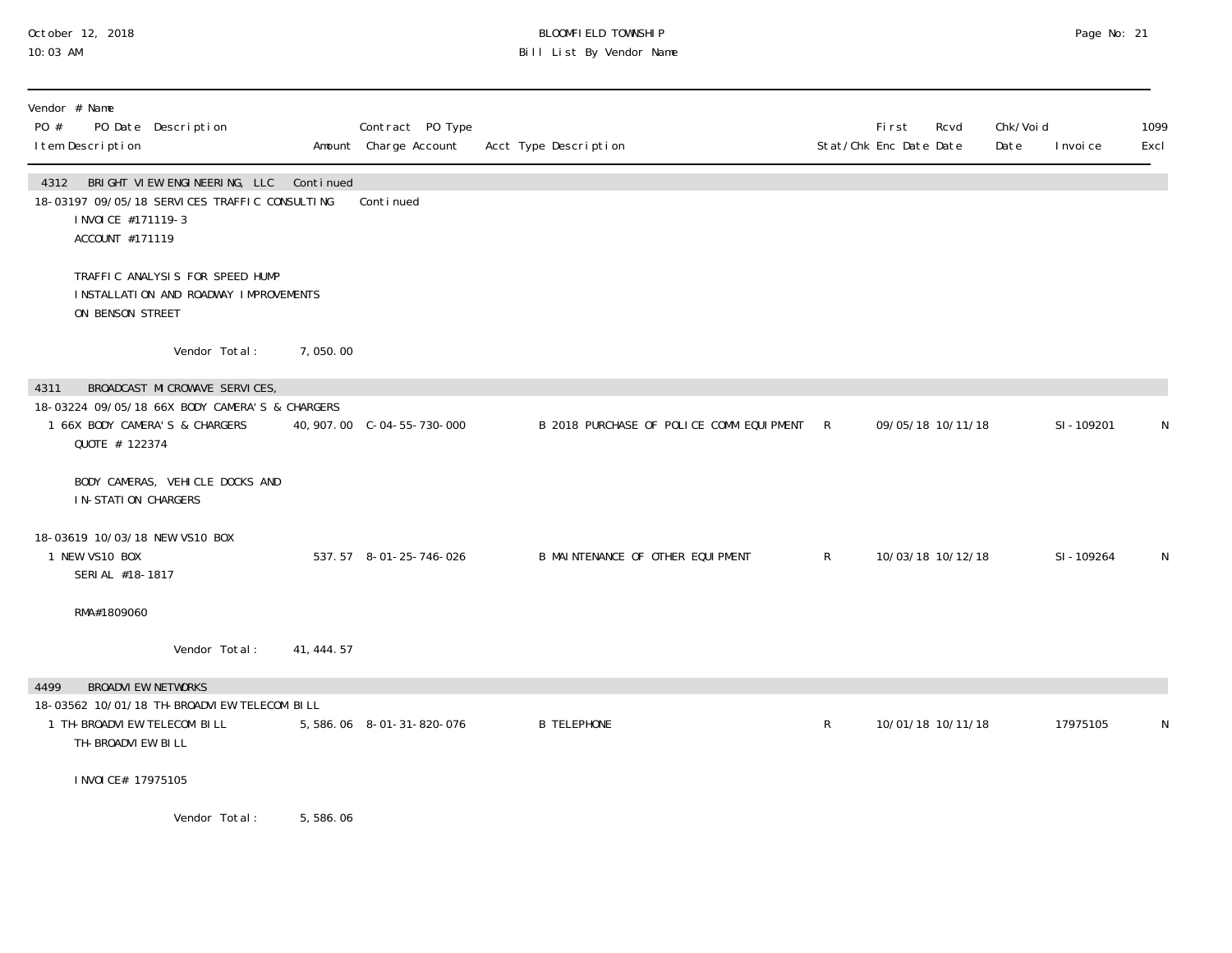BLOOMFIELD TOWNSHIP

Bill List By Vendor Name

October 12, 2018
10:03 AM

| Vendor # Name / PO # PO Date Description / Item Description | Amount | Contract PO Type / Charge Account | Acct Type Description | Stat/Chk | First Enc Date | Rcvd Date | Chk/Void Date | Invoice | 1099 Excl |
|---|---|---|---|---|---|---|---|---|---|
| **4312 BRIGHT VIEW ENGINEERING, LLC** | Continued | | | | | | | | |
| 18-03197 09/05/18 SERVICES TRAFFIC CONSULTING | | Continued | | | | | | | |
| INVOICE #171119-3<br>ACCOUNT #171119<br><br>TRAFFIC ANALYSIS FOR SPEED HUMP INSTALLATION AND ROADWAY IMPROVEMENTS ON BENSON STREET | | | | | | | | | |
| Vendor Total: | 7,050.00 | | | | | | | | |
| **4311 BROADCAST MICROWAVE SERVICES,** | | | | | | | | | |
| 18-03224 09/05/18 66X BODY CAMERA'S & CHARGERS | | | | | | | | | |
| 1 66X BODY CAMERA'S & CHARGERS<br>QUOTE # 122374<br><br>BODY CAMERAS, VEHICLE DOCKS AND IN-STATION CHARGERS | 40,907.00 | C-04-55-730-000 | B 2018 PURCHASE OF POLICE COMM EQUIPMENT | R | 09/05/18 | 10/11/18 | | SI-109201 | N |
| 18-03619 10/03/18 NEW VS10 BOX | | | | | | | | | |
| 1 NEW VS10 BOX<br>SERIAL #18-1817<br><br>RMA#1809060 | 537.57 | 8-01-25-746-026 | B MAINTENANCE OF OTHER EQUIPMENT | R | 10/03/18 | 10/12/18 | | SI-109264 | N |
| Vendor Total: | 41,444.57 | | | | | | | | |
| **4499 BROADVIEW NETWORKS** | | | | | | | | | |
| 18-03562 10/01/18 TH-BROADVIEW TELECOM BILL | | | | | | | | | |
| 1 TH-BROADVIEW TELECOM BILL<br>TH-BROADVIEW BILL<br><br>INVOICE# 17975105 | 5,586.06 | 8-01-31-820-076 | B TELEPHONE | R | 10/01/18 | 10/11/18 | | 17975105 | N |
| Vendor Total: | 5,586.06 | | | | | | | | |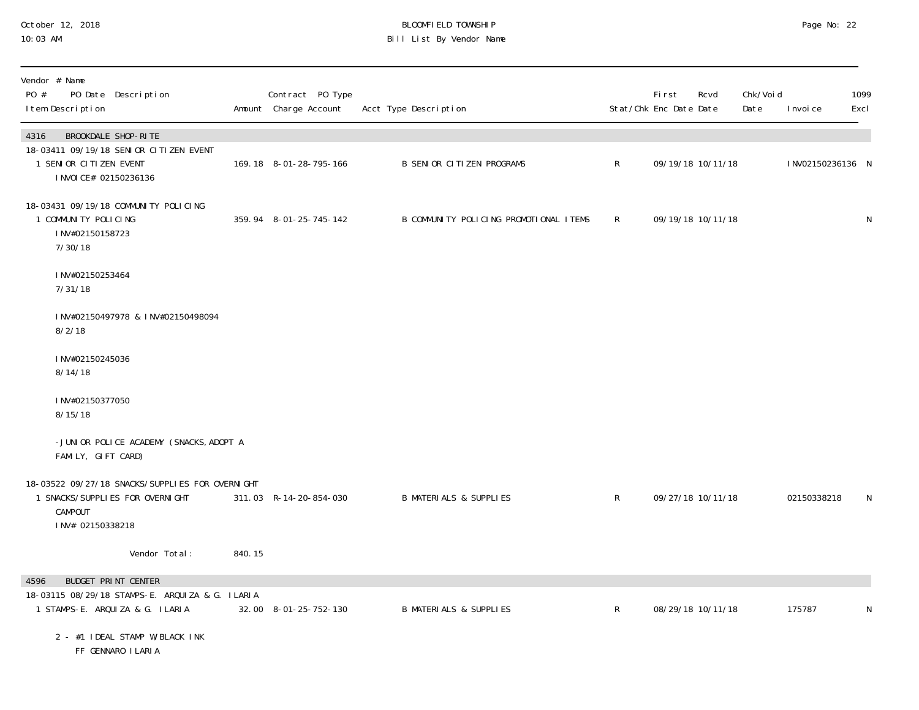BLOOMFIELD TOWNSHIP
Bill List By Vendor Name

October 12, 2018
10:03 AM

| Vendor # Name<br>PO # PO Date Description<br>Item Description | Amount | Contract PO Type<br>Charge Account | Acct Type Description | Stat/Chk | First Enc Date | Rcvd Date | Chk/Void Date | Invoice | 1099 Excl |
|---|---|---|---|---|---|---|---|---|---|
| **4316 BROOKDALE SHOP-RITE** | | | | | | | | | |
| 18-03411 09/19/18 SENIOR CITIZEN EVENT | | | | | | | | | |
| 1 SENIOR CITIZEN EVENT<br>INVOICE# 02150236136 | 169.18 | 8-01-28-795-166 | B SENIOR CITIZEN PROGRAMS | R | 09/19/18 | 10/11/18 | | INV02150236136 | N |
| 18-03431 09/19/18 COMMUNITY POLICING | | | | | | | | | |
| 1 COMMUNITY POLICING<br>INV#02150158723<br>7/30/18<br><br>INV#02150253464<br>7/31/18<br><br>INV#02150497978 & INV#02150498094<br>8/2/18<br><br>INV#02150245036<br>8/14/18<br><br>INV#02150377050<br>8/15/18<br><br>-JUNIOR POLICE ACADEMY (SNACKS, ADOPT A FAMILY, GIFT CARD) | 359.94 | 8-01-25-745-142 | B COMMUNITY POLICING PROMOTIONAL ITEMS | R | 09/19/18 | 10/11/18 | | | N |
| 18-03522 09/27/18 SNACKS/SUPPLIES FOR OVERNIGHT | | | | | | | | | |
| 1 SNACKS/SUPPLIES FOR OVERNIGHT CAMPOUT<br>INV# 02150338218 | 311.03 | R-14-20-854-030 | B MATERIALS & SUPPLIES | R | 09/27/18 | 10/11/18 | | 02150338218 | N |
| Vendor Total: | 840.15 | | | | | | | | |
| **4596 BUDGET PRINT CENTER** | | | | | | | | | |
| 18-03115 08/29/18 STAMPS-E. ARQUIZA & G. ILARIA | | | | | | | | | |
| 1 STAMPS-E. ARQUIZA & G. ILARIA<br><br>2 - #1 IDEAL STAMP W/BLACK INK<br>FF GENNARO ILARIA | 32.00 | 8-01-25-752-130 | B MATERIALS & SUPPLIES | R | 08/29/18 | 10/11/18 | | 175787 | N |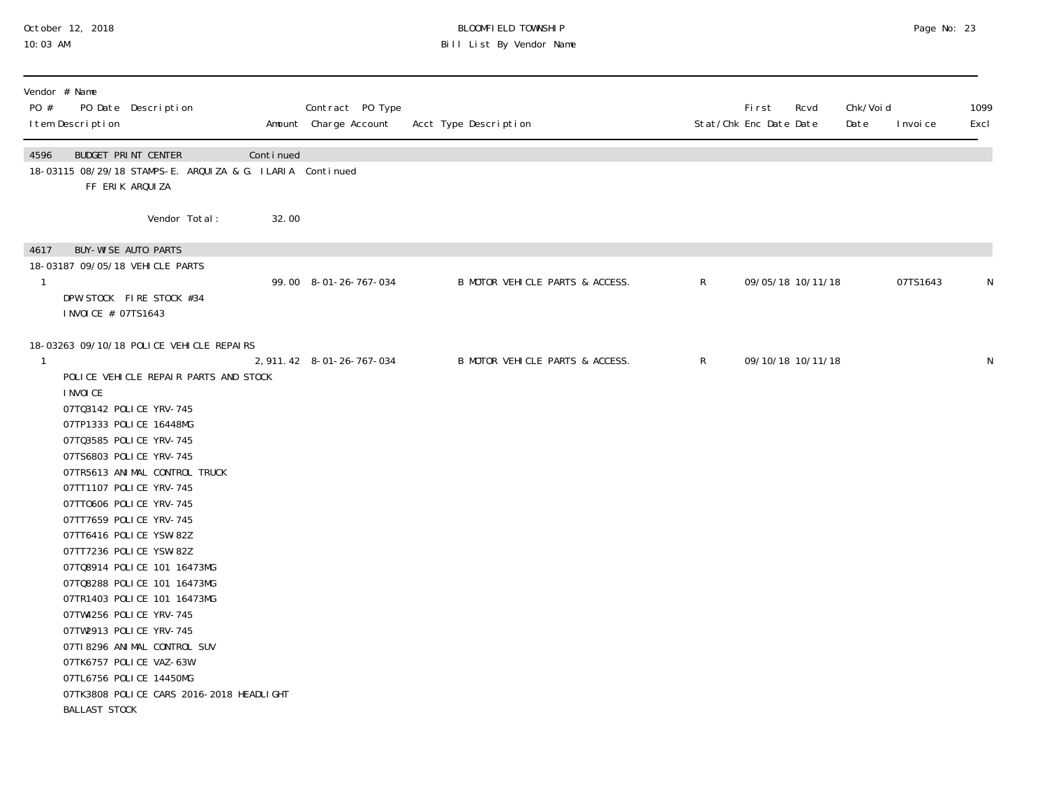| Vendor # Name PO # PO Date Description Item Description | Amount | Contract PO Type Charge Account | Acct Type Description | Stat/Chk | First Enc Date | Rcvd Date | Chk/Void Date | Invoice | 1099 Excl |
|---|---|---|---|---|---|---|---|---|---|
| 4596 BUDGET PRINT CENTER | Continued | | | | | | | | |
| 18-03115 08/29/18 STAMPS-E. ARQUIZA & G. ILARIA | | Continued | | | | | | | |
| FF ERIK ARQUIZA | | | | | | | | | |
| Vendor Total: | 32.00 | | | | | | | | |
| 4617 BUY-WISE AUTO PARTS | | | | | | | | | |
| 18-03187 09/05/18 VEHICLE PARTS | | | | | | | | | |
| 1 | 99.00 | 8-01-26-767-034 | B MOTOR VEHICLE PARTS & ACCESS. | R | 09/05/18 | 10/11/18 | | 07TS1643 | N |
| DPW STOCK FIRE STOCK #34<br>INVOICE # 07TS1643 | | | | | | | | | |
| 18-03263 09/10/18 POLICE VEHICLE REPAIRS | | | | | | | | | |
| 1 | 2,911.42 | 8-01-26-767-034 | B MOTOR VEHICLE PARTS & ACCESS. | R | 09/10/18 | 10/11/18 | | | N |
| POLICE VEHICLE REPAIR PARTS AND STOCK<br>INVOICE<br>07TQ3142 POLICE YRV-745<br>07TP1333 POLICE 16448MG<br>07TQ3585 POLICE YRV-745<br>07TS6803 POLICE YRV-745<br>07TR5613 ANIMAL CONTROL TRUCK<br>07TT1107 POLICE YRV-745<br>07TT0606 POLICE YRV-745<br>07TT7659 POLICE YRV-745<br>07TT6416 POLICE YSW-82Z<br>07TT7236 POLICE YSW-82Z<br>07TQ8914 POLICE 101 16473MG<br>07TQ8288 POLICE 101 16473MG<br>07TR1403 POLICE 101 16473MG<br>07TW4256 POLICE YRV-745<br>07TW2913 POLICE YRV-745<br>07TI8296 ANIMAL CONTROL SUV<br>07TK6757 POLICE VAZ-63W<br>07TL6756 POLICE 14450MG<br>07TK3808 POLICE CARS 2016-2018 HEADLIGHT<br>BALLAST STOCK | | | | | | | | | |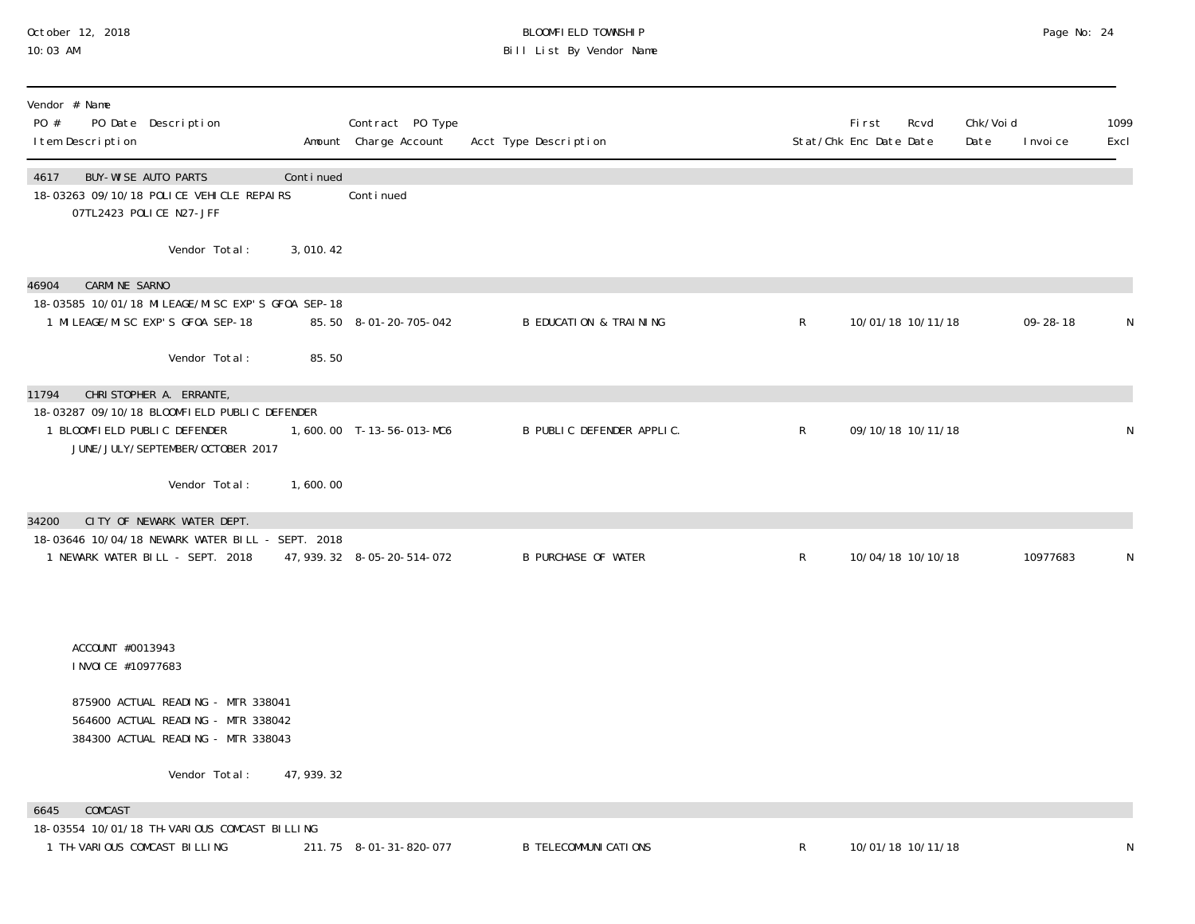BLOOMFIELD TOWNSHIP
Bill List By Vendor Name

October 12, 2018
10:03 AM

| Vendor # Name<br>PO # PO Date Description<br>Item Description | Amount | Contract PO Type<br>Charge Account | Acct Type Description | Stat/Chk | First Enc Date | Rcvd Date | Chk/Void Date | Invoice | 1099 Excl |
|---|---|---|---|---|---|---|---|---|---|
| **4617 BUY-WISE AUTO PARTS** | Continued | | | | | | | | |
| 18-03263 09/10/18 POLICE VEHICLE REPAIRS | | Continued | | | | | | | |
| 07TL2423 POLICE N27-JFF | | | | | | | | | |
| Vendor Total: | 3,010.42 | | | | | | | | |
| **46904 CARMINE SARNO** | | | | | | | | | |
| 18-03585 10/01/18 MILEAGE/MISC EXP'S GFOA SEP-18 | | | | | | | | | |
| 1 MILEAGE/MISC EXP'S GFOA SEP-18 | 85.50 | 8-01-20-705-042 | B EDUCATION & TRAINING | R | 10/01/18 | 10/11/18 | | 09-28-18 | N |
| Vendor Total: | 85.50 | | | | | | | | |
| **11794 CHRISTOPHER A. ERRANTE,** | | | | | | | | | |
| 18-03287 09/10/18 BLOOMFIELD PUBLIC DEFENDER | | | | | | | | | |
| 1 BLOOMFIELD PUBLIC DEFENDER<br>JUNE/JULY/SEPTEMBER/OCTOBER 2017 | 1,600.00 | T-13-56-013-MC6 | B PUBLIC DEFENDER APPLIC. | R | 09/10/18 | 10/11/18 | | | N |
| Vendor Total: | 1,600.00 | | | | | | | | |
| **34200 CITY OF NEWARK WATER DEPT.** | | | | | | | | | |
| 18-03646 10/04/18 NEWARK WATER BILL - SEPT. 2018 | | | | | | | | | |
| 1 NEWARK WATER BILL - SEPT. 2018 | 47,939.32 | 8-05-20-514-072 | B PURCHASE OF WATER | R | 10/04/18 | 10/10/18 | | 10977683 | N |
| ACCOUNT #0013943<br>INVOICE #10977683<br><br>875900 ACTUAL READING - MTR 338041<br>564600 ACTUAL READING - MTR 338042<br>384300 ACTUAL READING - MTR 338043 | | | | | | | | | |
| Vendor Total: | 47,939.32 | | | | | | | | |
| **6645 COMCAST** | | | | | | | | | |
| 18-03554 10/01/18 TH-VARIOUS COMCAST BILLING | | | | | | | | | |
| 1 TH-VARIOUS COMCAST BILLING | 211.75 | 8-01-31-820-077 | B TELECOMMUNICATIONS | R | 10/01/18 | 10/11/18 | | | N |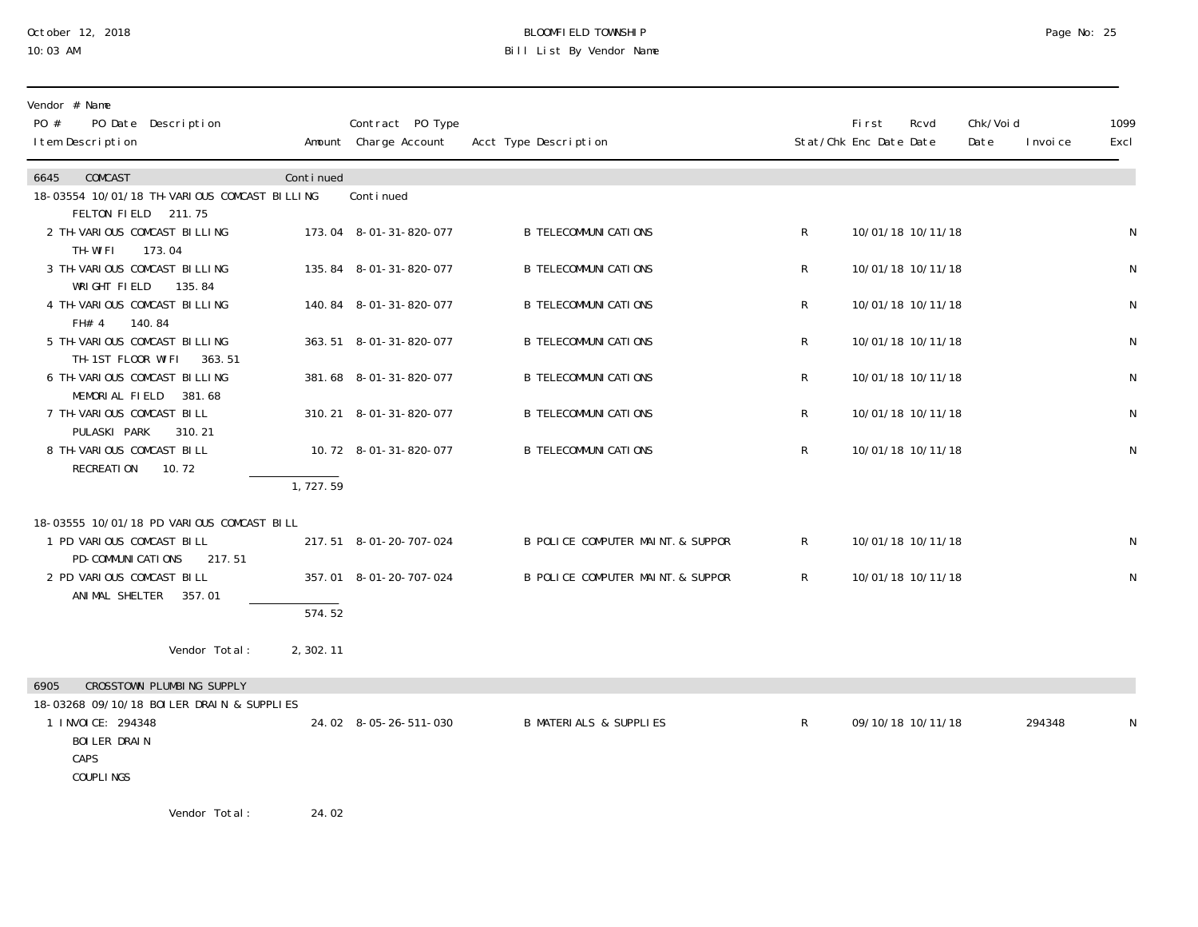# BLOOMFIELD TOWNSHIP

## Bill List By Vendor Name

October 12, 2018
10:03 AM

| Vendor # Name / PO # PO Date Description / Item Description | Amount | Contract PO Type / Charge Account | Acct Type Description | Stat/Chk | First Enc Date | Rcvd Date | Chk/Void Date | Invoice | 1099 Excl |
|---|---|---|---|---|---|---|---|---|---|
| **6645 COMCAST** | Continued | | | | | | | | |
| 18-03554 10/01/18 TH-VARIOUS COMCAST BILLING | | Continued | | | | | | | |
| FELTON FIELD 211.75 | | | | | | | | | |
| 2 TH-VARIOUS COMCAST BILLING / TH-WIFI 173.04 | 173.04 | 8-01-31-820-077 | B TELECOMMUNICATIONS | R | 10/01/18 | 10/11/18 | | | N |
| 3 TH-VARIOUS COMCAST BILLING / WRIGHT FIELD 135.84 | 135.84 | 8-01-31-820-077 | B TELECOMMUNICATIONS | R | 10/01/18 | 10/11/18 | | | N |
| 4 TH-VARIOUS COMCAST BILLING / FH#4 140.84 | 140.84 | 8-01-31-820-077 | B TELECOMMUNICATIONS | R | 10/01/18 | 10/11/18 | | | N |
| 5 TH-VARIOUS COMCAST BILLING / TH-1ST FLOOR WIFI 363.51 | 363.51 | 8-01-31-820-077 | B TELECOMMUNICATIONS | R | 10/01/18 | 10/11/18 | | | N |
| 6 TH-VARIOUS COMCAST BILLING / MEMORIAL FIELD 381.68 | 381.68 | 8-01-31-820-077 | B TELECOMMUNICATIONS | R | 10/01/18 | 10/11/18 | | | N |
| 7 TH-VARIOUS COMCAST BILL / PULASKI PARK 310.21 | 310.21 | 8-01-31-820-077 | B TELECOMMUNICATIONS | R | 10/01/18 | 10/11/18 | | | N |
| 8 TH-VARIOUS COMCAST BILL / RECREATION 10.72 | 10.72 | 8-01-31-820-077 | B TELECOMMUNICATIONS | R | 10/01/18 | 10/11/18 | | | N |
| | 1,727.59 | | | | | | | | |
| 18-03555 10/01/18 PD VARIOUS COMCAST BILL | | | | | | | | | |
| 1 PD VARIOUS COMCAST BILL / PD-COMMUNICATIONS 217.51 | 217.51 | 8-01-20-707-024 | B POLICE COMPUTER MAINT. & SUPPOR | R | 10/01/18 | 10/11/18 | | | N |
| 2 PD VARIOUS COMCAST BILL / ANIMAL SHELTER 357.01 | 357.01 | 8-01-20-707-024 | B POLICE COMPUTER MAINT. & SUPPOR | R | 10/01/18 | 10/11/18 | | | N |
| | 574.52 | | | | | | | | |
| Vendor Total: | 2,302.11 | | | | | | | | |
| **6905 CROSSTOWN PLUMBING SUPPLY** | | | | | | | | | |
| 18-03268 09/10/18 BOILER DRAIN & SUPPLIES | | | | | | | | | |
| 1 INVOICE: 294348 / BOILER DRAIN / CAPS / COUPLINGS | 24.02 | 8-05-26-511-030 | B MATERIALS & SUPPLIES | R | 09/10/18 | 10/11/18 | | 294348 | N |
| Vendor Total: | 24.02 | | | | | | | | |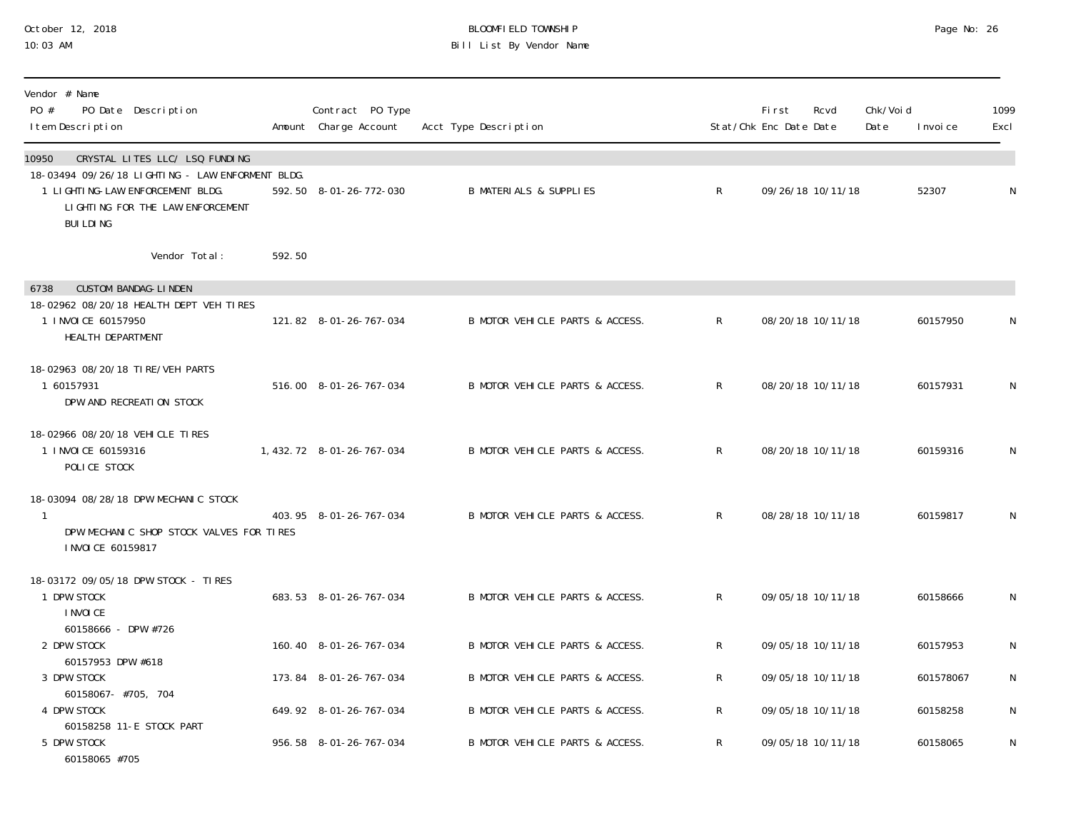BLOOMFIELD TOWNSHIP
Bill List By Vendor Name

October 12, 2018
10:03 AM

| Vendor # Name / PO # PO Date Description / Item Description | Amount | Contract PO Type / Charge Account | Acct Type Description | Stat/Chk | First Enc Date | Rcvd Date | Chk/Void Date | Invoice | 1099 Excl |
|---|---|---|---|---|---|---|---|---|---|
| **10950 CRYSTAL LITES LLC/ LSQ FUNDING** | | | | | | | | | |
| 18-03494 09/26/18 LIGHTING - LAW ENFORMENT BLDG. | | | | | | | | | |
| 1 LIGHTING-LAW ENFORCEMENT BLDG. LIGHTING FOR THE LAW ENFORCEMENT BUILDING | 592.50 | 8-01-26-772-030 | B MATERIALS & SUPPLIES | R | 09/26/18 | 10/11/18 | | 52307 | N |
| Vendor Total: | 592.50 | | | | | | | | |
| **6738 CUSTOM BANDAG-LINDEN** | | | | | | | | | |
| 18-02962 08/20/18 HEALTH DEPT VEH TIRES | | | | | | | | | |
| 1 INVOICE 60157950 HEALTH DEPARTMENT | 121.82 | 8-01-26-767-034 | B MOTOR VEHICLE PARTS & ACCESS. | R | 08/20/18 | 10/11/18 | | 60157950 | N |
| 18-02963 08/20/18 TIRE/VEH PARTS | | | | | | | | | |
| 1 60157931 DPW AND RECREATION STOCK | 516.00 | 8-01-26-767-034 | B MOTOR VEHICLE PARTS & ACCESS. | R | 08/20/18 | 10/11/18 | | 60157931 | N |
| 18-02966 08/20/18 VEHICLE TIRES | | | | | | | | | |
| 1 INVOICE 60159316 POLICE STOCK | 1,432.72 | 8-01-26-767-034 | B MOTOR VEHICLE PARTS & ACCESS. | R | 08/20/18 | 10/11/18 | | 60159316 | N |
| 18-03094 08/28/18 DPW MECHANIC STOCK | | | | | | | | | |
| 1 DPW MECHANIC SHOP STOCK VALVES FOR TIRES INVOICE 60159817 | 403.95 | 8-01-26-767-034 | B MOTOR VEHICLE PARTS & ACCESS. | R | 08/28/18 | 10/11/18 | | 60159817 | N |
| 18-03172 09/05/18 DPW STOCK - TIRES | | | | | | | | | |
| 1 DPW STOCK INVOICE 60158666 - DPW #726 | 683.53 | 8-01-26-767-034 | B MOTOR VEHICLE PARTS & ACCESS. | R | 09/05/18 | 10/11/18 | | 60158666 | N |
| 2 DPW STOCK 60157953 DPW #618 | 160.40 | 8-01-26-767-034 | B MOTOR VEHICLE PARTS & ACCESS. | R | 09/05/18 | 10/11/18 | | 60157953 | N |
| 3 DPW STOCK 60158067- #705, 704 | 173.84 | 8-01-26-767-034 | B MOTOR VEHICLE PARTS & ACCESS. | R | 09/05/18 | 10/11/18 | | 601578067 | N |
| 4 DPW STOCK 60158258 11-E STOCK PART | 649.92 | 8-01-26-767-034 | B MOTOR VEHICLE PARTS & ACCESS. | R | 09/05/18 | 10/11/18 | | 60158258 | N |
| 5 DPW STOCK 60158065 #705 | 956.58 | 8-01-26-767-034 | B MOTOR VEHICLE PARTS & ACCESS. | R | 09/05/18 | 10/11/18 | | 60158065 | N |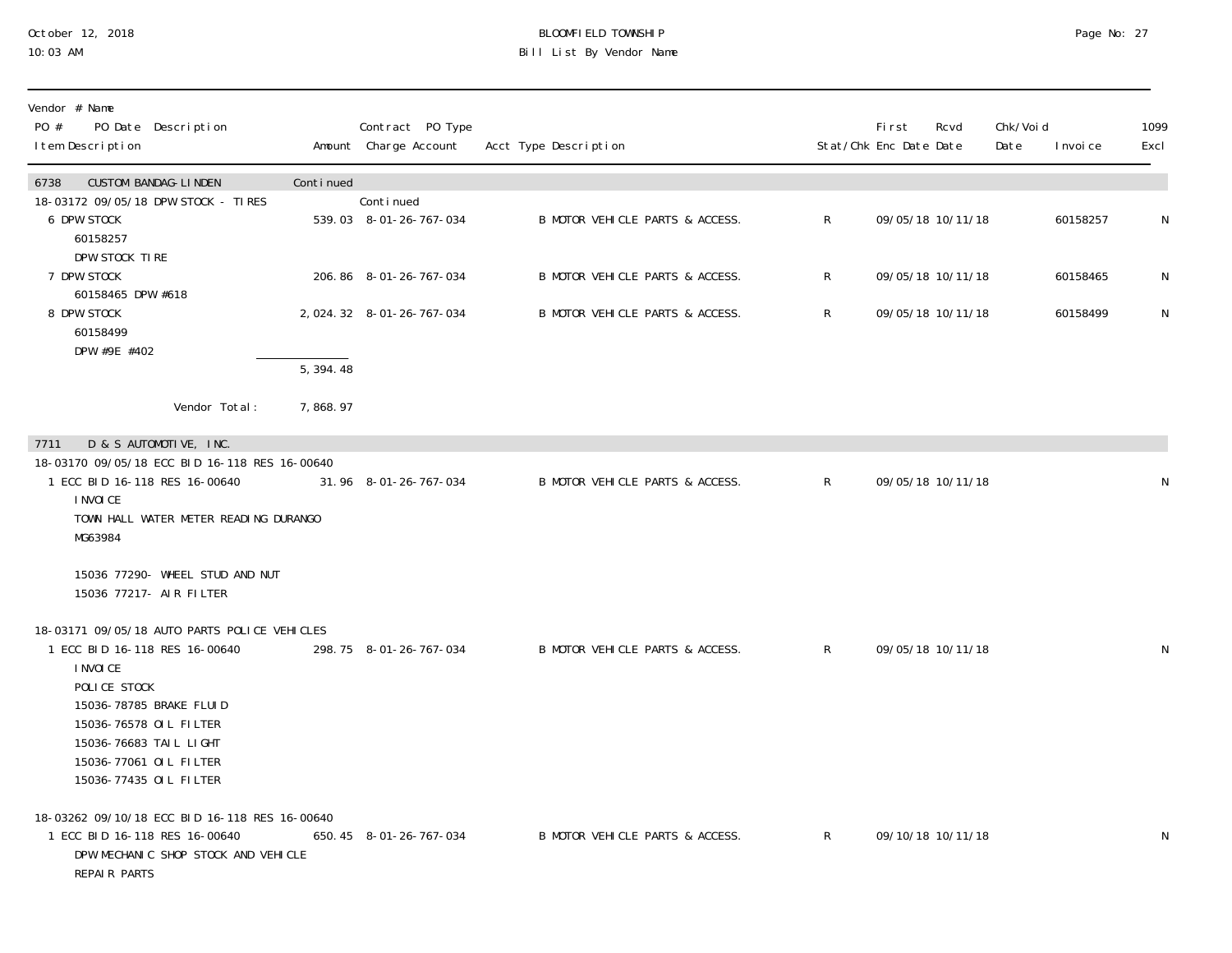| Vendor # Name<br>PO # PO Date Description<br>Item Description | Amount | Contract PO Type<br>Charge Account | Acct Type Description | Stat/Chk | First Enc Date | Rcvd Date | Chk/Void Date | Invoice | 1099 Excl |
|---|---|---|---|---|---|---|---|---|---|
| 6738 CUSTOM BANDAG-LINDEN | Continued | | | | | | | | |
| 18-03172 09/05/18 DPW STOCK - TIRES | | Continued | | | | | | | |
| 6 DPW STOCK<br>60158257<br>DPW STOCK TIRE | 539.03 | 8-01-26-767-034 | B MOTOR VEHICLE PARTS & ACCESS. | R | 09/05/18 | 10/11/18 | | 60158257 | N |
| 7 DPW STOCK<br>60158465 DPW #618 | 206.86 | 8-01-26-767-034 | B MOTOR VEHICLE PARTS & ACCESS. | R | 09/05/18 | 10/11/18 | | 60158465 | N |
| 8 DPW STOCK<br>60158499<br>DPW #9E #402 | 2,024.32 | 8-01-26-767-034 | B MOTOR VEHICLE PARTS & ACCESS. | R | 09/05/18 | 10/11/18 | | 60158499 | N |
| | 5,394.48 | | | | | | | | |
| Vendor Total: | 7,868.97 | | | | | | | | |
| 7711 D & S AUTOMOTIVE, INC. | | | | | | | | | |
| 18-03170 09/05/18 ECC BID 16-118 RES 16-00640 | | | | | | | | | |
| 1 ECC BID 16-118 RES 16-00640<br>INVOICE<br>TOWN HALL WATER METER READING DURANGO<br>MG63984<br><br>15036 77290- WHEEL STUD AND NUT<br>15036 77217- AIR FILTER | 31.96 | 8-01-26-767-034 | B MOTOR VEHICLE PARTS & ACCESS. | R | 09/05/18 | 10/11/18 | | | N |
| 18-03171 09/05/18 AUTO PARTS POLICE VEHICLES | | | | | | | | | |
| 1 ECC BID 16-118 RES 16-00640<br>INVOICE<br>POLICE STOCK<br>15036-78785 BRAKE FLUID<br>15036-76578 OIL FILTER<br>15036-76683 TAIL LIGHT<br>15036-77061 OIL FILTER<br>15036-77435 OIL FILTER | 298.75 | 8-01-26-767-034 | B MOTOR VEHICLE PARTS & ACCESS. | R | 09/05/18 | 10/11/18 | | | N |
| 18-03262 09/10/18 ECC BID 16-118 RES 16-00640 | | | | | | | | | |
| 1 ECC BID 16-118 RES 16-00640<br>DPW MECHANIC SHOP STOCK AND VEHICLE<br>REPAIR PARTS | 650.45 | 8-01-26-767-034 | B MOTOR VEHICLE PARTS & ACCESS. | R | 09/10/18 | 10/11/18 | | | N |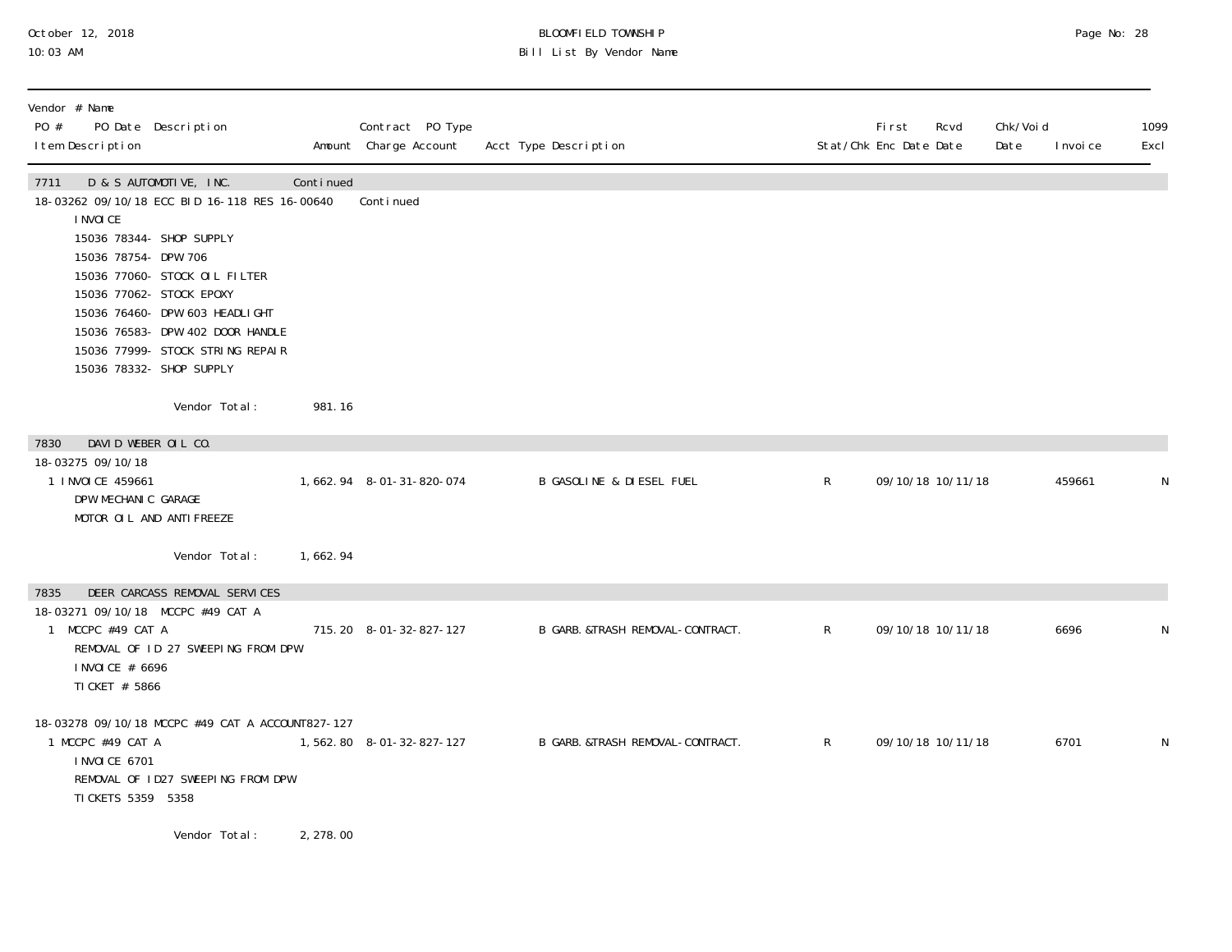| Vendor # Name<br>PO # PO Date Description<br>Item Description | Amount | Contract PO Type<br>Charge Account | Acct Type Description | Stat/Chk | First Enc Date | Rcvd Date | Chk/Void Date | Invoice | 1099 Excl |
|---|---|---|---|---|---|---|---|---|---|
| **7711 D & S AUTOMOTIVE, INC.** | Continued | | | | | | | | |
| 18-03262 09/10/18 ECC BID 16-118 RES 16-00640 | | Continued | | | | | | | |
| INVOICE | | | | | | | | | |
| 15036 78344- SHOP SUPPLY | | | | | | | | | |
| 15036 78754- DPW 706 | | | | | | | | | |
| 15036 77060- STOCK OIL FILTER | | | | | | | | | |
| 15036 77062- STOCK EPOXY | | | | | | | | | |
| 15036 76460- DPW 603 HEADLIGHT | | | | | | | | | |
| 15036 76583- DPW 402 DOOR HANDLE | | | | | | | | | |
| 15036 77999- STOCK STRING REPAIR | | | | | | | | | |
| 15036 78332- SHOP SUPPLY | | | | | | | | | |
| Vendor Total: | 981.16 | | | | | | | | |
| **7830 DAVID WEBER OIL CO.** | | | | | | | | | |
| 18-03275 09/10/18 | | | | | | | | | |
| 1 INVOICE 459661<br>DPW MECHANIC GARAGE<br>MOTOR OIL AND ANTIFREEZE | 1,662.94 | 8-01-31-820-074 | B GASOLINE & DIESEL FUEL | R | 09/10/18 | 10/11/18 | | 459661 | N |
| Vendor Total: | 1,662.94 | | | | | | | | |
| **7835 DEER CARCASS REMOVAL SERVICES** | | | | | | | | | |
| 18-03271 09/10/18 MCCPC #49 CAT A | | | | | | | | | |
| 1 MCCPC #49 CAT A<br>REMOVAL OF ID 27 SWEEPING FROM DPW<br>INVOICE # 6696<br>TICKET # 5866 | 715.20 | 8-01-32-827-127 | B GARB.&TRASH REMOVAL-CONTRACT. | R | 09/10/18 | 10/11/18 | | 6696 | N |
| 18-03278 09/10/18 MCCPC #49 CAT A ACCOUNT827-127 | | | | | | | | | |
| 1 MCCPC #49 CAT A<br>INVOICE 6701<br>REMOVAL OF ID27 SWEEPING FROM DPW<br>TICKETS 5359 5358 | 1,562.80 | 8-01-32-827-127 | B GARB.&TRASH REMOVAL-CONTRACT. | R | 09/10/18 | 10/11/18 | | 6701 | N |
| Vendor Total: | 2,278.00 | | | | | | | | |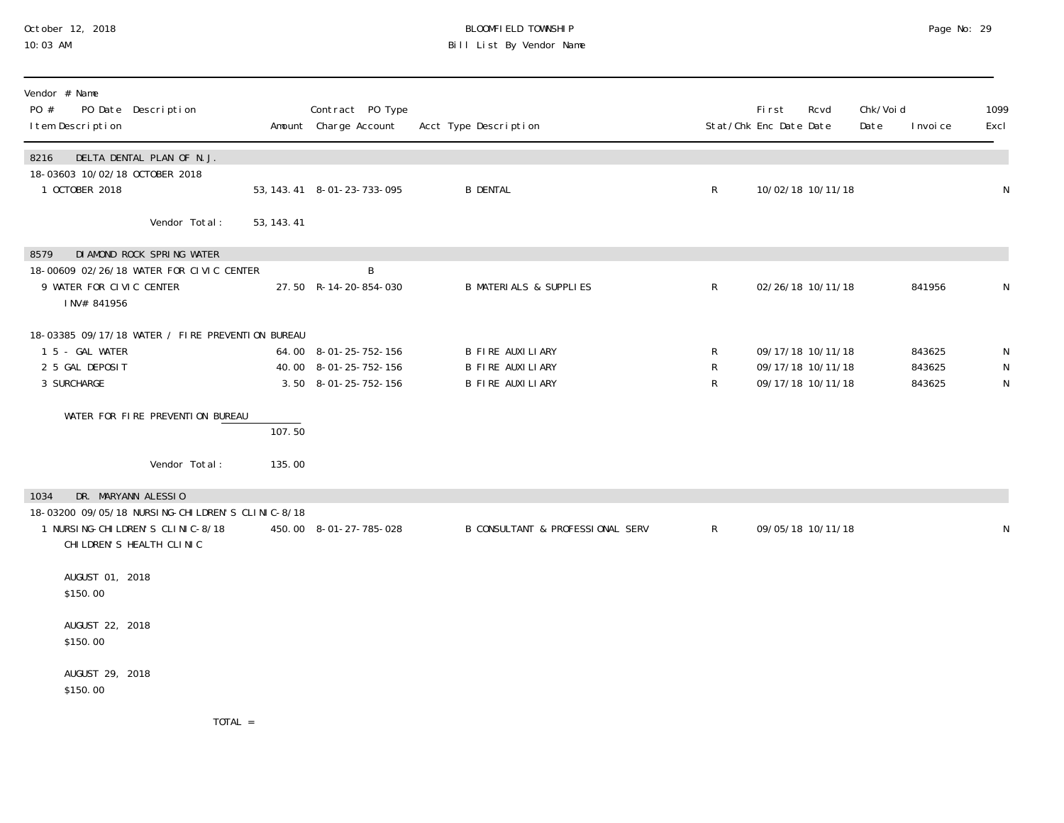BLOOMFIELD TOWNSHIP

Bill List By Vendor Name

| Vendor # Name<br>PO # PO Date Description<br>Item Description | Amount | Contract PO Type<br>Charge Account | Acct Type Description | Stat/Chk | First Enc Date | Rcvd Date | Chk/Void Date | Invoice | 1099 Excl |
|---|---|---|---|---|---|---|---|---|---|
| **8216 DELTA DENTAL PLAN OF N.J.** | | | | | | | | | |
| 18-03603 10/02/18 OCTOBER 2018 | | | | | | | | | |
| 1 OCTOBER 2018 | 53,143.41 | 8-01-23-733-095 | B DENTAL | R | 10/02/18 | 10/11/18 | | | N |
| Vendor Total: | 53,143.41 | | | | | | | | |
| **8579 DIAMOND ROCK SPRING WATER** | | | | | | | | | |
| 18-00609 02/26/18 WATER FOR CIVIC CENTER | | B | | | | | | | |
| 9 WATER FOR CIVIC CENTER<br>INV# 841956 | 27.50 | R-14-20-854-030 | B MATERIALS & SUPPLIES | R | 02/26/18 | 10/11/18 | | 841956 | N |
| 18-03385 09/17/18 WATER / FIRE PREVENTION BUREAU | | | | | | | | | |
| 1 5 - GAL WATER | 64.00 | 8-01-25-752-156 | B FIRE AUXILIARY | R | 09/17/18 | 10/11/18 | | 843625 | N |
| 2 5 GAL DEPOSIT | 40.00 | 8-01-25-752-156 | B FIRE AUXILIARY | R | 09/17/18 | 10/11/18 | | 843625 | N |
| 3 SURCHARGE | 3.50 | 8-01-25-752-156 | B FIRE AUXILIARY | R | 09/17/18 | 10/11/18 | | 843625 | N |
| WATER FOR FIRE PREVENTION BUREAU | 107.50 | | | | | | | | |
| Vendor Total: | 135.00 | | | | | | | | |
| **1034 DR. MARYANN ALESSIO** | | | | | | | | | |
| 18-03200 09/05/18 NURSING-CHILDREN'S CLINIC-8/18 | | | | | | | | | |
| 1 NURSING-CHILDREN'S CLINIC-8/18<br>CHILDREN'S HEALTH CLINIC<br><br>AUGUST 01, 2018<br>$150.00<br><br>AUGUST 22, 2018<br>$150.00<br><br>AUGUST 29, 2018<br>$150.00<br><br>TOTAL = | 450.00 | 8-01-27-785-028 | B CONSULTANT & PROFESSIONAL SERV | R | 09/05/18 | 10/11/18 | | | N |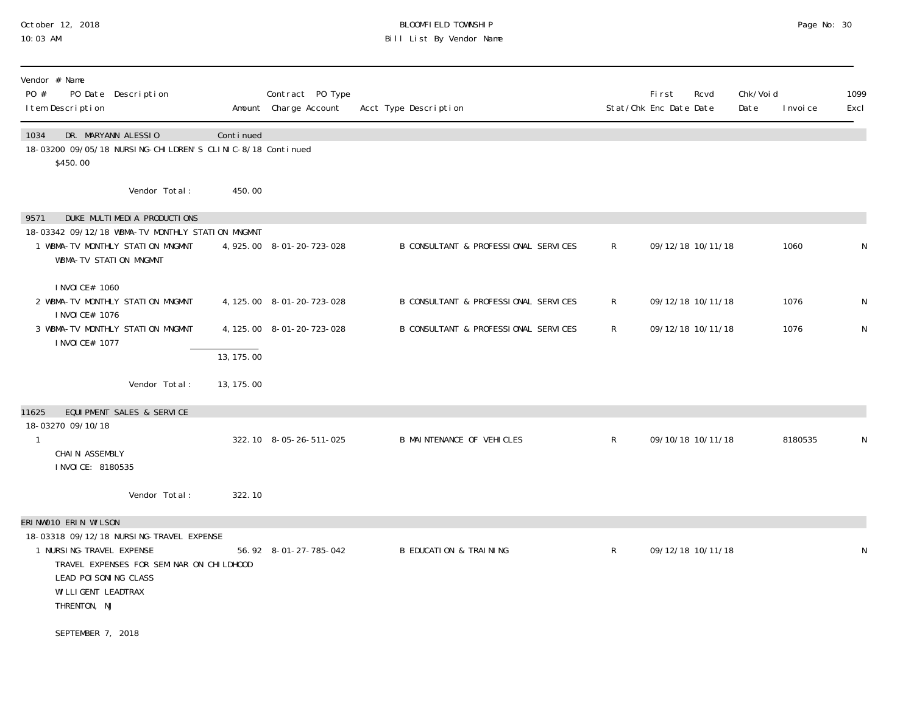BLOOMFIELD TOWNSHIP
Bill List By Vendor Name

October 12, 2018
10:03 AM

| Vendor # Name / PO # PO Date Description / Item Description | Amount | Contract PO Type / Charge Account | Acct Type Description | Stat/Chk | First Enc Date | Rcvd Date | Chk/Void Date | Invoice | 1099 Excl |
|---|---|---|---|---|---|---|---|---|---|
| **1034 DR. MARYANN ALESSIO** | Continued | | | | | | | | |
| 18-03200 09/05/18 NURSING-CHILDREN'S CLINIC-8/18 Continued | | | | | | | | | |
| $450.00 | | | | | | | | | |
| Vendor Total: | 450.00 | | | | | | | | |
| **9571 DUKE MULTIMEDIA PRODUCTIONS** | | | | | | | | | |
| 18-03342 09/12/18 WBMA-TV MONTHLY STATION MNGMNT | | | | | | | | | |
| 1 WBMA-TV MONTHLY STATION MNGMNT<br>WBMA-TV STATION MNGMNT<br><br>INVOICE# 1060 | 4,925.00 | 8-01-20-723-028 | B CONSULTANT & PROFESSIONAL SERVICES | R | 09/12/18 | 10/11/18 | | 1060 | N |
| 2 WBMA-TV MONTHLY STATION MNGMNT<br>INVOICE# 1076 | 4,125.00 | 8-01-20-723-028 | B CONSULTANT & PROFESSIONAL SERVICES | R | 09/12/18 | 10/11/18 | | 1076 | N |
| 3 WBMA-TV MONTHLY STATION MNGMNT<br>INVOICE# 1077 | 4,125.00 | 8-01-20-723-028 | B CONSULTANT & PROFESSIONAL SERVICES | R | 09/12/18 | 10/11/18 | | 1076 | N |
| | 13,175.00 | | | | | | | | |
| Vendor Total: | 13,175.00 | | | | | | | | |
| **11625 EQUIPMENT SALES & SERVICE** | | | | | | | | | |
| 18-03270 09/10/18 | | | | | | | | | |
| 1<br>CHAIN ASSEMBLY<br>INVOICE: 8180535 | 322.10 | 8-05-26-511-025 | B MAINTENANCE OF VEHICLES | R | 09/10/18 | 10/11/18 | | 8180535 | N |
| Vendor Total: | 322.10 | | | | | | | | |
| **ERINW010 ERIN WILSON** | | | | | | | | | |
| 18-03318 09/12/18 NURSING-TRAVEL EXPENSE | | | | | | | | | |
| 1 NURSING-TRAVEL EXPENSE<br>TRAVEL EXPENSES FOR SEMINAR ON CHILDHOOD<br>LEAD POISONING CLASS<br>WILLIGENT LEADTRAX<br>THRENTON, NJ<br><br>SEPTEMBER 7, 2018 | 56.92 | 8-01-27-785-042 | B EDUCATION & TRAINING | R | 09/12/18 | 10/11/18 | | | N |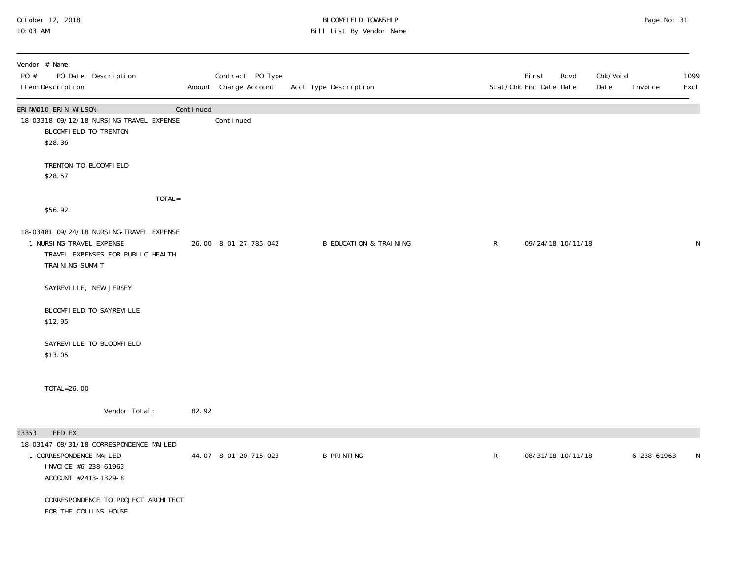| Vendor # Name PO # PO Date Description Item Description | Amount | Contract PO Type Charge Account | Acct Type Description | Stat/Chk | First Enc Date | Rcvd Date | Chk/Void Date | Invoice | 1099 Excl |
|---|---|---|---|---|---|---|---|---|---|
| ERINW010 ERIN WILSON | Continued | | | | | | | | |
| 18-03318 09/12/18 NURSING-TRAVEL EXPENSE | | Continued | | | | | | | |
| BLOOMFIELD TO TRENTON<br>$28.36<br><br>TRENTON TO BLOOMFIELD<br>$28.57<br><br>TOTAL=<br>$56.92 | | | | | | | | | |
| 18-03481 09/24/18 NURSING-TRAVEL EXPENSE | | | | | | | | | |
| 1 NURSING-TRAVEL EXPENSE<br>TRAVEL EXPENSES FOR PUBLIC HEALTH TRAINING SUMMIT<br><br>SAYREVILLE, NEW JERSEY<br><br>BLOOMFIELD TO SAYREVILLE<br>$12.95<br><br>SAYREVILLE TO BLOOMFIELD<br>$13.05<br><br>TOTAL=26.00 | 26.00 | 8-01-27-785-042 | B EDUCATION & TRAINING | R | 09/24/18 | 10/11/18 | | | N |
| Vendor Total: | 82.92 | | | | | | | | |
| 13353 FED EX | | | | | | | | | |
| 18-03147 08/31/18 CORRESPONDENCE MAILED | | | | | | | | | |
| 1 CORRESPONDENCE MAILED<br>INVOICE #6-238-61963<br>ACCOUNT #2413-1329-8<br><br>CORRESPONDENCE TO PROJECT ARCHITECT FOR THE COLLINS HOUSE | 44.07 | 8-01-20-715-023 | B PRINTING | R | 08/31/18 | 10/11/18 | | 6-238-61963 | N |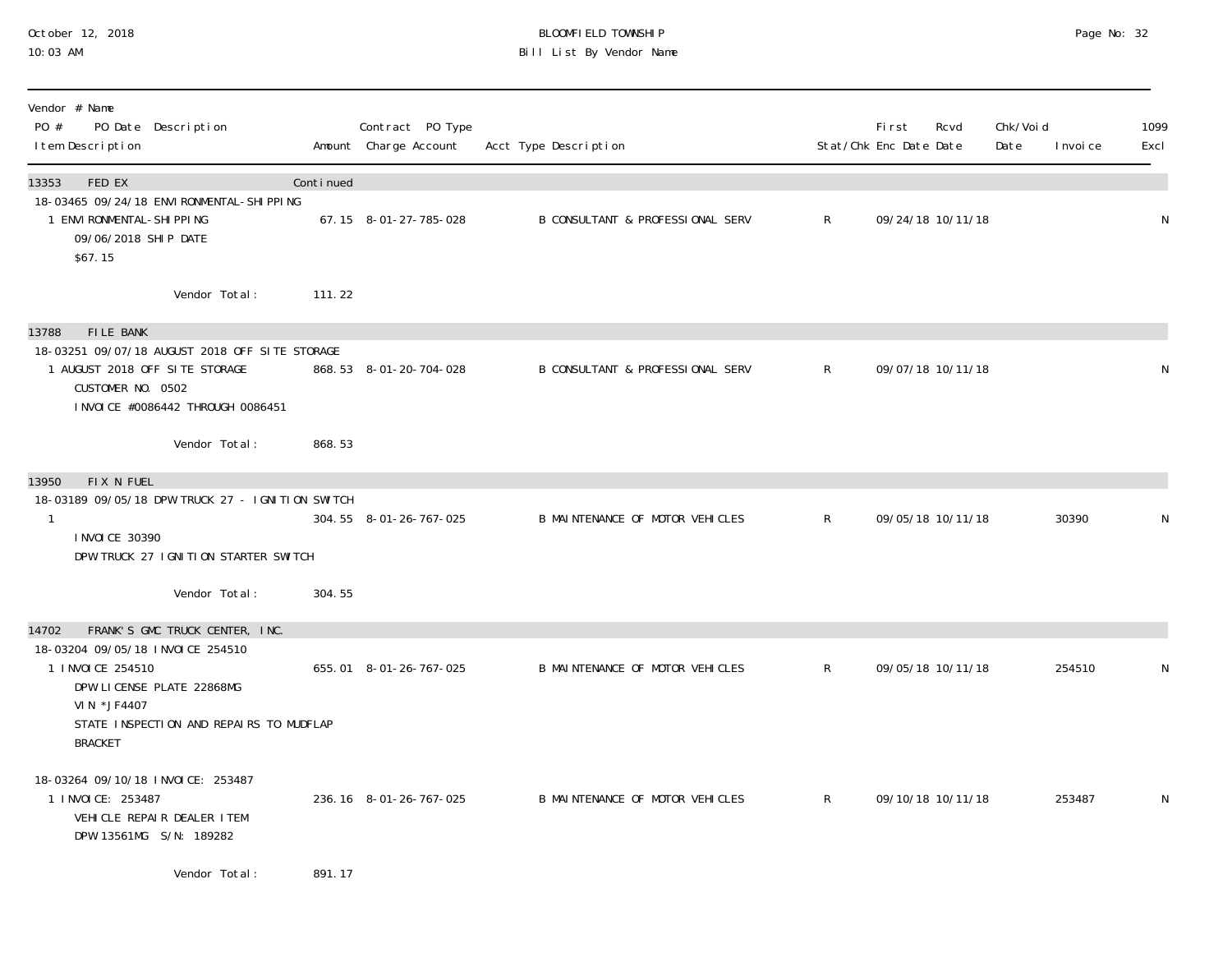BLOOMFIELD TOWNSHIP
Bill List By Vendor Name

October 12, 2018
10:03 AM

| Vendor # Name / PO # PO Date Description / Item Description | Amount | Contract PO Type / Charge Account | Acct Type Description | Stat/Chk | First Enc Date | Rcvd Date | Chk/Void Date | Invoice | 1099 Excl |
|---|---|---|---|---|---|---|---|---|---|
| **13353 FED EX** | Continued | | | | | | | | |
| 18-03465 09/24/18 ENVIRONMENTAL-SHIPPING | | | | | | | | | |
| 1 ENVIRONMENTAL-SHIPPING<br>09/06/2018 SHIP DATE<br>$67.15 | 67.15 | 8-01-27-785-028 | B CONSULTANT & PROFESSIONAL SERV | R | 09/24/18 | 10/11/18 | | | N |
| Vendor Total: | 111.22 | | | | | | | | |
| **13788 FILE BANK** | | | | | | | | | |
| 18-03251 09/07/18 AUGUST 2018 OFF SITE STORAGE | | | | | | | | | |
| 1 AUGUST 2018 OFF SITE STORAGE<br>CUSTOMER NO. 0502<br>INVOICE #0086442 THROUGH 0086451 | 868.53 | 8-01-20-704-028 | B CONSULTANT & PROFESSIONAL SERV | R | 09/07/18 | 10/11/18 | | | N |
| Vendor Total: | 868.53 | | | | | | | | |
| **13950 FIX N FUEL** | | | | | | | | | |
| 18-03189 09/05/18 DPW TRUCK 27 - IGNITION SWITCH | | | | | | | | | |
| 1<br>INVOICE 30390<br>DPW TRUCK 27 IGNITION STARTER SWITCH | 304.55 | 8-01-26-767-025 | B MAINTENANCE OF MOTOR VEHICLES | R | 09/05/18 | 10/11/18 | | 30390 | N |
| Vendor Total: | 304.55 | | | | | | | | |
| **14702 FRANK'S GMC TRUCK CENTER, INC.** | | | | | | | | | |
| 18-03204 09/05/18 INVOICE 254510 | | | | | | | | | |
| 1 INVOICE 254510<br>DPW LICENSE PLATE 22868MG<br>VIN *JF4407<br>STATE INSPECTION AND REPAIRS TO MUDFLAP BRACKET | 655.01 | 8-01-26-767-025 | B MAINTENANCE OF MOTOR VEHICLES | R | 09/05/18 | 10/11/18 | | 254510 | N |
| 18-03264 09/10/18 INVOICE: 253487 | | | | | | | | | |
| 1 INVOICE: 253487<br>VEHICLE REPAIR DEALER ITEM<br>DPW 13561MG S/N: 189282 | 236.16 | 8-01-26-767-025 | B MAINTENANCE OF MOTOR VEHICLES | R | 09/10/18 | 10/11/18 | | 253487 | N |
| Vendor Total: | 891.17 | | | | | | | | |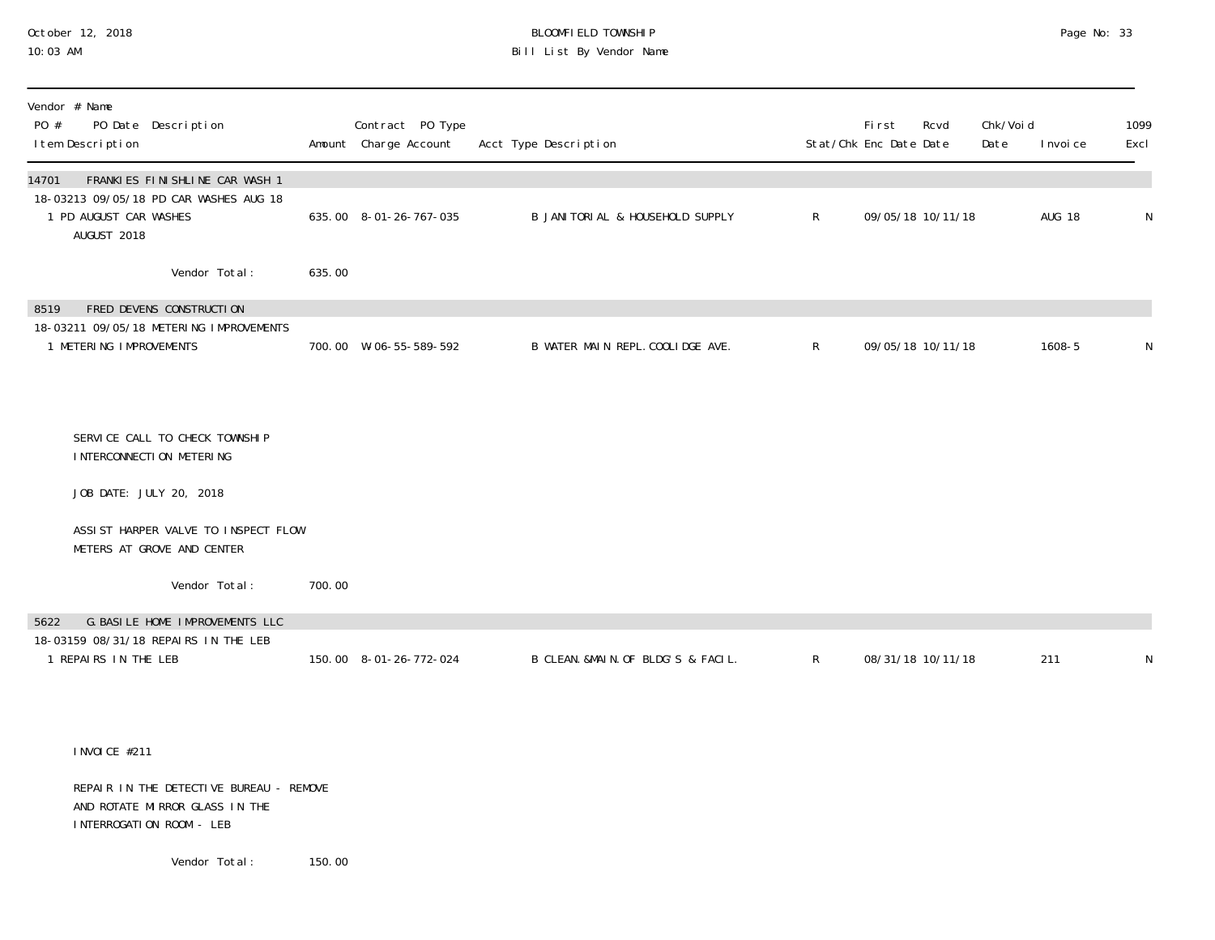# BLOOMFIELD TOWNSHIP
## Bill List By Vendor Name

| Vendor # Name<br>PO # PO Date Description<br>Item Description | Amount | Contract PO Type<br>Charge Account | Acct Type Description | Stat/Chk | First Enc Date | Rcvd Date | Chk/Void Date | Invoice | 1099 Excl |
|---|---|---|---|---|---|---|---|---|---|
| **14701 FRANKIES FINISHLINE CAR WASH 1** | | | | | | | | | |
| 18-03213 09/05/18 PD CAR WASHES AUG 18 | | | | | | | | | |
| 1 PD AUGUST CAR WASHES<br>AUGUST 2018 | 635.00 | 8-01-26-767-035 | B JANITORIAL & HOUSEHOLD SUPPLY | R | 09/05/18 | 10/11/18 | | AUG 18 | N |
| Vendor Total: | 635.00 | | | | | | | | |
| **8519 FRED DEVENS CONSTRUCTION** | | | | | | | | | |
| 18-03211 09/05/18 METERING IMPROVEMENTS | | | | | | | | | |
| 1 METERING IMPROVEMENTS | 700.00 | W-06-55-589-592 | B WATER MAIN REPL.COOLIDGE AVE. | R | 09/05/18 | 10/11/18 | | 1608-5 | N |
| SERVICE CALL TO CHECK TOWNSHIP INTERCONNECTION METERING<br><br>JOB DATE: JULY 20, 2018<br><br>ASSIST HARPER VALVE TO INSPECT FLOW METERS AT GROVE AND CENTER | | | | | | | | | |
| Vendor Total: | 700.00 | | | | | | | | |
| **5622 G.BASILE HOME IMPROVEMENTS LLC** | | | | | | | | | |
| 18-03159 08/31/18 REPAIRS IN THE LEB | | | | | | | | | |
| 1 REPAIRS IN THE LEB | 150.00 | 8-01-26-772-024 | B CLEAN.&MAIN.OF BLDG'S & FACIL. | R | 08/31/18 | 10/11/18 | | 211 | N |
| INVOICE #211<br><br>REPAIR IN THE DETECTIVE BUREAU - REMOVE AND ROTATE MIRROR GLASS IN THE INTERROGATION ROOM - LEB | | | | | | | | | |
| Vendor Total: | 150.00 | | | | | | | | |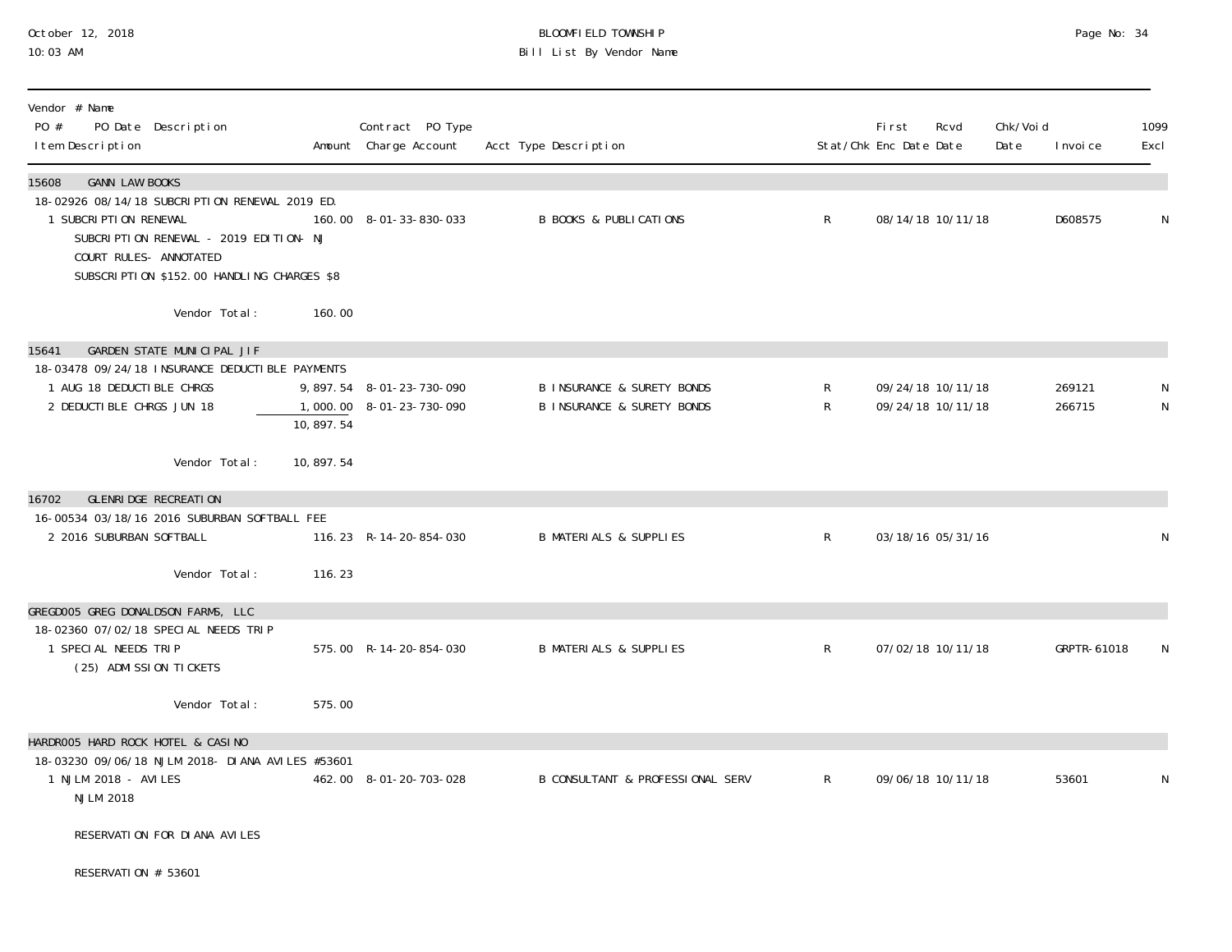October 12, 2018
10:03 AM

BLOOMFIELD TOWNSHIP
Bill List By Vendor Name

| Vendor # Name<br>PO # PO Date Description<br>Item Description | Amount | Contract PO Type<br>Charge Account | Acct Type Description | Stat/Chk | First<br>Enc Date | Rcvd<br>Date | Chk/Void<br>Date | Invoice | 1099<br>Excl |
|---|---|---|---|---|---|---|---|---|---|
| **15608 GANN LAW BOOKS** | | | | | | | | | |
| 18-02926 08/14/18 SUBCRIPTION RENEWAL 2019 ED. | | | | | | | | | |
| 1 SUBCRIPTION RENEWAL<br>SUBCRIPTION RENEWAL - 2019 EDITION- NJ COURT RULES- ANNOTATED<br>SUBSCRIPTION $152.00 HANDLING CHARGES $8 | 160.00 | 8-01-33-830-033 | B BOOKS & PUBLICATIONS | R | 08/14/18 | 10/11/18 | | D608575 | N |
| Vendor Total: | 160.00 | | | | | | | | |
| **15641 GARDEN STATE MUNICIPAL JIF** | | | | | | | | | |
| 18-03478 09/24/18 INSURANCE DEDUCTIBLE PAYMENTS | | | | | | | | | |
| 1 AUG 18 DEDUCTIBLE CHRGS | 9,897.54 | 8-01-23-730-090 | B INSURANCE & SURETY BONDS | R | 09/24/18 | 10/11/18 | | 269121 | N |
| 2 DEDUCTIBLE CHRGS JUN 18 | 1,000.00 | 8-01-23-730-090 | B INSURANCE & SURETY BONDS | R | 09/24/18 | 10/11/18 | | 266715 | N |
| | 10,897.54 | | | | | | | | |
| Vendor Total: | 10,897.54 | | | | | | | | |
| **16702 GLENRIDGE RECREATION** | | | | | | | | | |
| 16-00534 03/18/16 2016 SUBURBAN SOFTBALL FEE | | | | | | | | | |
| 2 2016 SUBURBAN SOFTBALL | 116.23 | R-14-20-854-030 | B MATERIALS & SUPPLIES | R | 03/18/16 | 05/31/16 | | | N |
| Vendor Total: | 116.23 | | | | | | | | |
| **GREGD005 GREG DONALDSON FARMS, LLC** | | | | | | | | | |
| 18-02360 07/02/18 SPECIAL NEEDS TRIP | | | | | | | | | |
| 1 SPECIAL NEEDS TRIP<br>(25) ADMISSION TICKETS | 575.00 | R-14-20-854-030 | B MATERIALS & SUPPLIES | R | 07/02/18 | 10/11/18 | | GRPTR-61018 | N |
| Vendor Total: | 575.00 | | | | | | | | |
| **HARDR005 HARD ROCK HOTEL & CASINO** | | | | | | | | | |
| 18-03230 09/06/18 NJLM 2018- DIANA AVILES #53601 | | | | | | | | | |
| 1 NJLM 2018 - AVILES<br>NJLM 2018<br>RESERVATION FOR DIANA AVILES<br>RESERVATION # 53601 | 462.00 | 8-01-20-703-028 | B CONSULTANT & PROFESSIONAL SERV | R | 09/06/18 | 10/11/18 | | 53601 | N |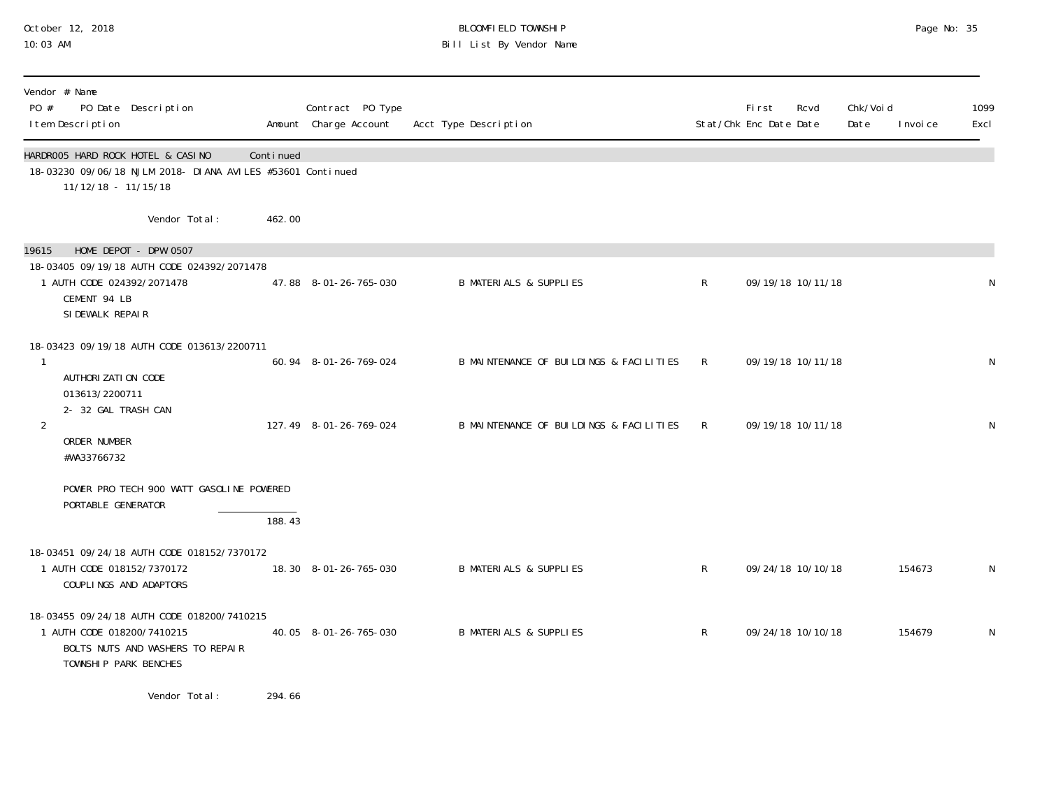| Vendor # Name PO # PO Date Description Item Description | Amount | Contract PO Type Charge Account | Acct Type Description | Stat/Chk | First Enc Date | Rcvd Date | Chk/Void Date | Invoice | 1099 Excl |
|---|---|---|---|---|---|---|---|---|---|
| HARDR005 HARD ROCK HOTEL & CASINO | Continued | | | | | | | | |
| 18-03230 09/06/18 NJLM 2018- DIANA AVILES #53601 Continued 11/12/18 - 11/15/18 | | | | | | | | | |
| Vendor Total: | 462.00 | | | | | | | | |
| 19615 HOME DEPOT - DPW 0507 | | | | | | | | | |
| 18-03405 09/19/18 AUTH CODE 024392/2071478 | | | | | | | | | |
| 1 AUTH CODE 024392/2071478 CEMENT 94 LB SIDEWALK REPAIR | 47.88 | 8-01-26-765-030 | B MATERIALS & SUPPLIES | R | 09/19/18 | 10/11/18 | | | N |
| 18-03423 09/19/18 AUTH CODE 013613/2200711 | | | | | | | | | |
| 1 AUTHORIZATION CODE 013613/2200711 2- 32 GAL TRASH CAN | 60.94 | 8-01-26-769-024 | B MAINTENANCE OF BUILDINGS & FACILITIES | R | 09/19/18 | 10/11/18 | | | N |
| 2 ORDER NUMBER #WA33766732 POWER PRO TECH 900 WATT GASOLINE POWERED PORTABLE GENERATOR | 127.49 | 8-01-26-769-024 | B MAINTENANCE OF BUILDINGS & FACILITIES | R | 09/19/18 | 10/11/18 | | | N |
| | 188.43 | | | | | | | | |
| 18-03451 09/24/18 AUTH CODE 018152/7370172 | | | | | | | | | |
| 1 AUTH CODE 018152/7370172 COUPLINGS AND ADAPTORS | 18.30 | 8-01-26-765-030 | B MATERIALS & SUPPLIES | R | 09/24/18 | 10/10/18 | | 154673 | N |
| 18-03455 09/24/18 AUTH CODE 018200/7410215 | | | | | | | | | |
| 1 AUTH CODE 018200/7410215 BOLTS NUTS AND WASHERS TO REPAIR TOWNSHIP PARK BENCHES | 40.05 | 8-01-26-765-030 | B MATERIALS & SUPPLIES | R | 09/24/18 | 10/10/18 | | 154679 | N |
| Vendor Total: | 294.66 | | | | | | | | |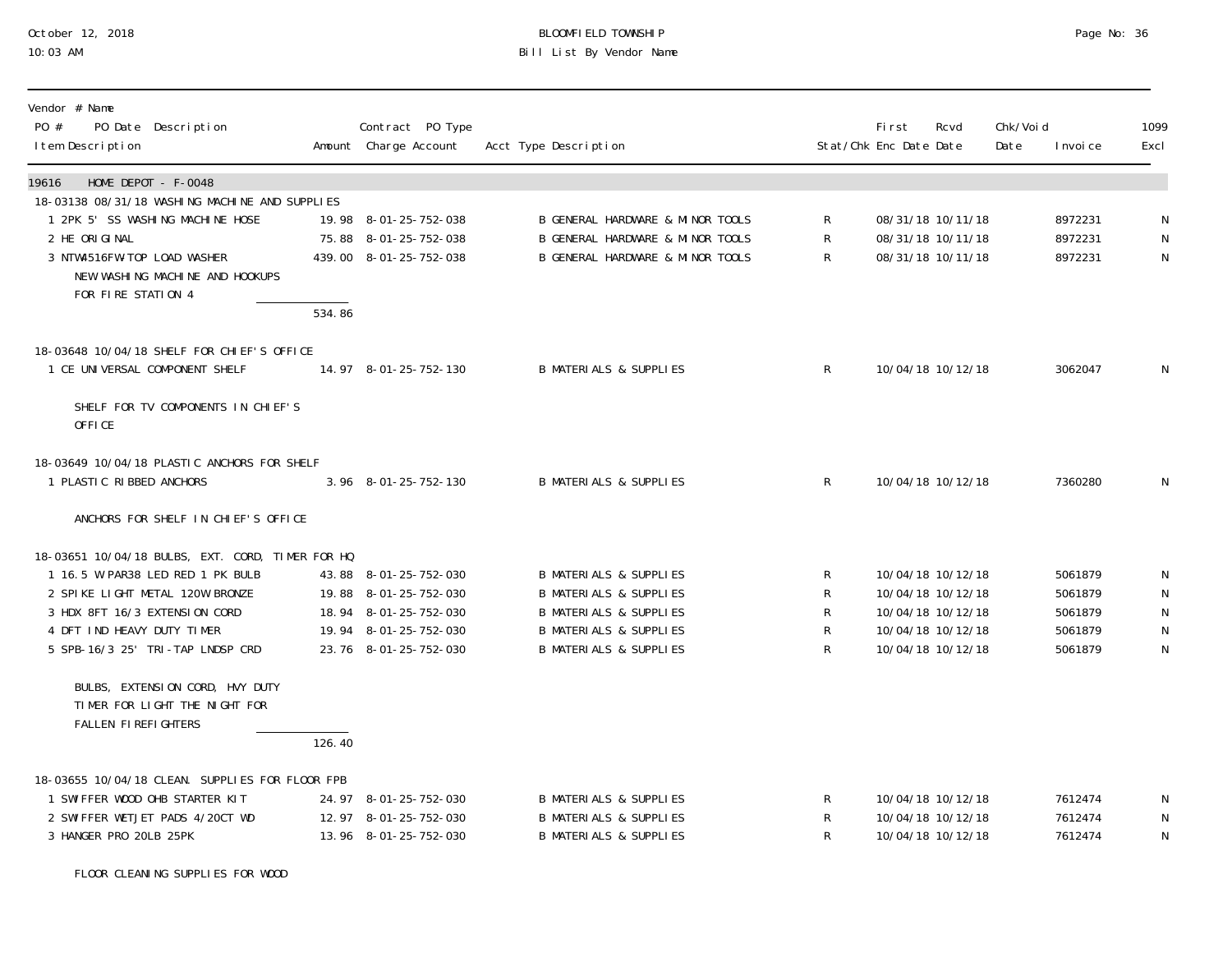# BLOOMFIELD TOWNSHIP

Bill List By Vendor Name

October 12, 2018
10:03 AM

| Vendor # Name<br>PO # PO Date Description<br>Item Description | Amount | Contract PO Type<br>Charge Account | Acct Type Description | Stat/Chk | First Enc Date | Rcvd Date | Chk/Void Date | Invoice | 1099 Excl |
|---|---|---|---|---|---|---|---|---|---|
| **19616 HOME DEPOT - F-0048** | | | | | | | | | |
| 18-03138 08/31/18 WASHING MACHINE AND SUPPLIES | | | | | | | | | |
| 1 2PK 5' SS WASHING MACHINE HOSE | 19.98 | 8-01-25-752-038 | B GENERAL HARDWARE & MINOR TOOLS | R | 08/31/18 | 10/11/18 | | 8972231 | N |
| 2 HE ORIGINAL | 75.88 | 8-01-25-752-038 | B GENERAL HARDWARE & MINOR TOOLS | R | 08/31/18 | 10/11/18 | | 8972231 | N |
| 3 NTW4516FW TOP LOAD WASHER | 439.00 | 8-01-25-752-038 | B GENERAL HARDWARE & MINOR TOOLS | R | 08/31/18 | 10/11/18 | | 8972231 | N |
| NEW WASHING MACHINE AND HOOKUPS FOR FIRE STATION 4 | | | | | | | | | |
| | 534.86 | | | | | | | | |
| 18-03648 10/04/18 SHELF FOR CHIEF'S OFFICE | | | | | | | | | |
| 1 CE UNIVERSAL COMPONENT SHELF | 14.97 | 8-01-25-752-130 | B MATERIALS & SUPPLIES | R | 10/04/18 | 10/12/18 | | 3062047 | N |
| SHELF FOR TV COMPONENTS IN CHIEF'S OFFICE | | | | | | | | | |
| 18-03649 10/04/18 PLASTIC ANCHORS FOR SHELF | | | | | | | | | |
| 1 PLASTIC RIBBED ANCHORS | 3.96 | 8-01-25-752-130 | B MATERIALS & SUPPLIES | R | 10/04/18 | 10/12/18 | | 7360280 | N |
| ANCHORS FOR SHELF IN CHIEF'S OFFICE | | | | | | | | | |
| 18-03651 10/04/18 BULBS, EXT. CORD, TIMER FOR HQ | | | | | | | | | |
| 1 16.5 W PAR38 LED RED 1 PK BULB | 43.88 | 8-01-25-752-030 | B MATERIALS & SUPPLIES | R | 10/04/18 | 10/12/18 | | 5061879 | N |
| 2 SPIKE LIGHT METAL 120W BRONZE | 19.88 | 8-01-25-752-030 | B MATERIALS & SUPPLIES | R | 10/04/18 | 10/12/18 | | 5061879 | N |
| 3 HDX 8FT 16/3 EXTENSION CORD | 18.94 | 8-01-25-752-030 | B MATERIALS & SUPPLIES | R | 10/04/18 | 10/12/18 | | 5061879 | N |
| 4 DFT IND HEAVY DUTY TIMER | 19.94 | 8-01-25-752-030 | B MATERIALS & SUPPLIES | R | 10/04/18 | 10/12/18 | | 5061879 | N |
| 5 SPB-16/3 25' TRI-TAP LNDSP CRD | 23.76 | 8-01-25-752-030 | B MATERIALS & SUPPLIES | R | 10/04/18 | 10/12/18 | | 5061879 | N |
| BULBS, EXTENSION CORD, HVY DUTY TIMER FOR LIGHT THE NIGHT FOR FALLEN FIREFIGHTERS | | | | | | | | | |
| | 126.40 | | | | | | | | |
| 18-03655 10/04/18 CLEAN. SUPPLIES FOR FLOOR FPB | | | | | | | | | |
| 1 SWIFFER WOOD OHB STARTER KIT | 24.97 | 8-01-25-752-030 | B MATERIALS & SUPPLIES | R | 10/04/18 | 10/12/18 | | 7612474 | N |
| 2 SWIFFER WETJET PADS 4/20CT WD | 12.97 | 8-01-25-752-030 | B MATERIALS & SUPPLIES | R | 10/04/18 | 10/12/18 | | 7612474 | N |
| 3 HANGER PRO 20LB 25PK | 13.96 | 8-01-25-752-030 | B MATERIALS & SUPPLIES | R | 10/04/18 | 10/12/18 | | 7612474 | N |
| FLOOR CLEANING SUPPLIES FOR WOOD | | | | | | | | | |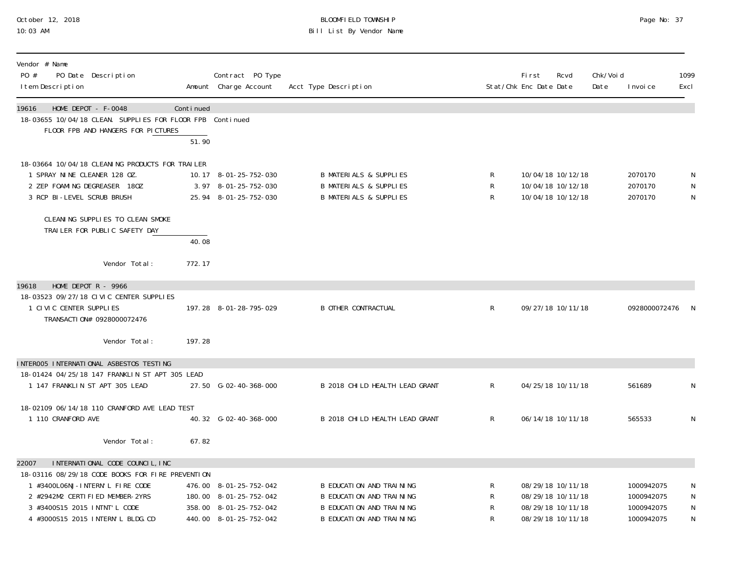| Vendor # Name<br>PO # PO Date Description<br>Item Description | Amount | Contract PO Type<br>Charge Account | Acct Type Description | Stat/Chk | First<br>Enc Date | Rcvd<br>Date | Chk/Void<br>Date | Invoice | 1099<br>Excl |
|---|---|---|---|---|---|---|---|---|---|
| **19616 HOME DEPOT - F-0048** | Continued | | | | | | | | |
| 18-03655 10/04/18 CLEAN. SUPPLIES FOR FLOOR FPB | | Continued | | | | | | | |
| FLOOR FPB AND HANGERS FOR PICTURES | 51.90 | | | | | | | | |
| 18-03664 10/04/18 CLEANING PRODUCTS FOR TRAILER | | | | | | | | | |
| 1 SPRAY NINE CLEANER 128 OZ. | 10.17 | 8-01-25-752-030 | B MATERIALS & SUPPLIES | R | 10/04/18 | 10/12/18 | | 2070170 | N |
| 2 ZEP FOAMING DEGREASER 18OZ | 3.97 | 8-01-25-752-030 | B MATERIALS & SUPPLIES | R | 10/04/18 | 10/12/18 | | 2070170 | N |
| 3 RCP BI-LEVEL SCRUB BRUSH | 25.94 | 8-01-25-752-030 | B MATERIALS & SUPPLIES | R | 10/04/18 | 10/12/18 | | 2070170 | N |
| CLEANING SUPPLIES TO CLEAN SMOKE TRAILER FOR PUBLIC SAFETY DAY | 40.08 | | | | | | | | |
| Vendor Total: | 772.17 | | | | | | | | |
| **19618 HOME DEPOT R - 9966** | | | | | | | | | |
| 18-03523 09/27/18 CIVIC CENTER SUPPLIES | | | | | | | | | |
| 1 CIVIC CENTER SUPPLIES<br>TRANSACTION# 0928000072476 | 197.28 | 8-01-28-795-029 | B OTHER CONTRACTUAL | R | 09/27/18 | 10/11/18 | | 0928000072476 | N |
| Vendor Total: | 197.28 | | | | | | | | |
| **INTER005 INTERNATIONAL ASBESTOS TESTING** | | | | | | | | | |
| 18-01424 04/25/18 147 FRANKLIN ST APT 305 LEAD | | | | | | | | | |
| 1 147 FRANKLIN ST APT 305 LEAD | 27.50 | G-02-40-368-000 | B 2018 CHILD HEALTH LEAD GRANT | R | 04/25/18 | 10/11/18 | | 561689 | N |
| 18-02109 06/14/18 110 CRANFORD AVE LEAD TEST | | | | | | | | | |
| 1 110 CRANFORD AVE | 40.32 | G-02-40-368-000 | B 2018 CHILD HEALTH LEAD GRANT | R | 06/14/18 | 10/11/18 | | 565533 | N |
| Vendor Total: | 67.82 | | | | | | | | |
| **22007 INTERNATIONAL CODE COUNCIL, INC** | | | | | | | | | |
| 18-03116 08/29/18 CODE BOOKS FOR FIRE PREVENTION | | | | | | | | | |
| 1 #3400L06NJ-INTERN'L FIRE CODE | 476.00 | 8-01-25-752-042 | B EDUCATION AND TRAINING | R | 08/29/18 | 10/11/18 | | 1000942075 | N |
| 2 #2942M2 CERTIFIED MEMBER-2YRS | 180.00 | 8-01-25-752-042 | B EDUCATION AND TRAINING | R | 08/29/18 | 10/11/18 | | 1000942075 | N |
| 3 #3400S15 2015 INTNT'L CODE | 358.00 | 8-01-25-752-042 | B EDUCATION AND TRAINING | R | 08/29/18 | 10/11/18 | | 1000942075 | N |
| 4 #3000S15 2015 INTERN'L BLDG.CD | 440.00 | 8-01-25-752-042 | B EDUCATION AND TRAINING | R | 08/29/18 | 10/11/18 | | 1000942075 | N |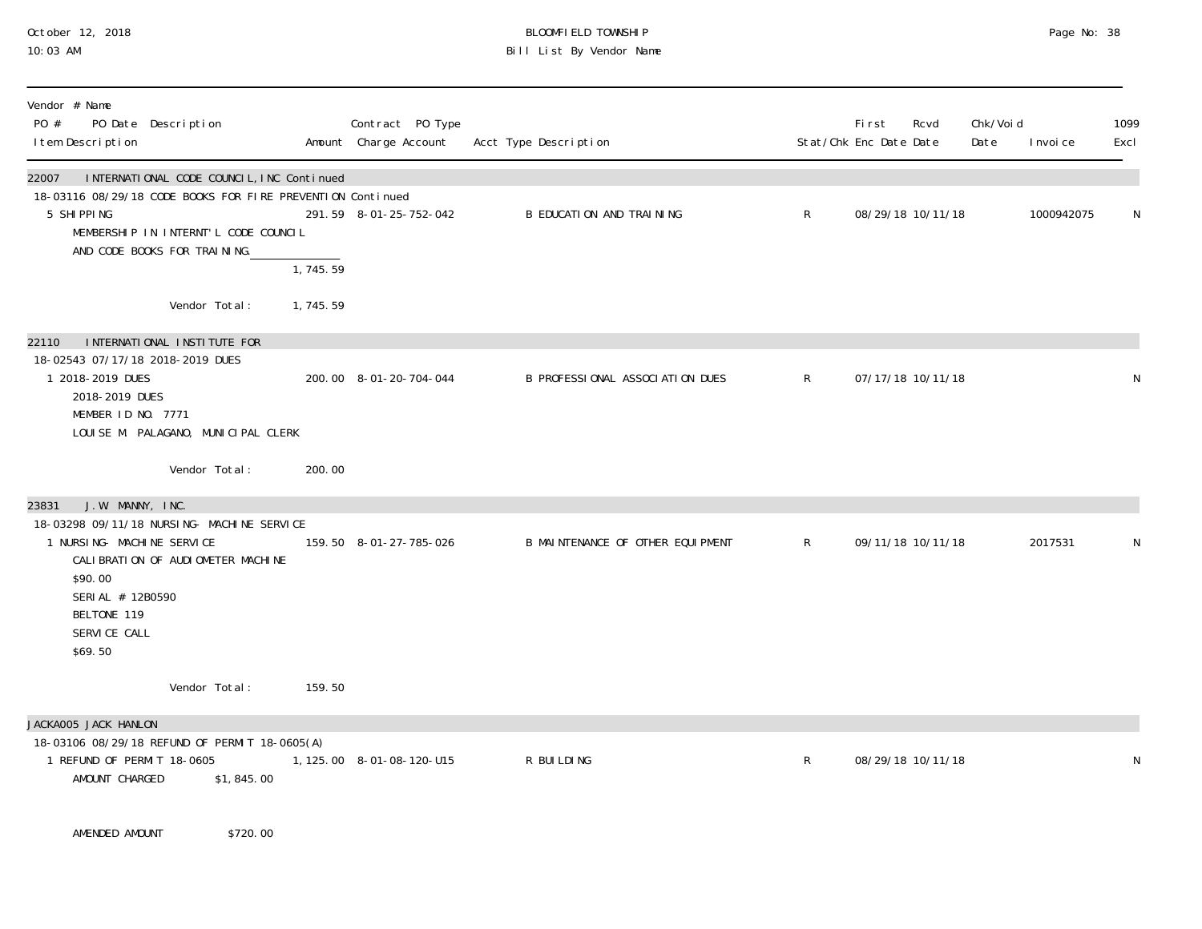| Vendor # Name<br>PO # PO Date Description<br>Item Description | Amount | Contract PO Type<br>Charge Account | Acct Type Description | Stat/Chk | First Enc Date | Rcvd Date | Chk/Void Date | Invoice | 1099 Excl |
|---|---|---|---|---|---|---|---|---|---|
| **22007 INTERNATIONAL CODE COUNCIL, INC Continued** | | | | | | | | | |
| 18-03116 08/29/18 CODE BOOKS FOR FIRE PREVENTION Continued | | | | | | | | | |
| 5 SHIPPING<br>MEMBERSHIP IN INTERNT'L CODE COUNCIL<br>AND CODE BOOKS FOR TRAINING. | 291.59 | 8-01-25-752-042 | B EDUCATION AND TRAINING | R | 08/29/18 | 10/11/18 | | 1000942075 | N |
| | 1,745.59 | | | | | | | | |
| Vendor Total: | 1,745.59 | | | | | | | | |
| **22110 INTERNATIONAL INSTITUTE FOR** | | | | | | | | | |
| 18-02543 07/17/18 2018-2019 DUES | | | | | | | | | |
| 1 2018-2019 DUES<br>2018-2019 DUES<br>MEMBER ID NO. 7771<br>LOUISE M. PALAGANO, MUNICIPAL CLERK | 200.00 | 8-01-20-704-044 | B PROFESSIONAL ASSOCIATION DUES | R | 07/17/18 | 10/11/18 | | | N |
| Vendor Total: | 200.00 | | | | | | | | |
| **23831 J.W. MANNY, INC.** | | | | | | | | | |
| 18-03298 09/11/18 NURSING- MACHINE SERVICE | | | | | | | | | |
| 1 NURSING- MACHINE SERVICE<br>CALIBRATION OF AUDIOMETER MACHINE<br>$90.00<br>SERIAL # 12B0590<br>BELTONE 119<br>SERVICE CALL<br>$69.50 | 159.50 | 8-01-27-785-026 | B MAINTENANCE OF OTHER EQUIPMENT | R | 09/11/18 | 10/11/18 | | 2017531 | N |
| Vendor Total: | 159.50 | | | | | | | | |
| **JACKA005 JACK HANLON** | | | | | | | | | |
| 18-03106 08/29/18 REFUND OF PERMIT 18-0605(A) | | | | | | | | | |
| 1 REFUND OF PERMIT 18-0605<br>AMOUNT CHARGED $1,845.00<br><br>AMENDED AMOUNT $720.00 | 1,125.00 | 8-01-08-120-U15 | R BUILDING | R | 08/29/18 | 10/11/18 | | | N |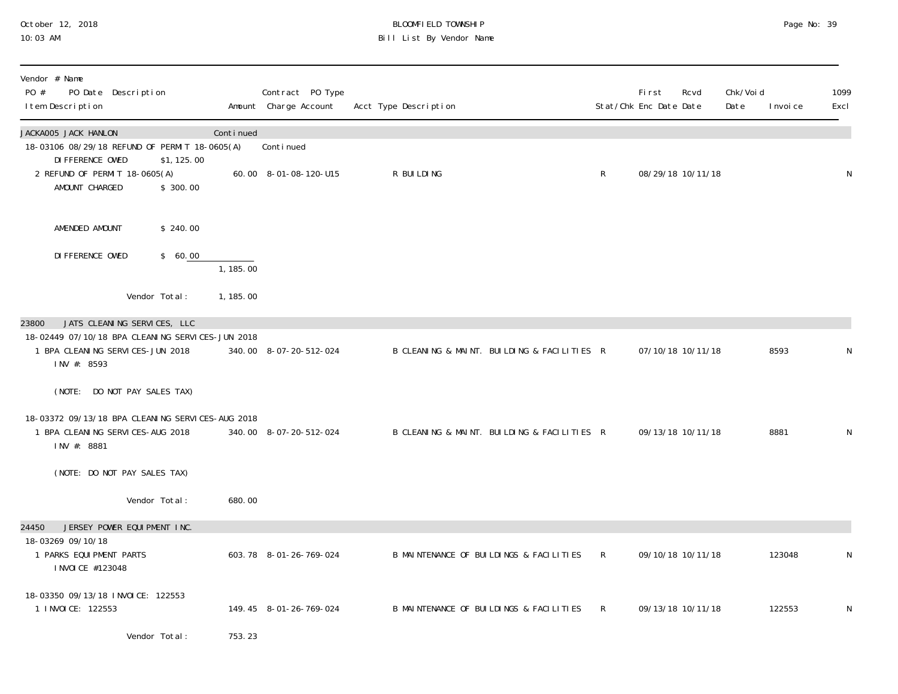BLOOMFIELD TOWNSHIP

Bill List By Vendor Name

October 12, 2018
10:03 AM

| Vendor # Name / PO # PO Date Description / Item Description | Amount | Contract PO Type / Charge Account | Acct Type Description | Stat/Chk | First Enc Date | Rcvd Date | Chk/Void Date | Invoice | 1099 Excl |
|---|---|---|---|---|---|---|---|---|---|
| JACKA005 JACK HANLON | Continued | | | | | | | | |
| 18-03106 08/29/18 REFUND OF PERMIT 18-0605(A) | | Continued | | | | | | | |
| DIFFERENCE OWED $1,125.00 | | | | | | | | | |
| 2 REFUND OF PERMIT 18-0605(A) AMOUNT CHARGED $ 300.00 AMENDED AMOUNT $ 240.00 DIFFERENCE OWED $ 60.00 | 60.00 | 8-01-08-120-U15 | R BUILDING | R | 08/29/18 | 10/11/18 | | | N |
| | 1,185.00 | | | | | | | | |
| Vendor Total: | 1,185.00 | | | | | | | | |
| 23800 JATS CLEANING SERVICES, LLC | | | | | | | | | |
| 18-02449 07/10/18 BPA CLEANING SERVICES-JUN 2018 | | | | | | | | | |
| 1 BPA CLEANING SERVICES-JUN 2018 INV #: 8593 (NOTE: DO NOT PAY SALES TAX) | 340.00 | 8-07-20-512-024 | B CLEANING & MAINT. BUILDING & FACILITIES | R | 07/10/18 | 10/11/18 | | 8593 | N |
| 18-03372 09/13/18 BPA CLEANING SERVICES-AUG 2018 | | | | | | | | | |
| 1 BPA CLEANING SERVICES-AUG 2018 INV #: 8881 (NOTE: DO NOT PAY SALES TAX) | 340.00 | 8-07-20-512-024 | B CLEANING & MAINT. BUILDING & FACILITIES | R | 09/13/18 | 10/11/18 | | 8881 | N |
| Vendor Total: | 680.00 | | | | | | | | |
| 24450 JERSEY POWER EQUIPMENT INC. | | | | | | | | | |
| 18-03269 09/10/18 | | | | | | | | | |
| 1 PARKS EQUIPMENT PARTS INVOICE #123048 | 603.78 | 8-01-26-769-024 | B MAINTENANCE OF BUILDINGS & FACILITIES | R | 09/10/18 | 10/11/18 | | 123048 | N |
| 18-03350 09/13/18 INVOICE: 122553 | | | | | | | | | |
| 1 INVOICE: 122553 | 149.45 | 8-01-26-769-024 | B MAINTENANCE OF BUILDINGS & FACILITIES | R | 09/13/18 | 10/11/18 | | 122553 | N |
| Vendor Total: | 753.23 | | | | | | | | |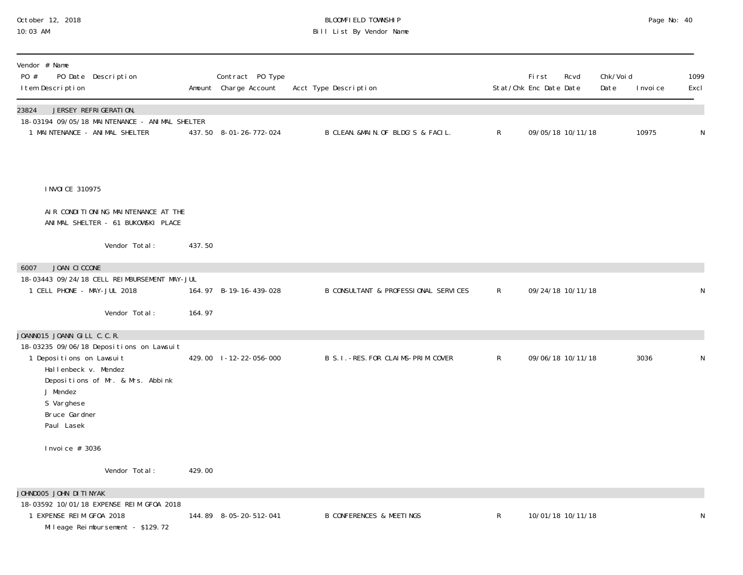BLOOMFIELD TOWNSHIP
Bill List By Vendor Name

October 12, 2018
10:03 AM

| Vendor # Name<br>PO # PO Date Description<br>Item Description | Amount | Contract PO Type<br>Charge Account | Acct Type Description | Stat/Chk | First Enc Date | Rcvd Date | Chk/Void Date | Invoice | 1099 Excl |
|---|---|---|---|---|---|---|---|---|---|
| **23824 JERSEY REFRIGERATION,** | | | | | | | | | |
| 18-03194 09/05/18 MAINTENANCE - ANIMAL SHELTER | | | | | | | | | |
| 1 MAINTENANCE - ANIMAL SHELTER | 437.50 | 8-01-26-772-024 | B CLEAN.&MAIN.OF BLDG'S & FACIL. | R | 09/05/18 | 10/11/18 | | 10975 | N |
| INVOICE 310975 | | | | | | | | | |
| AIR CONDITIONING MAINTENANCE AT THE ANIMAL SHELTER - 61 BUKOWSKI PLACE | | | | | | | | | |
| Vendor Total: | 437.50 | | | | | | | | |
| **6007 JOAN CICCONE** | | | | | | | | | |
| 18-03443 09/24/18 CELL REIMBURSEMENT MAY-JUL | | | | | | | | | |
| 1 CELL PHONE - MAY-JUL 2018 | 164.97 | B-19-16-439-028 | B CONSULTANT & PROFESSIONAL SERVICES | R | 09/24/18 | 10/11/18 | | | N |
| Vendor Total: | 164.97 | | | | | | | | |
| **JOANN015 JOANN GILL C.C.R.** | | | | | | | | | |
| 18-03235 09/06/18 Depositions on Lawsuit | | | | | | | | | |
| 1 Depositions on Lawsuit | 429.00 | I-12-22-056-000 | B S.I.-RES.FOR CLAIMS-PRIM.COVER | R | 09/06/18 | 10/11/18 | | 3036 | N |
| Hallenbeck v. Mendez<br>Depositions of Mr. & Mrs. Abbink<br>J Mendez<br>S Varghese<br>Bruce Gardner<br>Paul Lasek | | | | | | | | | |
| Invoice # 3036 | | | | | | | | | |
| Vendor Total: | 429.00 | | | | | | | | |
| **JOHND005 JOHN DITINYAK** | | | | | | | | | |
| 18-03592 10/01/18 EXPENSE REIM GFOA 2018 | | | | | | | | | |
| 1 EXPENSE REIM GFOA 2018 | 144.89 | 8-05-20-512-041 | B CONFERENCES & MEETINGS | R | 10/01/18 | 10/11/18 | | | N |
| Mileage Reimbursement - $129.72 | | | | | | | | | |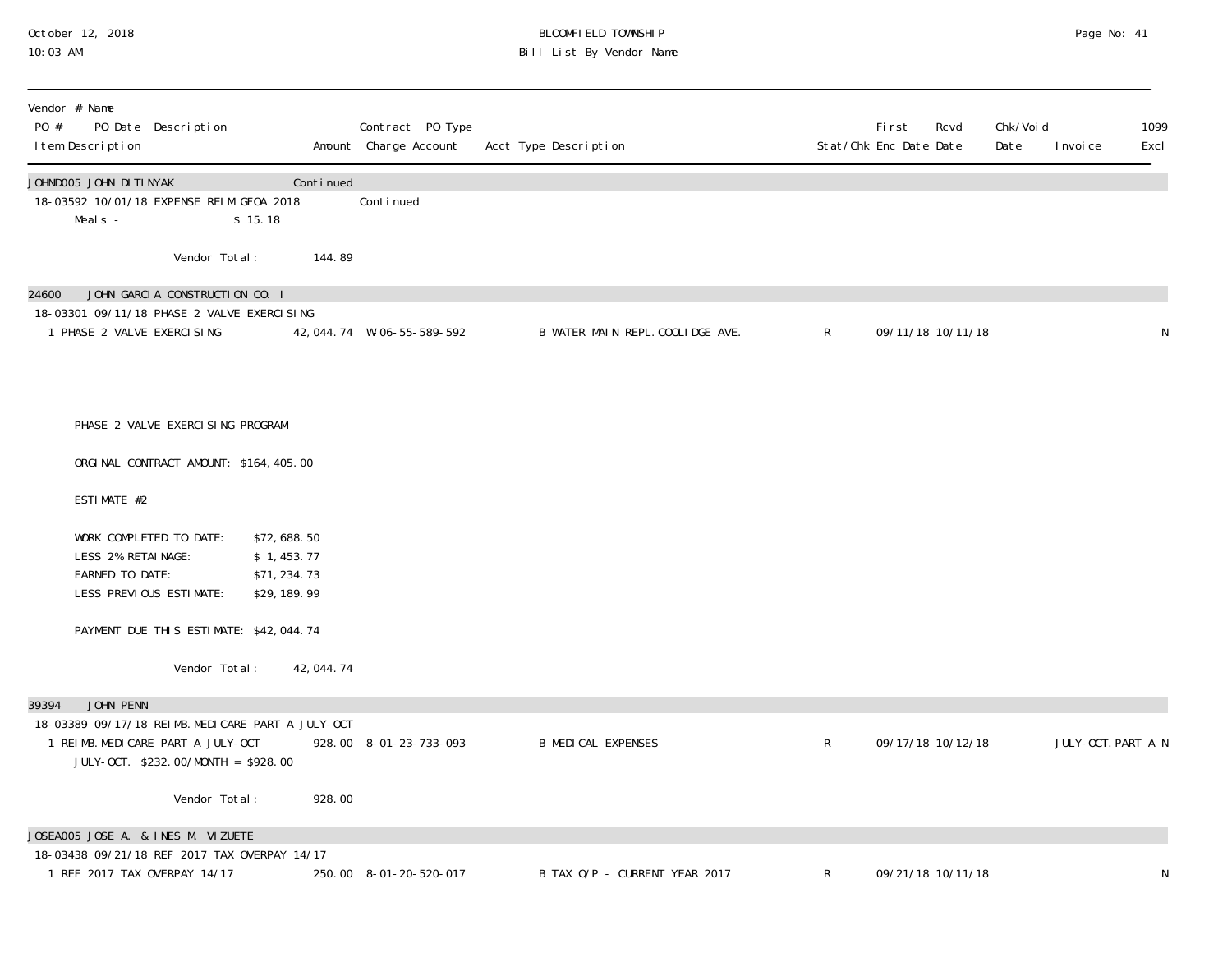| Vendor # Name PO # PO Date Description Item Description | Amount | Contract PO Type Charge Account | Acct Type Description | Stat/Chk | First Enc Date | Rcvd Date | Chk/Void Date | Invoice | 1099 Excl |
|---|---|---|---|---|---|---|---|---|---|
| JOHND005 JOHN DITINYAK | Continued | | | | | | | | |
| 18-03592 10/01/18 EXPENSE REIM GFOA 2018 | | Continued | | | | | | | |
| Meals - $ 15.18 | | | | | | | | | |
| Vendor Total: | 144.89 | | | | | | | | |
| 24600 JOHN GARCIA CONSTRUCTION CO. I | | | | | | | | | |
| 18-03301 09/11/18 PHASE 2 VALVE EXERCISING | | | | | | | | | |
| 1 PHASE 2 VALVE EXERCISING | 42,044.74 | W-06-55-589-592 | B WATER MAIN REPL.COOLIDGE AVE. | R | 09/11/18 | 10/11/18 | | | N |

PHASE 2 VALVE EXERCISING PROGRAM

ORGINAL CONTRACT AMOUNT: $164,405.00

ESTIMATE #2

WORK COMPLETED TO DATE: $72,688.50
LESS 2% RETAINAGE: $ 1,453.77
EARNED TO DATE: $71,234.73
LESS PREVIOUS ESTIMATE: $29,189.99

PAYMENT DUE THIS ESTIMATE: $42,044.74

| Vendor # Name PO # PO Date Description Item Description | Amount | Contract PO Type Charge Account | Acct Type Description | Stat/Chk | First Enc Date | Rcvd Date | Chk/Void Date | Invoice | 1099 Excl |
|---|---|---|---|---|---|---|---|---|---|
| Vendor Total: | 42,044.74 | | | | | | | | |
| 39394 JOHN PENN | | | | | | | | | |
| 18-03389 09/17/18 REIMB.MEDICARE PART A JULY-OCT | | | | | | | | | |
| 1 REIMB.MEDICARE PART A JULY-OCT | 928.00 | 8-01-23-733-093 | B MEDICAL EXPENSES | R | 09/17/18 | 10/12/18 | | JULY-OCT.PART A | N |
| JULY-OCT. $232.00/MONTH = $928.00 | | | | | | | | | |
| Vendor Total: | 928.00 | | | | | | | | |
| JOSEA005 JOSE A. & INES M. VIZUETE | | | | | | | | | |
| 18-03438 09/21/18 REF 2017 TAX OVERPAY 14/17 | | | | | | | | | |
| 1 REF 2017 TAX OVERPAY 14/17 | 250.00 | 8-01-20-520-017 | B TAX O/P - CURRENT YEAR 2017 | R | 09/21/18 | 10/11/18 | | | N |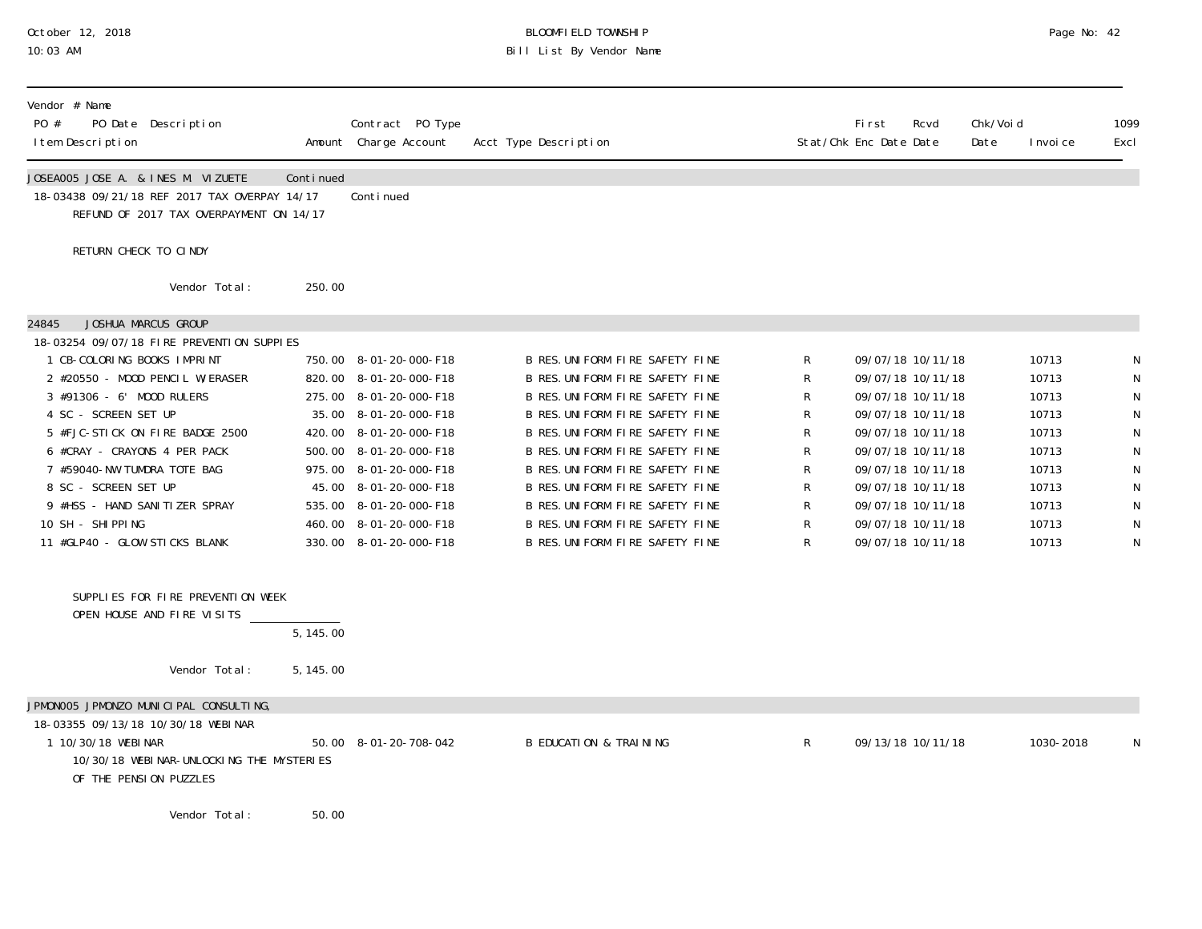| Vendor # Name<br>PO # PO Date Description<br>Item Description | Amount | Contract PO Type<br>Charge Account | Acct Type Description | Stat/Chk | First Enc Date | Rcvd Date | Chk/Void Date | Invoice | 1099 Excl |
|---|---|---|---|---|---|---|---|---|---|
| **JOSEA005 JOSE A. & INES M. VIZUETE** | Continued | | | | | | | | |
| 18-03438 09/21/18 REF 2017 TAX OVERPAY 14/17 | | Continued | | | | | | | |
| REFUND OF 2017 TAX OVERPAYMENT ON 14/17 | | | | | | | | | |
| RETURN CHECK TO CINDY | | | | | | | | | |
| Vendor Total: | 250.00 | | | | | | | | |
| **24845 JOSHUA MARCUS GROUP** | | | | | | | | | |
| 18-03254 09/07/18 FIRE PREVENTION SUPPIES | | | | | | | | | |
| 1 CB-COLORING BOOKS IMPRINT | 750.00 | 8-01-20-000-F18 | B RES.UNIFORM FIRE SAFETY FINE | R | 09/07/18 | 10/11/18 | | 10713 | N |
| 2 #20550 - MOOD PENCIL W/ERASER | 820.00 | 8-01-20-000-F18 | B RES.UNIFORM FIRE SAFETY FINE | R | 09/07/18 | 10/11/18 | | 10713 | N |
| 3 #91306 - 6' MOOD RULERS | 275.00 | 8-01-20-000-F18 | B RES.UNIFORM FIRE SAFETY FINE | R | 09/07/18 | 10/11/18 | | 10713 | N |
| 4 SC - SCREEN SET UP | 35.00 | 8-01-20-000-F18 | B RES.UNIFORM FIRE SAFETY FINE | R | 09/07/18 | 10/11/18 | | 10713 | N |
| 5 #FJC-STICK ON FIRE BADGE 2500 | 420.00 | 8-01-20-000-F18 | B RES.UNIFORM FIRE SAFETY FINE | R | 09/07/18 | 10/11/18 | | 10713 | N |
| 6 #CRAY - CRAYONS 4 PER PACK | 500.00 | 8-01-20-000-F18 | B RES.UNIFORM FIRE SAFETY FINE | R | 09/07/18 | 10/11/18 | | 10713 | N |
| 7 #59040-NW TUMDRA TOTE BAG | 975.00 | 8-01-20-000-F18 | B RES.UNIFORM FIRE SAFETY FINE | R | 09/07/18 | 10/11/18 | | 10713 | N |
| 8 SC - SCREEN SET UP | 45.00 | 8-01-20-000-F18 | B RES.UNIFORM FIRE SAFETY FINE | R | 09/07/18 | 10/11/18 | | 10713 | N |
| 9 #HSS - HAND SANITIZER SPRAY | 535.00 | 8-01-20-000-F18 | B RES.UNIFORM FIRE SAFETY FINE | R | 09/07/18 | 10/11/18 | | 10713 | N |
| 10 SH - SHIPPING | 460.00 | 8-01-20-000-F18 | B RES.UNIFORM FIRE SAFETY FINE | R | 09/07/18 | 10/11/18 | | 10713 | N |
| 11 #GLP40 - GLOW STICKS BLANK | 330.00 | 8-01-20-000-F18 | B RES.UNIFORM FIRE SAFETY FINE | R | 09/07/18 | 10/11/18 | | 10713 | N |
| SUPPLIES FOR FIRE PREVENTION WEEK<br>OPEN HOUSE AND FIRE VISITS | 5,145.00 | | | | | | | | |
| Vendor Total: | 5,145.00 | | | | | | | | |
| **JPMON005 JPMONZO MUNICIPAL CONSULTING,** | | | | | | | | | |
| 18-03355 09/13/18 10/30/18 WEBINAR | | | | | | | | | |
| 1 10/30/18 WEBINAR<br>10/30/18 WEBINAR-UNLOCKING THE MYSTERIES<br>OF THE PENSION PUZZLES | 50.00 | 8-01-20-708-042 | B EDUCATION & TRAINING | R | 09/13/18 | 10/11/18 | | 1030-2018 | N |
| Vendor Total: | 50.00 | | | | | | | | |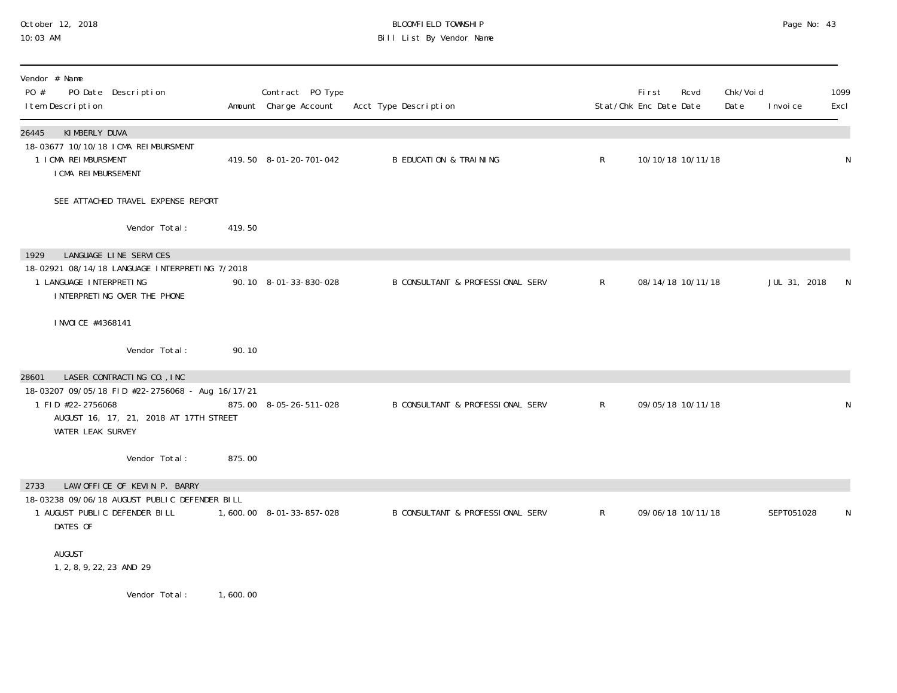October 12, 2018
10:03 AM

# BLOOMFIELD TOWNSHIP
## Bill List By Vendor Name

| Vendor # Name<br>PO # PO Date Description<br>Item Description | Amount | Contract PO Type<br>Charge Account | Acct Type Description | Stat/Chk | First Enc Date | Rcvd Date | Chk/Void Date | Invoice | 1099 Excl |
|---|---|---|---|---|---|---|---|---|---|
| **26445 KIMBERLY DUVA** | | | | | | | | | |
| 18-03677 10/10/18 ICMA REIMBURSMENT | | | | | | | | | |
| 1 ICMA REIMBURSMENT<br>ICMA REIMBURSEMENT<br><br>SEE ATTACHED TRAVEL EXPENSE REPORT | 419.50 | 8-01-20-701-042 | B EDUCATION & TRAINING | R | 10/10/18 | 10/11/18 | | | N |
| Vendor Total: | 419.50 | | | | | | | | |
| **1929 LANGUAGE LINE SERVICES** | | | | | | | | | |
| 18-02921 08/14/18 LANGUAGE INTERPRETING 7/2018 | | | | | | | | | |
| 1 LANGUAGE INTERPRETING<br>INTERPRETING OVER THE PHONE<br><br>INVOICE #4368141 | 90.10 | 8-01-33-830-028 | B CONSULTANT & PROFESSIONAL SERV | R | 08/14/18 | 10/11/18 | | JUL 31, 2018 | N |
| Vendor Total: | 90.10 | | | | | | | | |
| **28601 LASER CONTRACTING CO.,INC** | | | | | | | | | |
| 18-03207 09/05/18 FID #22-2756068 - Aug 16/17/21 | | | | | | | | | |
| 1 FID #22-2756068<br>AUGUST 16, 17, 21, 2018 AT 17TH STREET<br>WATER LEAK SURVEY | 875.00 | 8-05-26-511-028 | B CONSULTANT & PROFESSIONAL SERV | R | 09/05/18 | 10/11/18 | | | N |
| Vendor Total: | 875.00 | | | | | | | | |
| **2733 LAW OFFICE OF KEVIN P. BARRY** | | | | | | | | | |
| 18-03238 09/06/18 AUGUST PUBLIC DEFENDER BILL | | | | | | | | | |
| 1 AUGUST PUBLIC DEFENDER BILL<br>DATES OF<br><br>AUGUST<br>1, 2, 8, 9, 22, 23 AND 29 | 1,600.00 | 8-01-33-857-028 | B CONSULTANT & PROFESSIONAL SERV | R | 09/06/18 | 10/11/18 | | SEPT051028 | N |
| Vendor Total: | 1,600.00 | | | | | | | | |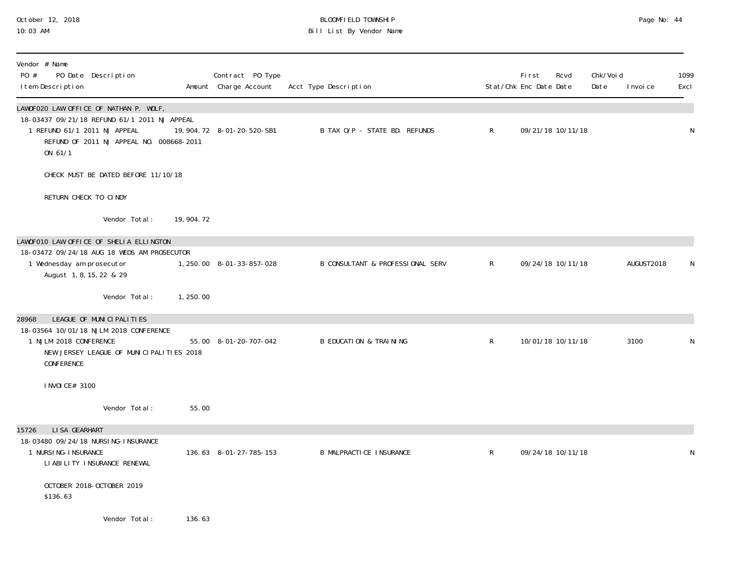BLOOMFIELD TOWNSHIP
Bill List By Vendor Name

October 12, 2018
10:03 AM

| Vendor # Name<br>PO # PO Date Description<br>Item Description | Amount | Contract PO Type<br>Charge Account | Acct Type Description | Stat/Chk | First Enc Date | Rcvd Date | Chk/Void Date | Invoice | 1099 Excl |
|---|---|---|---|---|---|---|---|---|---|
| **LAWOF020 LAW OFFICE OF NATHAN P. WOLF,** | | | | | | | | | |
| 18-03437 09/21/18 REFUND 61/1 2011 NJ APPEAL | | | | | | | | | |
| 1 REFUND 61/1 2011 NJ APPEAL<br>REFUND OF 2011 NJ APPEAL NO. 008668-2011<br>ON 61/1<br><br>CHECK MUST BE DATED BEFORE 11/10/18<br><br>RETURN CHECK TO CINDY | 19,904.72 | 8-01-20-520-SB1 | B TAX O/P - STATE BD. REFUNDS | R | 09/21/18 | 10/11/18 | | | N |
| Vendor Total: | 19,904.72 | | | | | | | | |
| **LAWOF010 LAW OFFICE OF SHELIA ELLINGTON** | | | | | | | | | |
| 18-03472 09/24/18 AUG 18 WEDS AM PROSECUTOR | | | | | | | | | |
| 1 Wednesday am prosecutor<br>August 1, 8, 15, 22 & 29 | 1,250.00 | 8-01-33-857-028 | B CONSULTANT & PROFESSIONAL SERV | R | 09/24/18 | 10/11/18 | | AUGUST2018 | N |
| Vendor Total: | 1,250.00 | | | | | | | | |
| **28968 LEAGUE OF MUNICIPALITIES** | | | | | | | | | |
| 18-03564 10/01/18 NJLM 2018 CONFERENCE | | | | | | | | | |
| 1 NJLM 2018 CONFERENCE<br>NEW JERSEY LEAGUE OF MUNICIPALITIES 2018<br>CONFERENCE<br><br>INVOICE# 3100 | 55.00 | 8-01-20-707-042 | B EDUCATION & TRAINING | R | 10/01/18 | 10/11/18 | | 3100 | N |
| Vendor Total: | 55.00 | | | | | | | | |
| **15726 LISA GEARHART** | | | | | | | | | |
| 18-03480 09/24/18 NURSING-INSURANCE | | | | | | | | | |
| 1 NURSING-INSURANCE<br>LIABILITY INSURANCE RENEWAL<br><br>OCTOBER 2018-OCTOBER 2019<br>$136.63 | 136.63 | 8-01-27-785-153 | B MALPRACTICE INSURANCE | R | 09/24/18 | 10/11/18 | | | N |
| Vendor Total: | 136.63 | | | | | | | | |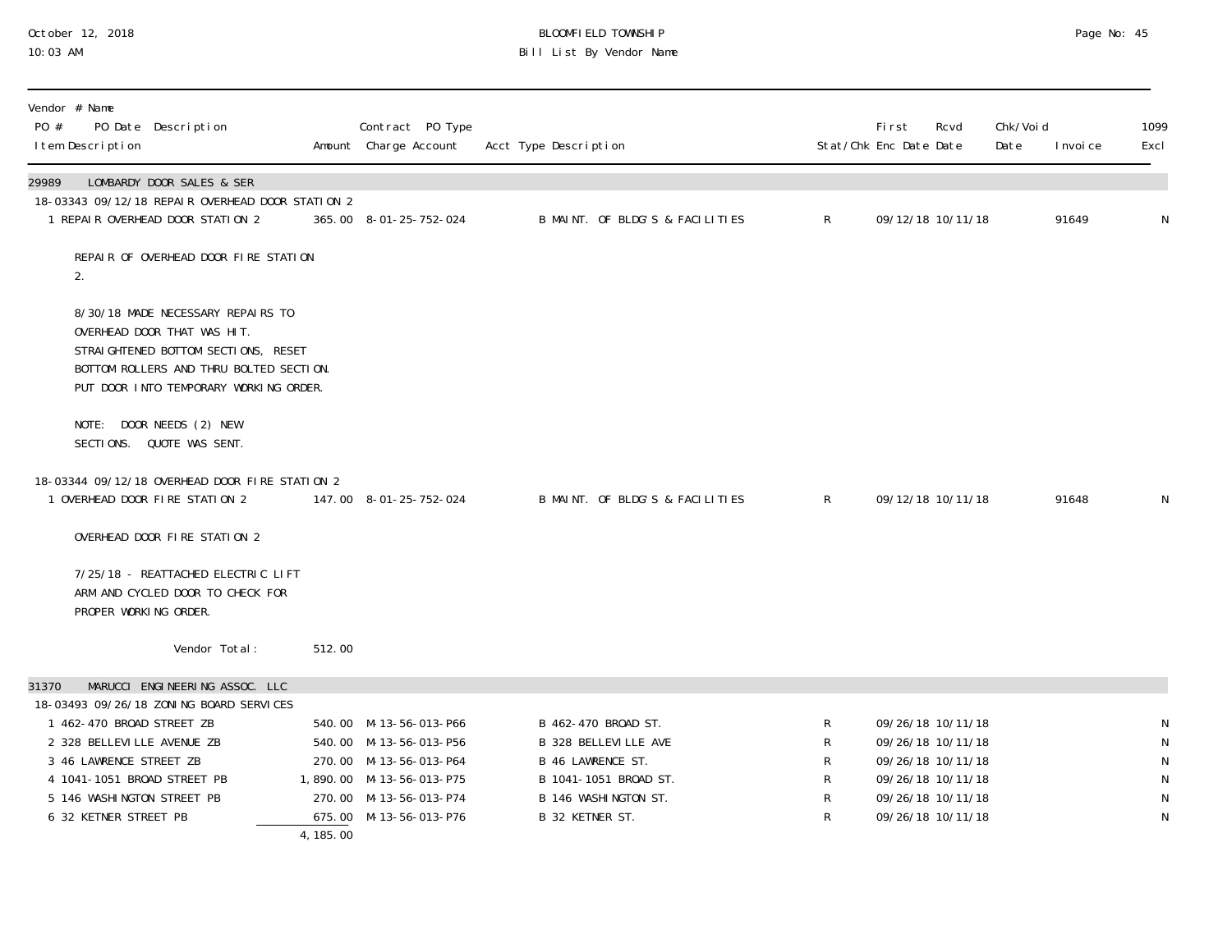| Vendor # Name<br>PO # PO Date Description<br>Item Description | Amount | Contract PO Type<br>Charge Account | Acct Type Description | Stat/Chk | First<br>Enc Date | Rcvd<br>Date | Chk/Void<br>Date | Invoice | 1099<br>Excl |
|---|---|---|---|---|---|---|---|---|---|
| **29989 LOMBARDY DOOR SALES & SER** | | | | | | | | | |
| 18-03343 09/12/18 REPAIR OVERHEAD DOOR STATION 2 | | | | | | | | | |
| 1 REPAIR OVERHEAD DOOR STATION 2 | 365.00 | 8-01-25-752-024 | B MAINT. OF BLDG'S & FACILITIES | R | 09/12/18 | 10/11/18 | | 91649 | N |
| REPAIR OF OVERHEAD DOOR FIRE STATION 2. | | | | | | | | | |
| 8/30/18 MADE NECESSARY REPAIRS TO OVERHEAD DOOR THAT WAS HIT. STRAIGHTENED BOTTOM SECTIONS, RESET BOTTOM ROLLERS AND THRU BOLTED SECTION. PUT DOOR INTO TEMPORARY WORKING ORDER. | | | | | | | | | |
| NOTE: DOOR NEEDS (2) NEW SECTIONS. QUOTE WAS SENT. | | | | | | | | | |
| 18-03344 09/12/18 OVERHEAD DOOR FIRE STATION 2 | | | | | | | | | |
| 1 OVERHEAD DOOR FIRE STATION 2 | 147.00 | 8-01-25-752-024 | B MAINT. OF BLDG'S & FACILITIES | R | 09/12/18 | 10/11/18 | | 91648 | N |
| OVERHEAD DOOR FIRE STATION 2 | | | | | | | | | |
| 7/25/18 - REATTACHED ELECTRIC LIFT ARM AND CYCLED DOOR TO CHECK FOR PROPER WORKING ORDER. | | | | | | | | | |
| Vendor Total: | 512.00 | | | | | | | | |
| **31370 MARUCCI ENGINEERING ASSOC. LLC** | | | | | | | | | |
| 18-03493 09/26/18 ZONING BOARD SERVICES | | | | | | | | | |
| 1 462-470 BROAD STREET ZB | 540.00 | M-13-56-013-P66 | B 462-470 BROAD ST. | R | 09/26/18 | 10/11/18 | | | N |
| 2 328 BELLEVILLE AVENUE ZB | 540.00 | M-13-56-013-P56 | B 328 BELLEVILLE AVE | R | 09/26/18 | 10/11/18 | | | N |
| 3 46 LAWRENCE STREET ZB | 270.00 | M-13-56-013-P64 | B 46 LAWRENCE ST. | R | 09/26/18 | 10/11/18 | | | N |
| 4 1041-1051 BROAD STREET PB | 1,890.00 | M-13-56-013-P75 | B 1041-1051 BROAD ST. | R | 09/26/18 | 10/11/18 | | | N |
| 5 146 WASHINGTON STREET PB | 270.00 | M-13-56-013-P74 | B 146 WASHINGTON ST. | R | 09/26/18 | 10/11/18 | | | N |
| 6 32 KETNER STREET PB | 675.00 | M-13-56-013-P76 | B 32 KETNER ST. | R | 09/26/18 | 10/11/18 | | | N |
| | 4,185.00 | | | | | | | | |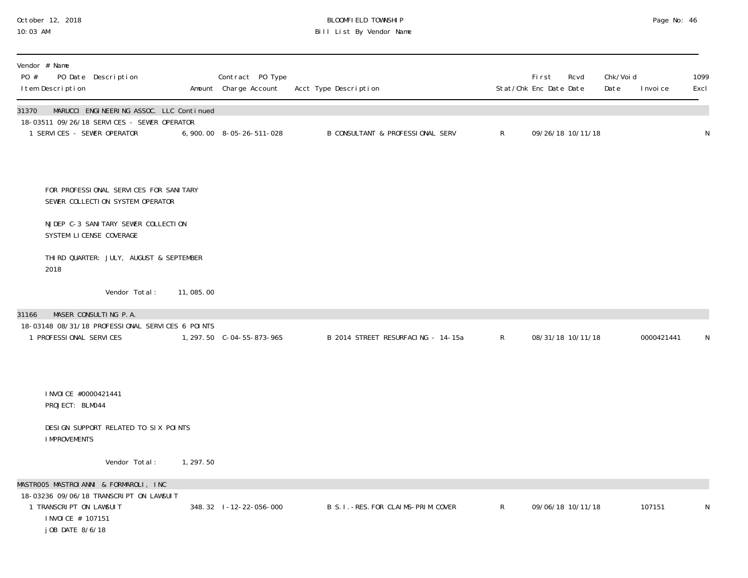| Vendor # Name<br>PO # PO Date Description<br>Item Description | Amount | Contract PO Type<br>Charge Account | Acct Type Description | Stat/Chk | First<br>Enc Date | Rcvd<br>Date | Chk/Void<br>Date | Invoice | 1099<br>Excl |
|---|---|---|---|---|---|---|---|---|---|
| **31370 MARUCCI ENGINEERING ASSOC. LLC Continued** | | | | | | | | | |
| 18-03511 09/26/18 SERVICES - SEWER OPERATOR | | | | | | | | | |
| 1 SERVICES - SEWER OPERATOR | 6,900.00 | 8-05-26-511-028 | B CONSULTANT & PROFESSIONAL SERV | R | 09/26/18 | 10/11/18 | | | N |

FOR PROFESSIONAL SERVICES FOR SANITARY SEWER COLLECTION SYSTEM OPERATOR

NJDEP C-3 SANITARY SEWER COLLECTION SYSTEM LICENSE COVERAGE

THIRD QUARTER: JULY, AUGUST & SEPTEMBER 2018

Vendor Total: 11,085.00

| Vendor # Name<br>PO # PO Date Description<br>Item Description | Amount | Contract PO Type<br>Charge Account | Acct Type Description | Stat/Chk | First<br>Enc Date | Rcvd<br>Date | Chk/Void<br>Date | Invoice | 1099<br>Excl |
|---|---|---|---|---|---|---|---|---|---|
| **31166 MASER CONSULTING P.A.** | | | | | | | | | |
| 18-03148 08/31/18 PROFESSIONAL SERVICES 6 POINTS | | | | | | | | | |
| 1 PROFESSIONAL SERVICES | 1,297.50 | C-04-55-873-965 | B 2014 STREET RESURFACING - 14-15a | R | 08/31/18 | 10/11/18 | | 0000421441 | N |

INVOICE #0000421441
PROJECT: BLM044

DESIGN SUPPORT RELATED TO SIX POINTS IMPROVEMENTS

Vendor Total: 1,297.50

| Vendor # Name<br>PO # PO Date Description<br>Item Description | Amount | Contract PO Type<br>Charge Account | Acct Type Description | Stat/Chk | First<br>Enc Date | Rcvd<br>Date | Chk/Void<br>Date | Invoice | 1099<br>Excl |
|---|---|---|---|---|---|---|---|---|---|
| **MASTR005 MASTROIANNI & FORMAROLI, INC** | | | | | | | | | |
| 18-03236 09/06/18 TRANSCRIPT ON LAWSUIT | | | | | | | | | |
| 1 TRANSCRIPT ON LAWSUIT | 348.32 | I-12-22-056-000 | B S.I.-RES.FOR CLAIMS-PRIM.COVER | R | 09/06/18 | 10/11/18 | | 107151 | N |

INVOICE # 107151
jOB DATE 8/6/18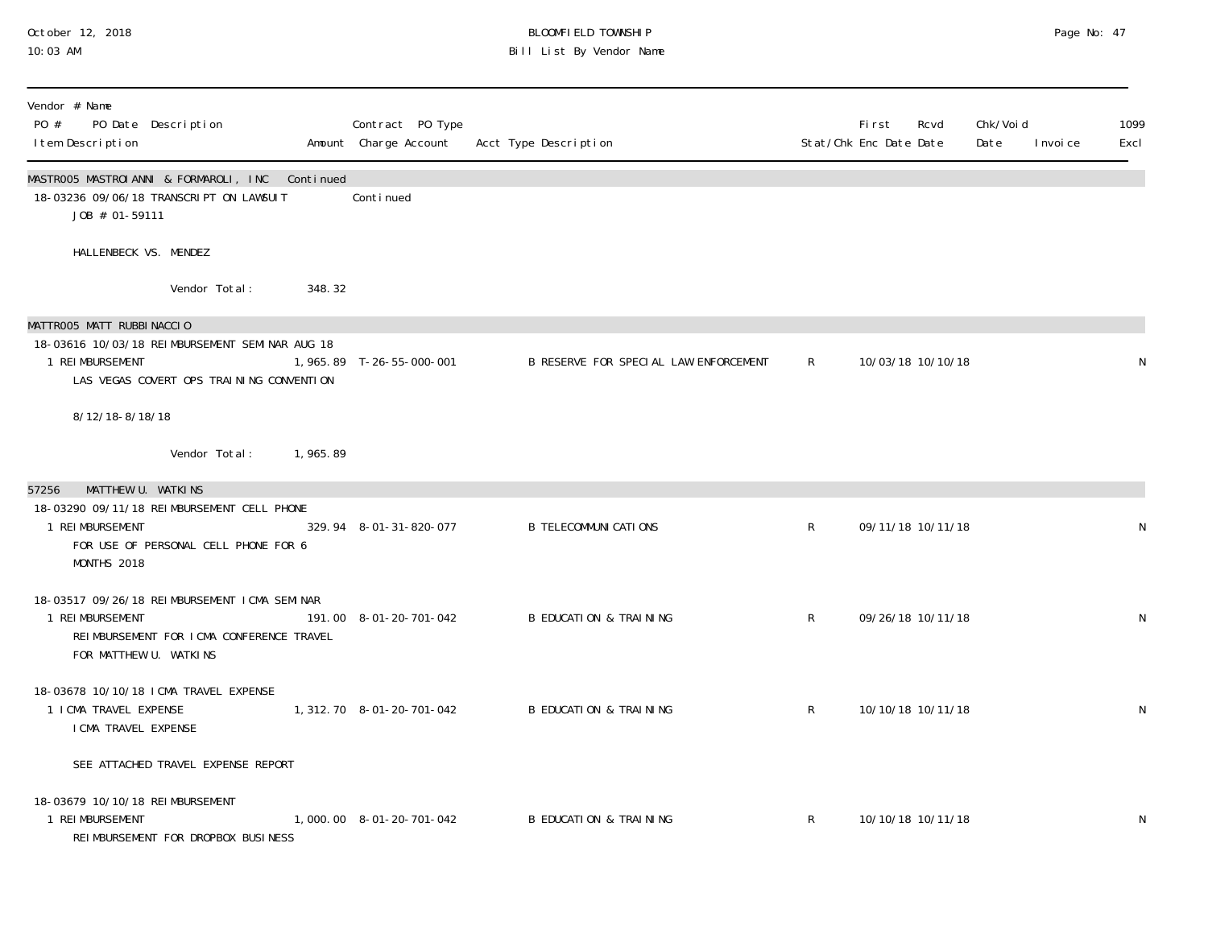| Vendor # Name<br>PO # PO Date Description<br>Item Description | Amount | Contract PO Type<br>Charge Account | Acct Type Description | Stat/Chk | First<br>Enc Date | Rcvd<br>Date | Chk/Void<br>Date | Invoice | 1099<br>Excl |
|---|---|---|---|---|---|---|---|---|---|
| **MASTR005 MASTROIANNI & FORMAROLI, INC Continued** | | | | | | | | | |
| 18-03236 09/06/18 TRANSCRIPT ON LAWSUIT | | Continued | | | | | | | |
| JOB # 01-59111 | | | | | | | | | |
| HALLENBECK VS. MENDEZ | | | | | | | | | |
| Vendor Total: | 348.32 | | | | | | | | |
| **MATTR005 MATT RUBBINACCIO** | | | | | | | | | |
| 18-03616 10/03/18 REIMBURSEMENT SEMINAR AUG 18 | | | | | | | | | |
| 1 REIMBURSEMENT<br>LAS VEGAS COVERT OPS TRAINING CONVENTION<br>8/12/18-8/18/18 | 1,965.89 | T-26-55-000-001 | B RESERVE FOR SPECIAL LAW ENFORCEMENT | R | 10/03/18 | 10/10/18 | | | N |
| Vendor Total: | 1,965.89 | | | | | | | | |
| **57256 MATTHEW U. WATKINS** | | | | | | | | | |
| 18-03290 09/11/18 REIMBURSEMENT CELL PHONE | | | | | | | | | |
| 1 REIMBURSEMENT<br>FOR USE OF PERSONAL CELL PHONE FOR 6 MONTHS 2018 | 329.94 | 8-01-31-820-077 | B TELECOMMUNICATIONS | R | 09/11/18 | 10/11/18 | | | N |
| 18-03517 09/26/18 REIMBURSEMENT ICMA SEMINAR | | | | | | | | | |
| 1 REIMBURSEMENT<br>REIMBURSEMENT FOR ICMA CONFERENCE TRAVEL FOR MATTHEW U. WATKINS | 191.00 | 8-01-20-701-042 | B EDUCATION & TRAINING | R | 09/26/18 | 10/11/18 | | | N |
| 18-03678 10/10/18 ICMA TRAVEL EXPENSE | | | | | | | | | |
| 1 ICMA TRAVEL EXPENSE<br>ICMA TRAVEL EXPENSE<br>SEE ATTACHED TRAVEL EXPENSE REPORT | 1,312.70 | 8-01-20-701-042 | B EDUCATION & TRAINING | R | 10/10/18 | 10/11/18 | | | N |
| 18-03679 10/10/18 REIMBURSEMENT | | | | | | | | | |
| 1 REIMBURSEMENT<br>REIMBURSEMENT FOR DROPBOX BUSINESS | 1,000.00 | 8-01-20-701-042 | B EDUCATION & TRAINING | R | 10/10/18 | 10/11/18 | | | N |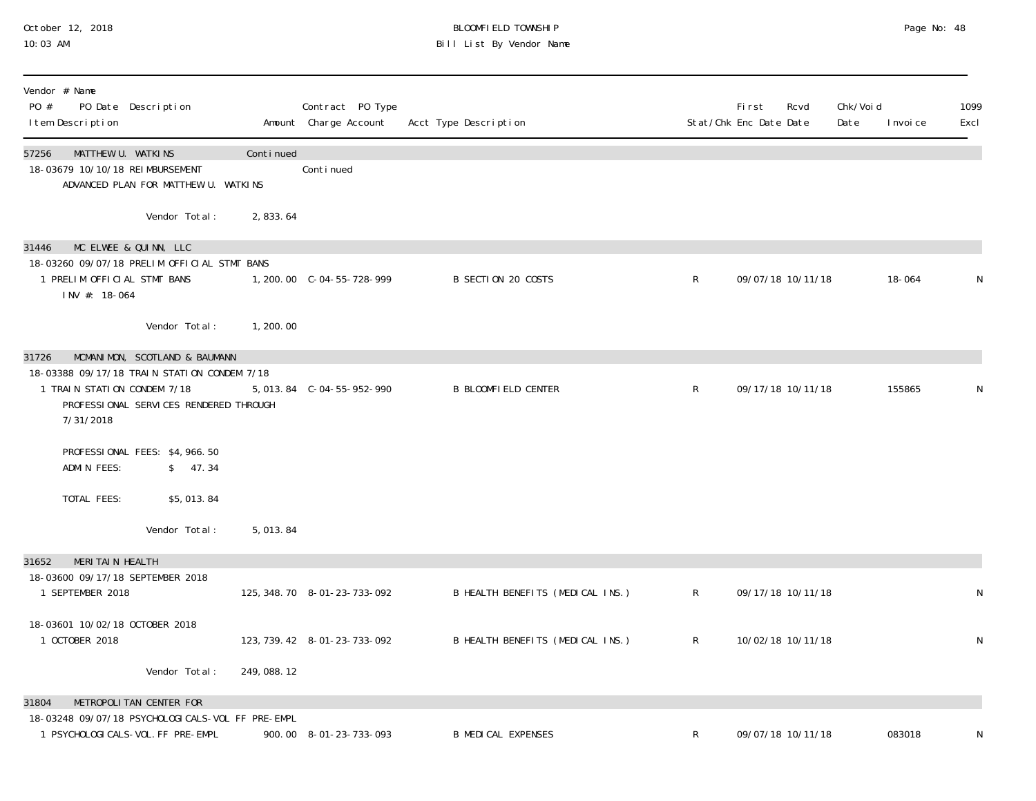BLOOMFIELD TOWNSHIP
Bill List By Vendor Name

| Vendor # Name<br>PO # PO Date Description<br>Item Description | Amount | Contract PO Type<br>Charge Account | Acct Type Description | Stat/Chk | First Enc Date | Rcvd Date | Chk/Void Date | Invoice | 1099 Excl |
|---|---|---|---|---|---|---|---|---|---|
| 57256 MATTHEW U. WATKINS | Continued | | | | | | | | |
| 18-03679 10/10/18 REIMBURSEMENT | | Continued | | | | | | | |
| ADVANCED PLAN FOR MATTHEW U. WATKINS | | | | | | | | | |
| Vendor Total: | 2,833.64 | | | | | | | | |
| 31446 MC ELWEE & QUINN, LLC | | | | | | | | | |
| 18-03260 09/07/18 PRELIM OFFICIAL STMT BANS | | | | | | | | | |
| 1 PRELIM OFFICIAL STMT BANS<br>INV #: 18-064 | 1,200.00 | C-04-55-728-999 | B SECTION 20 COSTS | R | 09/07/18 | 10/11/18 | | 18-064 | N |
| Vendor Total: | 1,200.00 | | | | | | | | |
| 31726 MCMANIMON, SCOTLAND & BAUMANN | | | | | | | | | |
| 18-03388 09/17/18 TRAIN STATION CONDEM 7/18 | | | | | | | | | |
| 1 TRAIN STATION CONDEM 7/18<br>PROFESSIONAL SERVICES RENDERED THROUGH 7/31/2018<br><br>PROFESSIONAL FEES: $4,966.50<br>ADMIN FEES: $ 47.34<br><br>TOTAL FEES: $5,013.84 | 5,013.84 | C-04-55-952-990 | B BLOOMFIELD CENTER | R | 09/17/18 | 10/11/18 | | 155865 | N |
| Vendor Total: | 5,013.84 | | | | | | | | |
| 31652 MERITAIN HEALTH | | | | | | | | | |
| 18-03600 09/17/18 SEPTEMBER 2018 | | | | | | | | | |
| 1 SEPTEMBER 2018 | 125,348.70 | 8-01-23-733-092 | B HEALTH BENEFITS (MEDICAL INS.) | R | 09/17/18 | 10/11/18 | | | N |
| 18-03601 10/02/18 OCTOBER 2018 | | | | | | | | | |
| 1 OCTOBER 2018 | 123,739.42 | 8-01-23-733-092 | B HEALTH BENEFITS (MEDICAL INS.) | R | 10/02/18 | 10/11/18 | | | N |
| Vendor Total: | 249,088.12 | | | | | | | | |
| 31804 METROPOLITAN CENTER FOR | | | | | | | | | |
| 18-03248 09/07/18 PSYCHOLOGICALS-VOL FF PRE-EMPL | | | | | | | | | |
| 1 PSYCHOLOGICALS-VOL.FF PRE-EMPL | 900.00 | 8-01-23-733-093 | B MEDICAL EXPENSES | R | 09/07/18 | 10/11/18 | | 083018 | N |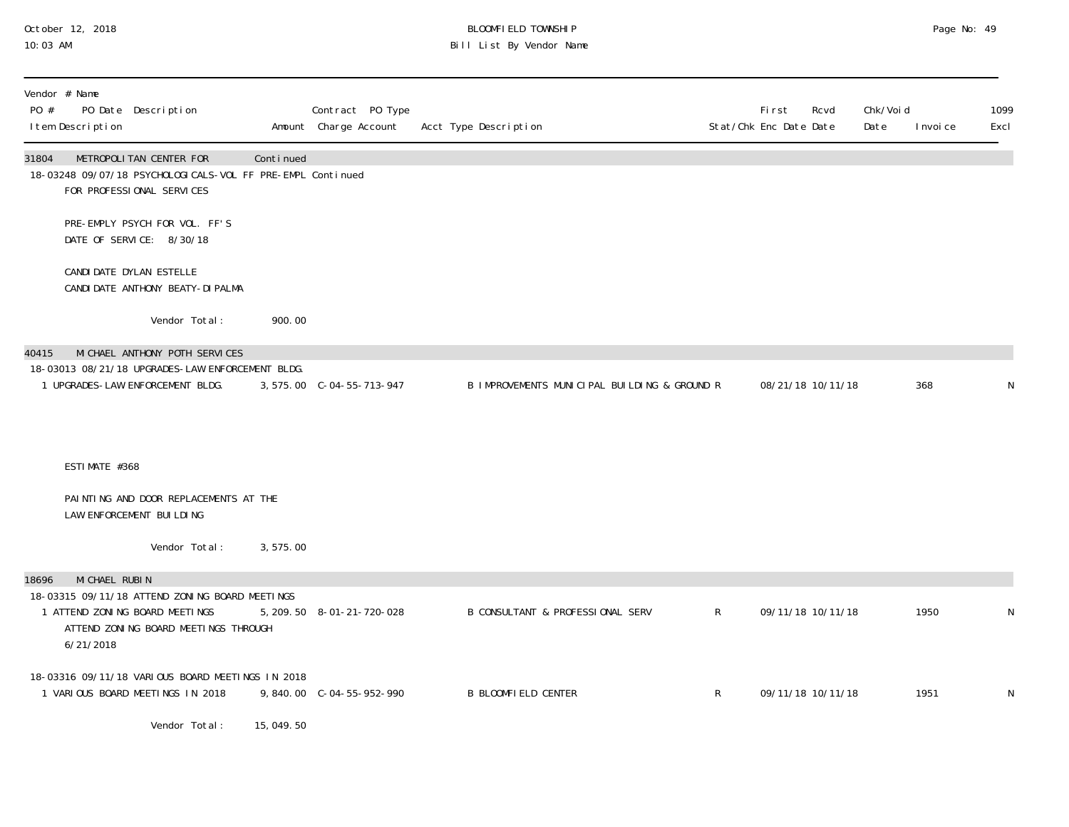BLOOMFIELD TOWNSHIP
Bill List By Vendor Name

October 12, 2018
10:03 AM

| Vendor # Name<br>PO # PO Date Description<br>Item Description | Amount | Contract PO Type<br>Charge Account | Acct Type Description | Stat/Chk | First Enc Date | Rcvd Date | Chk/Void Date | Invoice | 1099 Excl |
|---|---|---|---|---|---|---|---|---|---|
| 31804 METROPOLITAN CENTER FOR | Continued | | | | | | | | |
| 18-03248 09/07/18 PSYCHOLOGICALS-VOL FF PRE-EMPL Continued | | | | | | | | | |
| FOR PROFESSIONAL SERVICES | | | | | | | | | |
| PRE-EMPLY PSYCH FOR VOL. FF'S | | | | | | | | | |
| DATE OF SERVICE: 8/30/18 | | | | | | | | | |
| CANDIDATE DYLAN ESTELLE | | | | | | | | | |
| CANDIDATE ANTHONY BEATY-DIPALMA | | | | | | | | | |
| Vendor Total: | 900.00 | | | | | | | | |
| 40415 MICHAEL ANTHONY POTH SERVICES | | | | | | | | | |
| 18-03013 08/21/18 UPGRADES-LAW ENFORCEMENT BLDG. | | | | | | | | | |
| 1 UPGRADES-LAW ENFORCEMENT BLDG. | 3,575.00 | C-04-55-713-947 | B IMPROVEMENTS MUNICIPAL BUILDING & GROUND | R | 08/21/18 | 10/11/18 | | 368 | N |
| ESTIMATE #368 | | | | | | | | | |
| PAINTING AND DOOR REPLACEMENTS AT THE LAW ENFORCEMENT BUILDING | | | | | | | | | |
| Vendor Total: | 3,575.00 | | | | | | | | |
| 18696 MICHAEL RUBIN | | | | | | | | | |
| 18-03315 09/11/18 ATTEND ZONING BOARD MEETINGS | | | | | | | | | |
| 1 ATTEND ZONING BOARD MEETINGS | 5,209.50 | 8-01-21-720-028 | B CONSULTANT & PROFESSIONAL SERV | R | 09/11/18 | 10/11/18 | | 1950 | N |
| ATTEND ZONING BOARD MEETINGS THROUGH 6/21/2018 | | | | | | | | | |
| 18-03316 09/11/18 VARIOUS BOARD MEETINGS IN 2018 | | | | | | | | | |
| 1 VARIOUS BOARD MEETINGS IN 2018 | 9,840.00 | C-04-55-952-990 | B BLOOMFIELD CENTER | R | 09/11/18 | 10/11/18 | | 1951 | N |
| Vendor Total: | 15,049.50 | | | | | | | | |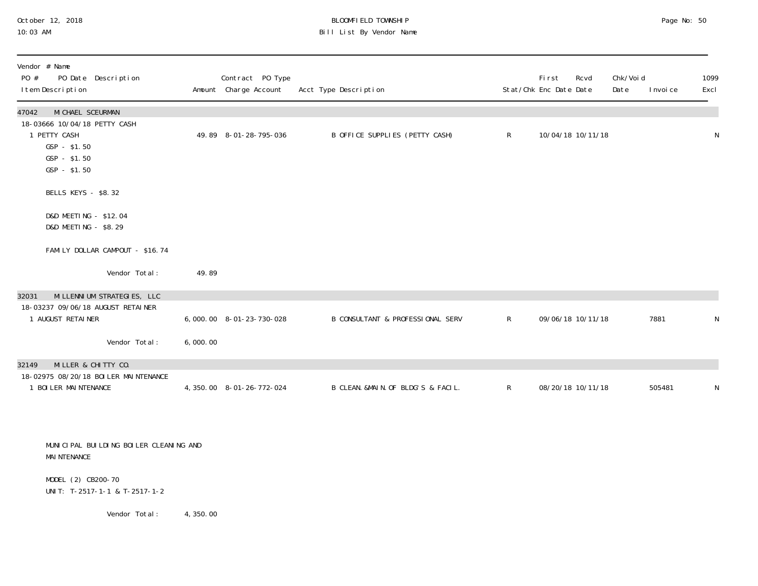BLOOMFIELD TOWNSHIP
Bill List By Vendor Name

October 12, 2018
10:03 AM

| Vendor # Name<br>PO # PO Date Description<br>Item Description | Amount | Contract PO Type<br>Charge Account | Acct Type Description | Stat/Chk | First Enc Date | Rcvd Date | Chk/Void Date | Invoice | 1099 Excl |
|---|---|---|---|---|---|---|---|---|---|
| **47042 MICHAEL SCEURMAN** | | | | | | | | | |
| 18-03666 10/04/18 PETTY CASH | | | | | | | | | |
| 1 PETTY CASH<br>GSP - $1.50<br>GSP - $1.50<br>GSP - $1.50<br><br>BELLS KEYS - $8.32<br><br>D&D MEETING - $12.04<br>D&D MEETING - $8.29<br><br>FAMILY DOLLAR CAMPOUT - $16.74 | 49.89 | 8-01-28-795-036 | B OFFICE SUPPLIES (PETTY CASH) | R | 10/04/18 | 10/11/18 | | | N |
| Vendor Total: | 49.89 | | | | | | | | |
| **32031 MILLENNIUM STRATEGIES, LLC** | | | | | | | | | |
| 18-03237 09/06/18 AUGUST RETAINER | | | | | | | | | |
| 1 AUGUST RETAINER | 6,000.00 | 8-01-23-730-028 | B CONSULTANT & PROFESSIONAL SERV | R | 09/06/18 | 10/11/18 | | 7881 | N |
| Vendor Total: | 6,000.00 | | | | | | | | |
| **32149 MILLER & CHITTY CO.** | | | | | | | | | |
| 18-02975 08/20/18 BOILER MAINTENANCE | | | | | | | | | |
| 1 BOILER MAINTENANCE<br><br>MUNICIPAL BUILDING BOILER CLEANING AND MAINTENANCE<br><br>MODEL (2) CB200-70<br>UNIT: T-2517-1-1 & T-2517-1-2 | 4,350.00 | 8-01-26-772-024 | B CLEAN.&MAIN.OF BLDG'S & FACIL. | R | 08/20/18 | 10/11/18 | | 505481 | N |
| Vendor Total: | 4,350.00 | | | | | | | | |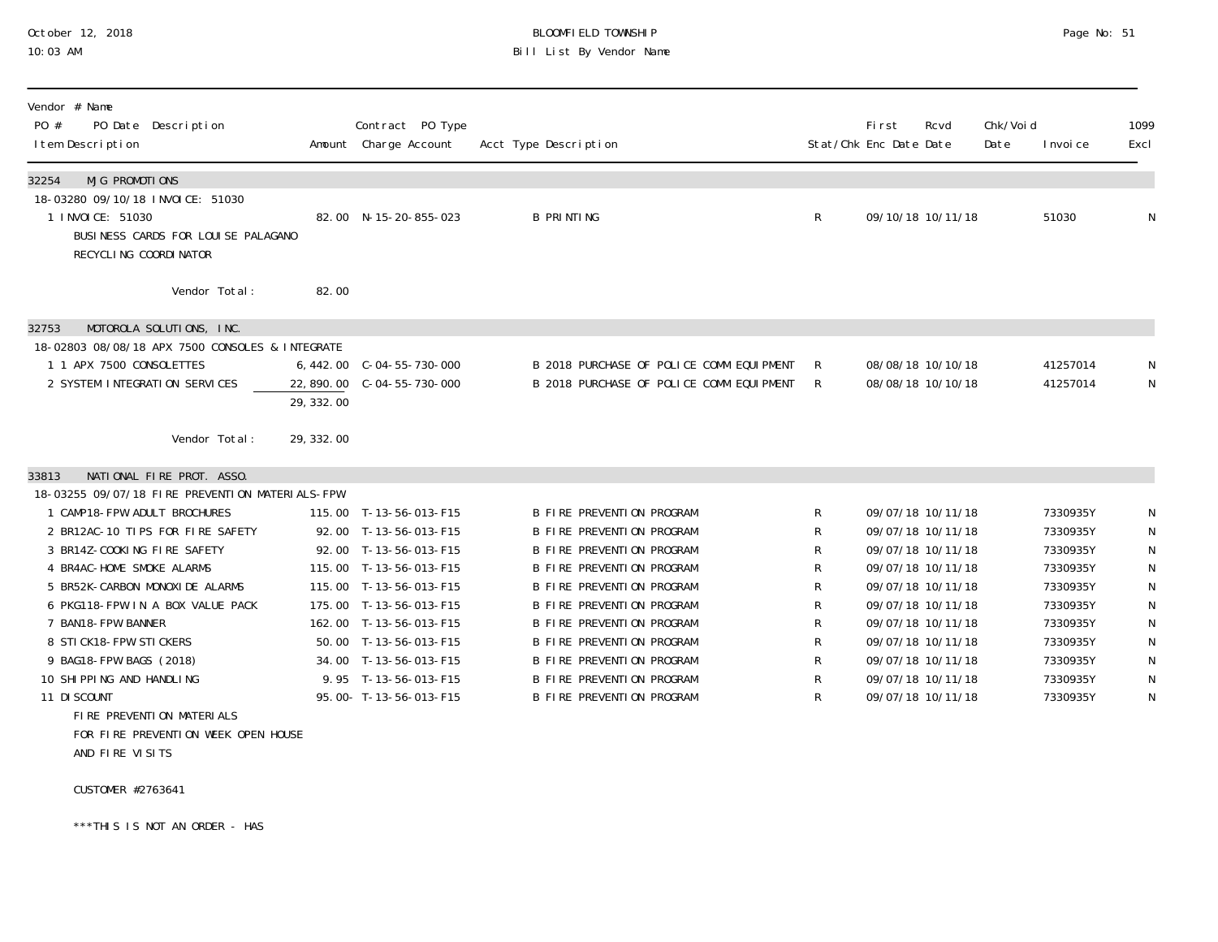BLOOMFIELD TOWNSHIP
Bill List By Vendor Name

October 12, 2018
10:03 AM

| Vendor # Name<br>PO # PO Date Description<br>Item Description | Amount | Contract PO Type<br>Charge Account | Acct Type Description | Stat/Chk | First Enc Date | Rcvd Date | Chk/Void Date | Invoice | 1099 Excl |
|---|---|---|---|---|---|---|---|---|---|
| **32254 MJG PROMOTIONS** | | | | | | | | | |
| 18-03280 09/10/18 INVOICE: 51030 | | | | | | | | | |
| 1 INVOICE: 51030<br>BUSINESS CARDS FOR LOUISE PALAGANO<br>RECYCLING COORDINATOR | 82.00 | N-15-20-855-023 | B PRINTING | R | 09/10/18 | 10/11/18 | | 51030 | N |
| Vendor Total: | 82.00 | | | | | | | | |
| **32753 MOTOROLA SOLUTIONS, INC.** | | | | | | | | | |
| 18-02803 08/08/18 APX 7500 CONSOLES & INTEGRATE | | | | | | | | | |
| 1 1 APX 7500 CONSOLETTES | 6,442.00 | C-04-55-730-000 | B 2018 PURCHASE OF POLICE COMM EQUIPMENT | R | 08/08/18 | 10/10/18 | | 41257014 | N |
| 2 SYSTEM INTEGRATION SERVICES | 22,890.00 | C-04-55-730-000 | B 2018 PURCHASE OF POLICE COMM EQUIPMENT | R | 08/08/18 | 10/10/18 | | 41257014 | N |
| | 29,332.00 | | | | | | | | |
| Vendor Total: | 29,332.00 | | | | | | | | |
| **33813 NATIONAL FIRE PROT. ASSO.** | | | | | | | | | |
| 18-03255 09/07/18 FIRE PREVENTION MATERIALS-FPW | | | | | | | | | |
| 1 CAMP18-FPW ADULT BROCHURES | 115.00 | T-13-56-013-F15 | B FIRE PREVENTION PROGRAM | R | 09/07/18 | 10/11/18 | | 7330935Y | N |
| 2 BR12AC-10 TIPS FOR FIRE SAFETY | 92.00 | T-13-56-013-F15 | B FIRE PREVENTION PROGRAM | R | 09/07/18 | 10/11/18 | | 7330935Y | N |
| 3 BR14Z-COOKING FIRE SAFETY | 92.00 | T-13-56-013-F15 | B FIRE PREVENTION PROGRAM | R | 09/07/18 | 10/11/18 | | 7330935Y | N |
| 4 BR4AC-HOME SMOKE ALARMS | 115.00 | T-13-56-013-F15 | B FIRE PREVENTION PROGRAM | R | 09/07/18 | 10/11/18 | | 7330935Y | N |
| 5 BR52K-CARBON MONOXIDE ALARMS | 115.00 | T-13-56-013-F15 | B FIRE PREVENTION PROGRAM | R | 09/07/18 | 10/11/18 | | 7330935Y | N |
| 6 PKG118-FPW IN A BOX VALUE PACK | 175.00 | T-13-56-013-F15 | B FIRE PREVENTION PROGRAM | R | 09/07/18 | 10/11/18 | | 7330935Y | N |
| 7 BAN18-FPW BANNER | 162.00 | T-13-56-013-F15 | B FIRE PREVENTION PROGRAM | R | 09/07/18 | 10/11/18 | | 7330935Y | N |
| 8 STICK18-FPW STICKERS | 50.00 | T-13-56-013-F15 | B FIRE PREVENTION PROGRAM | R | 09/07/18 | 10/11/18 | | 7330935Y | N |
| 9 BAG18-FPW BAGS (2018) | 34.00 | T-13-56-013-F15 | B FIRE PREVENTION PROGRAM | R | 09/07/18 | 10/11/18 | | 7330935Y | N |
| 10 SHIPPING AND HANDLING | 9.95 | T-13-56-013-F15 | B FIRE PREVENTION PROGRAM | R | 09/07/18 | 10/11/18 | | 7330935Y | N |
| 11 DISCOUNT<br>FIRE PREVENTION MATERIALS<br>FOR FIRE PREVENTION WEEK OPEN HOUSE<br>AND FIRE VISITS<br><br>CUSTOMER #2763641<br><br>***THIS IS NOT AN ORDER - HAS | 95.00- | T-13-56-013-F15 | B FIRE PREVENTION PROGRAM | R | 09/07/18 | 10/11/18 | | 7330935Y | N |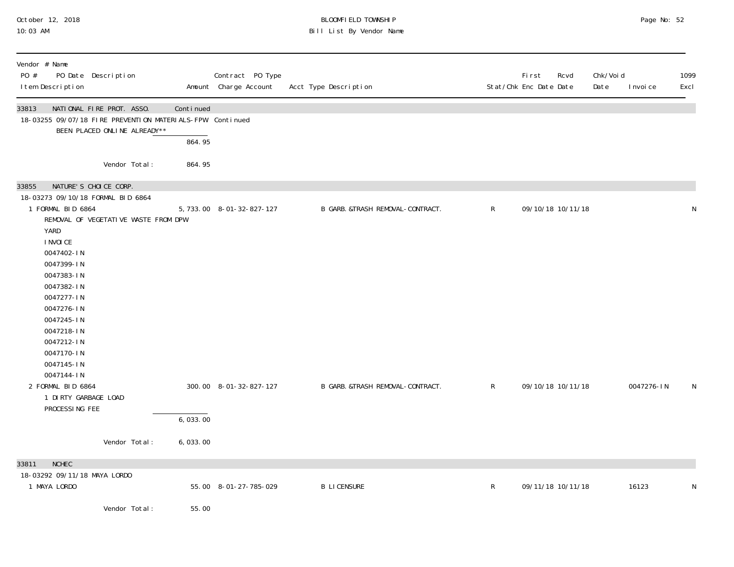BLOOMFIELD TOWNSHIP
Bill List By Vendor Name

| Vendor # Name PO # PO Date Description Item Description | Amount | Contract PO Type Charge Account | Acct Type Description | Stat/Chk | First Enc Date | Rcvd Date | Chk/Void Date | Invoice | 1099 Excl |
|---|---|---|---|---|---|---|---|---|---|
| **33813 NATIONAL FIRE PROT. ASSO.** | Continued | | | | | | | | |
| 18-03255 09/07/18 FIRE PREVENTION MATERIALS-FPW | | Continued | | | | | | | |
| BEEN PLACED ONLINE ALREADY** | | | | | | | | | |
| | 864.95 | | | | | | | | |
| Vendor Total: | 864.95 | | | | | | | | |
| **33855 NATURE'S CHOICE CORP.** | | | | | | | | | |
| 18-03273 09/10/18 FORMAL BID 6864 | | | | | | | | | |
| 1 FORMAL BID 6864 REMOVAL OF VEGETATIVE WASTE FROM DPW YARD INVOICE 0047402-IN 0047399-IN 0047383-IN 0047382-IN 0047277-IN 0047276-IN 0047245-IN 0047218-IN 0047212-IN 0047170-IN 0047145-IN 0047144-IN | 5,733.00 | 8-01-32-827-127 | B GARB.&TRASH REMOVAL-CONTRACT. | R | 09/10/18 | 10/11/18 | | | N |
| 2 FORMAL BID 6864 1 DIRTY GARBAGE LOAD PROCESSING FEE | 300.00 | 8-01-32-827-127 | B GARB.&TRASH REMOVAL-CONTRACT. | R | 09/10/18 | 10/11/18 | | 0047276-IN | N |
| | 6,033.00 | | | | | | | | |
| Vendor Total: | 6,033.00 | | | | | | | | |
| **33811 NCHEC** | | | | | | | | | |
| 18-03292 09/11/18 MAYA LORDO | | | | | | | | | |
| 1 MAYA LORDO | 55.00 | 8-01-27-785-029 | B LICENSURE | R | 09/11/18 | 10/11/18 | | 16123 | N |
| Vendor Total: | 55.00 | | | | | | | | |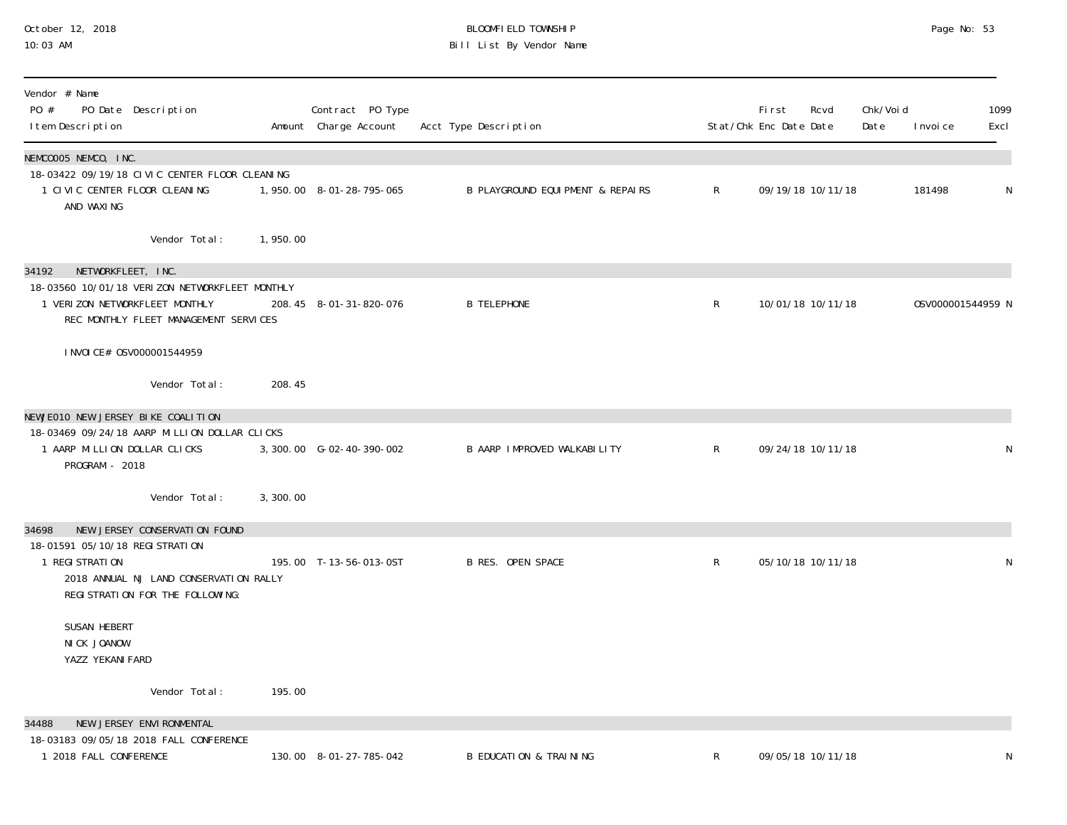# BLOOMFIELD TOWNSHIP
## Bill List By Vendor Name

October 12, 2018
10:03 AM

| Vendor # Name<br>PO # PO Date Description<br>Item Description | Amount | Contract PO Type<br>Charge Account | Acct Type Description | Stat/Chk | First Enc Date | Rcvd Date | Chk/Void Date | Invoice | 1099 Excl |
|---|---|---|---|---|---|---|---|---|---|
| **NEMCO005 NEMCO, INC.** | | | | | | | | | |
| 18-03422 09/19/18 CIVIC CENTER FLOOR CLEANING | | | | | | | | | |
| 1 CIVIC CENTER FLOOR CLEANING AND WAXING | 1,950.00 | 8-01-28-795-065 | B PLAYGROUND EQUIPMENT & REPAIRS | R | 09/19/18 | 10/11/18 | | 181498 | N |
| Vendor Total: | 1,950.00 | | | | | | | | |
| **34192 NETWORKFLEET, INC.** | | | | | | | | | |
| 18-03560 10/01/18 VERIZON NETWORKFLEET MONTHLY | | | | | | | | | |
| 1 VERIZON NETWORKFLEET MONTHLY REC MONTHLY FLEET MANAGEMENT SERVICES<br><br>INVOICE# OSV000001544959 | 208.45 | 8-01-31-820-076 | B TELEPHONE | R | 10/01/18 | 10/11/18 | | OSV000001544959 | N |
| Vendor Total: | 208.45 | | | | | | | | |
| **NEWJE010 NEW JERSEY BIKE COALITION** | | | | | | | | | |
| 18-03469 09/24/18 AARP MILLION DOLLAR CLICKS | | | | | | | | | |
| 1 AARP MILLION DOLLAR CLICKS PROGRAM - 2018 | 3,300.00 | G-02-40-390-002 | B AARP IMPROVED WALKABILITY | R | 09/24/18 | 10/11/18 | | | N |
| Vendor Total: | 3,300.00 | | | | | | | | |
| **34698 NEW JERSEY CONSERVATION FOUND** | | | | | | | | | |
| 18-01591 05/10/18 REGISTRATION | | | | | | | | | |
| 1 REGISTRATION<br>2018 ANNUAL NJ LAND CONSERVATION RALLY REGISTRATION FOR THE FOLLOWING:<br><br>SUSAN HEBERT<br>NICK JOANOW<br>YAZZ YEKANIFARD | 195.00 | T-13-56-013-OST | B RES. OPEN SPACE | R | 05/10/18 | 10/11/18 | | | N |
| Vendor Total: | 195.00 | | | | | | | | |
| **34488 NEW JERSEY ENVIRONMENTAL** | | | | | | | | | |
| 18-03183 09/05/18 2018 FALL CONFERENCE | | | | | | | | | |
| 1 2018 FALL CONFERENCE | 130.00 | 8-01-27-785-042 | B EDUCATION & TRAINING | R | 09/05/18 | 10/11/18 | | | N |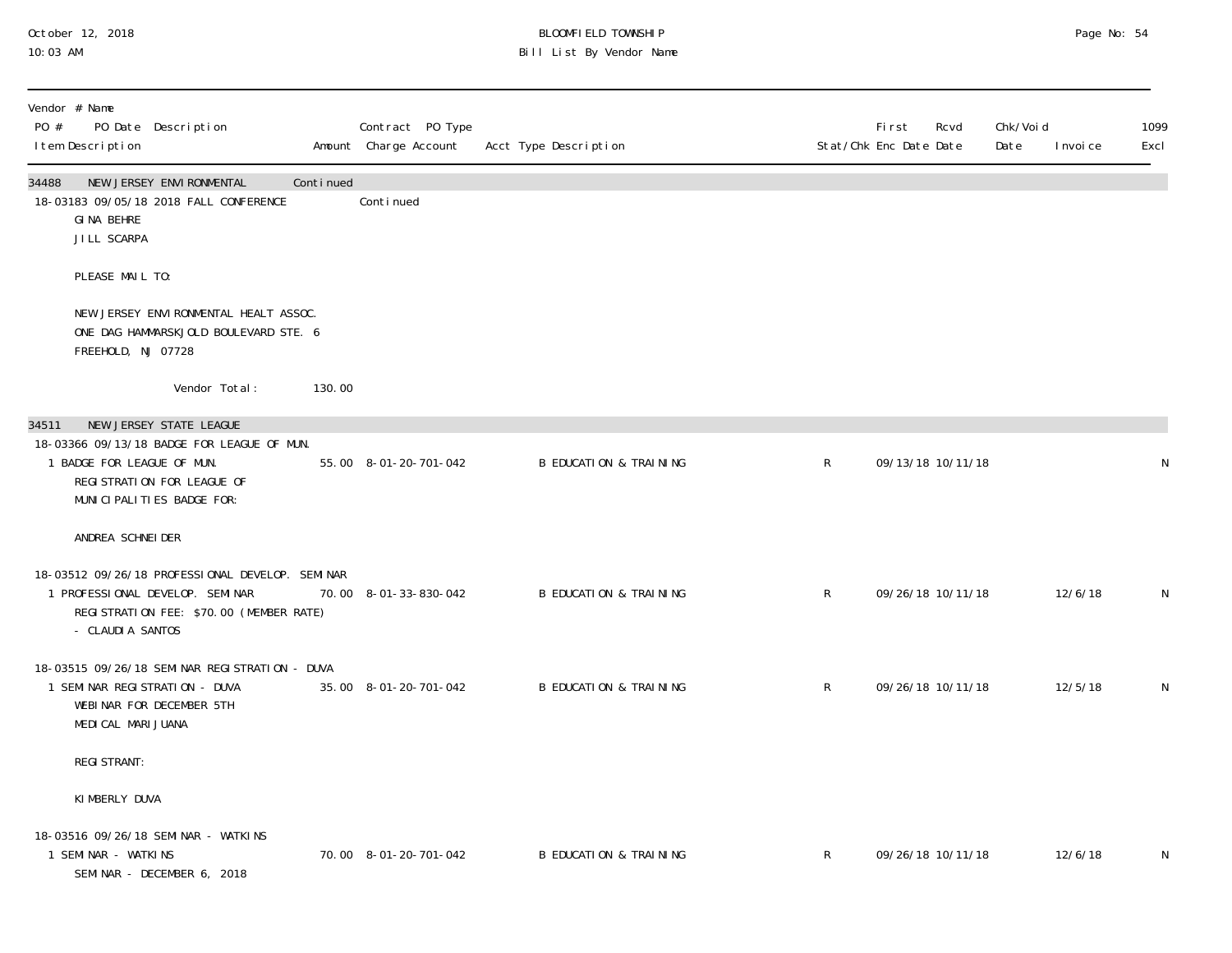| Vendor # Name<br>PO # PO Date Description<br>Item Description | Amount | Contract PO Type<br>Charge Account | Acct Type Description | Stat/Chk | First<br>Enc Date | Rcvd<br>Date | Chk/Void<br>Date | Invoice | 1099<br>Excl |
|---|---|---|---|---|---|---|---|---|---|
| 34488 NEW JERSEY ENVIRONMENTAL | Continued | | | | | | | | |
| 18-03183 09/05/18 2018 FALL CONFERENCE | | Continued | | | | | | | |
| GINA BEHRE<br>JILL SCARPA<br><br>PLEASE MAIL TO:<br><br>NEW JERSEY ENVIRONMENTAL HEALT ASSOC.<br>ONE DAG HAMMARSKJOLD BOULEVARD STE. 6<br>FREEHOLD, NJ 07728 | | | | | | | | | |
| Vendor Total: | 130.00 | | | | | | | | |
| 34511 NEW JERSEY STATE LEAGUE | | | | | | | | | |
| 18-03366 09/13/18 BADGE FOR LEAGUE OF MUN. | | | | | | | | | |
| 1 BADGE FOR LEAGUE OF MUN.<br>REGISTRATION FOR LEAGUE OF<br>MUNICIPALITIES BADGE FOR:<br><br>ANDREA SCHNEIDER | 55.00 | 8-01-20-701-042 | B EDUCATION & TRAINING | R | 09/13/18 | 10/11/18 | | | N |
| 18-03512 09/26/18 PROFESSIONAL DEVELOP. SEMINAR | | | | | | | | | |
| 1 PROFESSIONAL DEVELOP. SEMINAR<br>REGISTRATION FEE: $70.00 (MEMBER RATE)<br>- CLAUDIA SANTOS | 70.00 | 8-01-33-830-042 | B EDUCATION & TRAINING | R | 09/26/18 | 10/11/18 | | 12/6/18 | N |
| 18-03515 09/26/18 SEMINAR REGISTRATION - DUVA | | | | | | | | | |
| 1 SEMINAR REGISTRATION - DUVA<br>WEBINAR FOR DECEMBER 5TH<br>MEDICAL MARIJUANA<br><br>REGISTRANT:<br><br>KIMBERLY DUVA | 35.00 | 8-01-20-701-042 | B EDUCATION & TRAINING | R | 09/26/18 | 10/11/18 | | 12/5/18 | N |
| 18-03516 09/26/18 SEMINAR - WATKINS | | | | | | | | | |
| 1 SEMINAR - WATKINS<br>SEMINAR - DECEMBER 6, 2018 | 70.00 | 8-01-20-701-042 | B EDUCATION & TRAINING | R | 09/26/18 | 10/11/18 | | 12/6/18 | N |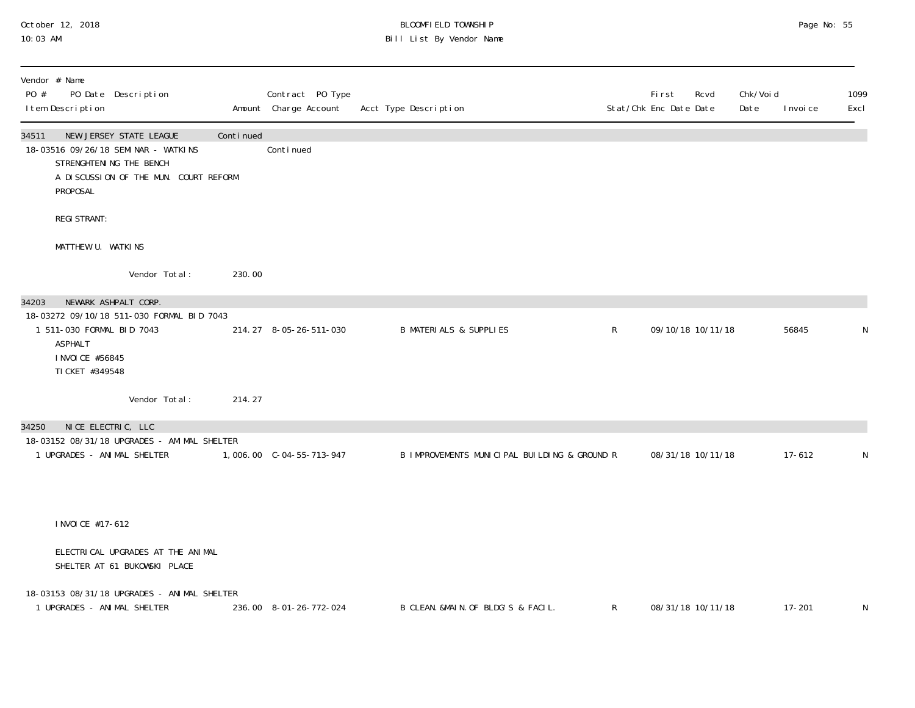| Vendor # Name PO # PO Date Description Item Description | Amount | Contract PO Type Charge Account | Acct Type Description | Stat/Chk | First Enc Date | Rcvd Date | Chk/Void Date | Invoice | 1099 Excl |
|---|---|---|---|---|---|---|---|---|---|
| 34511 NEW JERSEY STATE LEAGUE | Continued | | | | | | | | |
| 18-03516 09/26/18 SEMINAR - WATKINS | | Continued | | | | | | | |
| STRENGHTENING THE BENCH | | | | | | | | | |
| A DISCUSSION OF THE MUN. COURT REFORM | | | | | | | | | |
| PROPOSAL | | | | | | | | | |
| REGISTRANT: | | | | | | | | | |
| MATTHEW U. WATKINS | | | | | | | | | |
| Vendor Total: | 230.00 | | | | | | | | |
| 34203 NEWARK ASHPALT CORP. | | | | | | | | | |
| 18-03272 09/10/18 511-030 FORMAL BID 7043 | | | | | | | | | |
| 1 511-030 FORMAL BID 7043 | 214.27 | 8-05-26-511-030 | B MATERIALS & SUPPLIES | R | 09/10/18 | 10/11/18 | | 56845 | N |
| ASPHALT | | | | | | | | | |
| INVOICE #56845 | | | | | | | | | |
| TICKET #349548 | | | | | | | | | |
| Vendor Total: | 214.27 | | | | | | | | |
| 34250 NICE ELECTRIC, LLC | | | | | | | | | |
| 18-03152 08/31/18 UPGRADES - AMIMAL SHELTER | | | | | | | | | |
| 1 UPGRADES - ANIMAL SHELTER | 1,006.00 | C-04-55-713-947 | B IMPROVEMENTS MUNICIPAL BUILDING & GROUND | R | 08/31/18 | 10/11/18 | | 17-612 | N |
| INVOICE #17-612 | | | | | | | | | |
| ELECTRICAL UPGRADES AT THE ANIMAL | | | | | | | | | |
| SHELTER AT 61 BUKOWSKI PLACE | | | | | | | | | |
| 18-03153 08/31/18 UPGRADES - ANIMAL SHELTER | | | | | | | | | |
| 1 UPGRADES - ANIMAL SHELTER | 236.00 | 8-01-26-772-024 | B CLEAN.&MAIN.OF BLDG'S & FACIL. | R | 08/31/18 | 10/11/18 | | 17-201 | N |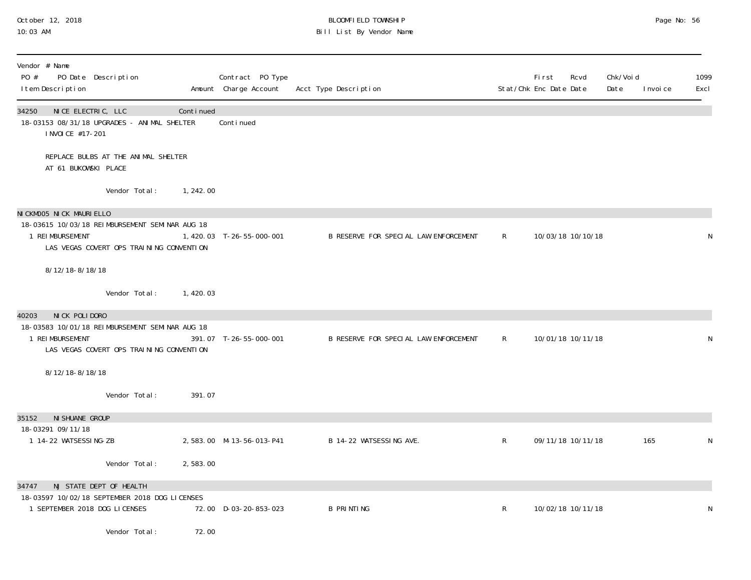| Vendor # Name<br>PO # PO Date Description<br>Item Description | Amount | Contract PO Type<br>Charge Account | Acct Type Description | Stat/Chk | First Enc Date | Rcvd Date | Chk/Void Date | Invoice | 1099 Excl |
|---|---|---|---|---|---|---|---|---|---|
| **34250 NICE ELECTRIC, LLC** | Continued | | | | | | | | |
| 18-03153 08/31/18 UPGRADES - ANIMAL SHELTER | | Continued | | | | | | | |
| INVOICE #17-201 | | | | | | | | | |
| REPLACE BULBS AT THE ANIMAL SHELTER<br>AT 61 BUKOWSKI PLACE | | | | | | | | | |
| Vendor Total: | 1,242.00 | | | | | | | | |
| **NICKM005 NICK MAURIELLO** | | | | | | | | | |
| 18-03615 10/03/18 REIMBURSEMENT SEMINAR AUG 18 | | | | | | | | | |
| 1 REIMBURSEMENT | 1,420.03 | T-26-55-000-001 | B RESERVE FOR SPECIAL LAW ENFORCEMENT | R | 10/03/18 | 10/10/18 | | | N |
| LAS VEGAS COVERT OPS TRAINING CONVENTION | | | | | | | | | |
| 8/12/18-8/18/18 | | | | | | | | | |
| Vendor Total: | 1,420.03 | | | | | | | | |
| **40203 NICK POLIDORO** | | | | | | | | | |
| 18-03583 10/01/18 REIMBURSEMENT SEMINAR AUG 18 | | | | | | | | | |
| 1 REIMBURSEMENT | 391.07 | T-26-55-000-001 | B RESERVE FOR SPECIAL LAW ENFORCEMENT | R | 10/01/18 | 10/11/18 | | | N |
| LAS VEGAS COVERT OPS TRAINING CONVENTION | | | | | | | | | |
| 8/12/18-8/18/18 | | | | | | | | | |
| Vendor Total: | 391.07 | | | | | | | | |
| **35152 NISHUANE GROUP** | | | | | | | | | |
| 18-03291 09/11/18 | | | | | | | | | |
| 1 14-22 WATSESSING-ZB | 2,583.00 | M-13-56-013-P41 | B 14-22 WATSESSING AVE. | R | 09/11/18 | 10/11/18 | | 165 | N |
| Vendor Total: | 2,583.00 | | | | | | | | |
| **34747 NJ STATE DEPT OF HEALTH** | | | | | | | | | |
| 18-03597 10/02/18 SEPTEMBER 2018 DOG LICENSES | | | | | | | | | |
| 1 SEPTEMBER 2018 DOG LICENSES | 72.00 | D-03-20-853-023 | B PRINTING | R | 10/02/18 | 10/11/18 | | | N |
| Vendor Total: | 72.00 | | | | | | | | |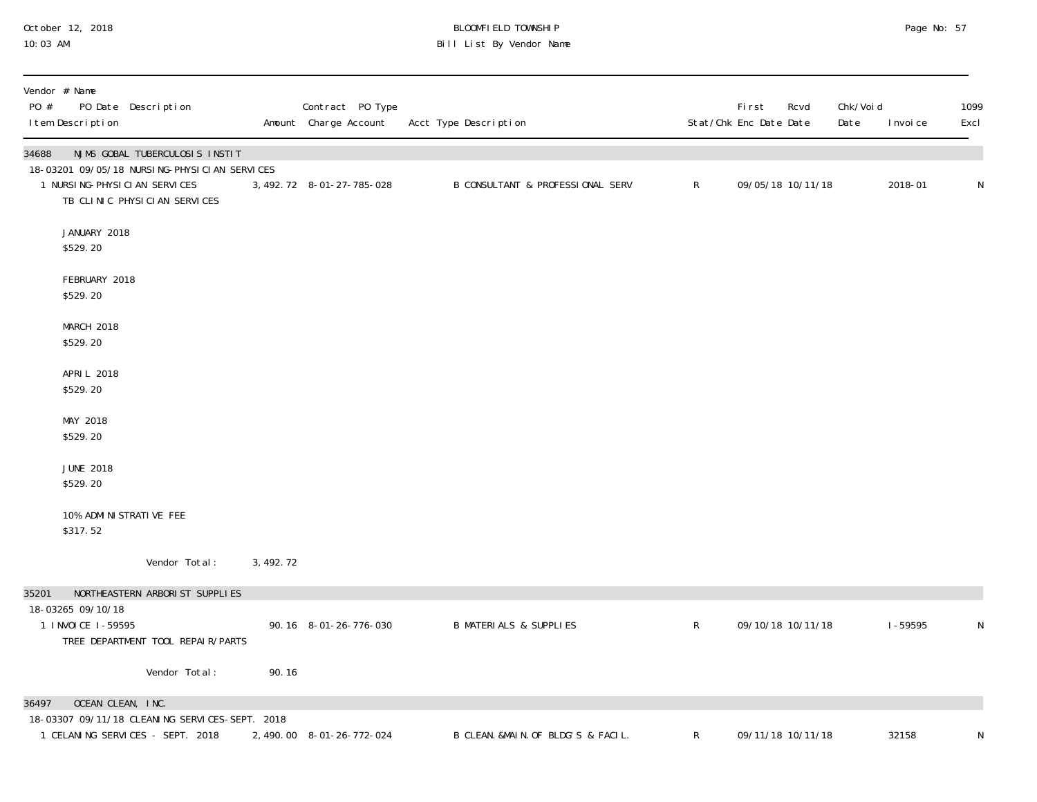BLOOMFIELD TOWNSHIP
Bill List By Vendor Name

October 12, 2018
10:03 AM

| Vendor # Name<br>PO # PO Date Description<br>Item Description | Amount | Contract PO Type<br>Charge Account | Acct Type Description | Stat/Chk | First Enc Date | Rcvd Date | Chk/Void Date | Invoice | 1099 Excl |
|---|---|---|---|---|---|---|---|---|---|
| **34688 NJMS GOBAL TUBERCULOSIS INSTIT** | | | | | | | | | |
| 18-03201 09/05/18 NURSING-PHYSICIAN SERVICES | | | | | | | | | |
| 1 NURSING-PHYSICIAN SERVICES<br>TB CLINIC PHYSICIAN SERVICES<br><br>JANUARY 2018<br>$529.20<br><br>FEBRUARY 2018<br>$529.20<br><br>MARCH 2018<br>$529.20<br><br>APRIL 2018<br>$529.20<br><br>MAY 2018<br>$529.20<br><br>JUNE 2018<br>$529.20<br><br>10% ADMINISTRATIVE FEE<br>$317.52 | 3,492.72 | 8-01-27-785-028 | B CONSULTANT & PROFESSIONAL SERV | R | 09/05/18 | 10/11/18 | | 2018-01 | N |
| Vendor Total: | 3,492.72 | | | | | | | | |
| **35201 NORTHEASTERN ARBORIST SUPPLIES** | | | | | | | | | |
| 18-03265 09/10/18 | | | | | | | | | |
| 1 INVOICE I-59595<br>TREE DEPARTMENT TOOL REPAIR/PARTS | 90.16 | 8-01-26-776-030 | B MATERIALS & SUPPLIES | R | 09/10/18 | 10/11/18 | | I-59595 | N |
| Vendor Total: | 90.16 | | | | | | | | |
| **36497 OCEAN CLEAN, INC.** | | | | | | | | | |
| 18-03307 09/11/18 CLEANING SERVICES-SEPT. 2018 | | | | | | | | | |
| 1 CELANING SERVICES - SEPT. 2018 | 2,490.00 | 8-01-26-772-024 | B CLEAN.&MAIN.OF BLDG'S & FACIL. | R | 09/11/18 | 10/11/18 | | 32158 | N |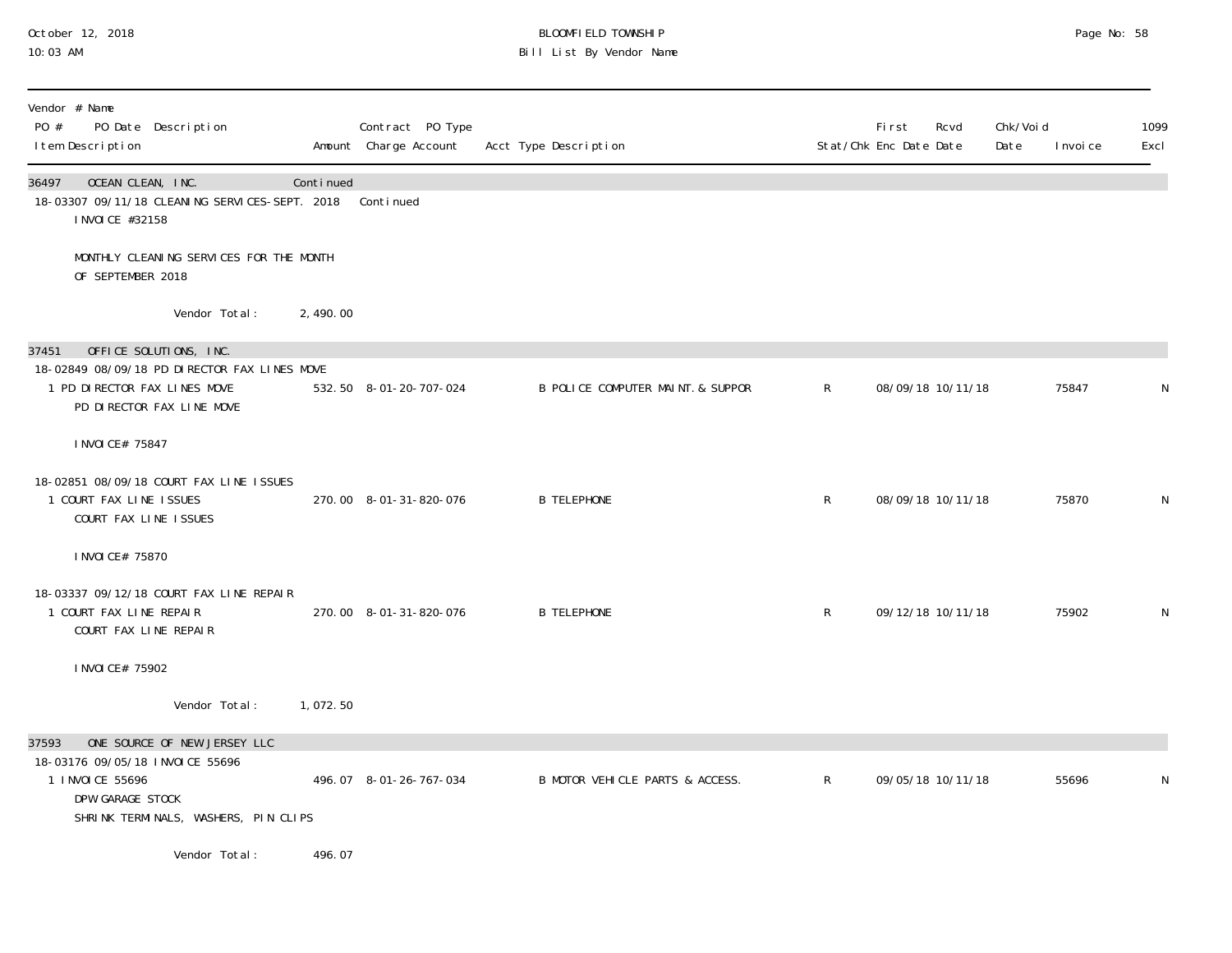BLOOMFIELD TOWNSHIP

Bill List By Vendor Name

| Vendor # Name<br>PO # PO Date Description<br>Item Description | Amount | Contract PO Type<br>Charge Account | Acct Type Description | Stat/Chk | First Enc Date | Rcvd Date | Chk/Void Date | Invoice | 1099 Excl |
|---|---|---|---|---|---|---|---|---|---|
| 36497 OCEAN CLEAN, INC. | Continued | | | | | | | | |
| 18-03307 09/11/18 CLEANING SERVICES-SEPT. 2018 | | Continued | | | | | | | |
| INVOICE #32158 | | | | | | | | | |
| MONTHLY CLEANING SERVICES FOR THE MONTH OF SEPTEMBER 2018 | | | | | | | | | |
| Vendor Total: | 2,490.00 | | | | | | | | |
| 37451 OFFICE SOLUTIONS, INC. | | | | | | | | | |
| 18-02849 08/09/18 PD DIRECTOR FAX LINES MOVE | | | | | | | | | |
| 1 PD DIRECTOR FAX LINES MOVE<br>PD DIRECTOR FAX LINE MOVE<br>INVOICE# 75847 | 532.50 | 8-01-20-707-024 | B POLICE COMPUTER MAINT.& SUPPOR | R | 08/09/18 | 10/11/18 | | 75847 | N |
| 18-02851 08/09/18 COURT FAX LINE ISSUES | | | | | | | | | |
| 1 COURT FAX LINE ISSUES<br>COURT FAX LINE ISSUES<br>INVOICE# 75870 | 270.00 | 8-01-31-820-076 | B TELEPHONE | R | 08/09/18 | 10/11/18 | | 75870 | N |
| 18-03337 09/12/18 COURT FAX LINE REPAIR | | | | | | | | | |
| 1 COURT FAX LINE REPAIR<br>COURT FAX LINE REPAIR<br>INVOICE# 75902 | 270.00 | 8-01-31-820-076 | B TELEPHONE | R | 09/12/18 | 10/11/18 | | 75902 | N |
| Vendor Total: | 1,072.50 | | | | | | | | |
| 37593 ONE SOURCE OF NEW JERSEY LLC | | | | | | | | | |
| 18-03176 09/05/18 INVOICE 55696 | | | | | | | | | |
| 1 INVOICE 55696<br>DPW GARAGE STOCK<br>SHRINK TERMINALS, WASHERS, PIN CLIPS | 496.07 | 8-01-26-767-034 | B MOTOR VEHICLE PARTS & ACCESS. | R | 09/05/18 | 10/11/18 | | 55696 | N |
| Vendor Total: | 496.07 | | | | | | | | |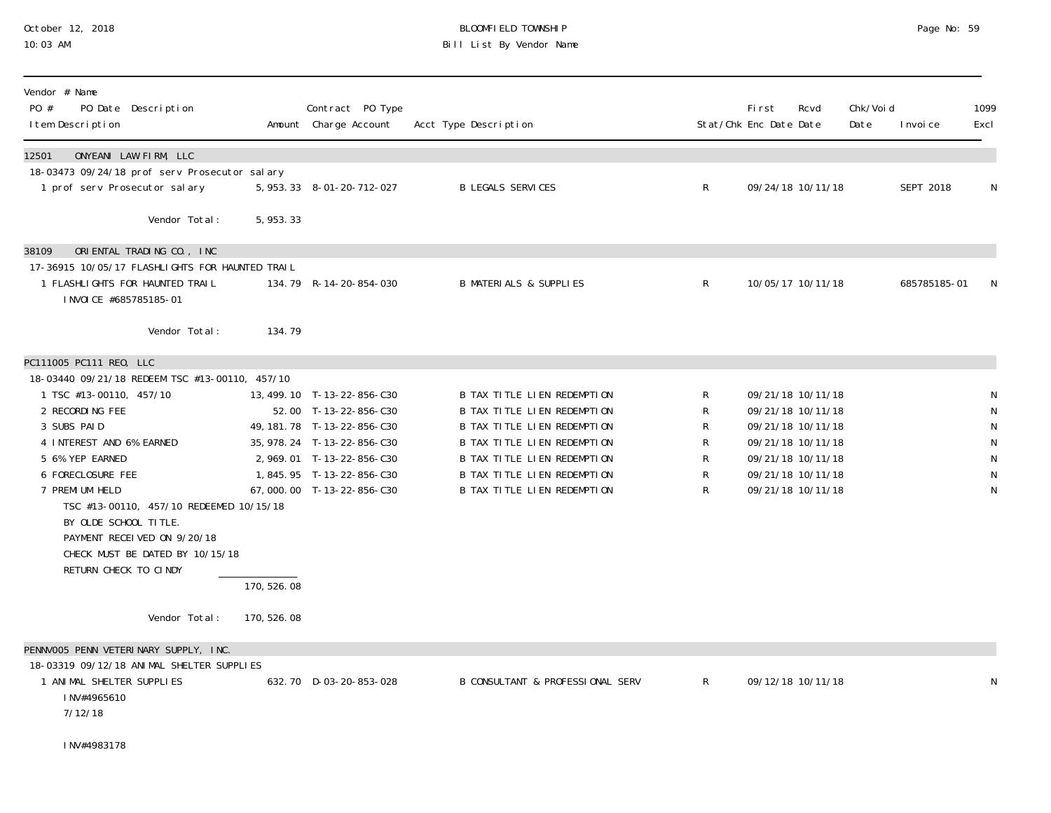| Vendor # Name<br>PO # PO Date Description<br>Item Description | Amount | Contract PO Type<br>Charge Account | Acct Type Description | Stat/Chk | First<br>Enc Date | Rcvd<br>Date | Chk/Void<br>Date | Invoice | 1099<br>Excl |
|---|---|---|---|---|---|---|---|---|---|
| **12501 ONYEANI LAW FIRM, LLC** | | | | | | | | | |
| 18-03473 09/24/18 prof serv Prosecutor salary | | | | | | | | | |
| 1 prof serv Prosecutor salary | 5,953.33 | 8-01-20-712-027 | B LEGALS SERVICES | R | 09/24/18 | 10/11/18 | | SEPT 2018 | N |
| Vendor Total: | 5,953.33 | | | | | | | | |
| **38109 ORIENTAL TRADING CO., INC** | | | | | | | | | |
| 17-36915 10/05/17 FLASHLIGHTS FOR HAUNTED TRAIL | | | | | | | | | |
| 1 FLASHLIGHTS FOR HAUNTED TRAIL<br>INVOICE #685785185-01 | 134.79 | R-14-20-854-030 | B MATERIALS & SUPPLIES | R | 10/05/17 | 10/11/18 | | 685785185-01 | N |
| Vendor Total: | 134.79 | | | | | | | | |
| **PC111005 PC111 REO, LLC** | | | | | | | | | |
| 18-03440 09/21/18 REDEEM TSC #13-00110, 457/10 | | | | | | | | | |
| 1 TSC #13-00110, 457/10 | 13,499.10 | T-13-22-856-C30 | B TAX TITLE LIEN REDEMPTION | R | 09/21/18 | 10/11/18 | | | N |
| 2 RECORDING FEE | 52.00 | T-13-22-856-C30 | B TAX TITLE LIEN REDEMPTION | R | 09/21/18 | 10/11/18 | | | N |
| 3 SUBS PAID | 49,181.78 | T-13-22-856-C30 | B TAX TITLE LIEN REDEMPTION | R | 09/21/18 | 10/11/18 | | | N |
| 4 INTEREST AND 6% EARNED | 35,978.24 | T-13-22-856-C30 | B TAX TITLE LIEN REDEMPTION | R | 09/21/18 | 10/11/18 | | | N |
| 5 6% YEP EARNED | 2,969.01 | T-13-22-856-C30 | B TAX TITLE LIEN REDEMPTION | R | 09/21/18 | 10/11/18 | | | N |
| 6 FORECLOSURE FEE | 1,845.95 | T-13-22-856-C30 | B TAX TITLE LIEN REDEMPTION | R | 09/21/18 | 10/11/18 | | | N |
| 7 PREMIUM HELD<br>TSC #13-00110, 457/10 REDEEMED 10/15/18<br>BY OLDE SCHOOL TITLE.<br>PAYMENT RECEIVED ON 9/20/18<br>CHECK MUST BE DATED BY 10/15/18<br>RETURN CHECK TO CINDY | 67,000.00 | T-13-22-856-C30 | B TAX TITLE LIEN REDEMPTION | R | 09/21/18 | 10/11/18 | | | N |
| | 170,526.08 | | | | | | | | |
| Vendor Total: | 170,526.08 | | | | | | | | |
| **PENNV005 PENN VETERINARY SUPPLY, INC.** | | | | | | | | | |
| 18-03319 09/12/18 ANIMAL SHELTER SUPPLIES | | | | | | | | | |
| 1 ANIMAL SHELTER SUPPLIES<br>INV#4965610<br>7/12/18<br><br>INV#4983178 | 632.70 | D-03-20-853-028 | B CONSULTANT & PROFESSIONAL SERV | R | 09/12/18 | 10/11/18 | | | N |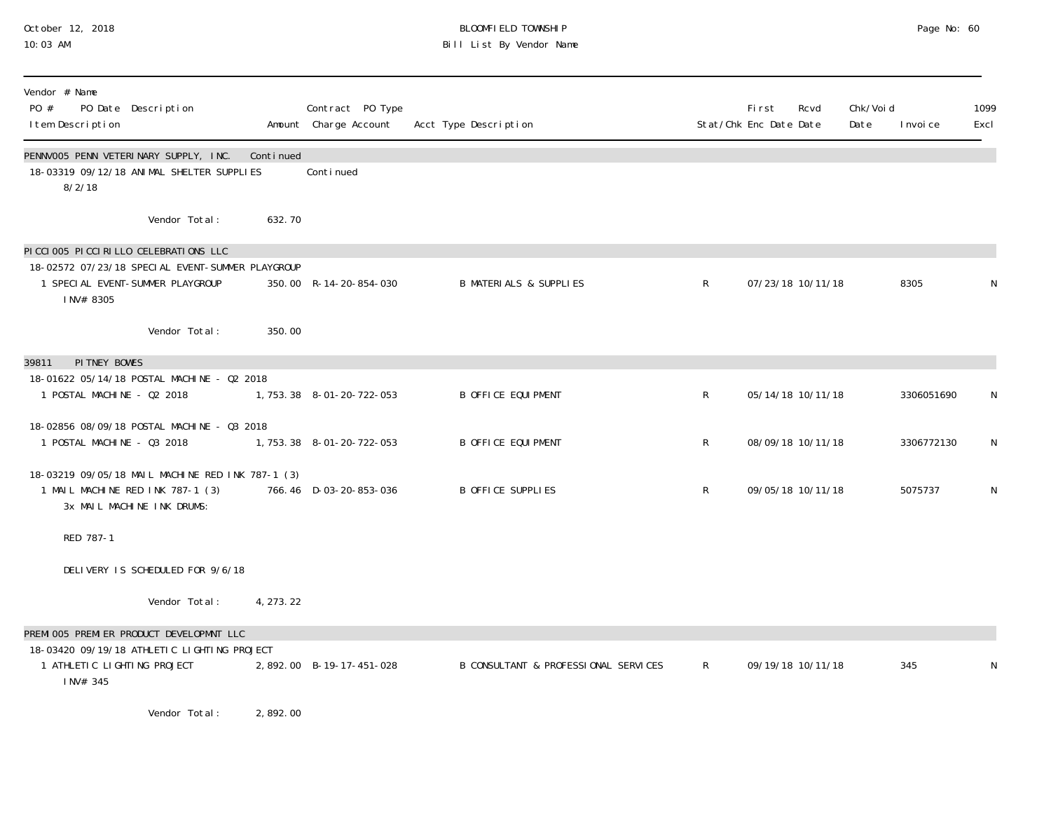BLOOMFIELD TOWNSHIP

Bill List By Vendor Name

October 12, 2018
10:03 AM

| Vendor # Name<br>PO # PO Date Description<br>Item Description | Amount | Contract PO Type<br>Charge Account | Acct Type Description | Stat/Chk | First Enc Date | Rcvd Date | Chk/Void Date | Invoice | 1099 Excl |
|---|---|---|---|---|---|---|---|---|---|
| **PENNV005 PENN VETERINARY SUPPLY, INC.** | Continued | | | | | | | | |
| 18-03319 09/12/18 ANIMAL SHELTER SUPPLIES | | Continued | | | | | | | |
| 8/2/18 | | | | | | | | | |
| Vendor Total: | 632.70 | | | | | | | | |
| **PICCI005 PICCIRILLO CELEBRATIONS LLC** | | | | | | | | | |
| 18-02572 07/23/18 SPECIAL EVENT-SUMMER PLAYGROUP | | | | | | | | | |
| 1 SPECIAL EVENT-SUMMER PLAYGROUP<br>INV# 8305 | 350.00 | R-14-20-854-030 | B MATERIALS & SUPPLIES | R | 07/23/18 | 10/11/18 | | 8305 | N |
| Vendor Total: | 350.00 | | | | | | | | |
| **39811 PITNEY BOWES** | | | | | | | | | |
| 18-01622 05/14/18 POSTAL MACHINE - Q2 2018 | | | | | | | | | |
| 1 POSTAL MACHINE - Q2 2018 | 1,753.38 | 8-01-20-722-053 | B OFFICE EQUIPMENT | R | 05/14/18 | 10/11/18 | | 3306051690 | N |
| 18-02856 08/09/18 POSTAL MACHINE - Q3 2018 | | | | | | | | | |
| 1 POSTAL MACHINE - Q3 2018 | 1,753.38 | 8-01-20-722-053 | B OFFICE EQUIPMENT | R | 08/09/18 | 10/11/18 | | 3306772130 | N |
| 18-03219 09/05/18 MAIL MACHINE RED INK 787-1 (3) | | | | | | | | | |
| 1 MAIL MACHINE RED INK 787-1 (3)<br>3x MAIL MACHINE INK DRUMS:<br>RED 787-1<br>DELIVERY IS SCHEDULED FOR 9/6/18 | 766.46 | D-03-20-853-036 | B OFFICE SUPPLIES | R | 09/05/18 | 10/11/18 | | 5075737 | N |
| Vendor Total: | 4,273.22 | | | | | | | | |
| **PREMI005 PREMIER PRODUCT DEVELOPMNT LLC** | | | | | | | | | |
| 18-03420 09/19/18 ATHLETIC LIGHTING PROJECT | | | | | | | | | |
| 1 ATHLETIC LIGHTING PROJECT<br>INV# 345 | 2,892.00 | B-19-17-451-028 | B CONSULTANT & PROFESSIONAL SERVICES | R | 09/19/18 | 10/11/18 | | 345 | N |
| Vendor Total: | 2,892.00 | | | | | | | | |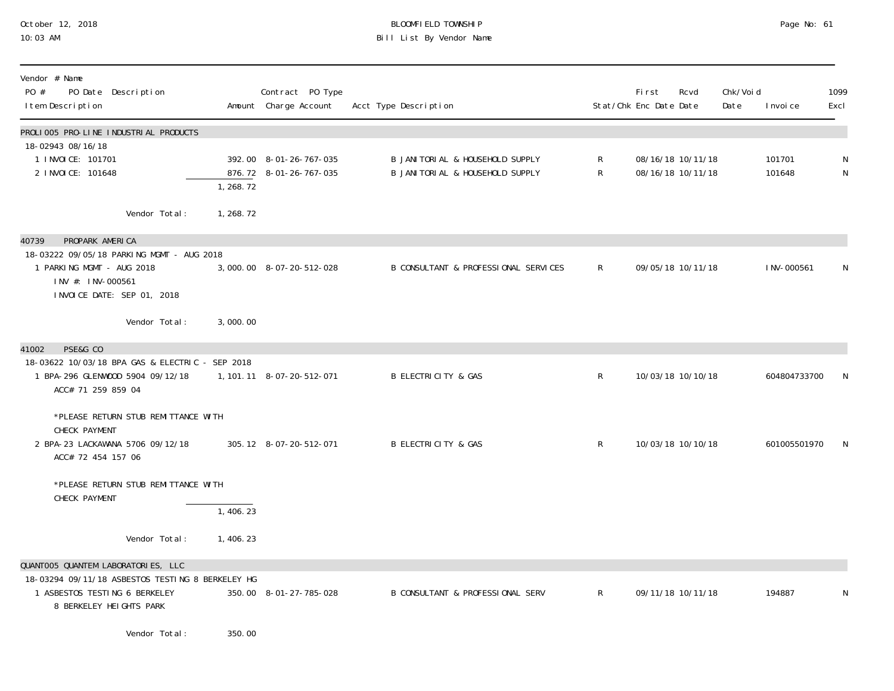BLOOMFIELD TOWNSHIP
Bill List By Vendor Name

October 12, 2018
10:03 AM

| Vendor # Name / PO # PO Date Description / Item Description | Amount | Contract PO Type Charge Account | Acct Type Description | Stat/Chk | First Enc Date | Rcvd Date | Chk/Void Date | Invoice | 1099 Excl |
|---|---|---|---|---|---|---|---|---|---|
| **PROLI005 PRO-LINE INDUSTRIAL PRODUCTS** | | | | | | | | | |
| 18-02943 08/16/18 | | | | | | | | | |
| 1 INVOICE: 101701 | 392.00 | 8-01-26-767-035 | B JANITORIAL & HOUSEHOLD SUPPLY | R | 08/16/18 | 10/11/18 | | 101701 | N |
| 2 INVOICE: 101648 | 876.72 | 8-01-26-767-035 | B JANITORIAL & HOUSEHOLD SUPPLY | R | 08/16/18 | 10/11/18 | | 101648 | N |
| | 1,268.72 | | | | | | | | |
| Vendor Total: | 1,268.72 | | | | | | | | |
| **40739 PROPARK AMERICA** | | | | | | | | | |
| 18-03222 09/05/18 PARKING MGMT - AUG 2018 | | | | | | | | | |
| 1 PARKING MGMT - AUG 2018 INV #: INV-000561 INVOICE DATE: SEP 01, 2018 | 3,000.00 | 8-07-20-512-028 | B CONSULTANT & PROFESSIONAL SERVICES | R | 09/05/18 | 10/11/18 | | INV-000561 | N |
| Vendor Total: | 3,000.00 | | | | | | | | |
| **41002 PSE&G CO** | | | | | | | | | |
| 18-03622 10/03/18 BPA GAS & ELECTRIC - SEP 2018 | | | | | | | | | |
| 1 BPA-296 GLENWOOD 5904 09/12/18 ACC# 71 259 859 04 *PLEASE RETURN STUB REMITTANCE WITH CHECK PAYMENT | 1,101.11 | 8-07-20-512-071 | B ELECTRICITY & GAS | R | 10/03/18 | 10/10/18 | | 604804733700 | N |
| 2 BPA-23 LACKAWANA 5706 09/12/18 ACC# 72 454 157 06 *PLEASE RETURN STUB REMITTANCE WITH CHECK PAYMENT | 305.12 | 8-07-20-512-071 | B ELECTRICITY & GAS | R | 10/03/18 | 10/10/18 | | 601005501970 | N |
| | 1,406.23 | | | | | | | | |
| Vendor Total: | 1,406.23 | | | | | | | | |
| **QUANT005 QUANTEM LABORATORIES, LLC** | | | | | | | | | |
| 18-03294 09/11/18 ASBESTOS TESTING 8 BERKELEY HG | | | | | | | | | |
| 1 ASBESTOS TESTING 6 BERKELEY 8 BERKELEY HEIGHTS PARK | 350.00 | 8-01-27-785-028 | B CONSULTANT & PROFESSIONAL SERV | R | 09/11/18 | 10/11/18 | | 194887 | N |
| Vendor Total: | 350.00 | | | | | | | | |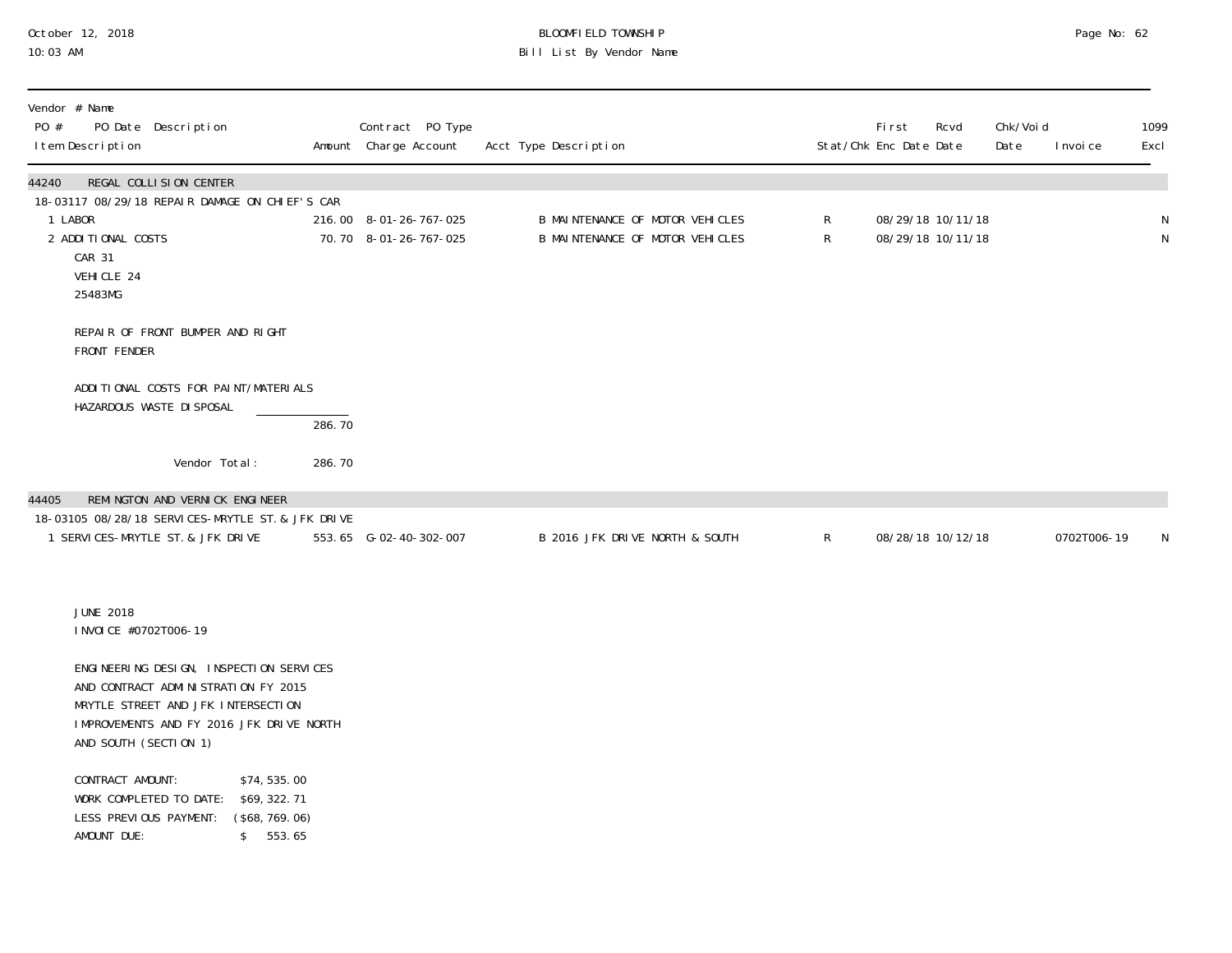| Vendor # Name PO # PO Date Description Item Description | Amount | Contract PO Type Charge Account | Acct Type Description | Stat/Chk | First Enc Date | Rcvd Date | Chk/Void Date | Invoice | 1099 Excl |
|---|---|---|---|---|---|---|---|---|---|
| **44240 REGAL COLLISION CENTER** | | | | | | | | | |
| 18-03117 08/29/18 REPAIR DAMAGE ON CHIEF'S CAR | | | | | | | | | |
| 1 LABOR | 216.00 | 8-01-26-767-025 | B MAINTENANCE OF MOTOR VEHICLES | R | 08/29/18 | 10/11/18 | | | N |
| 2 ADDITIONAL COSTS | 70.70 | 8-01-26-767-025 | B MAINTENANCE OF MOTOR VEHICLES | R | 08/29/18 | 10/11/18 | | | N |
| CAR 31 | | | | | | | | | |
| VEHICLE 24 | | | | | | | | | |
| 25483MG | | | | | | | | | |
| REPAIR OF FRONT BUMPER AND RIGHT FRONT FENDER | | | | | | | | | |
| ADDITIONAL COSTS FOR PAINT/MATERIALS HAZARDOUS WASTE DISPOSAL | | | | | | | | | |
| | 286.70 | | | | | | | | |
| Vendor Total: | 286.70 | | | | | | | | |
| **44405 REMINGTON AND VERNICK ENGINEER** | | | | | | | | | |
| 18-03105 08/28/18 SERVICES-MRYTLE ST. & JFK DRIVE | | | | | | | | | |
| 1 SERVICES-MRYTLE ST. & JFK DRIVE | 553.65 | G-02-40-302-007 | B 2016 JFK DRIVE NORTH & SOUTH | R | 08/28/18 | 10/12/18 | | 0702T006-19 | N |

JUNE 2018
INVOICE #0702T006-19

ENGINEERING DESIGN, INSPECTION SERVICES
AND CONTRACT ADMINISTRATION FY 2015
MRYTLE STREET AND JFK INTERSECTION
IMPROVEMENTS AND FY 2016 JFK DRIVE NORTH
AND SOUTH (SECTION 1)

| | |
|---|---|
| CONTRACT AMOUNT: | $74,535.00 |
| WORK COMPLETED TO DATE: | $69,322.71 |
| LESS PREVIOUS PAYMENT: | ($68,769.06) |
| AMOUNT DUE: | $ 553.65 |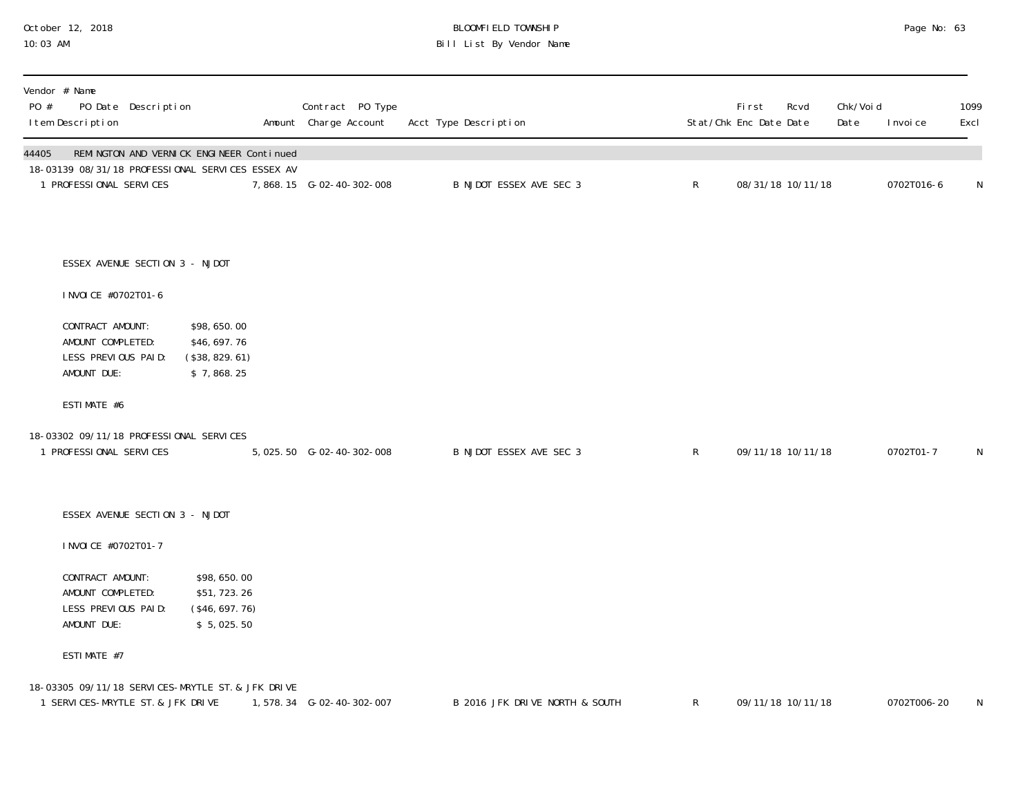| Vendor # Name<br>PO # PO Date Description<br>Item Description | Amount | Contract PO Type<br>Charge Account | Acct Type Description | Stat/Chk | First Enc Date | Rcvd Date | Chk/Void Date | Invoice | 1099 Excl |
|---|---|---|---|---|---|---|---|---|---|
| 44405 REMINGTON AND VERNICK ENGINEER Continued | | | | | | | | | |
| 18-03139 08/31/18 PROFESSIONAL SERVICES ESSEX AV | | | | | | | | | |
| 1 PROFESSIONAL SERVICES | 7,868.15 | G-02-40-302-008 | B NJDOT ESSEX AVE SEC 3 | R | 08/31/18 | 10/11/18 | | 0702T016-6 | N |

ESSEX AVENUE SECTION 3 - NJDOT

INVOICE #0702T01-6

| | |
|---|---|
| CONTRACT AMOUNT: | $98,650.00 |
| AMOUNT COMPLETED: | $46,697.76 |
| LESS PREVIOUS PAID: | ($38,829.61) |
| AMOUNT DUE: | $ 7,868.25 |

ESTIMATE #6

| Vendor # Name<br>PO # PO Date Description<br>Item Description | Amount | Contract PO Type<br>Charge Account | Acct Type Description | Stat/Chk | First Enc Date | Rcvd Date | Chk/Void Date | Invoice | 1099 Excl |
|---|---|---|---|---|---|---|---|---|---|
| 18-03302 09/11/18 PROFESSIONAL SERVICES | | | | | | | | | |
| 1 PROFESSIONAL SERVICES | 5,025.50 | G-02-40-302-008 | B NJDOT ESSEX AVE SEC 3 | R | 09/11/18 | 10/11/18 | | 0702T01-7 | N |

ESSEX AVENUE SECTION 3 - NJDOT

INVOICE #0702T01-7

| | |
|---|---|
| CONTRACT AMOUNT: | $98,650.00 |
| AMOUNT COMPLETED: | $51,723.26 |
| LESS PREVIOUS PAID: | ($46,697.76) |
| AMOUNT DUE: | $ 5,025.50 |

ESTIMATE #7

| Vendor # Name<br>PO # PO Date Description<br>Item Description | Amount | Contract PO Type<br>Charge Account | Acct Type Description | Stat/Chk | First Enc Date | Rcvd Date | Chk/Void Date | Invoice | 1099 Excl |
|---|---|---|---|---|---|---|---|---|---|
| 18-03305 09/11/18 SERVICES-MRYTLE ST. & JFK DRIVE | | | | | | | | | |
| 1 SERVICES-MRYTLE ST. & JFK DRIVE | 1,578.34 | G-02-40-302-007 | B 2016 JFK DRIVE NORTH & SOUTH | R | 09/11/18 | 10/11/18 | | 0702T006-20 | N |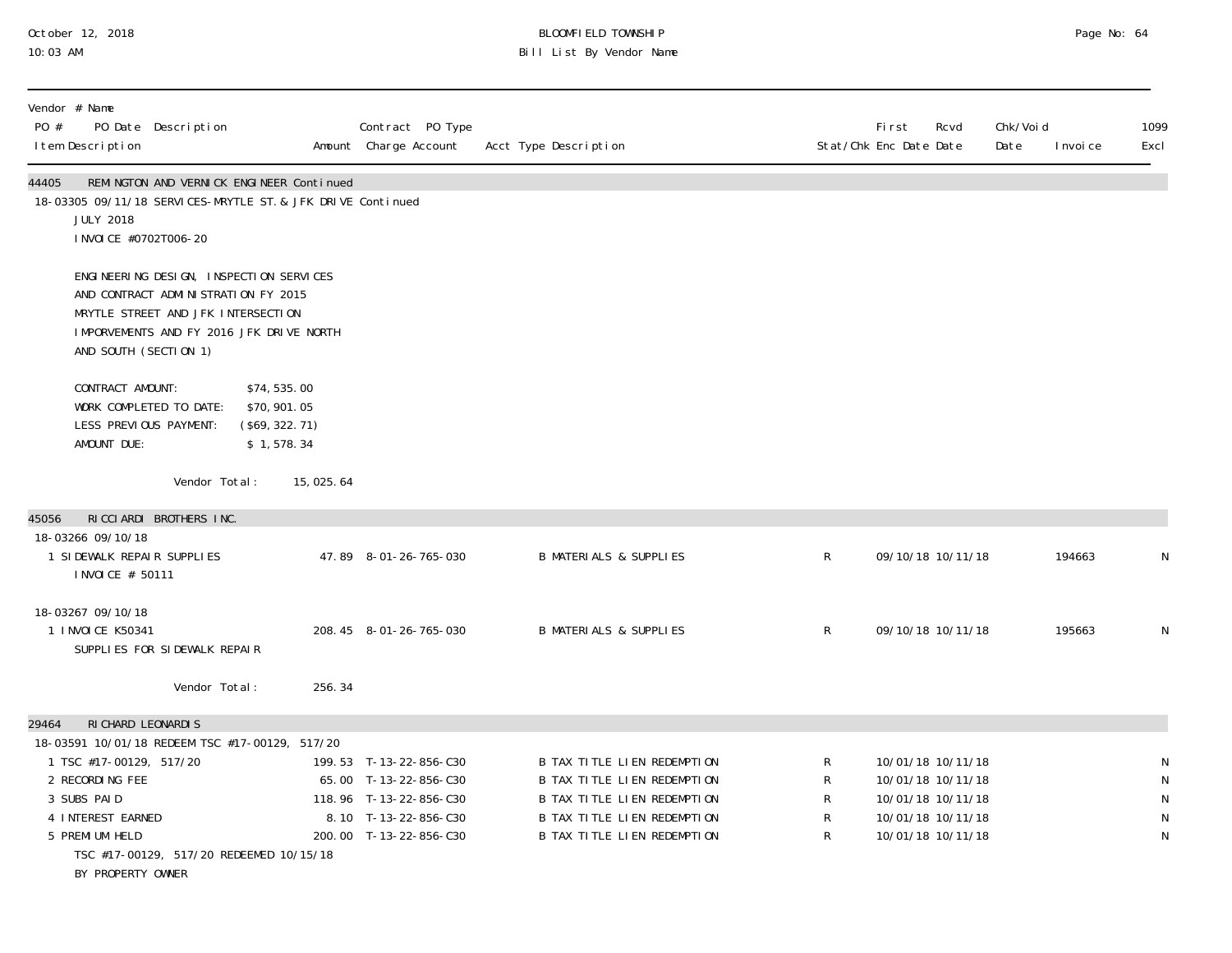| Vendor # Name PO # PO Date Description Item Description | Amount | Contract PO Type Charge Account | Acct Type Description | Stat/Chk | First Enc Date | Rcvd Date | Chk/Void Date | Invoice | 1099 Excl |
|---|---|---|---|---|---|---|---|---|---|
| **44405 REMINGTON AND VERNICK ENGINEER Continued** | | | | | | | | | |
| 18-03305 09/11/18 SERVICES-MRYTLE ST. & JFK DRIVE Continued | | | | | | | | | |
| JULY 2018 | | | | | | | | | |
| INVOICE #0702T006-20 | | | | | | | | | |
| ENGINEERING DESIGN, INSPECTION SERVICES AND CONTRACT ADMINISTRATION FY 2015 MRYTLE STREET AND JFK INTERSECTION IMPORVEMENTS AND FY 2016 JFK DRIVE NORTH AND SOUTH (SECTION 1) | | | | | | | | | |
| CONTRACT AMOUNT: $74,535.00 | | | | | | | | | |
| WORK COMPLETED TO DATE: $70,901.05 | | | | | | | | | |
| LESS PREVIOUS PAYMENT: ($69,322.71) | | | | | | | | | |
| AMOUNT DUE: $ 1,578.34 | | | | | | | | | |
| Vendor Total: | 15,025.64 | | | | | | | | |
| **45056 RICCIARDI BROTHERS INC.** | | | | | | | | | |
| 18-03266 09/10/18 | | | | | | | | | |
| 1 SIDEWALK REPAIR SUPPLIES | 47.89 | 8-01-26-765-030 | B MATERIALS & SUPPLIES | R | 09/10/18 | 10/11/18 | | 194663 | N |
| INVOICE # 50111 | | | | | | | | | |
| 18-03267 09/10/18 | | | | | | | | | |
| 1 INVOICE K50341 | 208.45 | 8-01-26-765-030 | B MATERIALS & SUPPLIES | R | 09/10/18 | 10/11/18 | | 195663 | N |
| SUPPLIES FOR SIDEWALK REPAIR | | | | | | | | | |
| Vendor Total: | 256.34 | | | | | | | | |
| **29464 RICHARD LEONARDIS** | | | | | | | | | |
| 18-03591 10/01/18 REDEEM TSC #17-00129, 517/20 | | | | | | | | | |
| 1 TSC #17-00129, 517/20 | 199.53 | T-13-22-856-C30 | B TAX TITLE LIEN REDEMPTION | R | 10/01/18 | 10/11/18 | | | N |
| 2 RECORDING FEE | 65.00 | T-13-22-856-C30 | B TAX TITLE LIEN REDEMPTION | R | 10/01/18 | 10/11/18 | | | N |
| 3 SUBS PAID | 118.96 | T-13-22-856-C30 | B TAX TITLE LIEN REDEMPTION | R | 10/01/18 | 10/11/18 | | | N |
| 4 INTEREST EARNED | 8.10 | T-13-22-856-C30 | B TAX TITLE LIEN REDEMPTION | R | 10/01/18 | 10/11/18 | | | N |
| 5 PREMIUM HELD | 200.00 | T-13-22-856-C30 | B TAX TITLE LIEN REDEMPTION | R | 10/01/18 | 10/11/18 | | | N |
| TSC #17-00129, 517/20 REDEEMED 10/15/18 BY PROPERTY OWNER | | | | | | | | | |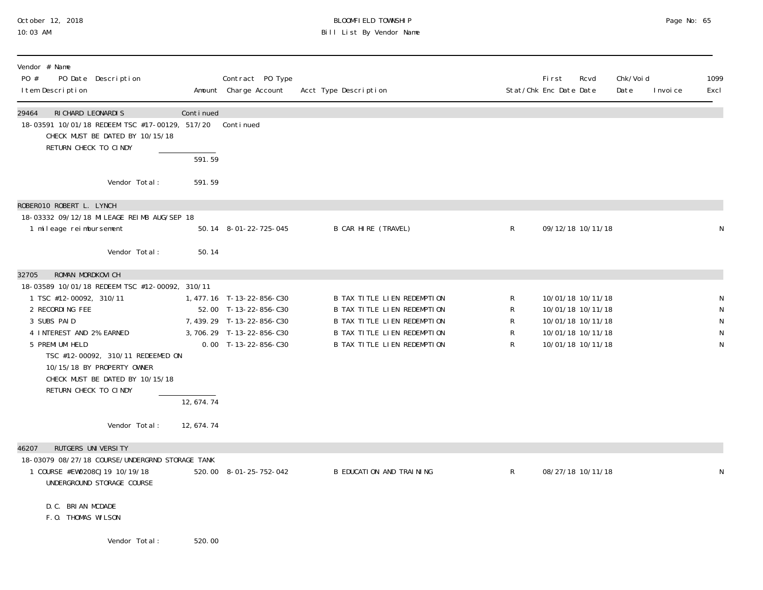BLOOMFIELD TOWNSHIP
Bill List By Vendor Name

October 12, 2018
10:03 AM

| Vendor # Name / PO # PO Date Description / Item Description | Amount | Contract PO Type / Charge Account | Acct Type Description | Stat/Chk | First Enc Date | Rcvd Date | Chk/Void Date | Invoice | 1099 Excl |
|---|---|---|---|---|---|---|---|---|---|
| **29464 RICHARD LEONARDIS** | Continued | | | | | | | | |
| 18-03591 10/01/18 REDEEM TSC #17-00129, 517/20 | | Continued | | | | | | | |
| CHECK MUST BE DATED BY 10/15/18 | | | | | | | | | |
| RETURN CHECK TO CINDY | | | | | | | | | |
| | 591.59 | | | | | | | | |
| Vendor Total: | 591.59 | | | | | | | | |
| **ROBER010 ROBERT L. LYNCH** | | | | | | | | | |
| 18-03332 09/12/18 MILEAGE REIMB AUG/SEP 18 | | | | | | | | | |
| 1 mileage reimbursement | 50.14 | 8-01-22-725-045 | B CAR HIRE (TRAVEL) | R | 09/12/18 | 10/11/18 | | | N |
| Vendor Total: | 50.14 | | | | | | | | |
| **32705 ROMAN MORDKOVICH** | | | | | | | | | |
| 18-03589 10/01/18 REDEEM TSC #12-00092, 310/11 | | | | | | | | | |
| 1 TSC #12-00092, 310/11 | 1,477.16 | T-13-22-856-C30 | B TAX TITLE LIEN REDEMPTION | R | 10/01/18 | 10/11/18 | | | N |
| 2 RECORDING FEE | 52.00 | T-13-22-856-C30 | B TAX TITLE LIEN REDEMPTION | R | 10/01/18 | 10/11/18 | | | N |
| 3 SUBS PAID | 7,439.29 | T-13-22-856-C30 | B TAX TITLE LIEN REDEMPTION | R | 10/01/18 | 10/11/18 | | | N |
| 4 INTEREST AND 2% EARNED | 3,706.29 | T-13-22-856-C30 | B TAX TITLE LIEN REDEMPTION | R | 10/01/18 | 10/11/18 | | | N |
| 5 PREMIUM HELD | 0.00 | T-13-22-856-C30 | B TAX TITLE LIEN REDEMPTION | R | 10/01/18 | 10/11/18 | | | N |
| TSC #12-00092, 310/11 REDEEMED ON 10/15/18 BY PROPERTY OWNER | | | | | | | | | |
| CHECK MUST BE DATED BY 10/15/18 | | | | | | | | | |
| RETURN CHECK TO CINDY | | | | | | | | | |
| | 12,674.74 | | | | | | | | |
| Vendor Total: | 12,674.74 | | | | | | | | |
| **46207 RUTGERS UNIVERSITY** | | | | | | | | | |
| 18-03079 08/27/18 COURSE/UNDERGRND STORAGE TANK | | | | | | | | | |
| 1 COURSE #EW0208CJ19 10/19/18 UNDERGROUND STORAGE COURSE | 520.00 | 8-01-25-752-042 | B EDUCATION AND TRAINING | R | 08/27/18 | 10/11/18 | | | N |
| D.C. BRIAN MCDADE | | | | | | | | | |
| F.O. THOMAS WILSON | | | | | | | | | |
| Vendor Total: | 520.00 | | | | | | | | |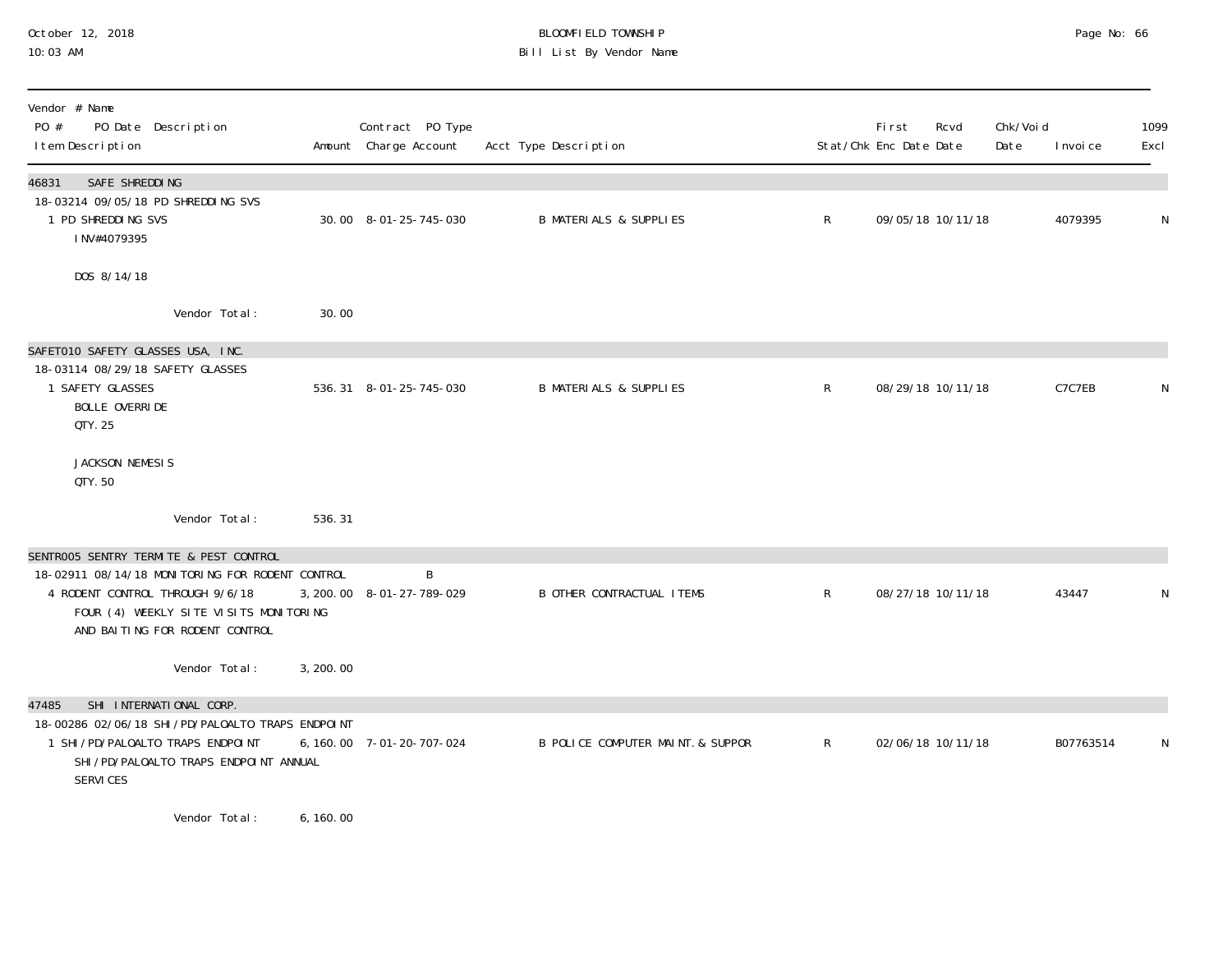# BLOOMFIELD TOWNSHIP
## Bill List By Vendor Name

October 12, 2018
10:03 AM

| Vendor # Name<br>PO # PO Date Description<br>Item Description | Amount | Contract PO Type<br>Charge Account | Acct Type Description | Stat/Chk | First Enc Date | Rcvd Date | Chk/Void Date | Invoice | 1099 Excl |
|---|---|---|---|---|---|---|---|---|---|
| **46831 SAFE SHREDDING** | | | | | | | | | |
| 18-03214 09/05/18 PD SHREDDING SVS | | | | | | | | | |
| 1 PD SHREDDING SVS<br>INV#4079395<br><br>DOS 8/14/18 | 30.00 | 8-01-25-745-030 | B MATERIALS & SUPPLIES | R | 09/05/18 | 10/11/18 | | 4079395 | N |
| Vendor Total: | 30.00 | | | | | | | | |
| **SAFET010 SAFETY GLASSES USA, INC.** | | | | | | | | | |
| 18-03114 08/29/18 SAFETY GLASSES | | | | | | | | | |
| 1 SAFETY GLASSES<br>BOLLE OVERRIDE<br>QTY. 25<br><br>JACKSON NEMESIS<br>QTY. 50 | 536.31 | 8-01-25-745-030 | B MATERIALS & SUPPLIES | R | 08/29/18 | 10/11/18 | | C7C7EB | N |
| Vendor Total: | 536.31 | | | | | | | | |
| **SENTR005 SENTRY TERMITE & PEST CONTROL** | | | | | | | | | |
| 18-02911 08/14/18 MONITORING FOR RODENT CONTROL | | B | | | | | | | |
| 4 RODENT CONTROL THROUGH 9/6/18<br>FOUR (4) WEEKLY SITE VISITS MONITORING<br>AND BAITING FOR RODENT CONTROL | 3,200.00 | 8-01-27-789-029 | B OTHER CONTRACTUAL ITEMS | R | 08/27/18 | 10/11/18 | | 43447 | N |
| Vendor Total: | 3,200.00 | | | | | | | | |
| **47485 SHI INTERNATIONAL CORP.** | | | | | | | | | |
| 18-00286 02/06/18 SHI/PD/PALOALTO TRAPS ENDPOINT | | | | | | | | | |
| 1 SHI/PD/PALOALTO TRAPS ENDPOINT<br>SHI/PD/PALOALTO TRAPS ENDPOINT ANNUAL<br>SERVICES | 6,160.00 | 7-01-20-707-024 | B POLICE COMPUTER MAINT. & SUPPOR | R | 02/06/18 | 10/11/18 | | B07763514 | N |
| Vendor Total: | 6,160.00 | | | | | | | | |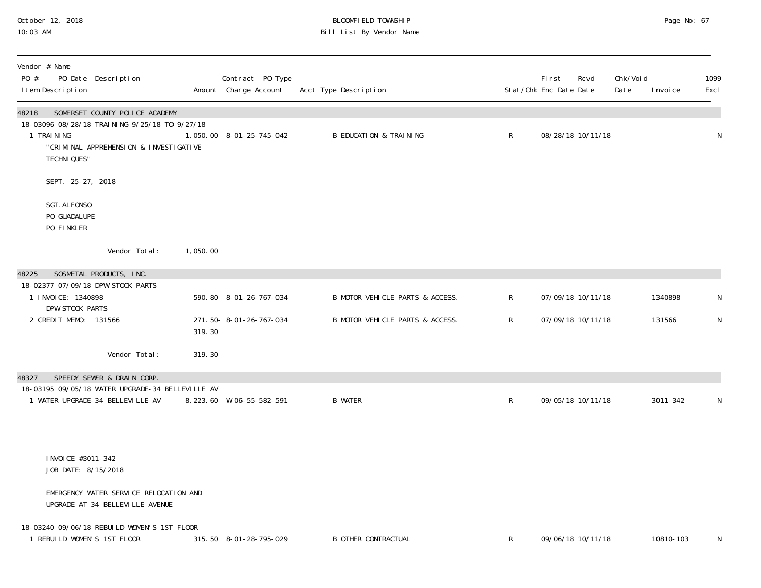BLOOMFIELD TOWNSHIP
Bill List By Vendor Name

October 12, 2018
10:03 AM

| Vendor # Name<br>PO # PO Date Description<br>Item Description | Amount | Contract PO Type<br>Charge Account | Acct Type Description | Stat/Chk | First Enc Date | Rcvd Date | Chk/Void Date | Invoice | 1099 Excl |
|---|---|---|---|---|---|---|---|---|---|
| **48218 SOMERSET COUNTY POLICE ACADEMY** | | | | | | | | | |
| 18-03096 08/28/18 TRAINING 9/25/18 TO 9/27/18 | | | | | | | | | |
| 1 TRAINING<br>"CRIMINAL APPREHENSION & INVESTIGATIVE TECHNIQUES"<br><br>SEPT. 25-27, 2018<br><br>SGT. ALFONSO<br>PO GUADALUPE<br>PO FINKLER | 1,050.00 | 8-01-25-745-042 | B EDUCATION & TRAINING | R | 08/28/18 | 10/11/18 | | | N |
| Vendor Total: | 1,050.00 | | | | | | | | |
| **48225 SOSMETAL PRODUCTS, INC.** | | | | | | | | | |
| 18-02377 07/09/18 DPW STOCK PARTS | | | | | | | | | |
| 1 INVOICE: 1340898<br>DPW STOCK PARTS | 590.80 | 8-01-26-767-034 | B MOTOR VEHICLE PARTS & ACCESS. | R | 07/09/18 | 10/11/18 | | 1340898 | N |
| 2 CREDIT MEMO: 131566 | 271.50- | 8-01-26-767-034 | B MOTOR VEHICLE PARTS & ACCESS. | R | 07/09/18 | 10/11/18 | | 131566 | N |
| | 319.30 | | | | | | | | |
| Vendor Total: | 319.30 | | | | | | | | |
| **48327 SPEEDY SEWER & DRAIN CORP.** | | | | | | | | | |
| 18-03195 09/05/18 WATER UPGRADE-34 BELLEVILLE AV | | | | | | | | | |
| 1 WATER UPGRADE-34 BELLEVILLE AV<br><br>INVOICE #3011-342<br>JOB DATE: 8/15/2018<br><br>EMERGENCY WATER SERVICE RELOCATION AND UPGRADE AT 34 BELLEVILLE AVENUE | 8,223.60 | W-06-55-582-591 | B WATER | R | 09/05/18 | 10/11/18 | | 3011-342 | N |
| 18-03240 09/06/18 REBUILD WOMEN'S 1ST FLOOR | | | | | | | | | |
| 1 REBUILD WOMEN'S 1ST FLOOR | 315.50 | 8-01-28-795-029 | B OTHER CONTRACTUAL | R | 09/06/18 | 10/11/18 | | 10810-103 | N |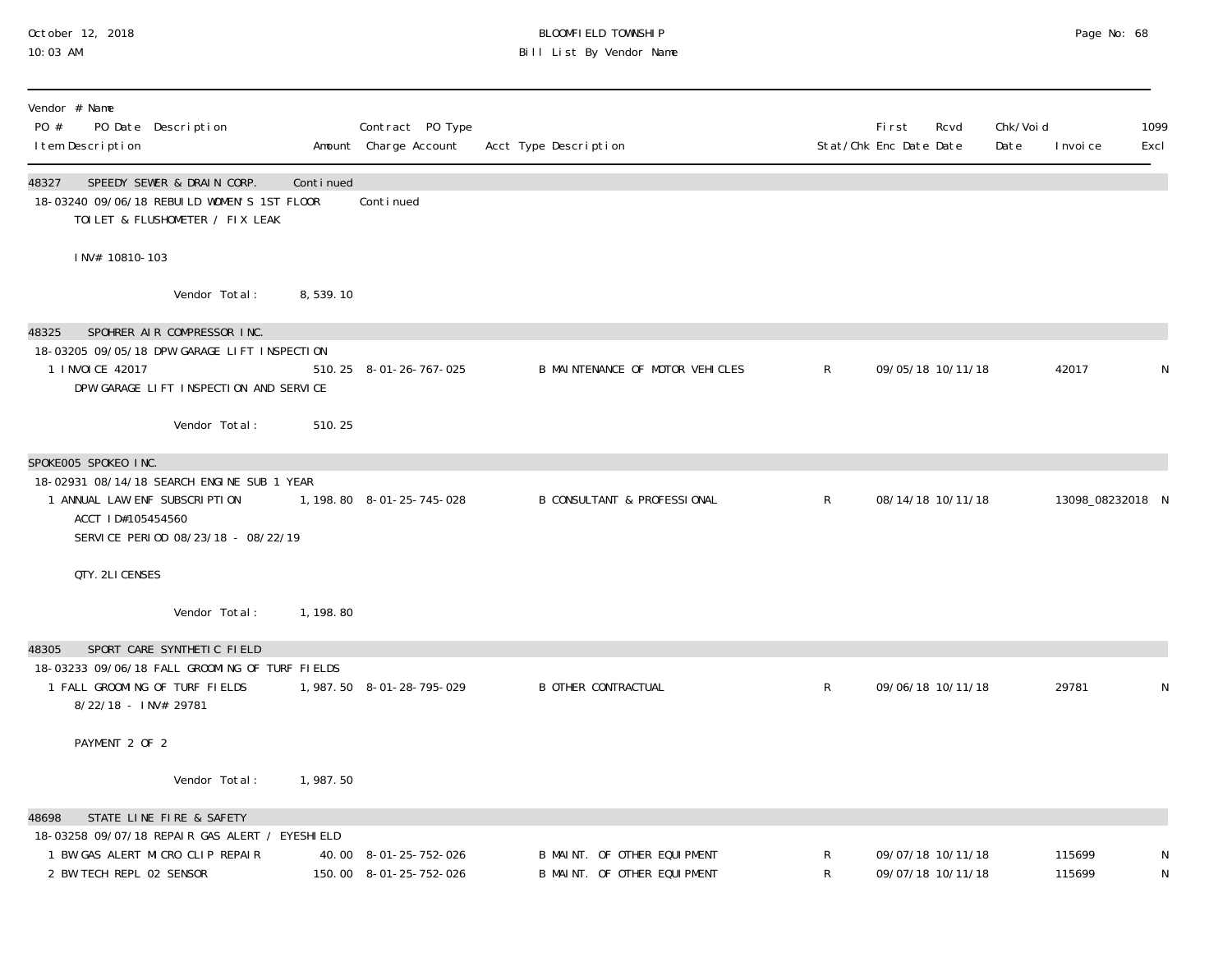| Vendor # Name PO # PO Date Description Item Description | Amount | Contract PO Type Charge Account | Acct Type Description | Stat/Chk | First Enc Date | Rcvd Date | Chk/Void Date | Invoice | 1099 Excl |
|---|---|---|---|---|---|---|---|---|---|
| 48327 SPEEDY SEWER & DRAIN CORP. | Continued | | | | | | | | |
| 18-03240 09/06/18 REBUILD WOMEN'S 1ST FLOOR TOILET & FLUSHOMETER / FIX LEAK | | Continued | | | | | | | |
| INV# 10810-103 | | | | | | | | | |
| Vendor Total: | 8,539.10 | | | | | | | | |
| 48325 SPOHRER AIR COMPRESSOR INC. | | | | | | | | | |
| 18-03205 09/05/18 DPW GARAGE LIFT INSPECTION | | | | | | | | | |
| 1 INVOICE 42017 DPW GARAGE LIFT INSPECTION AND SERVICE | 510.25 | 8-01-26-767-025 | B MAINTENANCE OF MOTOR VEHICLES | R | 09/05/18 | 10/11/18 | | 42017 | N |
| Vendor Total: | 510.25 | | | | | | | | |
| SPOKE005 SPOKEO INC. | | | | | | | | | |
| 18-02931 08/14/18 SEARCH ENGINE SUB 1 YEAR | | | | | | | | | |
| 1 ANNUAL LAW ENF SUBSCRIPTION ACCT ID#105454560 SERVICE PERIOD 08/23/18 - 08/22/19 | 1,198.80 | 8-01-25-745-028 | B CONSULTANT & PROFESSIONAL | R | 08/14/18 | 10/11/18 | | 13098_08232018 | N |
| QTY. 2LICENSES | | | | | | | | | |
| Vendor Total: | 1,198.80 | | | | | | | | |
| 48305 SPORT CARE SYNTHETIC FIELD | | | | | | | | | |
| 18-03233 09/06/18 FALL GROOMING OF TURF FIELDS | | | | | | | | | |
| 1 FALL GROOMING OF TURF FIELDS 8/22/18 - INV# 29781 | 1,987.50 | 8-01-28-795-029 | B OTHER CONTRACTUAL | R | 09/06/18 | 10/11/18 | | 29781 | N |
| PAYMENT 2 OF 2 | | | | | | | | | |
| Vendor Total: | 1,987.50 | | | | | | | | |
| 48698 STATE LINE FIRE & SAFETY | | | | | | | | | |
| 18-03258 09/07/18 REPAIR GAS ALERT / EYESHIELD | | | | | | | | | |
| 1 BW GAS ALERT MICRO CLIP REPAIR | 40.00 | 8-01-25-752-026 | B MAINT. OF OTHER EQUIPMENT | R | 09/07/18 | 10/11/18 | | 115699 | N |
| 2 BW TECH REPL 02 SENSOR | 150.00 | 8-01-25-752-026 | B MAINT. OF OTHER EQUIPMENT | R | 09/07/18 | 10/11/18 | | 115699 | N |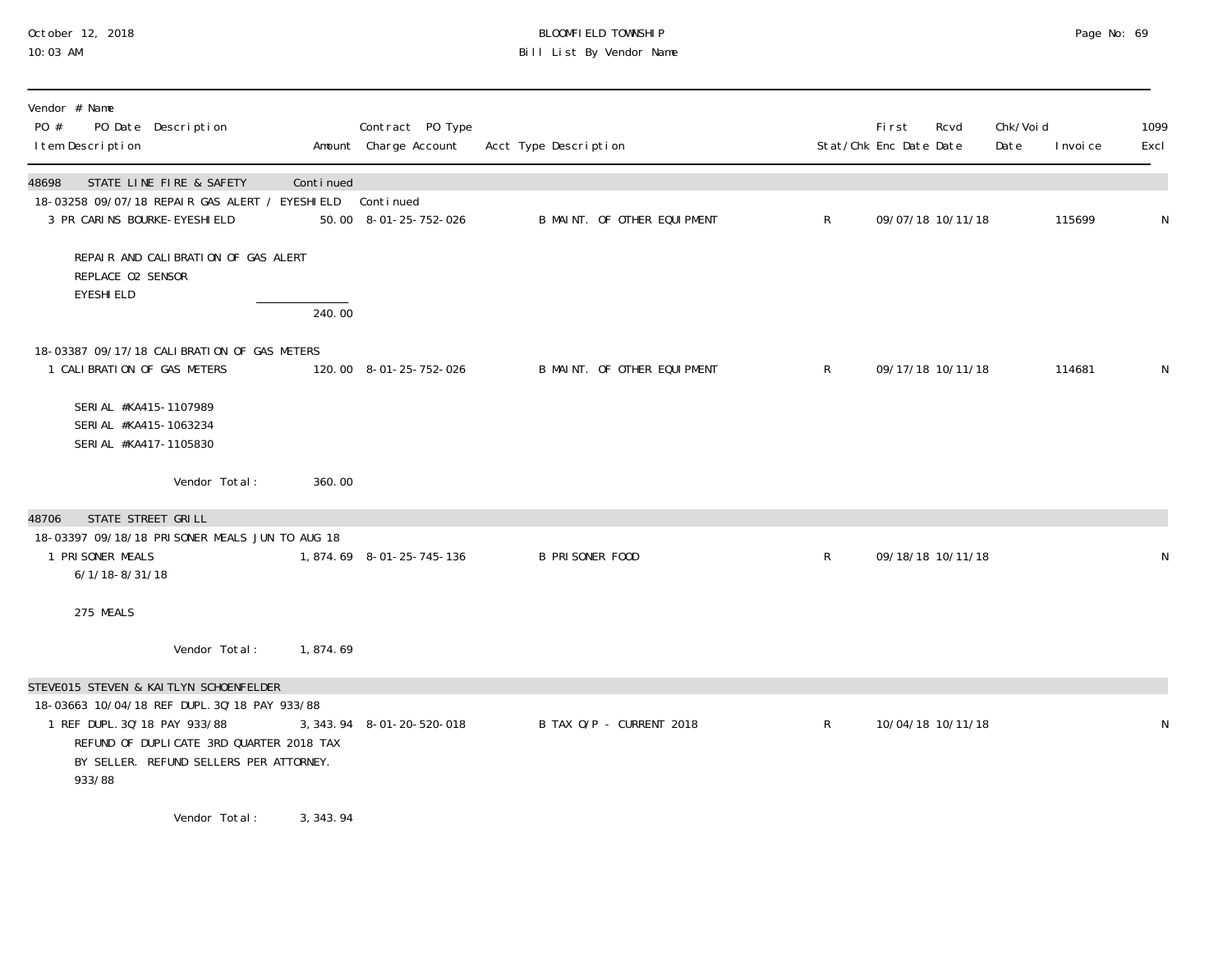# BLOOMFIELD TOWNSHIP
## Bill List By Vendor Name

October 12, 2018
10:03 AM

| Vendor # Name / PO # PO Date Description / Item Description | Amount | Contract PO Type / Charge Account | Acct Type Description | Stat/Chk | First Enc Date | Rcvd Date | Chk/Void Date | Invoice | 1099 Excl |
|---|---|---|---|---|---|---|---|---|---|
| **48698 STATE LINE FIRE & SAFETY** | Continued | | | | | | | | |
| 18-03258 09/07/18 REPAIR GAS ALERT / EYESHIELD | | Continued | | | | | | | |
| 3 PR CARINS BOURKE-EYESHIELD | 50.00 | 8-01-25-752-026 | B MAINT. OF OTHER EQUIPMENT | R | 09/07/18 | 10/11/18 | | 115699 | N |
| REPAIR AND CALIBRATION OF GAS ALERT<br>REPLACE O2 SENSOR<br>EYESHIELD | | | | | | | | | |
| | 240.00 | | | | | | | | |
| 18-03387 09/17/18 CALIBRATION OF GAS METERS | | | | | | | | | |
| 1 CALIBRATION OF GAS METERS | 120.00 | 8-01-25-752-026 | B MAINT. OF OTHER EQUIPMENT | R | 09/17/18 | 10/11/18 | | 114681 | N |
| SERIAL #KA415-1107989<br>SERIAL #KA415-1063234<br>SERIAL #KA417-1105830 | | | | | | | | | |
| Vendor Total: | 360.00 | | | | | | | | |
| **48706 STATE STREET GRILL** | | | | | | | | | |
| 18-03397 09/18/18 PRISONER MEALS JUN TO AUG 18 | | | | | | | | | |
| 1 PRISONER MEALS<br>6/1/18-8/31/18 | 1,874.69 | 8-01-25-745-136 | B PRISONER FOOD | R | 09/18/18 | 10/11/18 | | | N |
| 275 MEALS | | | | | | | | | |
| Vendor Total: | 1,874.69 | | | | | | | | |
| **STEVE015 STEVEN & KAITLYN SCHOENFELDER** | | | | | | | | | |
| 18-03663 10/04/18 REF DUPL.3Q'18 PAY 933/88 | | | | | | | | | |
| 1 REF DUPL.3Q'18 PAY 933/88<br>REFUND OF DUPLICATE 3RD QUARTER 2018 TAX BY SELLER. REFUND SELLERS PER ATTORNEY.<br>933/88 | 3,343.94 | 8-01-20-520-018 | B TAX O/P - CURRENT 2018 | R | 10/04/18 | 10/11/18 | | | N |
| Vendor Total: | 3,343.94 | | | | | | | | |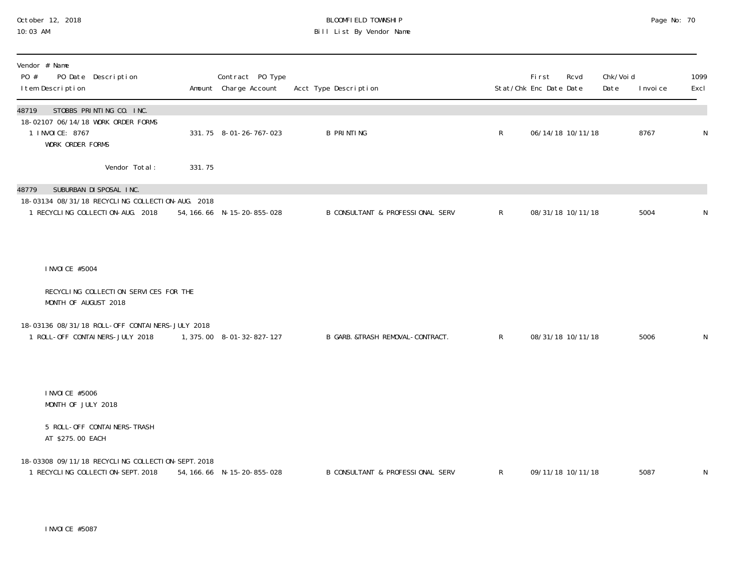| Vendor # Name<br>PO # PO Date Description<br>Item Description | Amount | Contract PO Type<br>Charge Account | Acct Type Description | Stat/Chk | First Enc Date | Rcvd Date | Chk/Void Date | Invoice | 1099 Excl |
|---|---|---|---|---|---|---|---|---|---|
| **48719 STOBBS PRINTING CO. INC.** | | | | | | | | | |
| 18-02107 06/14/18 WORK ORDER FORMS | | | | | | | | | |
| 1 INVOICE: 8767<br>WORK ORDER FORMS | 331.75 | 8-01-26-767-023 | B PRINTING | R | 06/14/18 | 10/11/18 | | 8767 | N |
| Vendor Total: | 331.75 | | | | | | | | |
| **48779 SUBURBAN DISPOSAL INC.** | | | | | | | | | |
| 18-03134 08/31/18 RECYCLING COLLECTION-AUG. 2018 | | | | | | | | | |
| 1 RECYCLING COLLECTION-AUG. 2018<br><br>INVOICE #5004<br><br>RECYCLING COLLECTION SERVICES FOR THE MONTH OF AUGUST 2018 | 54,166.66 | N-15-20-855-028 | B CONSULTANT & PROFESSIONAL SERV | R | 08/31/18 | 10/11/18 | | 5004 | N |
| 18-03136 08/31/18 ROLL-OFF CONTAINERS-JULY 2018 | | | | | | | | | |
| 1 ROLL-OFF CONTAINERS-JULY 2018<br><br>INVOICE #5006<br>MONTH OF JULY 2018<br><br>5 ROLL-OFF CONTAINERS-TRASH AT $275.00 EACH | 1,375.00 | 8-01-32-827-127 | B GARB.&TRASH REMOVAL-CONTRACT. | R | 08/31/18 | 10/11/18 | | 5006 | N |
| 18-03308 09/11/18 RECYCLING COLLECTION-SEPT. 2018 | | | | | | | | | |
| 1 RECYCLING COLLECTION-SEPT. 2018<br><br>INVOICE #5087 | 54,166.66 | N-15-20-855-028 | B CONSULTANT & PROFESSIONAL SERV | R | 09/11/18 | 10/11/18 | | 5087 | N |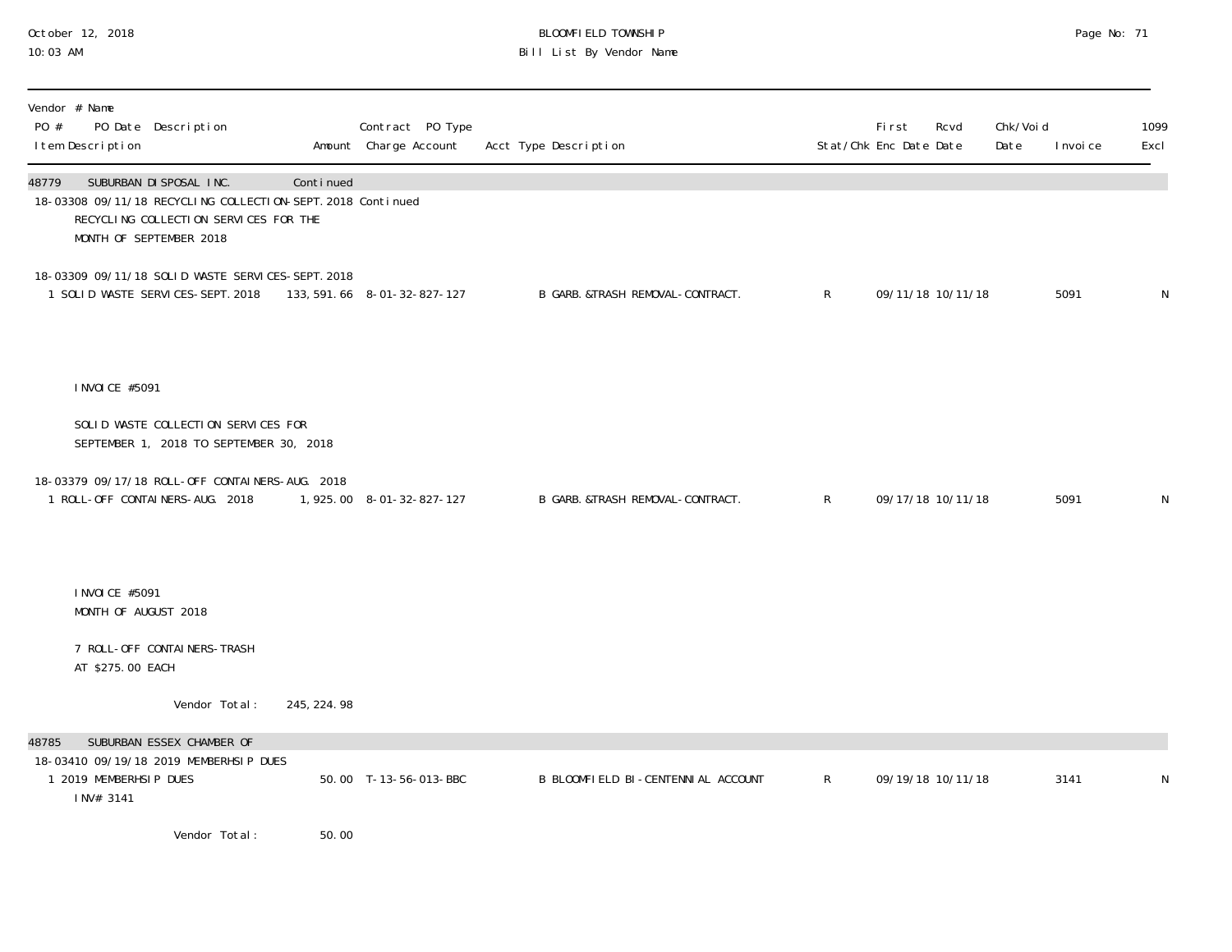| Vendor # Name<br>PO # PO Date Description<br>Item Description | Amount | Contract PO Type<br>Charge Account | Acct Type Description | Stat/Chk | First Enc Date | Rcvd Date | Chk/Void Date | Invoice | 1099 Excl |
|---|---|---|---|---|---|---|---|---|---|
| **48779 SUBURBAN DISPOSAL INC.** | Continued | | | | | | | | |
| 18-03308 09/11/18 RECYCLING COLLECTION-SEPT. 2018 Continued<br>RECYCLING COLLECTION SERVICES FOR THE<br>MONTH OF SEPTEMBER 2018 | | | | | | | | | |
| 18-03309 09/11/18 SOLID WASTE SERVICES-SEPT. 2018 | | | | | | | | | |
| 1 SOLID WASTE SERVICES-SEPT. 2018 | 133,591.66 | 8-01-32-827-127 | B GARB.&TRASH REMOVAL-CONTRACT. | R | 09/11/18 | 10/11/18 | | 5091 | N |
| INVOICE #5091<br><br>SOLID WASTE COLLECTION SERVICES FOR<br>SEPTEMBER 1, 2018 TO SEPTEMBER 30, 2018 | | | | | | | | | |
| 18-03379 09/17/18 ROLL-OFF CONTAINERS-AUG. 2018 | | | | | | | | | |
| 1 ROLL-OFF CONTAINERS-AUG. 2018 | 1,925.00 | 8-01-32-827-127 | B GARB.&TRASH REMOVAL-CONTRACT. | R | 09/17/18 | 10/11/18 | | 5091 | N |
| INVOICE #5091<br>MONTH OF AUGUST 2018<br><br>7 ROLL-OFF CONTAINERS-TRASH<br>AT $275.00 EACH | | | | | | | | | |
| Vendor Total: | 245,224.98 | | | | | | | | |
| **48785 SUBURBAN ESSEX CHAMBER OF** | | | | | | | | | |
| 18-03410 09/19/18 2019 MEMBERHSIP DUES | | | | | | | | | |
| 1 2019 MEMBERHSIP DUES<br>INV# 3141 | 50.00 | T-13-56-013-BBC | B BLOOMFIELD BI-CENTENNIAL ACCOUNT | R | 09/19/18 | 10/11/18 | | 3141 | N |
| Vendor Total: | 50.00 | | | | | | | | |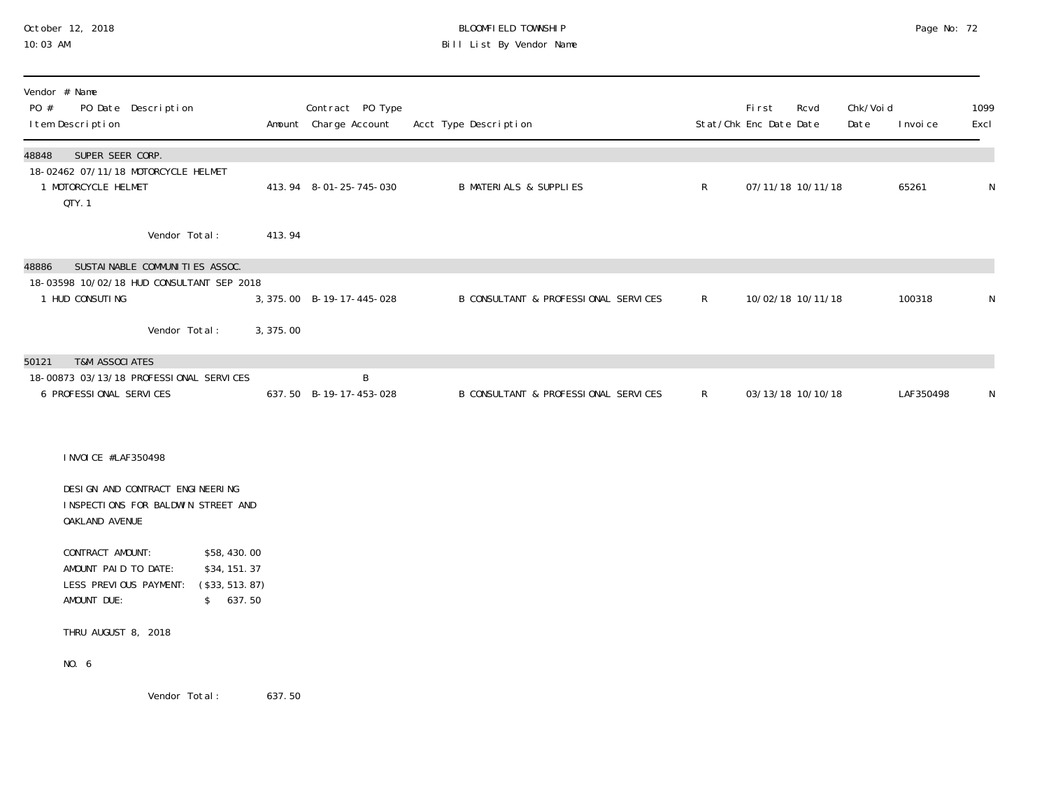| Vendor # Name<br>PO # PO Date Description<br>Item Description | Amount | Contract PO Type<br>Charge Account | Acct Type Description | Stat/Chk | First<br>Enc Date | Rcvd<br>Date | Chk/Void<br>Date | Invoice | 1099<br>Excl |
|---|---|---|---|---|---|---|---|---|---|
| **48848 SUPER SEER CORP.** | | | | | | | | | |
| 18-02462 07/11/18 MOTORCYCLE HELMET | | | | | | | | | |
| 1 MOTORCYCLE HELMET<br>QTY. 1 | 413.94 | 8-01-25-745-030 | B MATERIALS & SUPPLIES | R | 07/11/18 | 10/11/18 | | 65261 | N |
| Vendor Total: | 413.94 | | | | | | | | |
| **48886 SUSTAINABLE COMMUNITIES ASSOC.** | | | | | | | | | |
| 18-03598 10/02/18 HUD CONSULTANT SEP 2018 | | | | | | | | | |
| 1 HUD CONSUTING | 3,375.00 | B-19-17-445-028 | B CONSULTANT & PROFESSIONAL SERVICES | R | 10/02/18 | 10/11/18 | | 100318 | N |
| Vendor Total: | 3,375.00 | | | | | | | | |
| **50121 T&M ASSOCIATES** | | | | | | | | | |
| 18-00873 03/13/18 PROFESSIONAL SERVICES | | B | | | | | | | |
| 6 PROFESSIONAL SERVICES | 637.50 | B-19-17-453-028 | B CONSULTANT & PROFESSIONAL SERVICES | R | 03/13/18 | 10/10/18 | | LAF350498 | N |

INVOICE #LAF350498

DESIGN AND CONTRACT ENGINEERING INSPECTIONS FOR BALDWIN STREET AND OAKLAND AVENUE

| | |
|---|---|
| CONTRACT AMOUNT: | $58,430.00 |
| AMOUNT PAID TO DATE: | $34,151.37 |
| LESS PREVIOUS PAYMENT: | ($33,513.87) |
| AMOUNT DUE: | $ 637.50 |

THRU AUGUST 8, 2018

NO. 6

Vendor Total: 637.50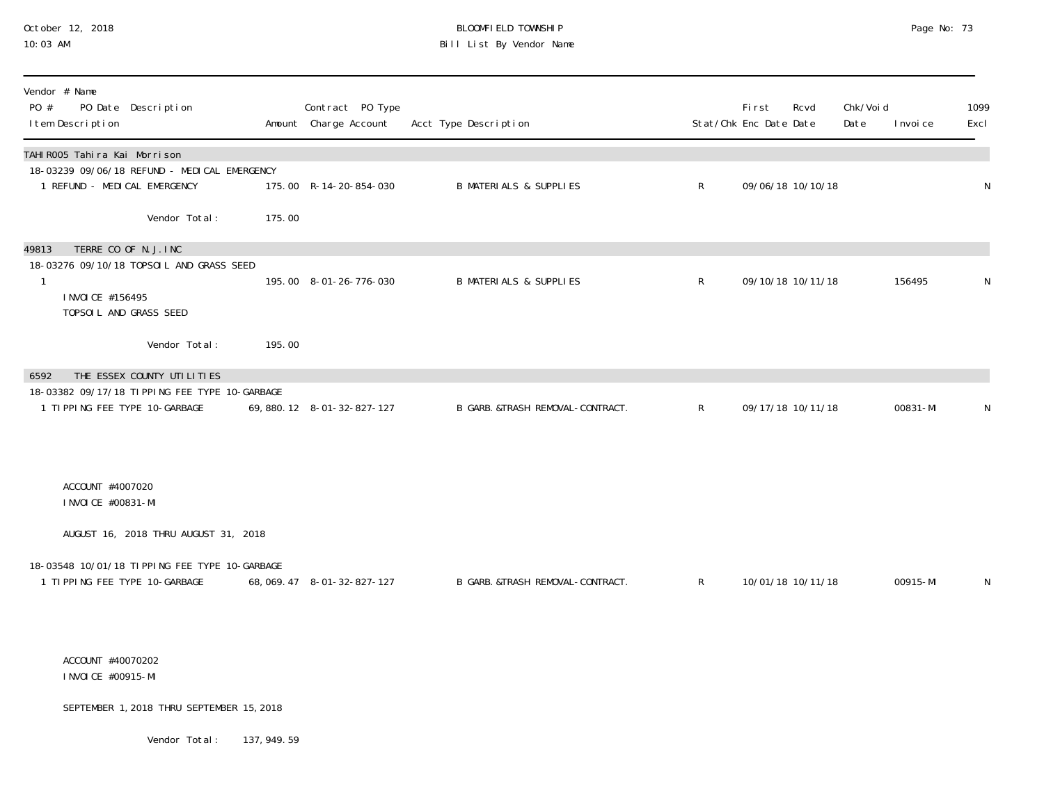BLOOMFIELD TOWNSHIP
Bill List By Vendor Name

October 12, 2018
10:03 AM

| Vendor # Name<br>PO # PO Date Description<br>Item Description | Amount | Contract PO Type<br>Charge Account | Acct Type Description | Stat/Chk | First Enc Date | Rcvd Date | Chk/Void Date | Invoice | 1099 Excl |
|---|---|---|---|---|---|---|---|---|---|
| **TAHIR005 Tahira Kai Morrison** | | | | | | | | | |
| 18-03239 09/06/18 REFUND - MEDICAL EMERGENCY | | | | | | | | | |
| 1 REFUND - MEDICAL EMERGENCY | 175.00 | R-14-20-854-030 | B MATERIALS & SUPPLIES | R | 09/06/18 | 10/10/18 | | | N |
| Vendor Total: | 175.00 | | | | | | | | |
| **49813 TERRE CO OF N.J.INC** | | | | | | | | | |
| 18-03276 09/10/18 TOPSOIL AND GRASS SEED | | | | | | | | | |
| 1<br>INVOICE #156495<br>TOPSOIL AND GRASS SEED | 195.00 | 8-01-26-776-030 | B MATERIALS & SUPPLIES | R | 09/10/18 | 10/11/18 | | 156495 | N |
| Vendor Total: | 195.00 | | | | | | | | |
| **6592 THE ESSEX COUNTY UTILITIES** | | | | | | | | | |
| 18-03382 09/17/18 TIPPING FEE TYPE 10-GARBAGE | | | | | | | | | |
| 1 TIPPING FEE TYPE 10-GARBAGE<br>ACCOUNT #4007020<br>INVOICE #00831-MI<br>AUGUST 16, 2018 THRU AUGUST 31, 2018 | 69,880.12 | 8-01-32-827-127 | B GARB.&TRASH REMOVAL-CONTRACT. | R | 09/17/18 | 10/11/18 | | 00831-MI | N |
| 18-03548 10/01/18 TIPPING FEE TYPE 10-GARBAGE | | | | | | | | | |
| 1 TIPPING FEE TYPE 10-GARBAGE<br>ACCOUNT #40070202<br>INVOICE #00915-MI<br>SEPTEMBER 1, 2018 THRU SEPTEMBER 15, 2018 | 68,069.47 | 8-01-32-827-127 | B GARB.&TRASH REMOVAL-CONTRACT. | R | 10/01/18 | 10/11/18 | | 00915-MI | N |
| Vendor Total: | 137,949.59 | | | | | | | | |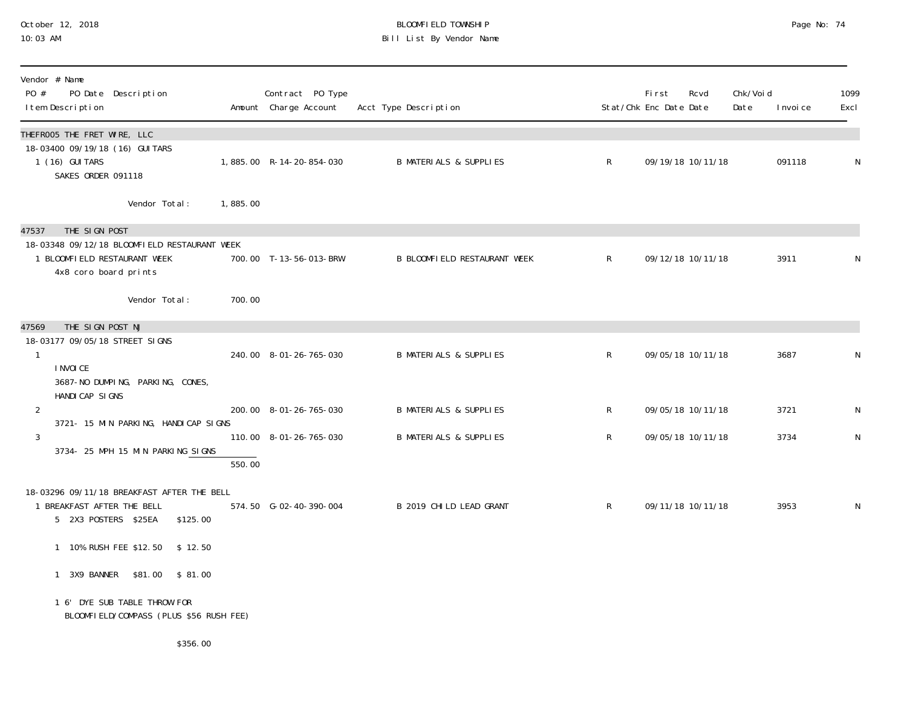# BLOOMFIELD TOWNSHIP
## Bill List By Vendor Name

| Vendor # Name / PO # PO Date Description / Item Description | Amount | Contract PO Type Charge Account | Acct Type Description | Stat/Chk | First Enc Date | Rcvd Date | Chk/Void Date | Invoice | 1099 Excl |
|---|---|---|---|---|---|---|---|---|---|
| **THEFR005 THE FRET WIRE, LLC** | | | | | | | | | |
| 18-03400 09/19/18 (16) GUITARS | | | | | | | | | |
| 1 (16) GUITARS<br>SAKES ORDER 091118 | 1,885.00 | R-14-20-854-030 | B MATERIALS & SUPPLIES | R | 09/19/18 | 10/11/18 | | 091118 | N |
| Vendor Total: | 1,885.00 | | | | | | | | |
| **47537 THE SIGN POST** | | | | | | | | | |
| 18-03348 09/12/18 BLOOMFIELD RESTAURANT WEEK | | | | | | | | | |
| 1 BLOOMFIELD RESTAURANT WEEK<br>4x8 coro board prints | 700.00 | T-13-56-013-BRW | B BLOOMFIELD RESTAURANT WEEK | R | 09/12/18 | 10/11/18 | | 3911 | N |
| Vendor Total: | 700.00 | | | | | | | | |
| **47569 THE SIGN POST NJ** | | | | | | | | | |
| 18-03177 09/05/18 STREET SIGNS | | | | | | | | | |
| 1<br>INVOICE<br>3687-NO DUMPING, PARKING, CONES, HANDICAP SIGNS | 240.00 | 8-01-26-765-030 | B MATERIALS & SUPPLIES | R | 09/05/18 | 10/11/18 | | 3687 | N |
| 2<br>3721- 15 MIN PARKING, HANDICAP SIGNS | 200.00 | 8-01-26-765-030 | B MATERIALS & SUPPLIES | R | 09/05/18 | 10/11/18 | | 3721 | N |
| 3<br>3734- 25 MPH 15 MIN PARKING SIGNS | 110.00 | 8-01-26-765-030 | B MATERIALS & SUPPLIES | R | 09/05/18 | 10/11/18 | | 3734 | N |
| | 550.00 | | | | | | | | |
| 18-03296 09/11/18 BREAKFAST AFTER THE BELL | | | | | | | | | |
| 1 BREAKFAST AFTER THE BELL<br>5 2X3 POSTERS $25EA $125.00<br>1 10% RUSH FEE $12.50 $ 12.50<br>1 3X9 BANNER $81.00 $ 81.00<br>1 6' DYE SUB TABLE THROW FOR BLOOMFIELD/COMPASS (PLUS $56 RUSH FEE)<br>$356.00 | 574.50 | G-02-40-390-004 | B 2019 CHILD LEAD GRANT | R | 09/11/18 | 10/11/18 | | 3953 | N |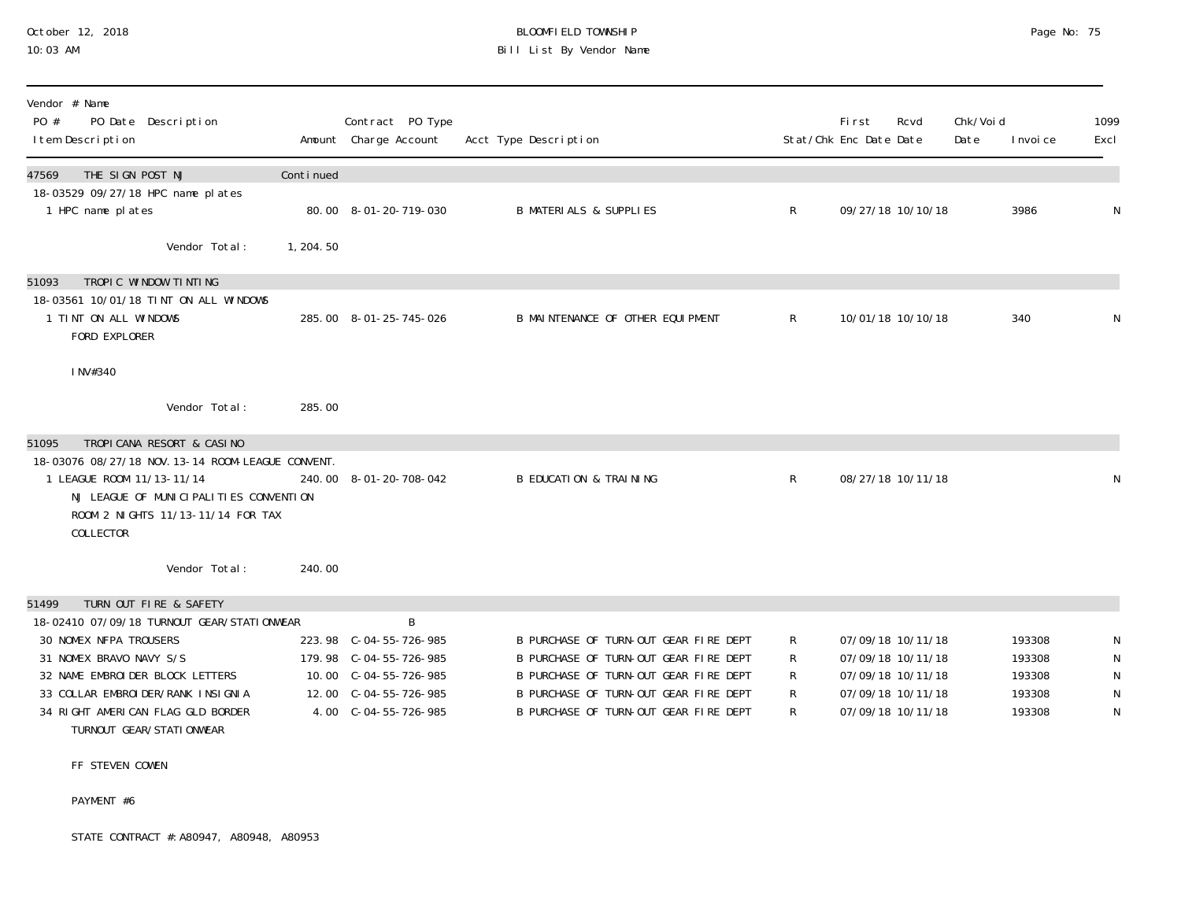BLOOMFIELD TOWNSHIP
Bill List By Vendor Name

October 12, 2018
10:03 AM

| Vendor # Name<br>PO # PO Date Description<br>Item Description | Amount | Contract PO Type<br>Charge Account | Acct Type Description | Stat/Chk | First Enc Date | Rcvd Date | Chk/Void Date | Invoice | 1099 Excl |
|---|---|---|---|---|---|---|---|---|---|
| **47569 THE SIGN POST NJ** | Continued | | | | | | | | |
| 18-03529 09/27/18 HPC name plates | | | | | | | | | |
| 1 HPC name plates | 80.00 | 8-01-20-719-030 | B MATERIALS & SUPPLIES | R | 09/27/18 | 10/10/18 | | 3986 | N |
| Vendor Total: | 1,204.50 | | | | | | | | |
| **51093 TROPIC WINDOW TINTING** | | | | | | | | | |
| 18-03561 10/01/18 TINT ON ALL WINDOWS | | | | | | | | | |
| 1 TINT ON ALL WINDOWS<br>FORD EXPLORER<br><br>INV#340 | 285.00 | 8-01-25-745-026 | B MAINTENANCE OF OTHER EQUIPMENT | R | 10/01/18 | 10/10/18 | | 340 | N |
| Vendor Total: | 285.00 | | | | | | | | |
| **51095 TROPICANA RESORT & CASINO** | | | | | | | | | |
| 18-03076 08/27/18 NOV.13-14 ROOM-LEAGUE CONVENT. | | | | | | | | | |
| 1 LEAGUE ROOM 11/13-11/14<br>NJ LEAGUE OF MUNICIPALITIES CONVENTION<br>ROOM 2 NIGHTS 11/13-11/14 FOR TAX<br>COLLECTOR | 240.00 | 8-01-20-708-042 | B EDUCATION & TRAINING | R | 08/27/18 | 10/11/18 | | | N |
| Vendor Total: | 240.00 | | | | | | | | |
| **51499 TURN OUT FIRE & SAFETY** | | | | | | | | | |
| 18-02410 07/09/18 TURNOUT GEAR/STATIONWEAR | | B | | | | | | | |
| 30 NOMEX NFPA TROUSERS | 223.98 | C-04-55-726-985 | B PURCHASE OF TURN-OUT GEAR FIRE DEPT | R | 07/09/18 | 10/11/18 | | 193308 | N |
| 31 NOMEX BRAVO NAVY S/S | 179.98 | C-04-55-726-985 | B PURCHASE OF TURN-OUT GEAR FIRE DEPT | R | 07/09/18 | 10/11/18 | | 193308 | N |
| 32 NAME EMBROIDER BLOCK LETTERS | 10.00 | C-04-55-726-985 | B PURCHASE OF TURN-OUT GEAR FIRE DEPT | R | 07/09/18 | 10/11/18 | | 193308 | N |
| 33 COLLAR EMBROIDER/RANK INSIGNIA | 12.00 | C-04-55-726-985 | B PURCHASE OF TURN-OUT GEAR FIRE DEPT | R | 07/09/18 | 10/11/18 | | 193308 | N |
| 34 RIGHT AMERICAN FLAG GLD BORDER<br>TURNOUT GEAR/STATIONWEAR<br><br>FF STEVEN COWEN<br><br>PAYMENT #6<br><br>STATE CONTRACT #:A80947, A80948, A80953 | 4.00 | C-04-55-726-985 | B PURCHASE OF TURN-OUT GEAR FIRE DEPT | R | 07/09/18 | 10/11/18 | | 193308 | N |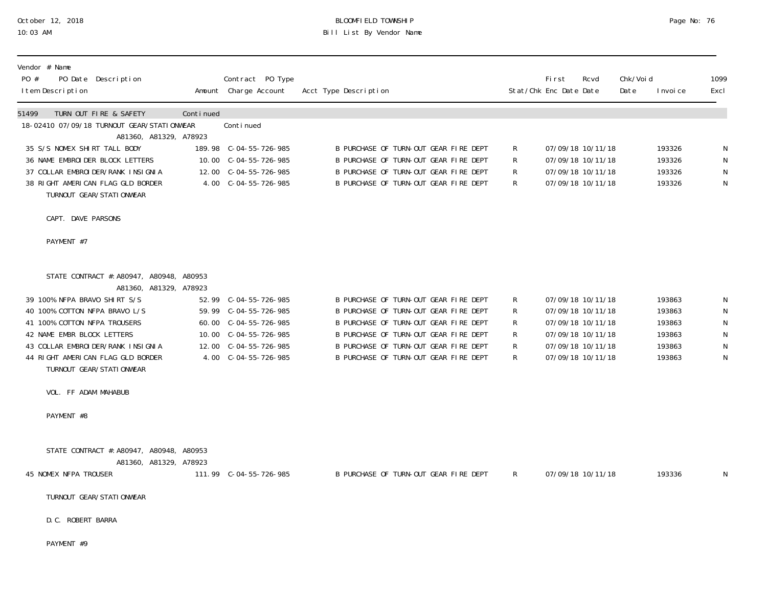October 12, 2018
10:03 AM

# BLOOMFIELD TOWNSHIP
## Bill List By Vendor Name

| Vendor # Name / PO # PO Date Description / Item Description | Amount | Contract PO Type / Charge Account | Acct Type Description | Stat/Chk | First Enc Date | Rcvd Date | Chk/Void Date | Invoice | 1099 Excl |
|---|---|---|---|---|---|---|---|---|---|
| 51499 TURN OUT FIRE & SAFETY | Continued | | | | | | | | |
| 18-02410 07/09/18 TURNOUT GEAR/STATIONWEAR A81360, A81329, A78923 | | Continued | | | | | | | |
| 35 S/S NOMEX SHIRT TALL BODY | 189.98 | C-04-55-726-985 | B PURCHASE OF TURN-OUT GEAR FIRE DEPT | R | 07/09/18 | 10/11/18 | | 193326 | N |
| 36 NAME EMBROIDER BLOCK LETTERS | 10.00 | C-04-55-726-985 | B PURCHASE OF TURN-OUT GEAR FIRE DEPT | R | 07/09/18 | 10/11/18 | | 193326 | N |
| 37 COLLAR EMBROIDER/RANK INSIGNIA | 12.00 | C-04-55-726-985 | B PURCHASE OF TURN-OUT GEAR FIRE DEPT | R | 07/09/18 | 10/11/18 | | 193326 | N |
| 38 RIGHT AMERICAN FLAG GLD BORDER | 4.00 | C-04-55-726-985 | B PURCHASE OF TURN-OUT GEAR FIRE DEPT | R | 07/09/18 | 10/11/18 | | 193326 | N |
| TURNOUT GEAR/STATIONWEAR | | | | | | | | | |
| CAPT. DAVE PARSONS | | | | | | | | | |
| PAYMENT #7 | | | | | | | | | |
| STATE CONTRACT #: A80947, A80948, A80953 A81360, A81329, A78923 | | | | | | | | | |
| 39 100% NFPA BRAVO SHIRT S/S | 52.99 | C-04-55-726-985 | B PURCHASE OF TURN-OUT GEAR FIRE DEPT | R | 07/09/18 | 10/11/18 | | 193863 | N |
| 40 100% COTTON NFPA BRAVO L/S | 59.99 | C-04-55-726-985 | B PURCHASE OF TURN-OUT GEAR FIRE DEPT | R | 07/09/18 | 10/11/18 | | 193863 | N |
| 41 100% COTTON NFPA TROUSERS | 60.00 | C-04-55-726-985 | B PURCHASE OF TURN-OUT GEAR FIRE DEPT | R | 07/09/18 | 10/11/18 | | 193863 | N |
| 42 NAME EMBR BLOCK LETTERS | 10.00 | C-04-55-726-985 | B PURCHASE OF TURN-OUT GEAR FIRE DEPT | R | 07/09/18 | 10/11/18 | | 193863 | N |
| 43 COLLAR EMBROIDER/RANK INSIGNIA | 12.00 | C-04-55-726-985 | B PURCHASE OF TURN-OUT GEAR FIRE DEPT | R | 07/09/18 | 10/11/18 | | 193863 | N |
| 44 RIGHT AMERICAN FLAG GLD BORDER | 4.00 | C-04-55-726-985 | B PURCHASE OF TURN-OUT GEAR FIRE DEPT | R | 07/09/18 | 10/11/18 | | 193863 | N |
| TURNOUT GEAR/STATIONWEAR | | | | | | | | | |
| VOL. FF ADAM MAHABUB | | | | | | | | | |
| PAYMENT #8 | | | | | | | | | |
| STATE CONTRACT #: A80947, A80948, A80953 A81360, A81329, A78923 | | | | | | | | | |
| 45 NOMEX NFPA TROUSER | 111.99 | C-04-55-726-985 | B PURCHASE OF TURN-OUT GEAR FIRE DEPT | R | 07/09/18 | 10/11/18 | | 193336 | N |
| TURNOUT GEAR/STATIONWEAR | | | | | | | | | |
| D.C. ROBERT BARRA | | | | | | | | | |
| PAYMENT #9 | | | | | | | | | |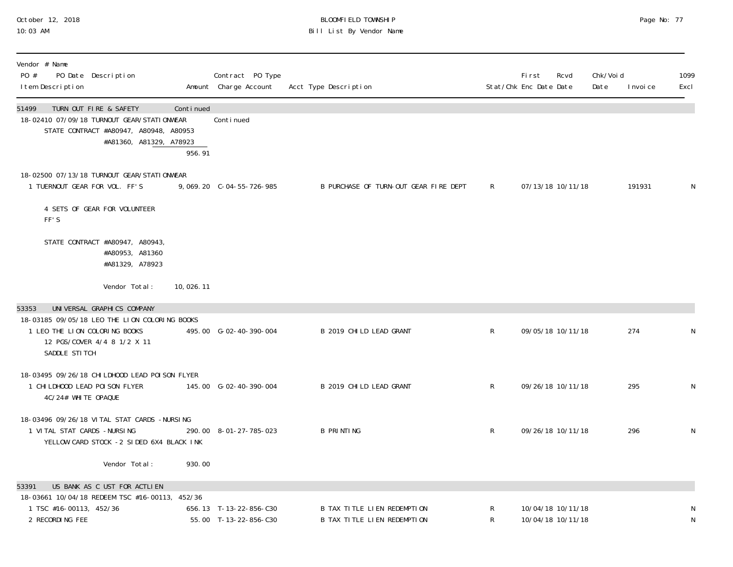October 12, 2018
10:03 AM

BLOOMFIELD TOWNSHIP
Bill List By Vendor Name

| Vendor # Name<br>PO # PO Date Description<br>Item Description | Amount | Contract PO Type<br>Charge Account | Acct Type Description | Stat/Chk | First Enc Date | Rcvd Date | Chk/Void Date | Invoice | 1099 Excl |
|---|---|---|---|---|---|---|---|---|---|
| **51499 TURN OUT FIRE & SAFETY** | Continued | | | | | | | | |
| 18-02410 07/09/18 TURNOUT GEAR/STATIONWEAR | | Continued | | | | | | | |
| STATE CONTRACT #A80947, A80948, A80953<br>#A81360, A81329, A78923 | | | | | | | | | |
| | 956.91 | | | | | | | | |
| 18-02500 07/13/18 TURNOUT GEAR/STATIONWEAR | | | | | | | | | |
| 1 TUERNOUT GEAR FOR VOL. FF'S | 9,069.20 | C-04-55-726-985 | B PURCHASE OF TURN-OUT GEAR FIRE DEPT | R | 07/13/18 | 10/11/18 | | 191931 | N |
| 4 SETS OF GEAR FOR VOLUNTEER FF'S | | | | | | | | | |
| STATE CONTRACT #A80947, A80943,<br>#A80953, A81360<br>#A81329, A78923 | | | | | | | | | |
| Vendor Total: | 10,026.11 | | | | | | | | |
| **53353 UNIVERSAL GRAPHICS COMPANY** | | | | | | | | | |
| 18-03185 09/05/18 LEO THE LION COLORING BOOKS | | | | | | | | | |
| 1 LEO THE LION COLORING BOOKS<br>12 PGS/COVER 4/4 8 1/2 X 11<br>SADDLE STITCH | 495.00 | G-02-40-390-004 | B 2019 CHILD LEAD GRANT | R | 09/05/18 | 10/11/18 | | 274 | N |
| 18-03495 09/26/18 CHILDHOOD LEAD POISON FLYER | | | | | | | | | |
| 1 CHILDHOOD LEAD POISON FLYER<br>4C/24# WHITE OPAQUE | 145.00 | G-02-40-390-004 | B 2019 CHILD LEAD GRANT | R | 09/26/18 | 10/11/18 | | 295 | N |
| 18-03496 09/26/18 VITAL STAT CARDS -NURSING | | | | | | | | | |
| 1 VITAL STAT CARDS -NURSING<br>YELLOW CARD STOCK -2 SIDED 6X4 BLACK INK | 290.00 | 8-01-27-785-023 | B PRINTING | R | 09/26/18 | 10/11/18 | | 296 | N |
| Vendor Total: | 930.00 | | | | | | | | |
| **53391 US BANK AS C UST FOR ACTLIEN** | | | | | | | | | |
| 18-03661 10/04/18 REDEEM TSC #16-00113, 452/36 | | | | | | | | | |
| 1 TSC #16-00113, 452/36 | 656.13 | T-13-22-856-C30 | B TAX TITLE LIEN REDEMPTION | R | 10/04/18 | 10/11/18 | | | N |
| 2 RECORDING FEE | 55.00 | T-13-22-856-C30 | B TAX TITLE LIEN REDEMPTION | R | 10/04/18 | 10/11/18 | | | N |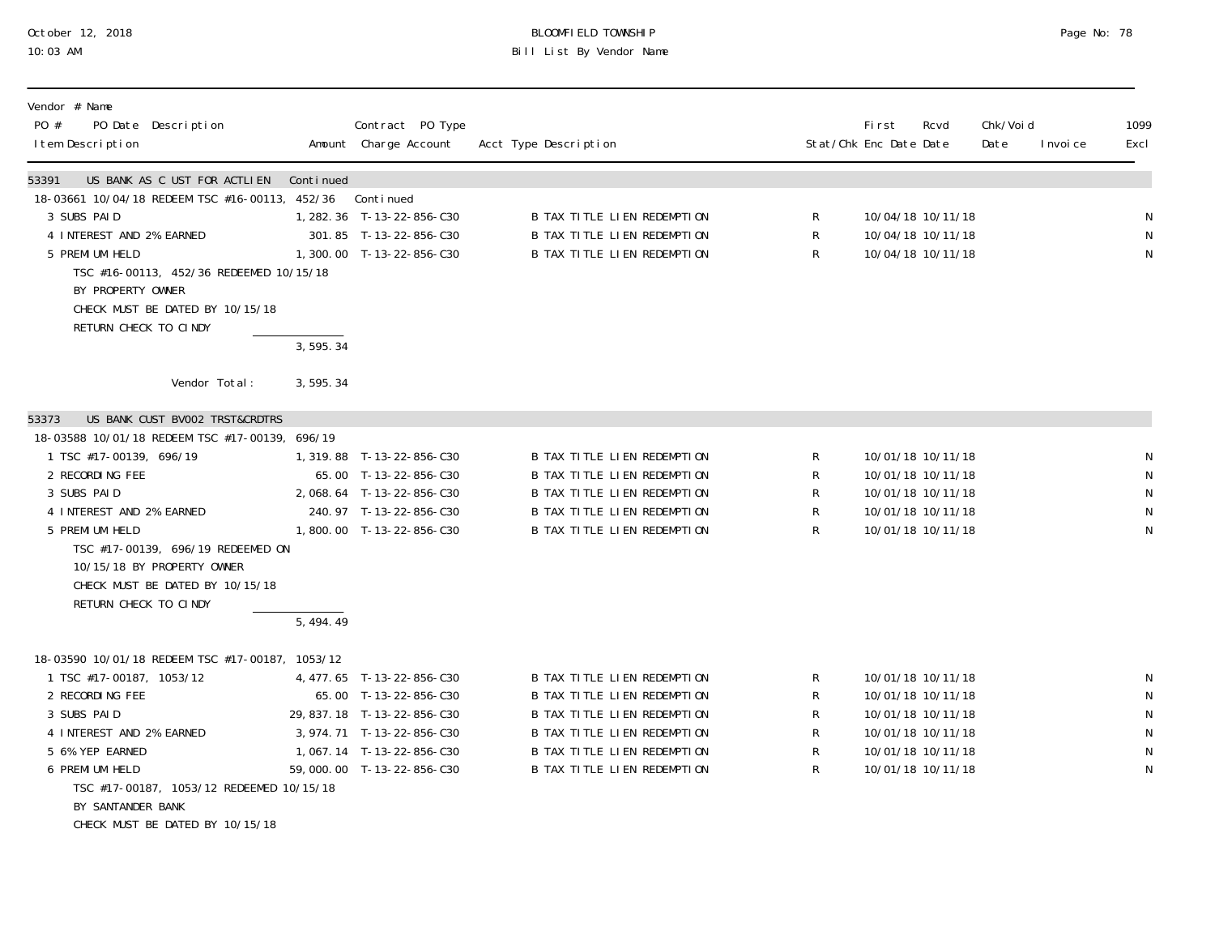October 12, 2018
10:03 AM

BLOOMFIELD TOWNSHIP
Bill List By Vendor Name

| Vendor # Name / PO # PO Date Description / Item Description | Amount | Contract PO Type / Charge Account | Acct Type Description | Stat/Chk | First Enc Date | Rcvd Date | Chk/Void Date | Invoice | 1099 Excl |
|---|---|---|---|---|---|---|---|---|---|
| **53391 US BANK AS C UST FOR ACTLIEN** | Continued | | | | | | | | |
| 18-03661 10/04/18 REDEEM TSC #16-00113, 452/36 | | Continued | | | | | | | |
| 3 SUBS PAID | 1,282.36 | T-13-22-856-C30 | B TAX TITLE LIEN REDEMPTION | R | 10/04/18 | 10/11/18 | | | N |
| 4 INTEREST AND 2% EARNED | 301.85 | T-13-22-856-C30 | B TAX TITLE LIEN REDEMPTION | R | 10/04/18 | 10/11/18 | | | N |
| 5 PREMIUM HELD | 1,300.00 | T-13-22-856-C30 | B TAX TITLE LIEN REDEMPTION | R | 10/04/18 | 10/11/18 | | | N |
| TSC #16-00113, 452/36 REDEEMED 10/15/18 BY PROPERTY OWNER CHECK MUST BE DATED BY 10/15/18 RETURN CHECK TO CINDY | | | | | | | | | |
| | 3,595.34 | | | | | | | | |
| Vendor Total: | 3,595.34 | | | | | | | | |
| **53373 US BANK CUST BV002 TRST&CRDTRS** | | | | | | | | | |
| 18-03588 10/01/18 REDEEM TSC #17-00139, 696/19 | | | | | | | | | |
| 1 TSC #17-00139, 696/19 | 1,319.88 | T-13-22-856-C30 | B TAX TITLE LIEN REDEMPTION | R | 10/01/18 | 10/11/18 | | | N |
| 2 RECORDING FEE | 65.00 | T-13-22-856-C30 | B TAX TITLE LIEN REDEMPTION | R | 10/01/18 | 10/11/18 | | | N |
| 3 SUBS PAID | 2,068.64 | T-13-22-856-C30 | B TAX TITLE LIEN REDEMPTION | R | 10/01/18 | 10/11/18 | | | N |
| 4 INTEREST AND 2% EARNED | 240.97 | T-13-22-856-C30 | B TAX TITLE LIEN REDEMPTION | R | 10/01/18 | 10/11/18 | | | N |
| 5 PREMIUM HELD | 1,800.00 | T-13-22-856-C30 | B TAX TITLE LIEN REDEMPTION | R | 10/01/18 | 10/11/18 | | | N |
| TSC #17-00139, 696/19 REDEEMED ON 10/15/18 BY PROPERTY OWNER CHECK MUST BE DATED BY 10/15/18 RETURN CHECK TO CINDY | | | | | | | | | |
| | 5,494.49 | | | | | | | | |
| 18-03590 10/01/18 REDEEM TSC #17-00187, 1053/12 | | | | | | | | | |
| 1 TSC #17-00187, 1053/12 | 4,477.65 | T-13-22-856-C30 | B TAX TITLE LIEN REDEMPTION | R | 10/01/18 | 10/11/18 | | | N |
| 2 RECORDING FEE | 65.00 | T-13-22-856-C30 | B TAX TITLE LIEN REDEMPTION | R | 10/01/18 | 10/11/18 | | | N |
| 3 SUBS PAID | 29,837.18 | T-13-22-856-C30 | B TAX TITLE LIEN REDEMPTION | R | 10/01/18 | 10/11/18 | | | N |
| 4 INTEREST AND 2% EARNED | 3,974.71 | T-13-22-856-C30 | B TAX TITLE LIEN REDEMPTION | R | 10/01/18 | 10/11/18 | | | N |
| 5 6% YEP EARNED | 1,067.14 | T-13-22-856-C30 | B TAX TITLE LIEN REDEMPTION | R | 10/01/18 | 10/11/18 | | | N |
| 6 PREMIUM HELD | 59,000.00 | T-13-22-856-C30 | B TAX TITLE LIEN REDEMPTION | R | 10/01/18 | 10/11/18 | | | N |
| TSC #17-00187, 1053/12 REDEEMED 10/15/18 BY SANTANDER BANK CHECK MUST BE DATED BY 10/15/18 | | | | | | | | | |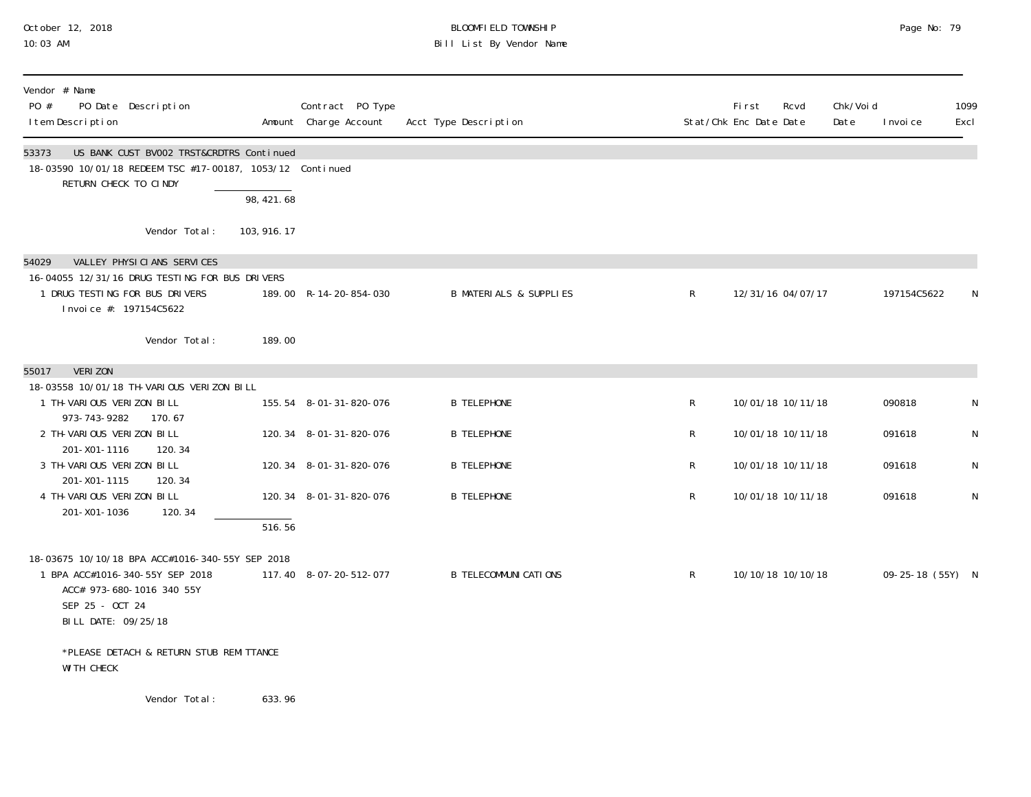| Vendor # Name PO # PO Date Description Item Description | Amount | Contract PO Type Charge Account | Acct Type Description | Stat/Chk | First Enc Date | Rcvd Date | Chk/Void Date | Invoice | 1099 Excl |
|---|---|---|---|---|---|---|---|---|---|
| **53373 US BANK CUST BV002 TRST&CRDTRS Continued** | | | | | | | | | |
| 18-03590 10/01/18 REDEEM TSC #17-00187, 1053/12 Continued | | | | | | | | | |
| RETURN CHECK TO CINDY | | | | | | | | | |
| | 98,421.68 | | | | | | | | |
| Vendor Total: | 103,916.17 | | | | | | | | |
| **54029 VALLEY PHYSICIANS SERVICES** | | | | | | | | | |
| 16-04055 12/31/16 DRUG TESTING FOR BUS DRIVERS | | | | | | | | | |
| 1 DRUG TESTING FOR BUS DRIVERS Invoice #: 197154C5622 | 189.00 | R-14-20-854-030 | B MATERIALS & SUPPLIES | R | 12/31/16 | 04/07/17 | | 197154C5622 | N |
| Vendor Total: | 189.00 | | | | | | | | |
| **55017 VERIZON** | | | | | | | | | |
| 18-03558 10/01/18 TH-VARIOUS VERIZON BILL | | | | | | | | | |
| 1 TH-VARIOUS VERIZON BILL 973-743-9282 170.67 | 155.54 | 8-01-31-820-076 | B TELEPHONE | R | 10/01/18 | 10/11/18 | | 090818 | N |
| 2 TH-VARIOUS VERIZON BILL 201-X01-1116 120.34 | 120.34 | 8-01-31-820-076 | B TELEPHONE | R | 10/01/18 | 10/11/18 | | 091618 | N |
| 3 TH-VARIOUS VERIZON BILL 201-X01-1115 120.34 | 120.34 | 8-01-31-820-076 | B TELEPHONE | R | 10/01/18 | 10/11/18 | | 091618 | N |
| 4 TH-VARIOUS VERIZON BILL 201-X01-1036 120.34 | 120.34 | 8-01-31-820-076 | B TELEPHONE | R | 10/01/18 | 10/11/18 | | 091618 | N |
| | 516.56 | | | | | | | | |
| 18-03675 10/10/18 BPA ACC#1016-340-55Y SEP 2018 | | | | | | | | | |
| 1 BPA ACC#1016-340-55Y SEP 2018 ACC# 973-680-1016 340 55Y SEP 25 - OCT 24 BILL DATE: 09/25/18 *PLEASE DETACH & RETURN STUB REMITTANCE WITH CHECK | 117.40 | 8-07-20-512-077 | B TELECOMMUNICATIONS | R | 10/10/18 | 10/10/18 | | 09-25-18 (55Y) | N |
| Vendor Total: | 633.96 | | | | | | | | |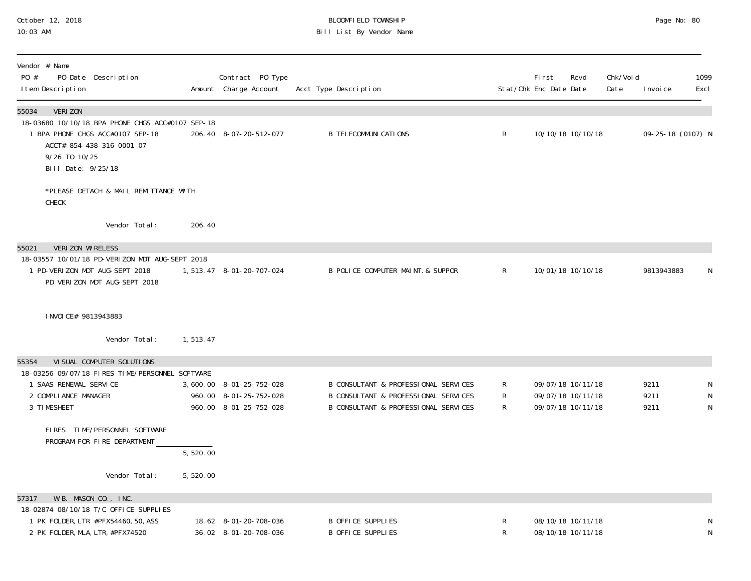October 12, 2018
10:03 AM

BLOOMFIELD TOWNSHIP
Bill List By Vendor Name

| Vendor # Name<br>PO # PO Date Description<br>Item Description | Amount | Contract PO Type<br>Charge Account | Acct Type Description | Stat/Chk | First Enc Date | Rcvd Date | Chk/Void Date | Invoice | 1099 Excl |
|---|---|---|---|---|---|---|---|---|---|
| **55034 VERIZON** | | | | | | | | | |
| 18-03680 10/10/18 BPA PHONE CHGS ACC#0107 SEP-18 | | | | | | | | | |
| 1 BPA PHONE CHGS ACC#0107 SEP-18<br>ACCT# 854-438-316-0001-07<br>9/26 TO 10/25<br>Bill Date: 9/25/18<br><br>*PLEASE DETACH & MAIL REMITTANCE WITH CHECK | 206.40 | 8-07-20-512-077 | B TELECOMMUNICATIONS | R | 10/10/18 | 10/10/18 | | 09-25-18 (0107) | N |
| Vendor Total: | 206.40 | | | | | | | | |
| **55021 VERIZON WIRELESS** | | | | | | | | | |
| 18-03557 10/01/18 PD-VERIZON MDT AUG-SEPT 2018 | | | | | | | | | |
| 1 PD-VERIZON MDT AUG-SEPT 2018<br>PD VERIZON MDT AUG-SEPT 2018<br><br>INVOICE# 9813943883 | 1,513.47 | 8-01-20-707-024 | B POLICE COMPUTER MAINT. & SUPPOR | R | 10/01/18 | 10/10/18 | | 9813943883 | N |
| Vendor Total: | 1,513.47 | | | | | | | | |
| **55354 VISUAL COMPUTER SOLUTIONS** | | | | | | | | | |
| 18-03256 09/07/18 FIRES TIME/PERSONNEL SOFTWARE | | | | | | | | | |
| 1 SAAS RENEWAL SERVICE | 3,600.00 | 8-01-25-752-028 | B CONSULTANT & PROFESSIONAL SERVICES | R | 09/07/18 | 10/11/18 | | 9211 | N |
| 2 COMPLIANCE MANAGER | 960.00 | 8-01-25-752-028 | B CONSULTANT & PROFESSIONAL SERVICES | R | 09/07/18 | 10/11/18 | | 9211 | N |
| 3 TIMESHEET | 960.00 | 8-01-25-752-028 | B CONSULTANT & PROFESSIONAL SERVICES | R | 09/07/18 | 10/11/18 | | 9211 | N |
| FIRES TIME/PERSONNEL SOFTWARE<br>PROGRAM FOR FIRE DEPARTMENT | 5,520.00 | | | | | | | | |
| Vendor Total: | 5,520.00 | | | | | | | | |
| **57317 W.B. MASON CO., INC.** | | | | | | | | | |
| 18-02874 08/10/18 T/C OFFICE SUPPLIES | | | | | | | | | |
| 1 PK FOLDER, LTR #PFX54460, 50, ASS | 18.62 | 8-01-20-708-036 | B OFFICE SUPPLIES | R | 08/10/18 | 10/11/18 | | | N |
| 2 PK FOLDER, MLA, LTR, #PFX74520 | 36.02 | 8-01-20-708-036 | B OFFICE SUPPLIES | R | 08/10/18 | 10/11/18 | | | N |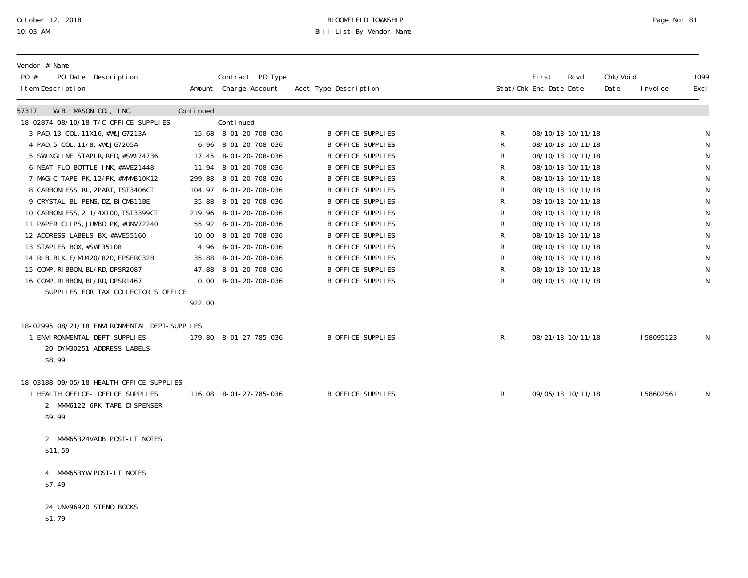BLOOMFIELD TOWNSHIP
Bill List By Vendor Name

October 12, 2018
10:03 AM

| Vendor # Name / PO # PO Date Description / Item Description | Amount | Contract PO Type / Charge Account | Acct Type Description | Stat/Chk | First Enc Date | Rcvd Date | Chk/Void Date | Invoice | 1099 Excl |
|---|---|---|---|---|---|---|---|---|---|
| 57317 W.B. MASON CO., INC. | Continued | | | | | | | | |
| 18-02874 08/10/18 T/C OFFICE SUPPLIES | | Continued | | | | | | | |
| 3 PAD,13 COL,11X16,#WLJG7213A | 15.68 | 8-01-20-708-036 | B OFFICE SUPPLIES | R | 08/10/18 | 10/11/18 | | | N |
| 4 PAD,5 COL,11/8,#WLJG7205A | 6.96 | 8-01-20-708-036 | B OFFICE SUPPLIES | R | 08/10/18 | 10/11/18 | | | N |
| 5 SWINGLINE STAPLR,RED,#SWI74736 | 17.45 | 8-01-20-708-036 | B OFFICE SUPPLIES | R | 08/10/18 | 10/11/18 | | | N |
| 6 NEAT-FLO BOTTLE INK,#AVE21448 | 11.94 | 8-01-20-708-036 | B OFFICE SUPPLIES | R | 08/10/18 | 10/11/18 | | | N |
| 7 MAGIC TAPE PK,12/PK,#MMM810K12 | 299.88 | 8-01-20-708-036 | B OFFICE SUPPLIES | R | 08/10/18 | 10/11/18 | | | N |
| 8 CARBONLESS RL,2PART,TST3406CT | 104.97 | 8-01-20-708-036 | B OFFICE SUPPLIES | R | 08/10/18 | 10/11/18 | | | N |
| 9 CRYSTAL BL PENS,DZ,BICMS11BE | 35.88 | 8-01-20-708-036 | B OFFICE SUPPLIES | R | 08/10/18 | 10/11/18 | | | N |
| 10 CARBONLESS,2 1/4X100,TST3399CT | 219.96 | 8-01-20-708-036 | B OFFICE SUPPLIES | R | 08/10/18 | 10/11/18 | | | N |
| 11 PAPER CLIPS,JUMBO PK,#UNV72240 | 55.92 | 8-01-20-708-036 | B OFFICE SUPPLIES | R | 08/10/18 | 10/11/18 | | | N |
| 12 ADDRESS LABELS BX,#AVE55160 | 10.00 | 8-01-20-708-036 | B OFFICE SUPPLIES | R | 08/10/18 | 10/11/18 | | | N |
| 13 STAPLES BOX,#SWI35108 | 4.96 | 8-01-20-708-036 | B OFFICE SUPPLIES | R | 08/10/18 | 10/11/18 | | | N |
| 14 RIB,BLK,F/MU420/820,EPSERC32B | 35.88 | 8-01-20-708-036 | B OFFICE SUPPLIES | R | 08/10/18 | 10/11/18 | | | N |
| 15 COMP.RIBBON,BL/RD,DPSR2087 | 47.88 | 8-01-20-708-036 | B OFFICE SUPPLIES | R | 08/10/18 | 10/11/18 | | | N |
| 16 COMP.RIBBON,BL/RD,DPSR1467 | 0.00 | 8-01-20-708-036 | B OFFICE SUPPLIES | R | 08/10/18 | 10/11/18 | | | N |
| SUPPLIES FOR TAX COLLECTOR'S OFFICE | 922.00 | | | | | | | | |
| 18-02995 08/21/18 ENVIRONMENTAL DEPT-SUPPLIES | | | | | | | | | |
| 1 ENVIRONMENTAL DEPT-SUPPLIES<br>20 DYM30251 ADDRESS LABELS<br>$8.99 | 179.80 | 8-01-27-785-036 | B OFFICE SUPPLIES | R | 08/21/18 | 10/11/18 | | I58095123 | N |
| 18-03188 09/05/18 HEALTH OFFICE-SUPPLIES | | | | | | | | | |
| 1 HEALTH OFFICE- OFFICE SUPPLIES<br>2 MMM6122 6PK TAPE DISPENSER<br>$9.99<br>2 MMM65324VADB POST-IT NOTES<br>$11.59<br>4 MMM653YW POST-IT NOTES<br>$7.49<br>24 UNV96920 STENO BOOKS<br>$1.79 | 116.08 | 8-01-27-785-036 | B OFFICE SUPPLIES | R | 09/05/18 | 10/11/18 | | I58602561 | N |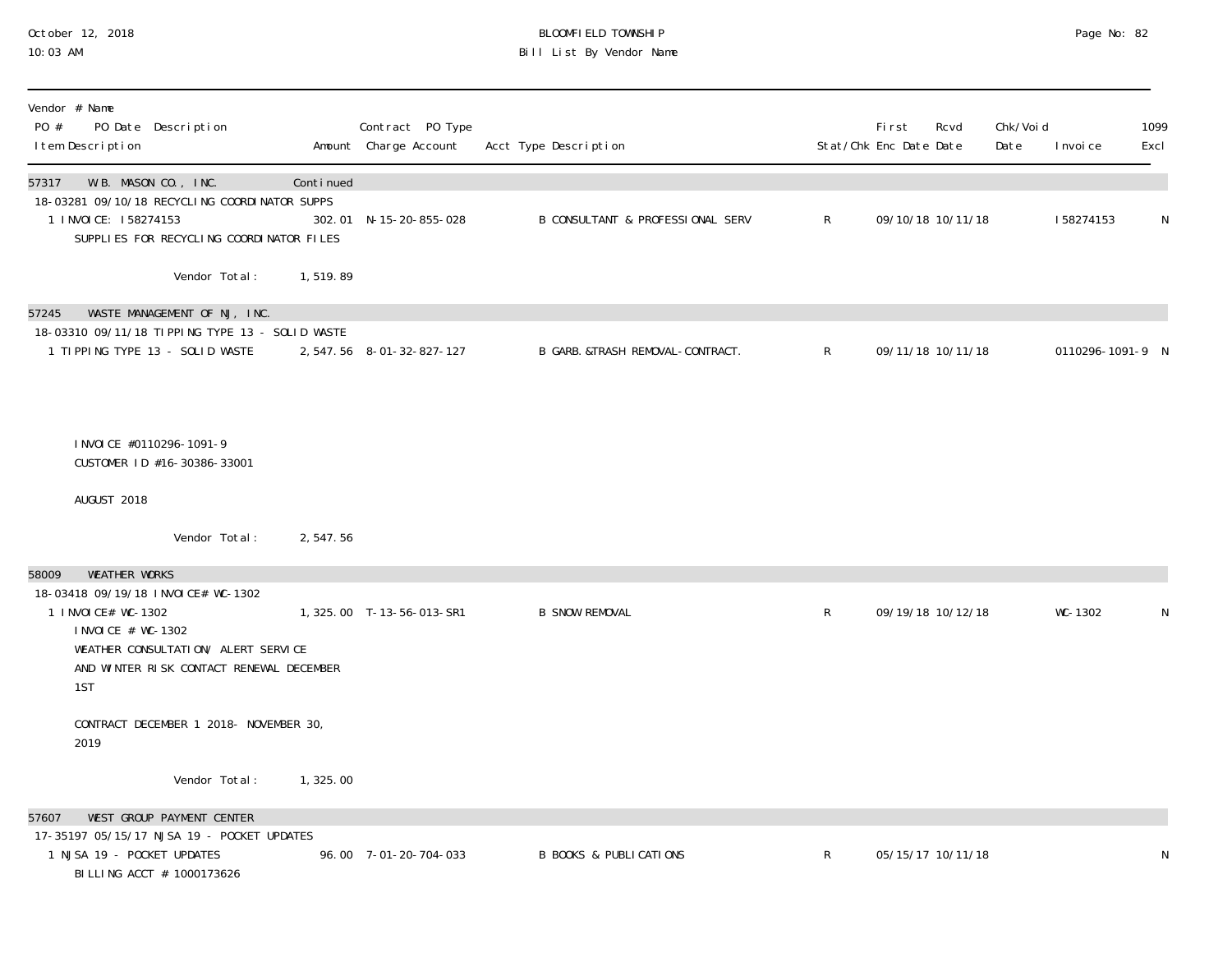October 12, 2018
10:03 AM

BLOOMFIELD TOWNSHIP
Bill List By Vendor Name

| Vendor # Name PO # PO Date Description Item Description | Amount | Contract PO Type Charge Account | Acct Type Description | Stat/Chk | First Enc Date | Rcvd Date | Chk/Void Date | Invoice | 1099 Excl |
|---|---|---|---|---|---|---|---|---|---|
| **57317 W.B. MASON CO., INC.** | Continued | | | | | | | | |
| 18-03281 09/10/18 RECYCLING COORDINATOR SUPPS | | | | | | | | | |
| 1 INVOICE: I58274153<br>SUPPLIES FOR RECYCLING COORDINATOR FILES | 302.01 | N-15-20-855-028 | B CONSULTANT & PROFESSIONAL SERV | R | 09/10/18 | 10/11/18 | | I58274153 | N |
| Vendor Total: | 1,519.89 | | | | | | | | |
| **57245 WASTE MANAGEMENT OF NJ, INC.** | | | | | | | | | |
| 18-03310 09/11/18 TIPPING TYPE 13 - SOLID WASTE | | | | | | | | | |
| 1 TIPPING TYPE 13 - SOLID WASTE<br>INVOICE #0110296-1091-9<br>CUSTOMER ID #16-30386-33001<br>AUGUST 2018 | 2,547.56 | 8-01-32-827-127 | B GARB.&TRASH REMOVAL-CONTRACT. | R | 09/11/18 | 10/11/18 | | 0110296-1091-9 | N |
| Vendor Total: | 2,547.56 | | | | | | | | |
| **58009 WEATHER WORKS** | | | | | | | | | |
| 18-03418 09/19/18 INVOICE# WC-1302 | | | | | | | | | |
| 1 INVOICE# WC-1302<br>INVOICE # WC-1302<br>WEATHER CONSULTATION/ ALERT SERVICE<br>AND WINTER RISK CONTACT RENEWAL DECEMBER 1ST<br>CONTRACT DECEMBER 1 2018- NOVEMBER 30, 2019 | 1,325.00 | T-13-56-013-SR1 | B SNOW REMOVAL | R | 09/19/18 | 10/12/18 | | WC-1302 | N |
| Vendor Total: | 1,325.00 | | | | | | | | |
| **57607 WEST GROUP PAYMENT CENTER** | | | | | | | | | |
| 17-35197 05/15/17 NJSA 19 - POCKET UPDATES | | | | | | | | | |
| 1 NJSA 19 - POCKET UPDATES<br>BILLING ACCT # 1000173626 | 96.00 | 7-01-20-704-033 | B BOOKS & PUBLICATIONS | R | 05/15/17 | 10/11/18 | | | N |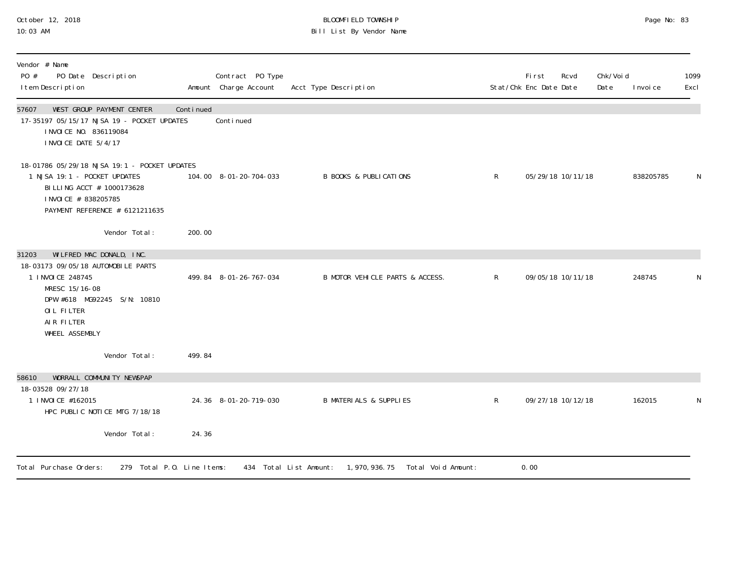BLOOMFIELD TOWNSHIP
Bill List By Vendor Name

October 12, 2018
10:03 AM

| Vendor # Name / PO # PO Date Description / Item Description | Amount | Contract PO Type / Charge Account | Acct Type Description | Stat/Chk | First Enc Date | Rcvd Date | Chk/Void Date | Invoice | 1099 Excl |
|---|---|---|---|---|---|---|---|---|---|
| 57607 WEST GROUP PAYMENT CENTER | Continued | | | | | | | | |
| 17-35197 05/15/17 NJSA 19 - POCKET UPDATES | | Continued | | | | | | | |
| INVOICE NO. 836119084 | | | | | | | | | |
| INVOICE DATE 5/4/17 | | | | | | | | | |
| 18-01786 05/29/18 NJSA 19:1 - POCKET UPDATES | | | | | | | | | |
| 1 NJSA 19:1 - POCKET UPDATES | 104.00 | 8-01-20-704-033 | B BOOKS & PUBLICATIONS | R | 05/29/18 | 10/11/18 | | 838205785 | N |
| BILLING ACCT # 1000173628 | | | | | | | | | |
| INVOICE # 838205785 | | | | | | | | | |
| PAYMENT REFERENCE # 6121211635 | | | | | | | | | |
| Vendor Total: | 200.00 | | | | | | | | |
| 31203 WILFRED MAC DONALD, INC. | | | | | | | | | |
| 18-03173 09/05/18 AUTOMOBILE PARTS | | | | | | | | | |
| 1 INVOICE 248745 | 499.84 | 8-01-26-767-034 | B MOTOR VEHICLE PARTS & ACCESS. | R | 09/05/18 | 10/11/18 | | 248745 | N |
| MRESC 15/16-08 | | | | | | | | | |
| DPW #618 MG92245 S/N: 10810 | | | | | | | | | |
| OIL FILTER | | | | | | | | | |
| AIR FILTER | | | | | | | | | |
| WHEEL ASSEMBLY | | | | | | | | | |
| Vendor Total: | 499.84 | | | | | | | | |
| 58610 WORRALL COMMUNITY NEWSPAP | | | | | | | | | |
| 18-03528 09/27/18 | | | | | | | | | |
| 1 INVOICE #162015 | 24.36 | 8-01-20-719-030 | B MATERIALS & SUPPLIES | R | 09/27/18 | 10/12/18 | | 162015 | N |
| HPC PUBLIC NOTICE MTG 7/18/18 | | | | | | | | | |
| Vendor Total: | 24.36 | | | | | | | | |

Total Purchase Orders: 279 Total P.O. Line Items: 434 Total List Amount: 1,970,936.75 Total Void Amount: 0.00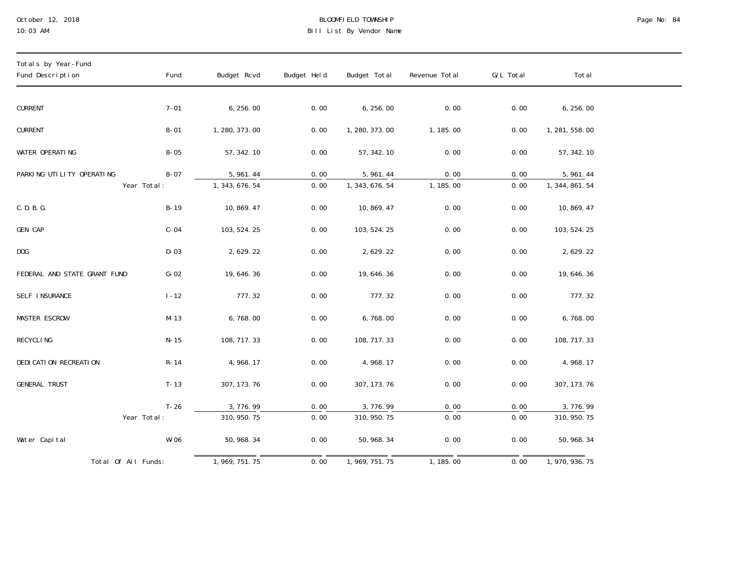Totals by Year-Fund

| Fund Description | Fund | Budget Rcvd | Budget Held | Budget Total | Revenue Total | G/L Total | Total |
|---|---|---|---|---|---|---|---|
| CURRENT | 7-01 | 6,256.00 | 0.00 | 6,256.00 | 0.00 | 0.00 | 6,256.00 |
| CURRENT | 8-01 | 1,280,373.00 | 0.00 | 1,280,373.00 | 1,185.00 | 0.00 | 1,281,558.00 |
| WATER OPERATING | 8-05 | 57,342.10 | 0.00 | 57,342.10 | 0.00 | 0.00 | 57,342.10 |
| PARKING UTILITY OPERATING | 8-07 | 5,961.44 | 0.00 | 5,961.44 | 0.00 | 0.00 | 5,961.44 |
| Year Total: | | 1,343,676.54 | 0.00 | 1,343,676.54 | 1,185.00 | 0.00 | 1,344,861.54 |
| C.D.B.G. | B-19 | 10,869.47 | 0.00 | 10,869.47 | 0.00 | 0.00 | 10,869.47 |
| GEN CAP | C-04 | 103,524.25 | 0.00 | 103,524.25 | 0.00 | 0.00 | 103,524.25 |
| DOG | D-03 | 2,629.22 | 0.00 | 2,629.22 | 0.00 | 0.00 | 2,629.22 |
| FEDERAL AND STATE GRANT FUND | G-02 | 19,646.36 | 0.00 | 19,646.36 | 0.00 | 0.00 | 19,646.36 |
| SELF INSURANCE | I-12 | 777.32 | 0.00 | 777.32 | 0.00 | 0.00 | 777.32 |
| MASTER ESCROW | M-13 | 6,768.00 | 0.00 | 6,768.00 | 0.00 | 0.00 | 6,768.00 |
| RECYCLING | N-15 | 108,717.33 | 0.00 | 108,717.33 | 0.00 | 0.00 | 108,717.33 |
| DEDICATION RECREATION | R-14 | 4,968.17 | 0.00 | 4,968.17 | 0.00 | 0.00 | 4,968.17 |
| GENERAL TRUST | T-13 | 307,173.76 | 0.00 | 307,173.76 | 0.00 | 0.00 | 307,173.76 |
| | T-26 | 3,776.99 | 0.00 | 3,776.99 | 0.00 | 0.00 | 3,776.99 |
| Year Total: | | 310,950.75 | 0.00 | 310,950.75 | 0.00 | 0.00 | 310,950.75 |
| Water Capital | W-06 | 50,968.34 | 0.00 | 50,968.34 | 0.00 | 0.00 | 50,968.34 |
| Total Of All Funds: | | 1,969,751.75 | 0.00 | 1,969,751.75 | 1,185.00 | 0.00 | 1,970,936.75 |